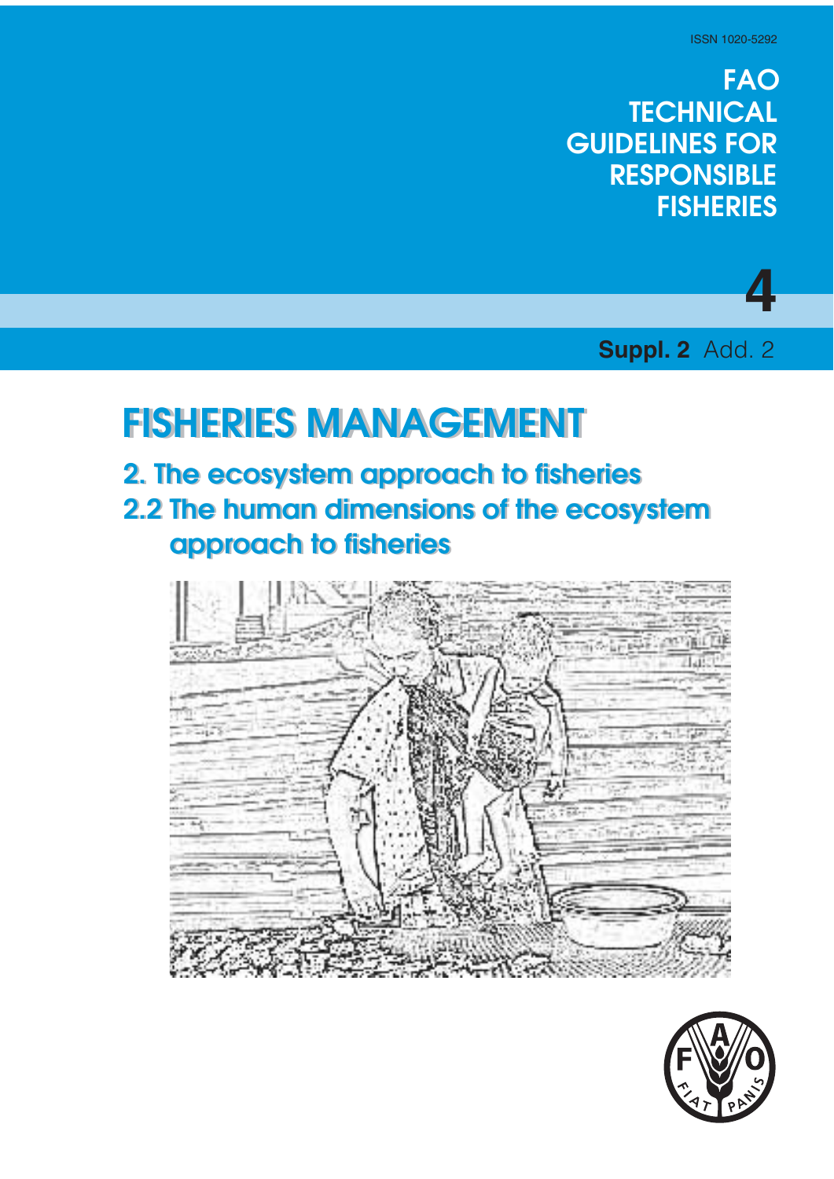ISSN 1020-5292

**FAO TECHNICAL GUIDELINES FOR RESPONSIBLE FISHERIES**

**4**

**Suppl. 2** Add. 2

# FISHERIES MANAGEMENT

## 2. The ecosystem approach to fisheries

## 2.2 The human dimensions of the ecosystem approach to fisheries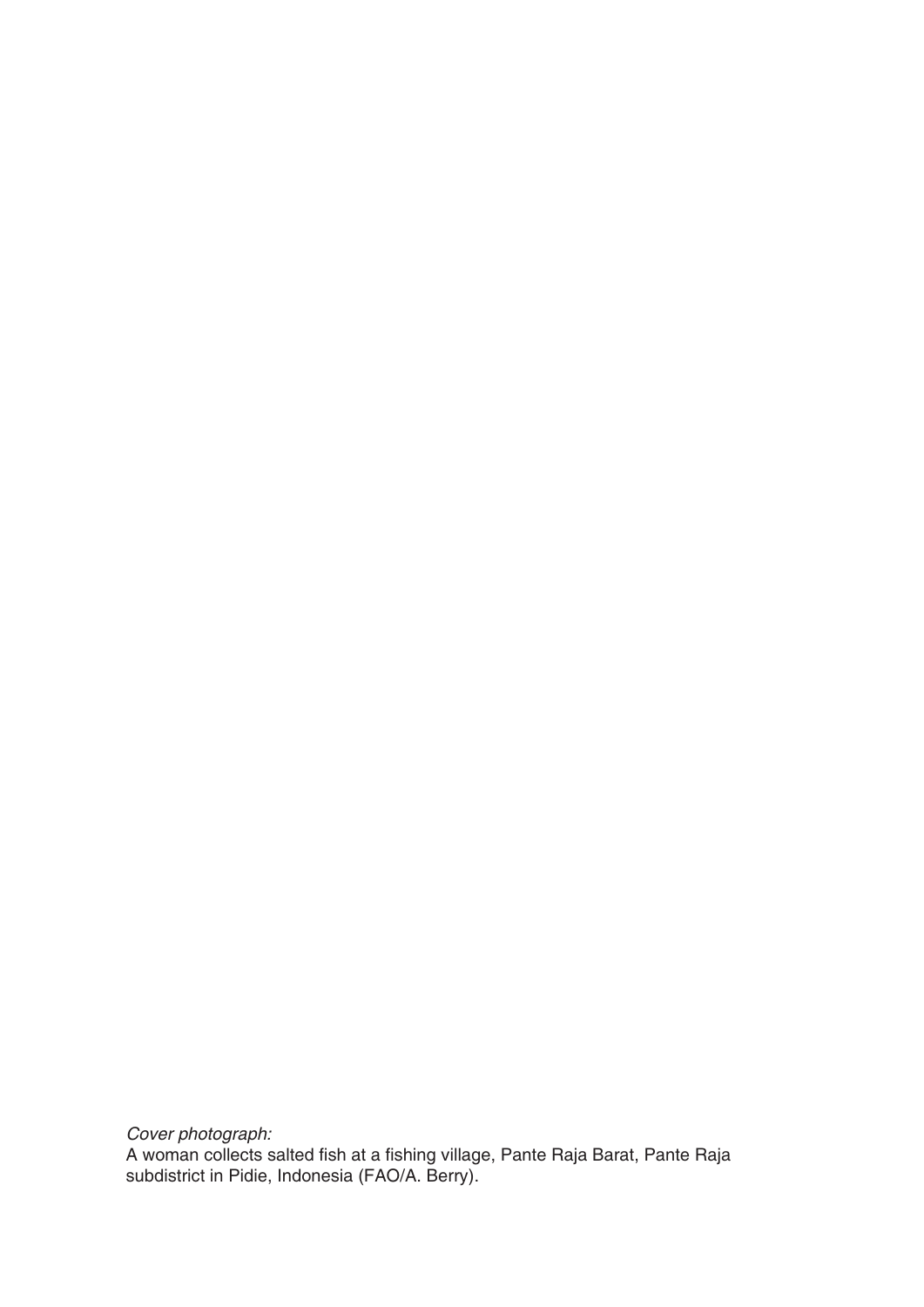*Cover photograph:*

A woman collects salted fish at a fishing village, Pante Raja Barat, Pante Raja subdistrict in Pidie, Indonesia (FAO/A. Berry).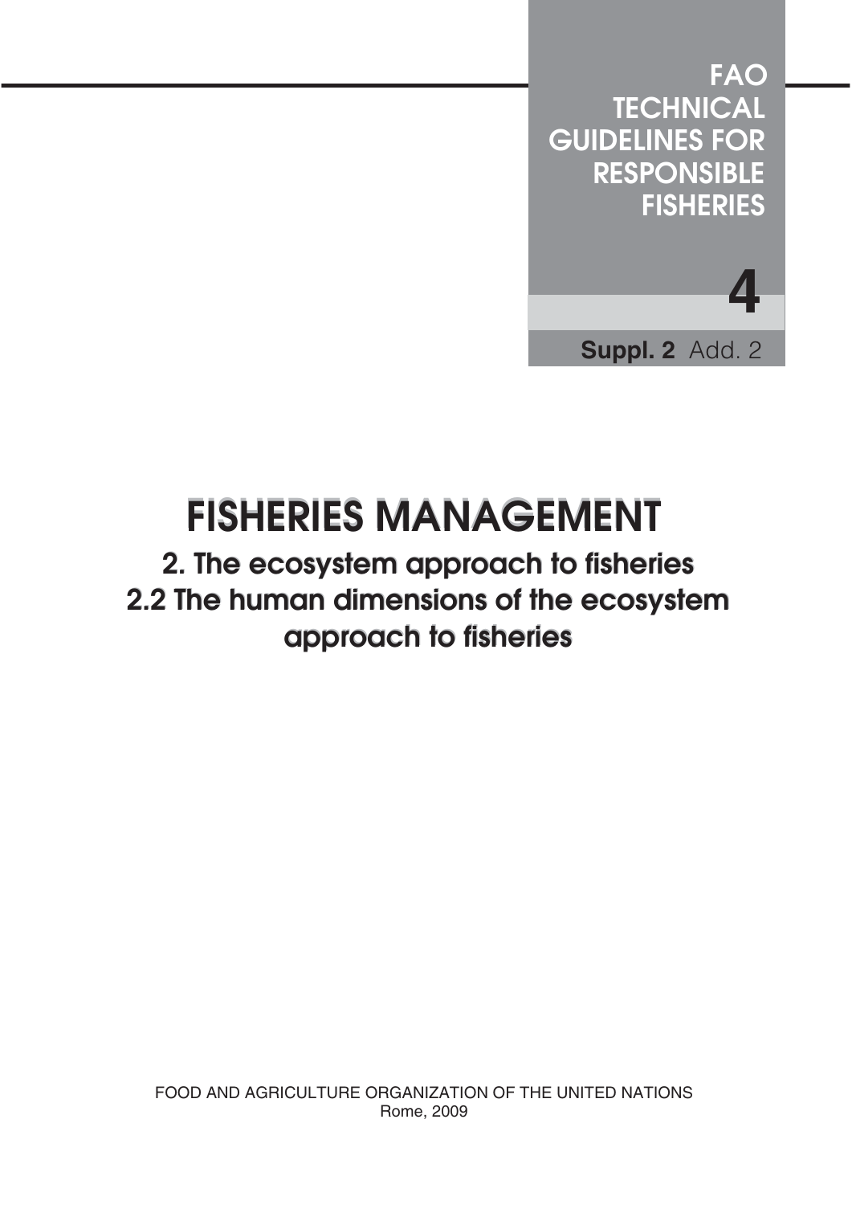FAO TECHNICAL GUIDELINES FOR RESPONSIBLE FISHERIES

**4**

**Suppl. 2** Add. 2

# FISHERIES MANAGEMENT

## 2. The ecosystem approach to fisheries
## 2.2 The human dimensions of the ecosystem approach to fisheries

FOOD AND AGRICULTURE ORGANIZATION OF THE UNITED NATIONS
Rome, 2009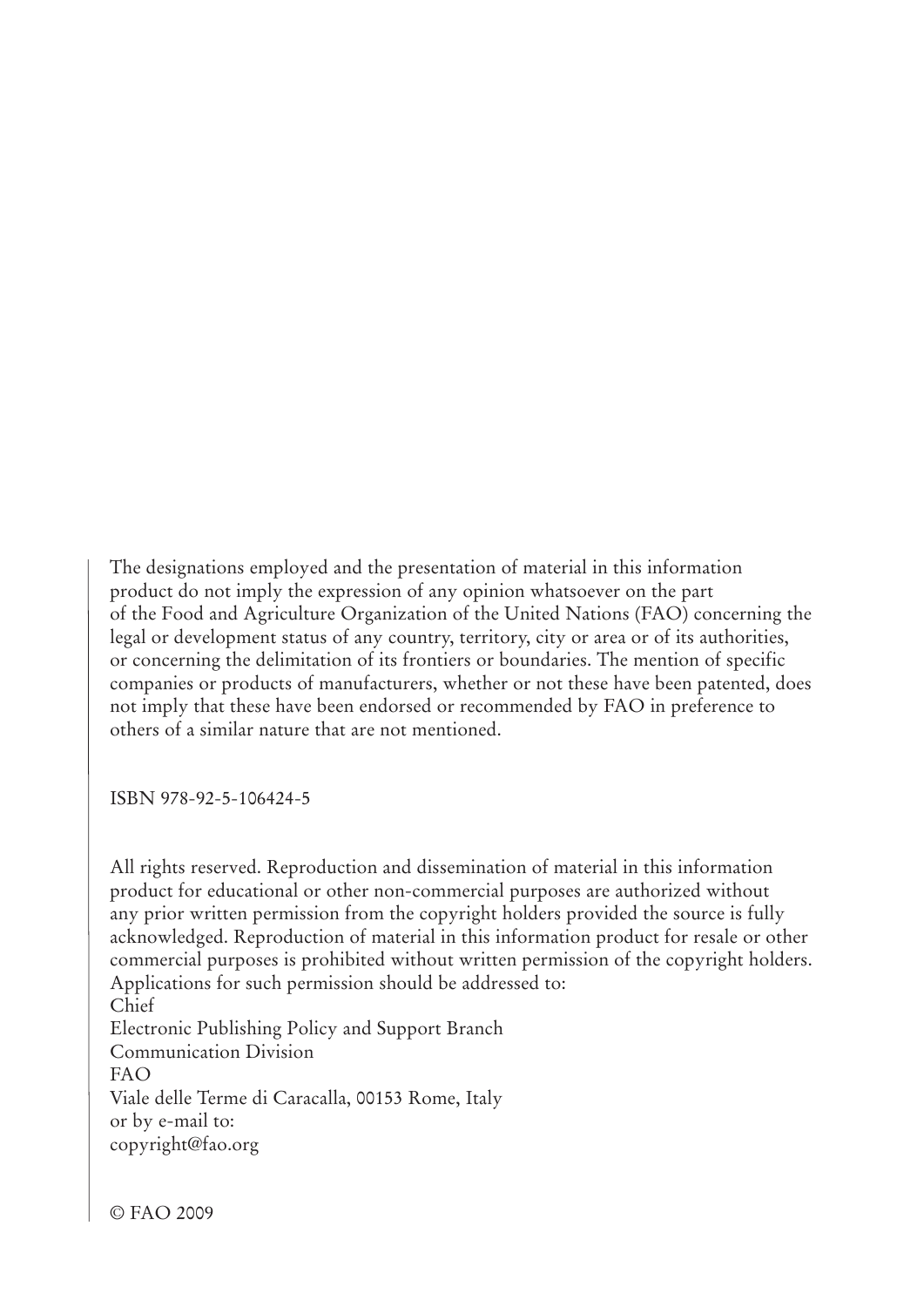The designations employed and the presentation of material in this information product do not imply the expression of any opinion whatsoever on the part of the Food and Agriculture Organization of the United Nations (FAO) concerning the legal or development status of any country, territory, city or area or of its authorities, or concerning the delimitation of its frontiers or boundaries. The mention of specific companies or products of manufacturers, whether or not these have been patented, does not imply that these have been endorsed or recommended by FAO in preference to others of a similar nature that are not mentioned.

ISBN 978-92-5-106424-5

All rights reserved. Reproduction and dissemination of material in this information product for educational or other non-commercial purposes are authorized without any prior written permission from the copyright holders provided the source is fully acknowledged. Reproduction of material in this information product for resale or other commercial purposes is prohibited without written permission of the copyright holders. Applications for such permission should be addressed to:
Chief
Electronic Publishing Policy and Support Branch
Communication Division
FAO
Viale delle Terme di Caracalla, 00153 Rome, Italy
or by e-mail to:
copyright@fao.org

© FAO 2009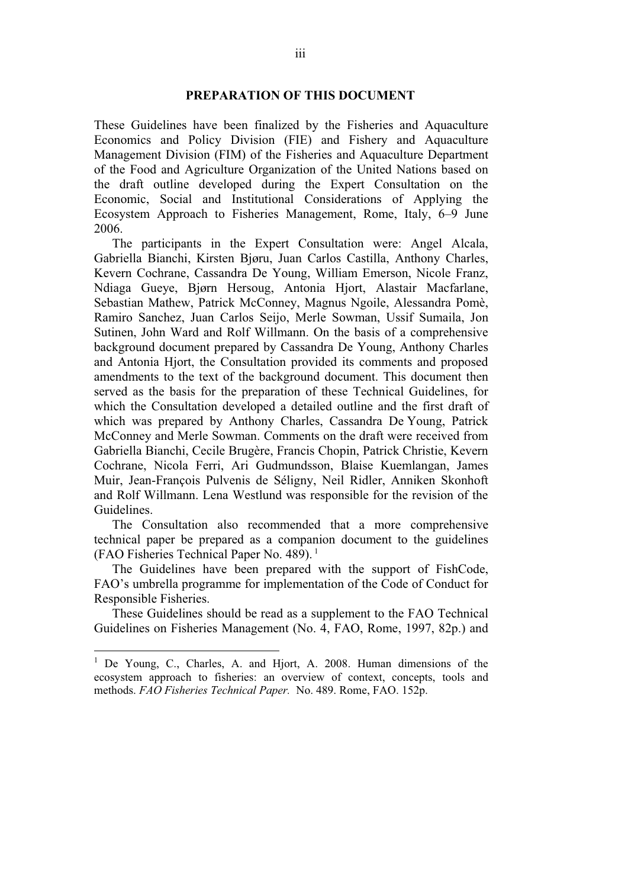## PREPARATION OF THIS DOCUMENT

These Guidelines have been finalized by the Fisheries and Aquaculture Economics and Policy Division (FIE) and Fishery and Aquaculture Management Division (FIM) of the Fisheries and Aquaculture Department of the Food and Agriculture Organization of the United Nations based on the draft outline developed during the Expert Consultation on the Economic, Social and Institutional Considerations of Applying the Ecosystem Approach to Fisheries Management, Rome, Italy, 6–9 June 2006.

The participants in the Expert Consultation were: Angel Alcala, Gabriella Bianchi, Kirsten Bjøru, Juan Carlos Castilla, Anthony Charles, Kevern Cochrane, Cassandra De Young, William Emerson, Nicole Franz, Ndiaga Gueye, Bjørn Hersoug, Antonia Hjort, Alastair Macfarlane, Sebastian Mathew, Patrick McConney, Magnus Ngoile, Alessandra Pomè, Ramiro Sanchez, Juan Carlos Seijo, Merle Sowman, Ussif Sumaila, Jon Sutinen, John Ward and Rolf Willmann. On the basis of a comprehensive background document prepared by Cassandra De Young, Anthony Charles and Antonia Hjort, the Consultation provided its comments and proposed amendments to the text of the background document. This document then served as the basis for the preparation of these Technical Guidelines, for which the Consultation developed a detailed outline and the first draft of which was prepared by Anthony Charles, Cassandra De Young, Patrick McConney and Merle Sowman. Comments on the draft were received from Gabriella Bianchi, Cecile Brugère, Francis Chopin, Patrick Christie, Kevern Cochrane, Nicola Ferri, Ari Gudmundsson, Blaise Kuemlangan, James Muir, Jean-François Pulvenis de Séligny, Neil Ridler, Anniken Skonhoft and Rolf Willmann. Lena Westlund was responsible for the revision of the Guidelines.

The Consultation also recommended that a more comprehensive technical paper be prepared as a companion document to the guidelines (FAO Fisheries Technical Paper No. 489). [1]

The Guidelines have been prepared with the support of FishCode, FAO's umbrella programme for implementation of the Code of Conduct for Responsible Fisheries.

These Guidelines should be read as a supplement to the FAO Technical Guidelines on Fisheries Management (No. 4, FAO, Rome, 1997, 82p.) and

---

[1] De Young, C., Charles, A. and Hjort, A. 2008. Human dimensions of the ecosystem approach to fisheries: an overview of context, concepts, tools and methods. *FAO Fisheries Technical Paper.* No. 489. Rome, FAO. 152p.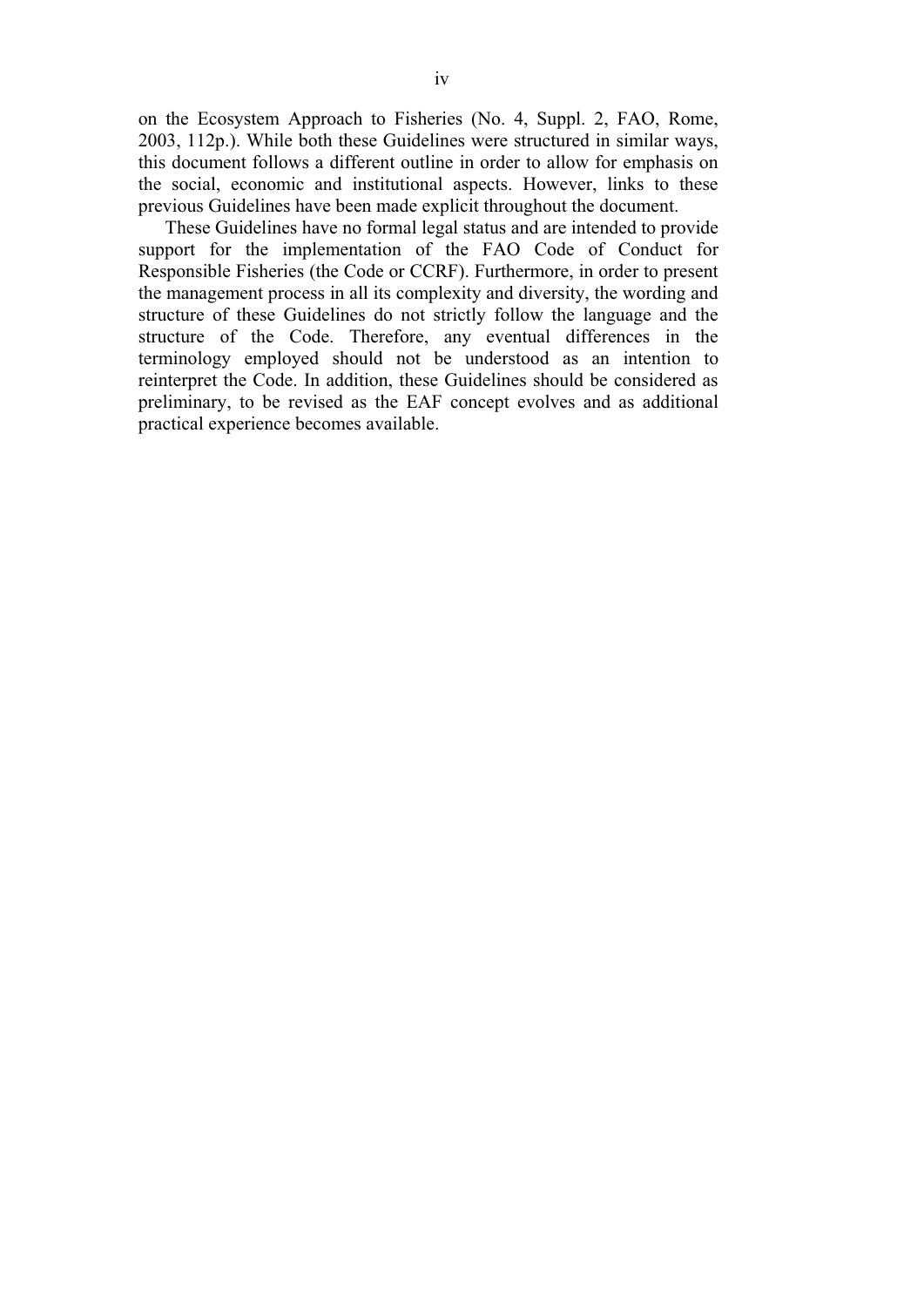on the Ecosystem Approach to Fisheries (No. 4, Suppl. 2, FAO, Rome, 2003, 112p.). While both these Guidelines were structured in similar ways, this document follows a different outline in order to allow for emphasis on the social, economic and institutional aspects. However, links to these previous Guidelines have been made explicit throughout the document.

These Guidelines have no formal legal status and are intended to provide support for the implementation of the FAO Code of Conduct for Responsible Fisheries (the Code or CCRF). Furthermore, in order to present the management process in all its complexity and diversity, the wording and structure of these Guidelines do not strictly follow the language and the structure of the Code. Therefore, any eventual differences in the terminology employed should not be understood as an intention to reinterpret the Code. In addition, these Guidelines should be considered as preliminary, to be revised as the EAF concept evolves and as additional practical experience becomes available.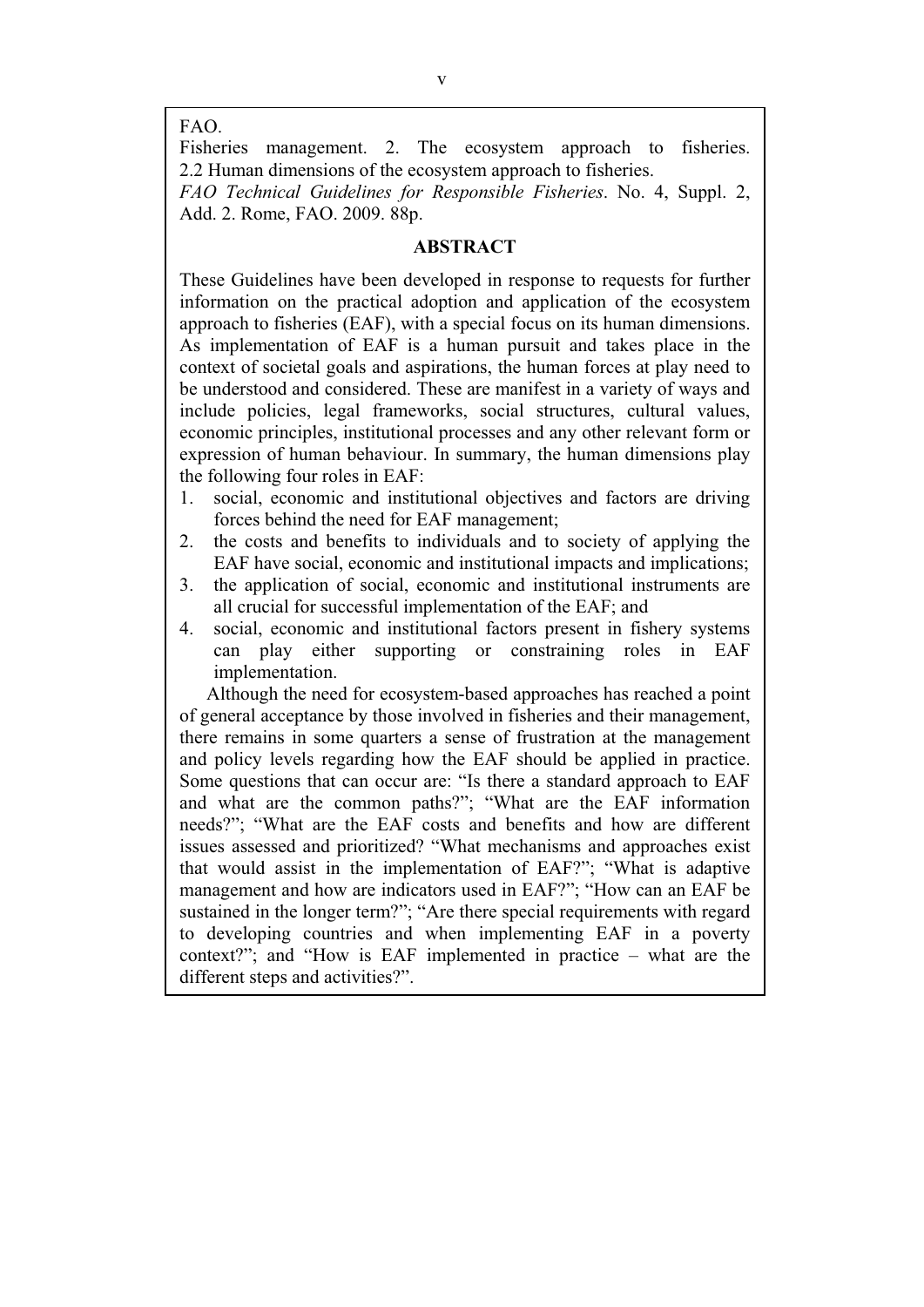FAO.
Fisheries management. 2. The ecosystem approach to fisheries. 2.2 Human dimensions of the ecosystem approach to fisheries.
*FAO Technical Guidelines for Responsible Fisheries*. No. 4, Suppl. 2, Add. 2. Rome, FAO. 2009. 88p.

## ABSTRACT

These Guidelines have been developed in response to requests for further information on the practical adoption and application of the ecosystem approach to fisheries (EAF), with a special focus on its human dimensions. As implementation of EAF is a human pursuit and takes place in the context of societal goals and aspirations, the human forces at play need to be understood and considered. These are manifest in a variety of ways and include policies, legal frameworks, social structures, cultural values, economic principles, institutional processes and any other relevant form or expression of human behaviour. In summary, the human dimensions play the following four roles in EAF:

1. social, economic and institutional objectives and factors are driving forces behind the need for EAF management;
2. the costs and benefits to individuals and to society of applying the EAF have social, economic and institutional impacts and implications;
3. the application of social, economic and institutional instruments are all crucial for successful implementation of the EAF; and
4. social, economic and institutional factors present in fishery systems can play either supporting or constraining roles in EAF implementation.

Although the need for ecosystem-based approaches has reached a point of general acceptance by those involved in fisheries and their management, there remains in some quarters a sense of frustration at the management and policy levels regarding how the EAF should be applied in practice. Some questions that can occur are: "Is there a standard approach to EAF and what are the common paths?"; "What are the EAF information needs?"; "What are the EAF costs and benefits and how are different issues assessed and prioritized? "What mechanisms and approaches exist that would assist in the implementation of EAF?"; "What is adaptive management and how are indicators used in EAF?"; "How can an EAF be sustained in the longer term?"; "Are there special requirements with regard to developing countries and when implementing EAF in a poverty context?"; and "How is EAF implemented in practice – what are the different steps and activities?".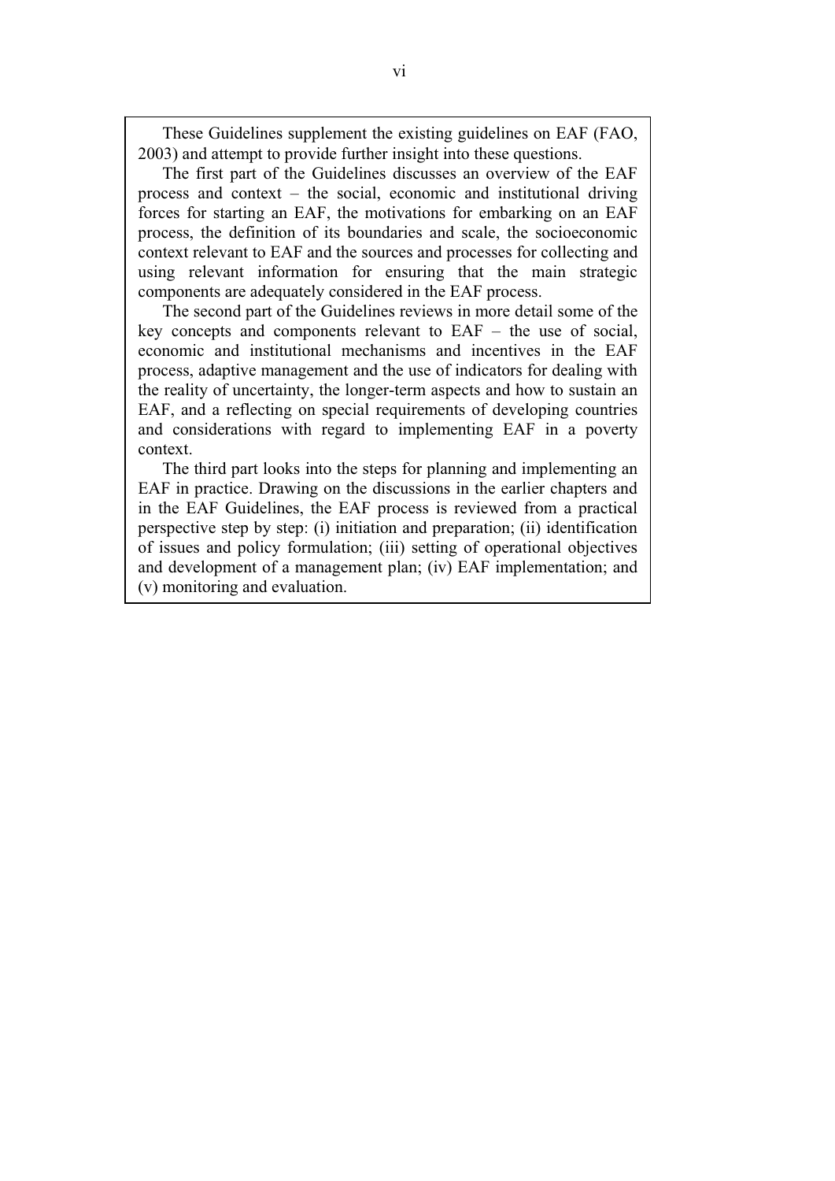These Guidelines supplement the existing guidelines on EAF (FAO, 2003) and attempt to provide further insight into these questions.

The first part of the Guidelines discusses an overview of the EAF process and context – the social, economic and institutional driving forces for starting an EAF, the motivations for embarking on an EAF process, the definition of its boundaries and scale, the socioeconomic context relevant to EAF and the sources and processes for collecting and using relevant information for ensuring that the main strategic components are adequately considered in the EAF process.

The second part of the Guidelines reviews in more detail some of the key concepts and components relevant to EAF – the use of social, economic and institutional mechanisms and incentives in the EAF process, adaptive management and the use of indicators for dealing with the reality of uncertainty, the longer-term aspects and how to sustain an EAF, and a reflecting on special requirements of developing countries and considerations with regard to implementing EAF in a poverty context.

The third part looks into the steps for planning and implementing an EAF in practice. Drawing on the discussions in the earlier chapters and in the EAF Guidelines, the EAF process is reviewed from a practical perspective step by step: (i) initiation and preparation; (ii) identification of issues and policy formulation; (iii) setting of operational objectives and development of a management plan; (iv) EAF implementation; and (v) monitoring and evaluation.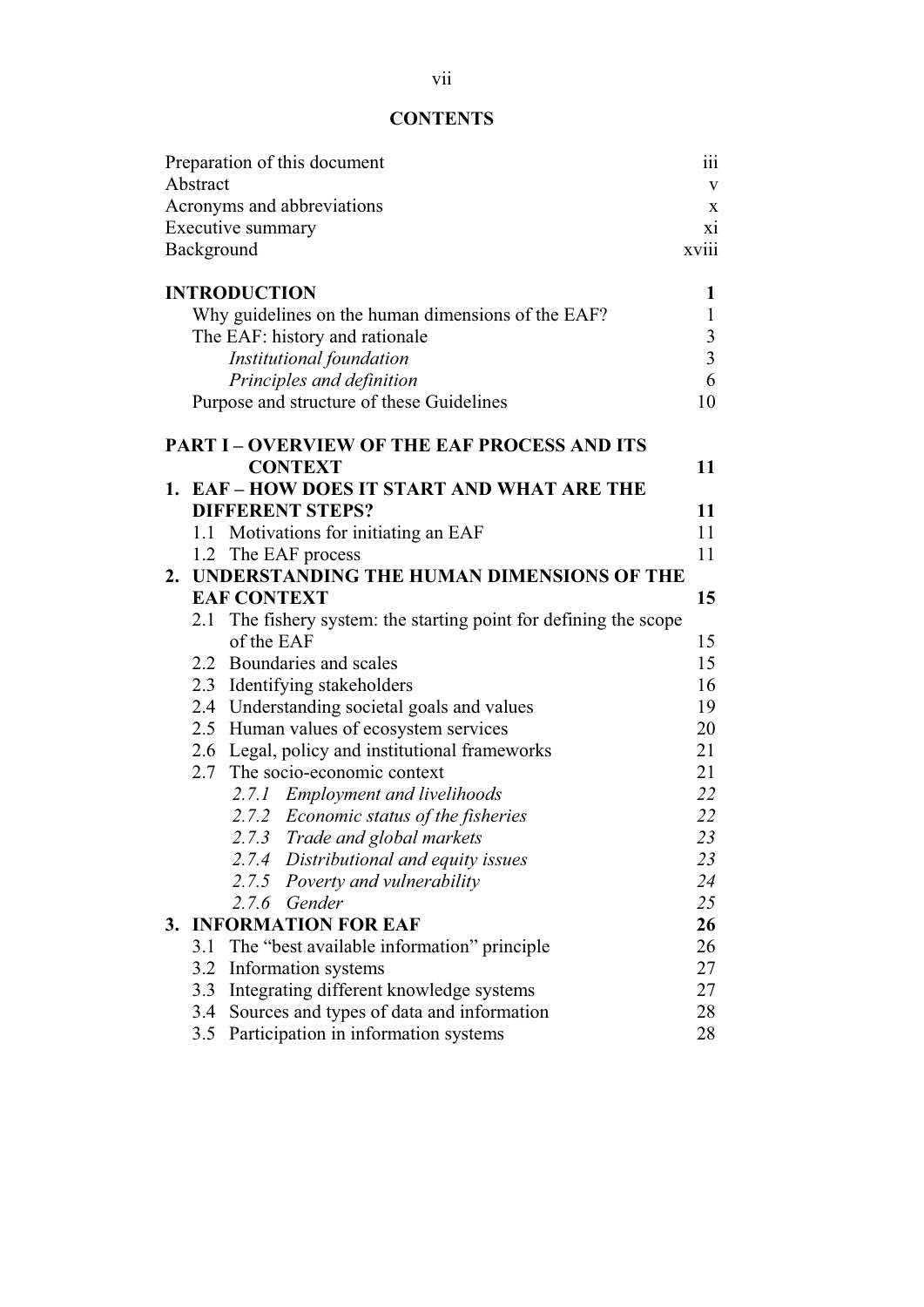# CONTENTS

| | |
|---|---|
| Preparation of this document | iii |
| Abstract | v |
| Acronyms and abbreviations | x |
| Executive summary | xi |
| Background | xviii |
| **INTRODUCTION** | **1** |
| Why guidelines on the human dimensions of the EAF? | 1 |
| The EAF: history and rationale | 3 |
| *Institutional foundation* | 3 |
| *Principles and definition* | 6 |
| Purpose and structure of these Guidelines | 10 |
| **PART I – OVERVIEW OF THE EAF PROCESS AND ITS CONTEXT** | **11** |
| **1. EAF – HOW DOES IT START AND WHAT ARE THE DIFFERENT STEPS?** | **11** |
| 1.1 Motivations for initiating an EAF | 11 |
| 1.2 The EAF process | 11 |
| **2. UNDERSTANDING THE HUMAN DIMENSIONS OF THE EAF CONTEXT** | **15** |
| 2.1 The fishery system: the starting point for defining the scope of the EAF | 15 |
| 2.2 Boundaries and scales | 15 |
| 2.3 Identifying stakeholders | 16 |
| 2.4 Understanding societal goals and values | 19 |
| 2.5 Human values of ecosystem services | 20 |
| 2.6 Legal, policy and institutional frameworks | 21 |
| 2.7 The socio-economic context | 21 |
| *2.7.1 Employment and livelihoods* | *22* |
| *2.7.2 Economic status of the fisheries* | *22* |
| *2.7.3 Trade and global markets* | *23* |
| *2.7.4 Distributional and equity issues* | *23* |
| *2.7.5 Poverty and vulnerability* | *24* |
| *2.7.6 Gender* | *25* |
| **3. INFORMATION FOR EAF** | **26** |
| 3.1 The "best available information" principle | 26 |
| 3.2 Information systems | 27 |
| 3.3 Integrating different knowledge systems | 27 |
| 3.4 Sources and types of data and information | 28 |
| 3.5 Participation in information systems | 28 |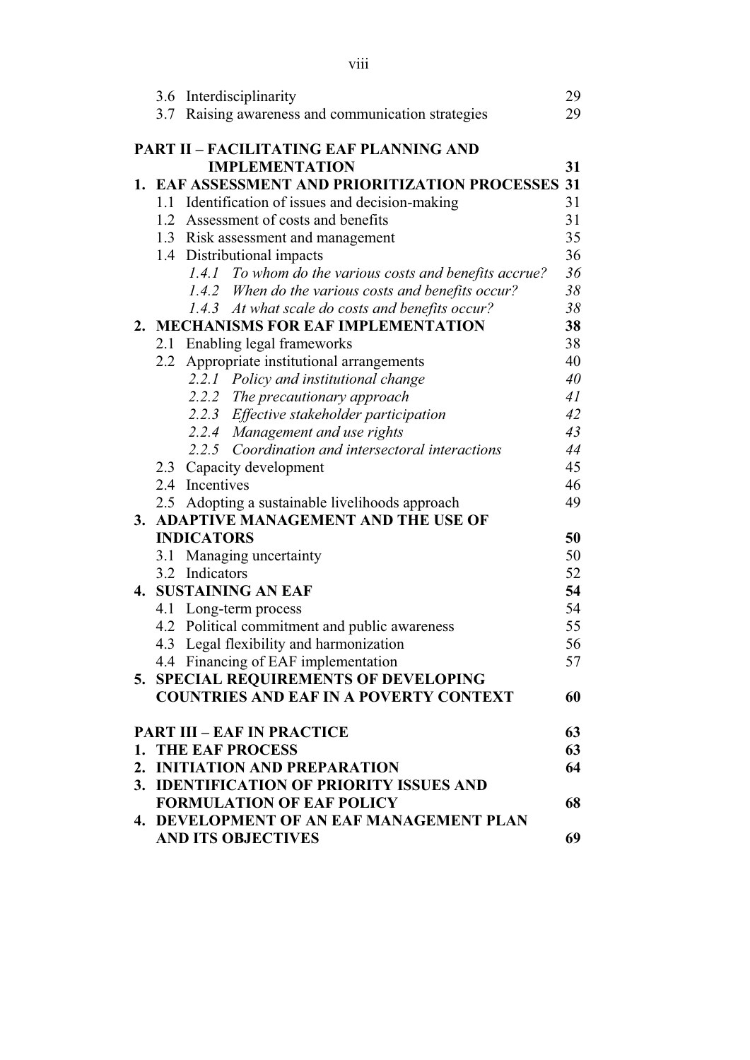| | |
|---|---|
| 3.6 Interdisciplinarity | 29 |
| 3.7 Raising awareness and communication strategies | 29 |
| **PART II – FACILITATING EAF PLANNING AND IMPLEMENTATION** | **31** |
| **1. EAF ASSESSMENT AND PRIORITIZATION PROCESSES** | **31** |
| 1.1 Identification of issues and decision-making | 31 |
| 1.2 Assessment of costs and benefits | 31 |
| 1.3 Risk assessment and management | 35 |
| 1.4 Distributional impacts | 36 |
| *1.4.1 To whom do the various costs and benefits accrue?* | *36* |
| *1.4.2 When do the various costs and benefits occur?* | *38* |
| *1.4.3 At what scale do costs and benefits occur?* | *38* |
| **2. MECHANISMS FOR EAF IMPLEMENTATION** | **38** |
| 2.1 Enabling legal frameworks | 38 |
| 2.2 Appropriate institutional arrangements | 40 |
| *2.2.1 Policy and institutional change* | *40* |
| *2.2.2 The precautionary approach* | *41* |
| *2.2.3 Effective stakeholder participation* | *42* |
| *2.2.4 Management and use rights* | *43* |
| *2.2.5 Coordination and intersectoral interactions* | *44* |
| 2.3 Capacity development | 45 |
| 2.4 Incentives | 46 |
| 2.5 Adopting a sustainable livelihoods approach | 49 |
| **3. ADAPTIVE MANAGEMENT AND THE USE OF INDICATORS** | **50** |
| 3.1 Managing uncertainty | 50 |
| 3.2 Indicators | 52 |
| **4. SUSTAINING AN EAF** | **54** |
| 4.1 Long-term process | 54 |
| 4.2 Political commitment and public awareness | 55 |
| 4.3 Legal flexibility and harmonization | 56 |
| 4.4 Financing of EAF implementation | 57 |
| **5. SPECIAL REQUIREMENTS OF DEVELOPING COUNTRIES AND EAF IN A POVERTY CONTEXT** | **60** |
| **PART III – EAF IN PRACTICE** | **63** |
| **1. THE EAF PROCESS** | **63** |
| **2. INITIATION AND PREPARATION** | **64** |
| **3. IDENTIFICATION OF PRIORITY ISSUES AND FORMULATION OF EAF POLICY** | **68** |
| **4. DEVELOPMENT OF AN EAF MANAGEMENT PLAN AND ITS OBJECTIVES** | **69** |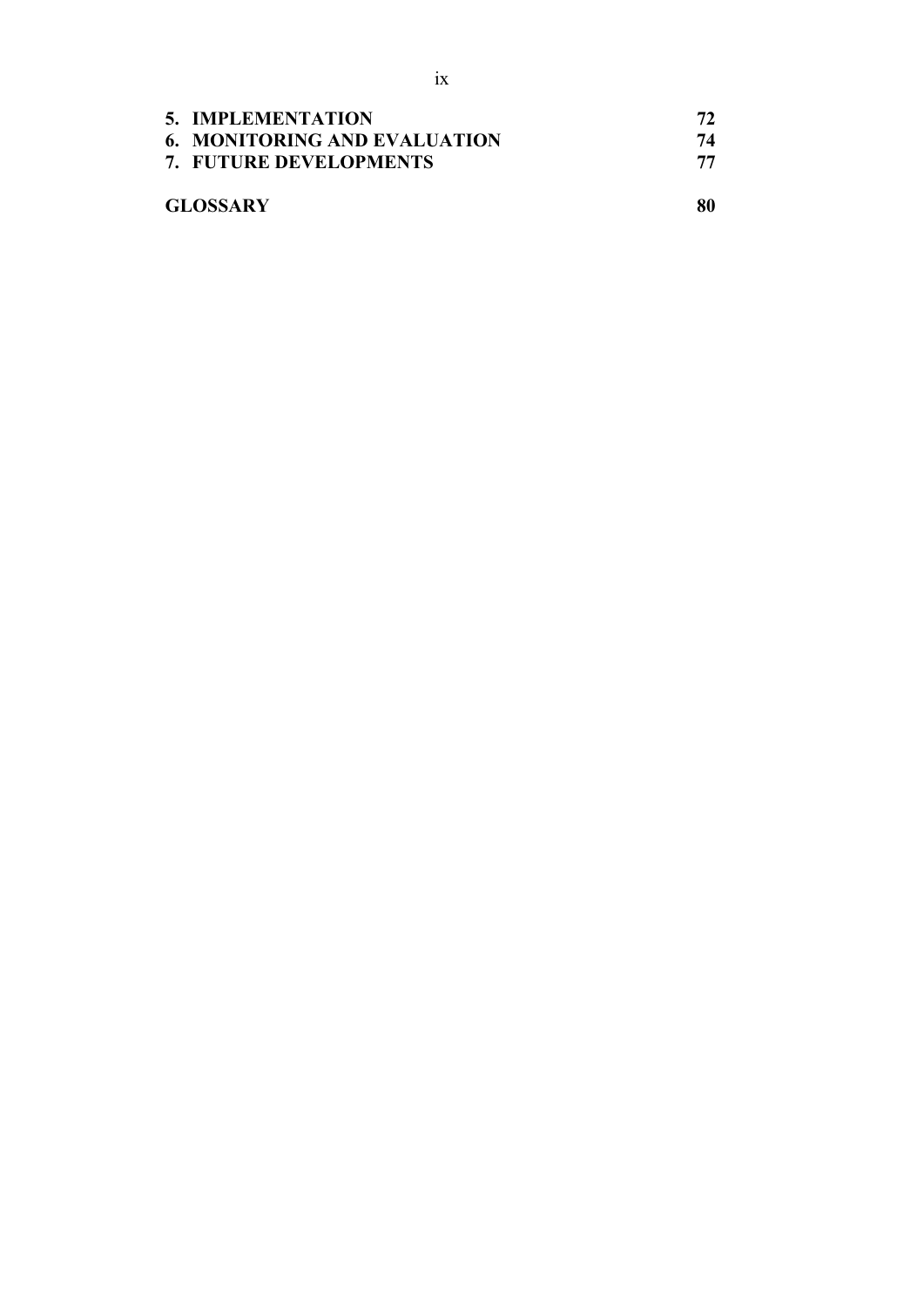| | |
|---|---|
| **5. IMPLEMENTATION** | **72** |
| **6. MONITORING AND EVALUATION** | **74** |
| **7. FUTURE DEVELOPMENTS** | **77** |
| | |
| **GLOSSARY** | **80** |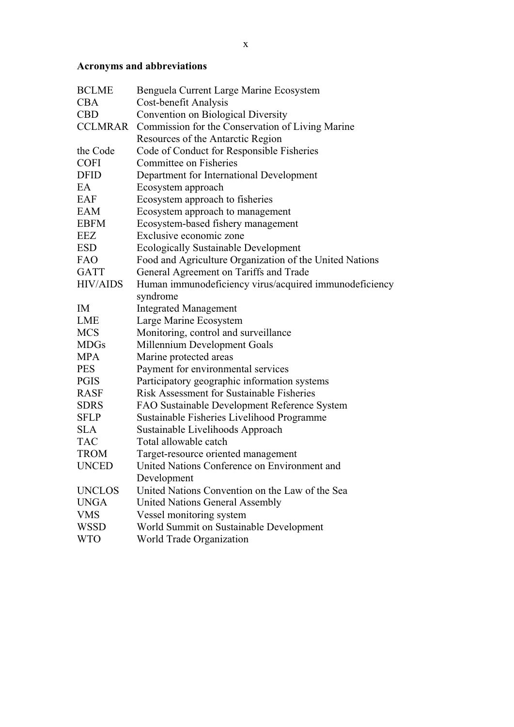## Acronyms and abbreviations

| | |
|---|---|
| BCLME | Benguela Current Large Marine Ecosystem |
| CBA | Cost-benefit Analysis |
| CBD | Convention on Biological Diversity |
| CCLMRAR | Commission for the Conservation of Living Marine Resources of the Antarctic Region |
| the Code | Code of Conduct for Responsible Fisheries |
| COFI | Committee on Fisheries |
| DFID | Department for International Development |
| EA | Ecosystem approach |
| EAF | Ecosystem approach to fisheries |
| EAM | Ecosystem approach to management |
| EBFM | Ecosystem-based fishery management |
| EEZ | Exclusive economic zone |
| ESD | Ecologically Sustainable Development |
| FAO | Food and Agriculture Organization of the United Nations |
| GATT | General Agreement on Tariffs and Trade |
| HIV/AIDS | Human immunodeficiency virus/acquired immunodeficiency syndrome |
| IM | Integrated Management |
| LME | Large Marine Ecosystem |
| MCS | Monitoring, control and surveillance |
| MDGs | Millennium Development Goals |
| MPA | Marine protected areas |
| PES | Payment for environmental services |
| PGIS | Participatory geographic information systems |
| RASF | Risk Assessment for Sustainable Fisheries |
| SDRS | FAO Sustainable Development Reference System |
| SFLP | Sustainable Fisheries Livelihood Programme |
| SLA | Sustainable Livelihoods Approach |
| TAC | Total allowable catch |
| TROM | Target-resource oriented management |
| UNCED | United Nations Conference on Environment and Development |
| UNCLOS | United Nations Convention on the Law of the Sea |
| UNGA | United Nations General Assembly |
| VMS | Vessel monitoring system |
| WSSD | World Summit on Sustainable Development |
| WTO | World Trade Organization |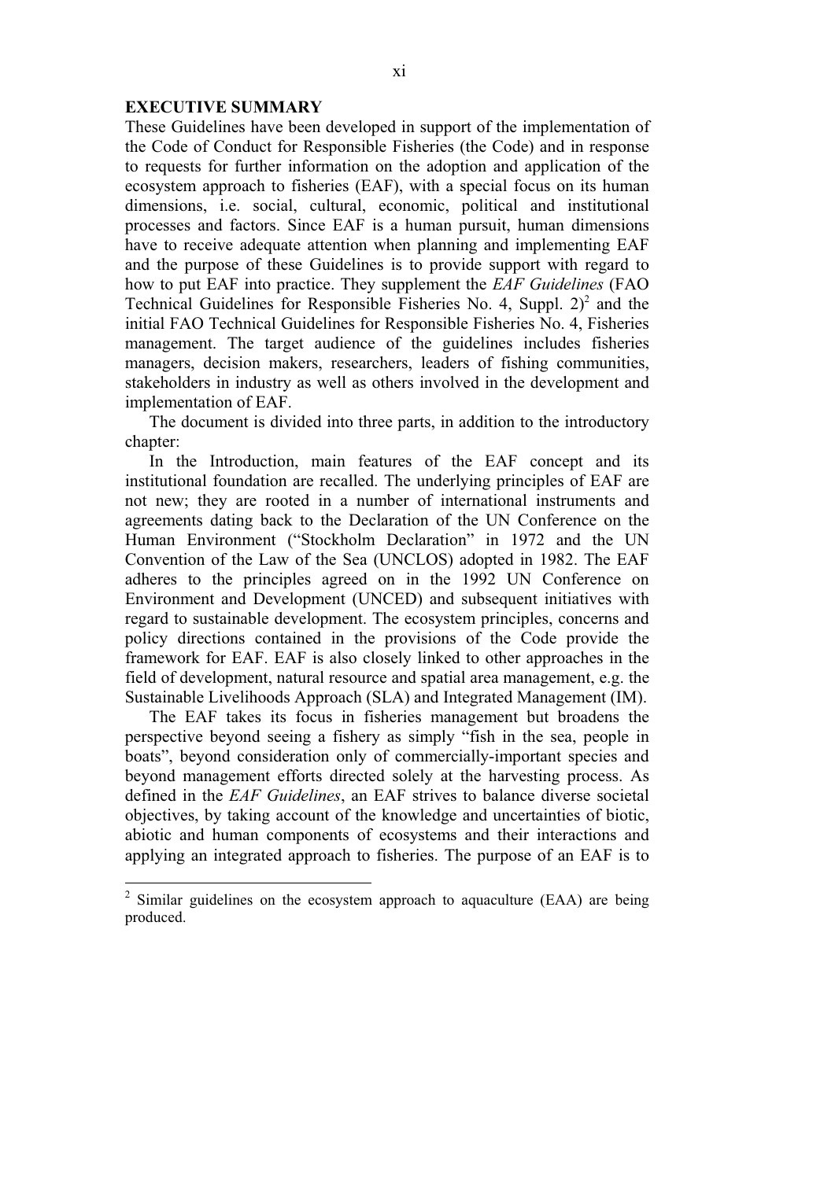## EXECUTIVE SUMMARY

These Guidelines have been developed in support of the implementation of the Code of Conduct for Responsible Fisheries (the Code) and in response to requests for further information on the adoption and application of the ecosystem approach to fisheries (EAF), with a special focus on its human dimensions, i.e. social, cultural, economic, political and institutional processes and factors. Since EAF is a human pursuit, human dimensions have to receive adequate attention when planning and implementing EAF and the purpose of these Guidelines is to provide support with regard to how to put EAF into practice. They supplement the *EAF Guidelines* (FAO Technical Guidelines for Responsible Fisheries No. 4, Suppl. 2)[2] and the initial FAO Technical Guidelines for Responsible Fisheries No. 4, Fisheries management. The target audience of the guidelines includes fisheries managers, decision makers, researchers, leaders of fishing communities, stakeholders in industry as well as others involved in the development and implementation of EAF.

The document is divided into three parts, in addition to the introductory chapter:

In the Introduction, main features of the EAF concept and its institutional foundation are recalled. The underlying principles of EAF are not new; they are rooted in a number of international instruments and agreements dating back to the Declaration of the UN Conference on the Human Environment ("Stockholm Declaration" in 1972 and the UN Convention of the Law of the Sea (UNCLOS) adopted in 1982. The EAF adheres to the principles agreed on in the 1992 UN Conference on Environment and Development (UNCED) and subsequent initiatives with regard to sustainable development. The ecosystem principles, concerns and policy directions contained in the provisions of the Code provide the framework for EAF. EAF is also closely linked to other approaches in the field of development, natural resource and spatial area management, e.g. the Sustainable Livelihoods Approach (SLA) and Integrated Management (IM).

The EAF takes its focus in fisheries management but broadens the perspective beyond seeing a fishery as simply "fish in the sea, people in boats", beyond consideration only of commercially-important species and beyond management efforts directed solely at the harvesting process. As defined in the *EAF Guidelines*, an EAF strives to balance diverse societal objectives, by taking account of the knowledge and uncertainties of biotic, abiotic and human components of ecosystems and their interactions and applying an integrated approach to fisheries. The purpose of an EAF is to

[2] Similar guidelines on the ecosystem approach to aquaculture (EAA) are being produced.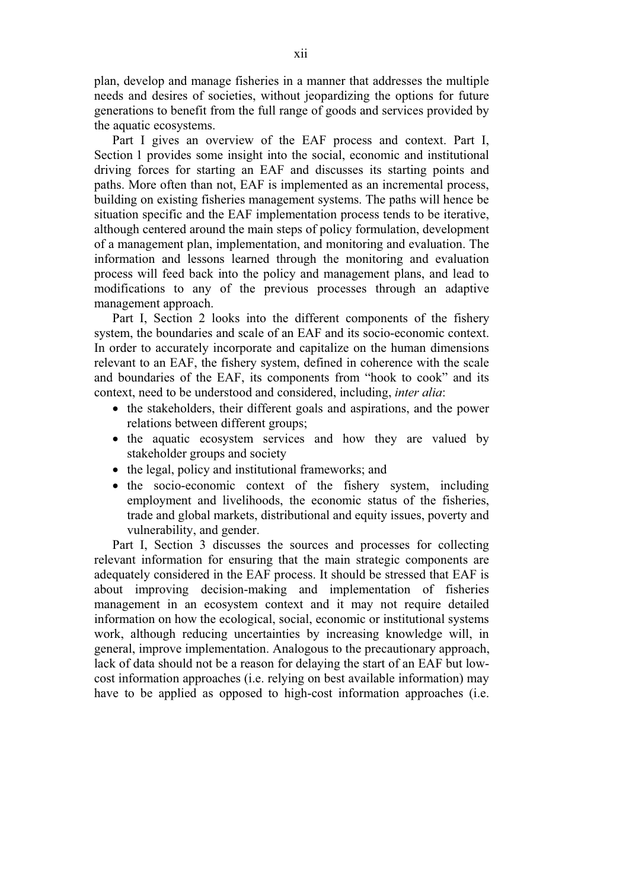plan, develop and manage fisheries in a manner that addresses the multiple needs and desires of societies, without jeopardizing the options for future generations to benefit from the full range of goods and services provided by the aquatic ecosystems.

Part I gives an overview of the EAF process and context. Part I, Section 1 provides some insight into the social, economic and institutional driving forces for starting an EAF and discusses its starting points and paths. More often than not, EAF is implemented as an incremental process, building on existing fisheries management systems. The paths will hence be situation specific and the EAF implementation process tends to be iterative, although centered around the main steps of policy formulation, development of a management plan, implementation, and monitoring and evaluation. The information and lessons learned through the monitoring and evaluation process will feed back into the policy and management plans, and lead to modifications to any of the previous processes through an adaptive management approach.

Part I, Section 2 looks into the different components of the fishery system, the boundaries and scale of an EAF and its socio-economic context. In order to accurately incorporate and capitalize on the human dimensions relevant to an EAF, the fishery system, defined in coherence with the scale and boundaries of the EAF, its components from "hook to cook" and its context, need to be understood and considered, including, *inter alia*:

- the stakeholders, their different goals and aspirations, and the power relations between different groups;
- the aquatic ecosystem services and how they are valued by stakeholder groups and society
- the legal, policy and institutional frameworks; and
- the socio-economic context of the fishery system, including employment and livelihoods, the economic status of the fisheries, trade and global markets, distributional and equity issues, poverty and vulnerability, and gender.

Part I, Section 3 discusses the sources and processes for collecting relevant information for ensuring that the main strategic components are adequately considered in the EAF process. It should be stressed that EAF is about improving decision-making and implementation of fisheries management in an ecosystem context and it may not require detailed information on how the ecological, social, economic or institutional systems work, although reducing uncertainties by increasing knowledge will, in general, improve implementation. Analogous to the precautionary approach, lack of data should not be a reason for delaying the start of an EAF but low-cost information approaches (i.e. relying on best available information) may have to be applied as opposed to high-cost information approaches (i.e.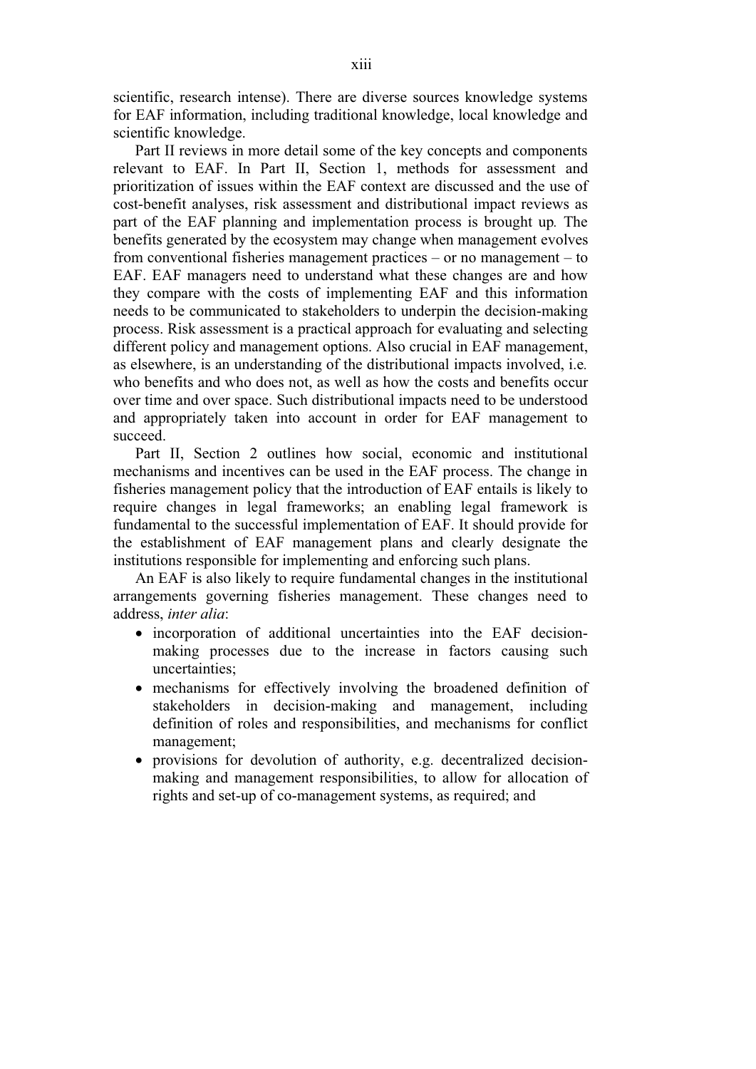scientific, research intense). There are diverse sources knowledge systems for EAF information, including traditional knowledge, local knowledge and scientific knowledge.

Part II reviews in more detail some of the key concepts and components relevant to EAF. In Part II, Section 1, methods for assessment and prioritization of issues within the EAF context are discussed and the use of cost-benefit analyses, risk assessment and distributional impact reviews as part of the EAF planning and implementation process is brought up. The benefits generated by the ecosystem may change when management evolves from conventional fisheries management practices – or no management – to EAF. EAF managers need to understand what these changes are and how they compare with the costs of implementing EAF and this information needs to be communicated to stakeholders to underpin the decision-making process. Risk assessment is a practical approach for evaluating and selecting different policy and management options. Also crucial in EAF management, as elsewhere, is an understanding of the distributional impacts involved, i.e. who benefits and who does not, as well as how the costs and benefits occur over time and over space. Such distributional impacts need to be understood and appropriately taken into account in order for EAF management to succeed.

Part II, Section 2 outlines how social, economic and institutional mechanisms and incentives can be used in the EAF process. The change in fisheries management policy that the introduction of EAF entails is likely to require changes in legal frameworks; an enabling legal framework is fundamental to the successful implementation of EAF. It should provide for the establishment of EAF management plans and clearly designate the institutions responsible for implementing and enforcing such plans.

An EAF is also likely to require fundamental changes in the institutional arrangements governing fisheries management. These changes need to address, *inter alia*:

- incorporation of additional uncertainties into the EAF decision-making processes due to the increase in factors causing such uncertainties;
- mechanisms for effectively involving the broadened definition of stakeholders in decision-making and management, including definition of roles and responsibilities, and mechanisms for conflict management;
- provisions for devolution of authority, e.g. decentralized decision-making and management responsibilities, to allow for allocation of rights and set-up of co-management systems, as required; and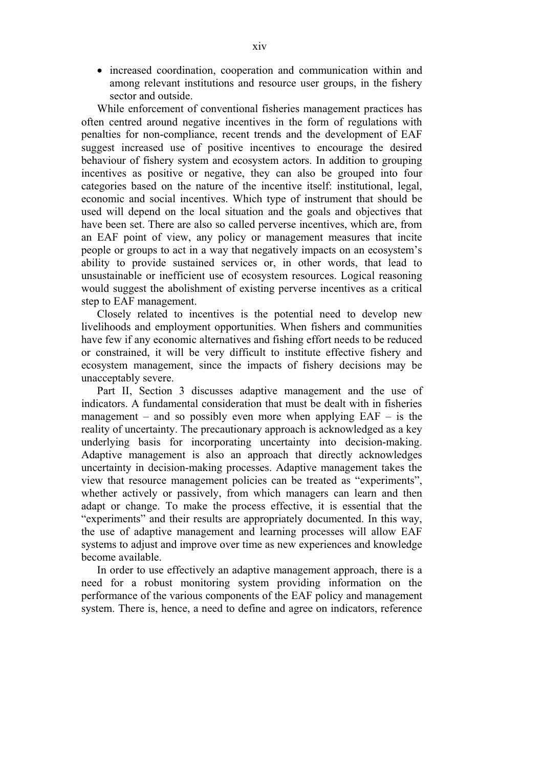- increased coordination, cooperation and communication within and among relevant institutions and resource user groups, in the fishery sector and outside.

While enforcement of conventional fisheries management practices has often centred around negative incentives in the form of regulations with penalties for non-compliance, recent trends and the development of EAF suggest increased use of positive incentives to encourage the desired behaviour of fishery system and ecosystem actors. In addition to grouping incentives as positive or negative, they can also be grouped into four categories based on the nature of the incentive itself: institutional, legal, economic and social incentives. Which type of instrument that should be used will depend on the local situation and the goals and objectives that have been set. There are also so called perverse incentives, which are, from an EAF point of view, any policy or management measures that incite people or groups to act in a way that negatively impacts on an ecosystem's ability to provide sustained services or, in other words, that lead to unsustainable or inefficient use of ecosystem resources. Logical reasoning would suggest the abolishment of existing perverse incentives as a critical step to EAF management.

Closely related to incentives is the potential need to develop new livelihoods and employment opportunities. When fishers and communities have few if any economic alternatives and fishing effort needs to be reduced or constrained, it will be very difficult to institute effective fishery and ecosystem management, since the impacts of fishery decisions may be unacceptably severe.

Part II, Section 3 discusses adaptive management and the use of indicators. A fundamental consideration that must be dealt with in fisheries management – and so possibly even more when applying EAF – is the reality of uncertainty. The precautionary approach is acknowledged as a key underlying basis for incorporating uncertainty into decision-making. Adaptive management is also an approach that directly acknowledges uncertainty in decision-making processes. Adaptive management takes the view that resource management policies can be treated as "experiments", whether actively or passively, from which managers can learn and then adapt or change. To make the process effective, it is essential that the "experiments" and their results are appropriately documented. In this way, the use of adaptive management and learning processes will allow EAF systems to adjust and improve over time as new experiences and knowledge become available.

In order to use effectively an adaptive management approach, there is a need for a robust monitoring system providing information on the performance of the various components of the EAF policy and management system. There is, hence, a need to define and agree on indicators, reference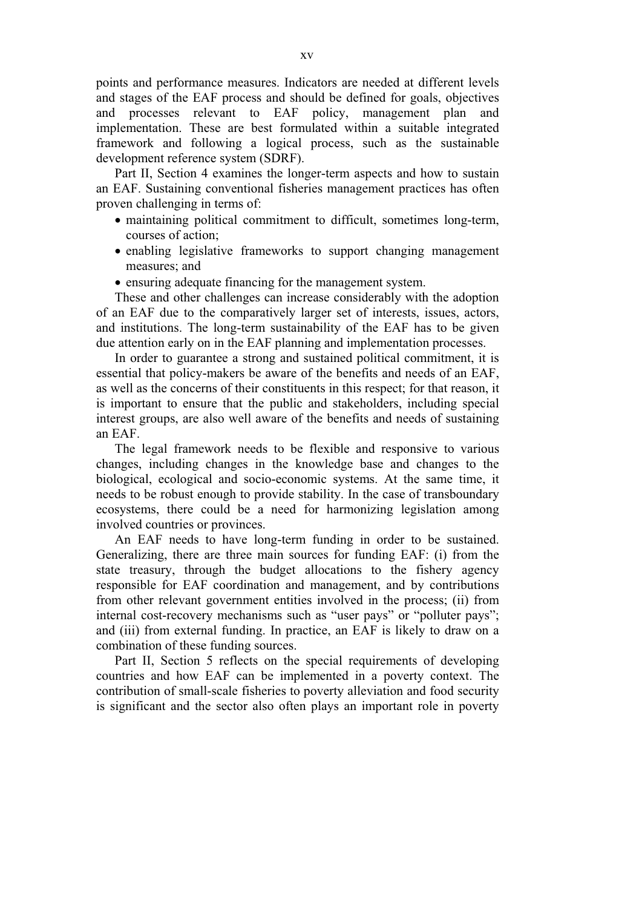points and performance measures. Indicators are needed at different levels and stages of the EAF process and should be defined for goals, objectives and processes relevant to EAF policy, management plan and implementation. These are best formulated within a suitable integrated framework and following a logical process, such as the sustainable development reference system (SDRF).

Part II, Section 4 examines the longer-term aspects and how to sustain an EAF. Sustaining conventional fisheries management practices has often proven challenging in terms of:

- maintaining political commitment to difficult, sometimes long-term, courses of action;
- enabling legislative frameworks to support changing management measures; and
- ensuring adequate financing for the management system.

These and other challenges can increase considerably with the adoption of an EAF due to the comparatively larger set of interests, issues, actors, and institutions. The long-term sustainability of the EAF has to be given due attention early on in the EAF planning and implementation processes.

In order to guarantee a strong and sustained political commitment, it is essential that policy-makers be aware of the benefits and needs of an EAF, as well as the concerns of their constituents in this respect; for that reason, it is important to ensure that the public and stakeholders, including special interest groups, are also well aware of the benefits and needs of sustaining an EAF.

The legal framework needs to be flexible and responsive to various changes, including changes in the knowledge base and changes to the biological, ecological and socio-economic systems. At the same time, it needs to be robust enough to provide stability. In the case of transboundary ecosystems, there could be a need for harmonizing legislation among involved countries or provinces.

An EAF needs to have long-term funding in order to be sustained. Generalizing, there are three main sources for funding EAF: (i) from the state treasury, through the budget allocations to the fishery agency responsible for EAF coordination and management, and by contributions from other relevant government entities involved in the process; (ii) from internal cost-recovery mechanisms such as "user pays" or "polluter pays"; and (iii) from external funding. In practice, an EAF is likely to draw on a combination of these funding sources.

Part II, Section 5 reflects on the special requirements of developing countries and how EAF can be implemented in a poverty context. The contribution of small-scale fisheries to poverty alleviation and food security is significant and the sector also often plays an important role in poverty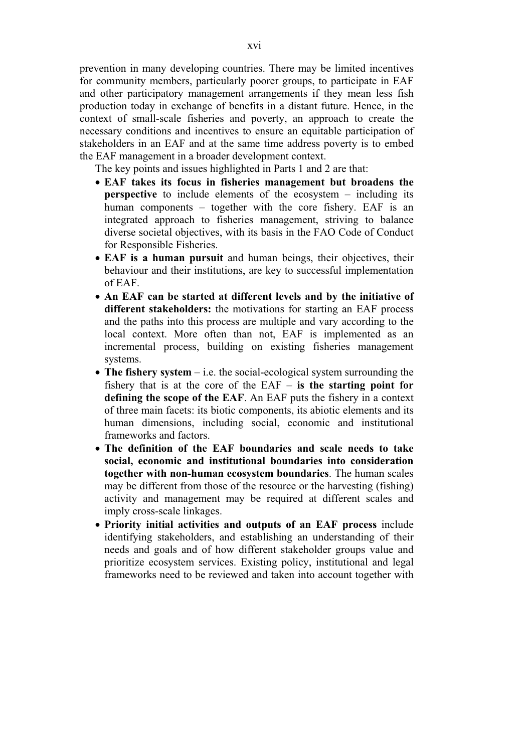prevention in many developing countries. There may be limited incentives for community members, particularly poorer groups, to participate in EAF and other participatory management arrangements if they mean less fish production today in exchange of benefits in a distant future. Hence, in the context of small-scale fisheries and poverty, an approach to create the necessary conditions and incentives to ensure an equitable participation of stakeholders in an EAF and at the same time address poverty is to embed the EAF management in a broader development context.

The key points and issues highlighted in Parts 1 and 2 are that:

- **EAF takes its focus in fisheries management but broadens the perspective** to include elements of the ecosystem – including its human components – together with the core fishery. EAF is an integrated approach to fisheries management, striving to balance diverse societal objectives, with its basis in the FAO Code of Conduct for Responsible Fisheries.
- **EAF is a human pursuit** and human beings, their objectives, their behaviour and their institutions, are key to successful implementation of EAF.
- **An EAF can be started at different levels and by the initiative of different stakeholders:** the motivations for starting an EAF process and the paths into this process are multiple and vary according to the local context. More often than not, EAF is implemented as an incremental process, building on existing fisheries management systems.
- **The fishery system** – i.e. the social-ecological system surrounding the fishery that is at the core of the EAF – **is the starting point for defining the scope of the EAF**. An EAF puts the fishery in a context of three main facets: its biotic components, its abiotic elements and its human dimensions, including social, economic and institutional frameworks and factors.
- **The definition of the EAF boundaries and scale needs to take social, economic and institutional boundaries into consideration together with non-human ecosystem boundaries**. The human scales may be different from those of the resource or the harvesting (fishing) activity and management may be required at different scales and imply cross-scale linkages.
- **Priority initial activities and outputs of an EAF process** include identifying stakeholders, and establishing an understanding of their needs and goals and of how different stakeholder groups value and prioritize ecosystem services. Existing policy, institutional and legal frameworks need to be reviewed and taken into account together with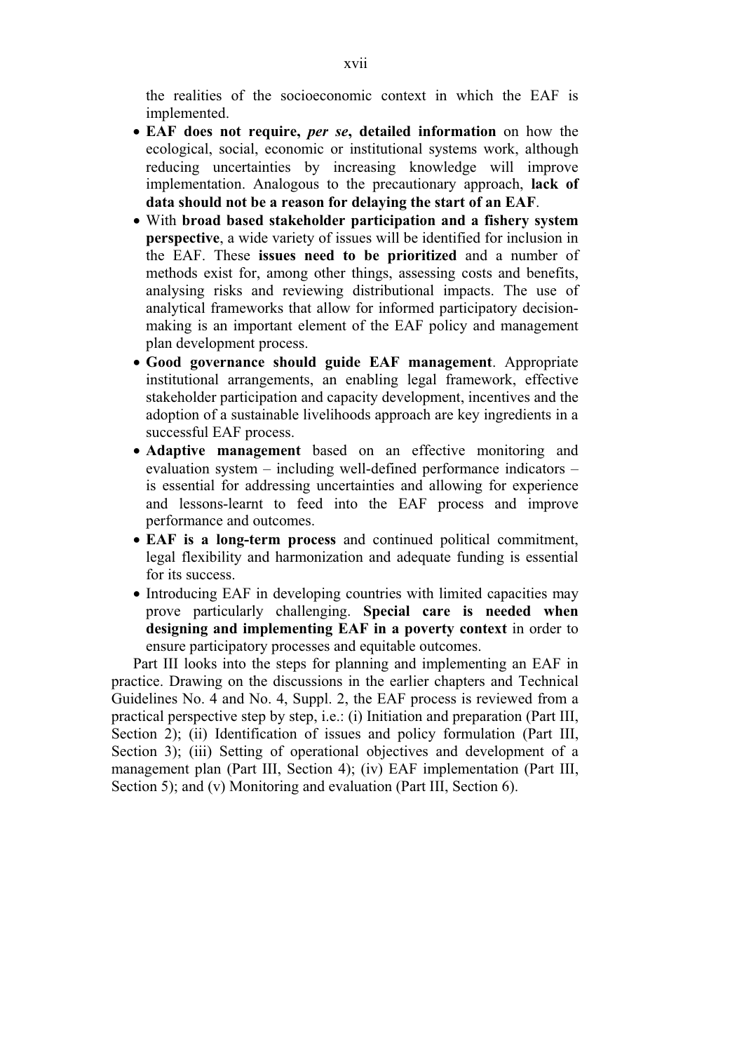the realities of the socioeconomic context in which the EAF is implemented.

- **EAF does not require, *per se*, detailed information** on how the ecological, social, economic or institutional systems work, although reducing uncertainties by increasing knowledge will improve implementation. Analogous to the precautionary approach, **lack of data should not be a reason for delaying the start of an EAF**.
- With **broad based stakeholder participation and a fishery system perspective**, a wide variety of issues will be identified for inclusion in the EAF. These **issues need to be prioritized** and a number of methods exist for, among other things, assessing costs and benefits, analysing risks and reviewing distributional impacts. The use of analytical frameworks that allow for informed participatory decision-making is an important element of the EAF policy and management plan development process.
- **Good governance should guide EAF management**. Appropriate institutional arrangements, an enabling legal framework, effective stakeholder participation and capacity development, incentives and the adoption of a sustainable livelihoods approach are key ingredients in a successful EAF process.
- **Adaptive management** based on an effective monitoring and evaluation system – including well-defined performance indicators – is essential for addressing uncertainties and allowing for experience and lessons-learnt to feed into the EAF process and improve performance and outcomes.
- **EAF is a long-term process** and continued political commitment, legal flexibility and harmonization and adequate funding is essential for its success.
- Introducing EAF in developing countries with limited capacities may prove particularly challenging. **Special care is needed when designing and implementing EAF in a poverty context** in order to ensure participatory processes and equitable outcomes.

Part III looks into the steps for planning and implementing an EAF in practice. Drawing on the discussions in the earlier chapters and Technical Guidelines No. 4 and No. 4, Suppl. 2, the EAF process is reviewed from a practical perspective step by step, i.e.: (i) Initiation and preparation (Part III, Section 2); (ii) Identification of issues and policy formulation (Part III, Section 3); (iii) Setting of operational objectives and development of a management plan (Part III, Section 4); (iv) EAF implementation (Part III, Section 5); and (v) Monitoring and evaluation (Part III, Section 6).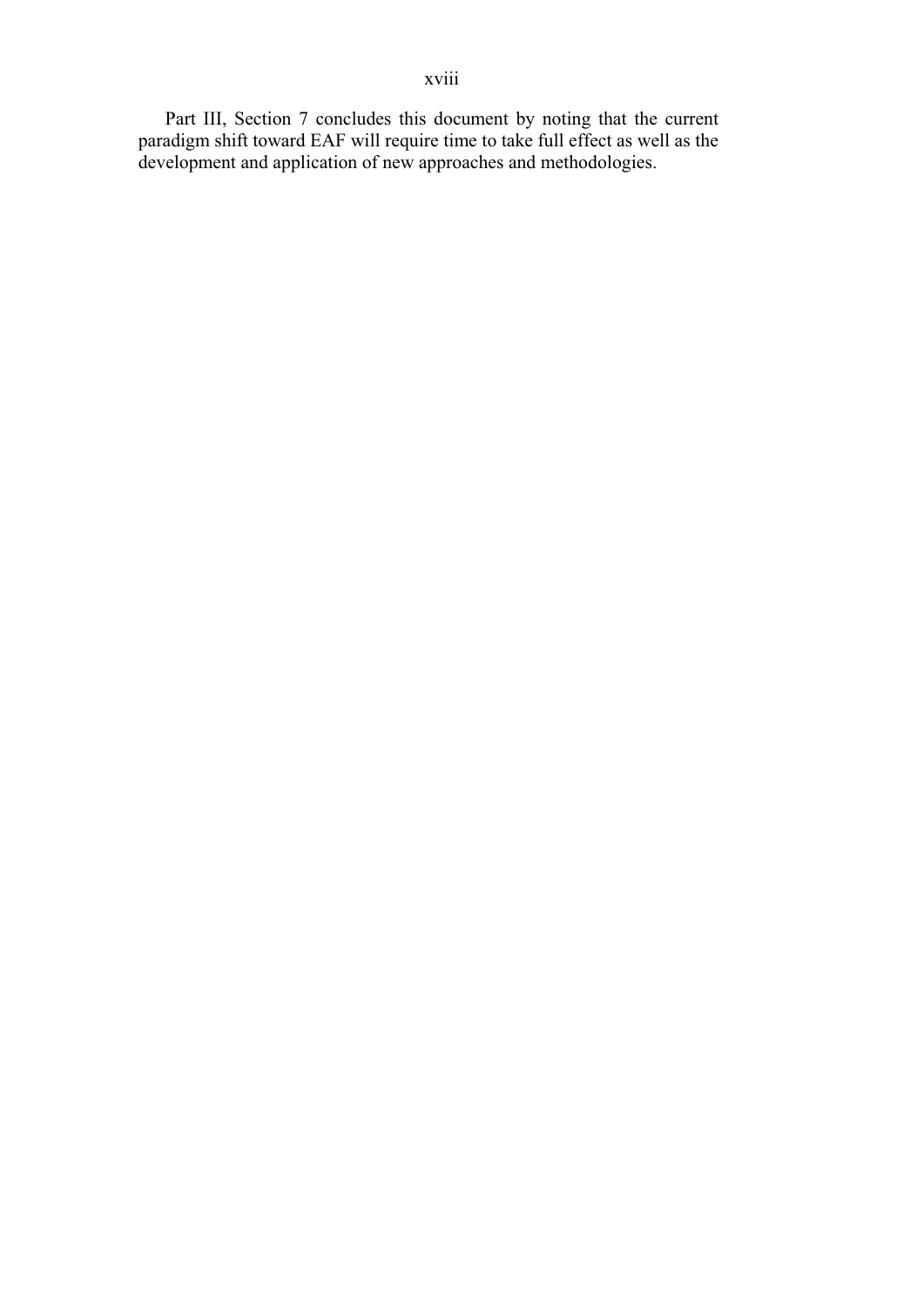Part III, Section 7 concludes this document by noting that the current paradigm shift toward EAF will require time to take full effect as well as the development and application of new approaches and methodologies.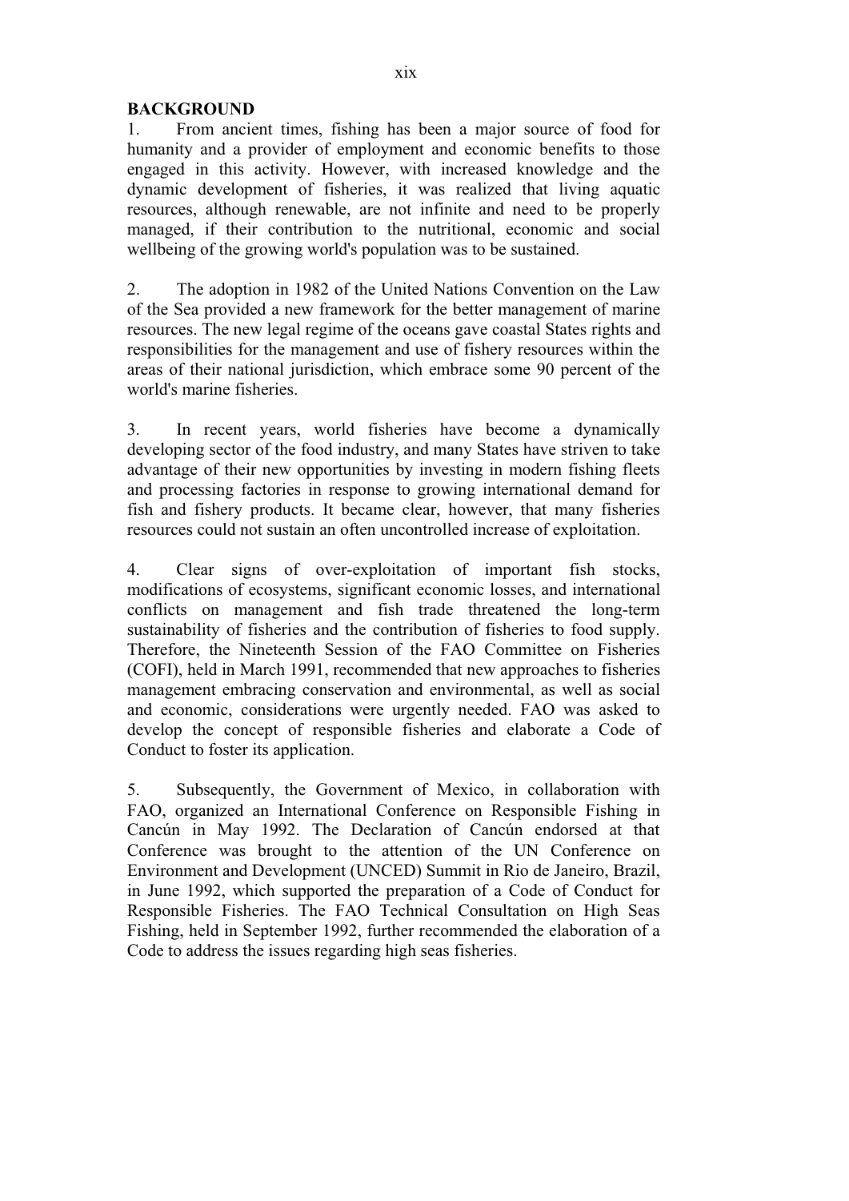## BACKGROUND

1. From ancient times, fishing has been a major source of food for humanity and a provider of employment and economic benefits to those engaged in this activity. However, with increased knowledge and the dynamic development of fisheries, it was realized that living aquatic resources, although renewable, are not infinite and need to be properly managed, if their contribution to the nutritional, economic and social wellbeing of the growing world's population was to be sustained.

2. The adoption in 1982 of the United Nations Convention on the Law of the Sea provided a new framework for the better management of marine resources. The new legal regime of the oceans gave coastal States rights and responsibilities for the management and use of fishery resources within the areas of their national jurisdiction, which embrace some 90 percent of the world's marine fisheries.

3. In recent years, world fisheries have become a dynamically developing sector of the food industry, and many States have striven to take advantage of their new opportunities by investing in modern fishing fleets and processing factories in response to growing international demand for fish and fishery products. It became clear, however, that many fisheries resources could not sustain an often uncontrolled increase of exploitation.

4. Clear signs of over-exploitation of important fish stocks, modifications of ecosystems, significant economic losses, and international conflicts on management and fish trade threatened the long-term sustainability of fisheries and the contribution of fisheries to food supply. Therefore, the Nineteenth Session of the FAO Committee on Fisheries (COFI), held in March 1991, recommended that new approaches to fisheries management embracing conservation and environmental, as well as social and economic, considerations were urgently needed. FAO was asked to develop the concept of responsible fisheries and elaborate a Code of Conduct to foster its application.

5. Subsequently, the Government of Mexico, in collaboration with FAO, organized an International Conference on Responsible Fishing in Cancún in May 1992. The Declaration of Cancún endorsed at that Conference was brought to the attention of the UN Conference on Environment and Development (UNCED) Summit in Rio de Janeiro, Brazil, in June 1992, which supported the preparation of a Code of Conduct for Responsible Fisheries. The FAO Technical Consultation on High Seas Fishing, held in September 1992, further recommended the elaboration of a Code to address the issues regarding high seas fisheries.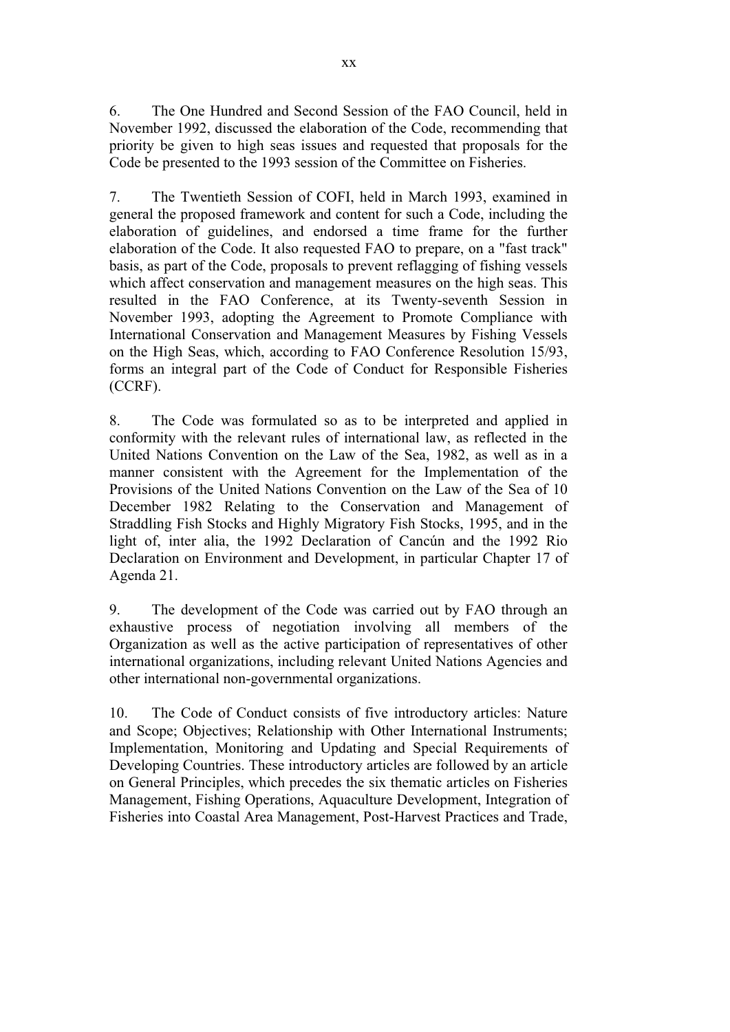6. The One Hundred and Second Session of the FAO Council, held in November 1992, discussed the elaboration of the Code, recommending that priority be given to high seas issues and requested that proposals for the Code be presented to the 1993 session of the Committee on Fisheries.

7. The Twentieth Session of COFI, held in March 1993, examined in general the proposed framework and content for such a Code, including the elaboration of guidelines, and endorsed a time frame for the further elaboration of the Code. It also requested FAO to prepare, on a "fast track" basis, as part of the Code, proposals to prevent reflagging of fishing vessels which affect conservation and management measures on the high seas. This resulted in the FAO Conference, at its Twenty-seventh Session in November 1993, adopting the Agreement to Promote Compliance with International Conservation and Management Measures by Fishing Vessels on the High Seas, which, according to FAO Conference Resolution 15/93, forms an integral part of the Code of Conduct for Responsible Fisheries (CCRF).

8. The Code was formulated so as to be interpreted and applied in conformity with the relevant rules of international law, as reflected in the United Nations Convention on the Law of the Sea, 1982, as well as in a manner consistent with the Agreement for the Implementation of the Provisions of the United Nations Convention on the Law of the Sea of 10 December 1982 Relating to the Conservation and Management of Straddling Fish Stocks and Highly Migratory Fish Stocks, 1995, and in the light of, inter alia, the 1992 Declaration of Cancún and the 1992 Rio Declaration on Environment and Development, in particular Chapter 17 of Agenda 21.

9. The development of the Code was carried out by FAO through an exhaustive process of negotiation involving all members of the Organization as well as the active participation of representatives of other international organizations, including relevant United Nations Agencies and other international non-governmental organizations.

10. The Code of Conduct consists of five introductory articles: Nature and Scope; Objectives; Relationship with Other International Instruments; Implementation, Monitoring and Updating and Special Requirements of Developing Countries. These introductory articles are followed by an article on General Principles, which precedes the six thematic articles on Fisheries Management, Fishing Operations, Aquaculture Development, Integration of Fisheries into Coastal Area Management, Post-Harvest Practices and Trade,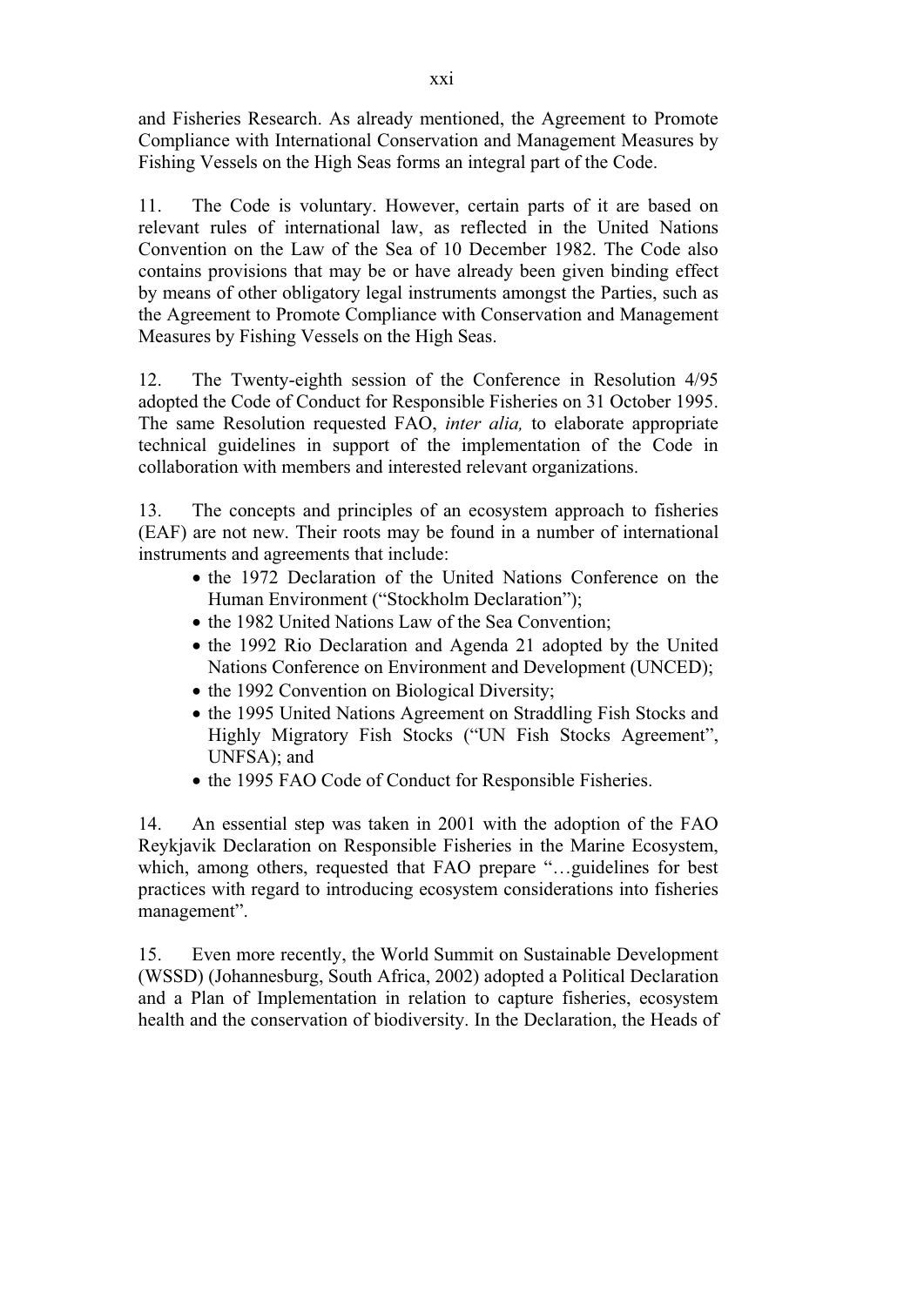and Fisheries Research. As already mentioned, the Agreement to Promote Compliance with International Conservation and Management Measures by Fishing Vessels on the High Seas forms an integral part of the Code.

11. The Code is voluntary. However, certain parts of it are based on relevant rules of international law, as reflected in the United Nations Convention on the Law of the Sea of 10 December 1982. The Code also contains provisions that may be or have already been given binding effect by means of other obligatory legal instruments amongst the Parties, such as the Agreement to Promote Compliance with Conservation and Management Measures by Fishing Vessels on the High Seas.

12. The Twenty-eighth session of the Conference in Resolution 4/95 adopted the Code of Conduct for Responsible Fisheries on 31 October 1995. The same Resolution requested FAO, *inter alia,* to elaborate appropriate technical guidelines in support of the implementation of the Code in collaboration with members and interested relevant organizations.

13. The concepts and principles of an ecosystem approach to fisheries (EAF) are not new. Their roots may be found in a number of international instruments and agreements that include:

- the 1972 Declaration of the United Nations Conference on the Human Environment ("Stockholm Declaration");
- the 1982 United Nations Law of the Sea Convention;
- the 1992 Rio Declaration and Agenda 21 adopted by the United Nations Conference on Environment and Development (UNCED);
- the 1992 Convention on Biological Diversity;
- the 1995 United Nations Agreement on Straddling Fish Stocks and Highly Migratory Fish Stocks ("UN Fish Stocks Agreement", UNFSA); and
- the 1995 FAO Code of Conduct for Responsible Fisheries.

14. An essential step was taken in 2001 with the adoption of the FAO Reykjavik Declaration on Responsible Fisheries in the Marine Ecosystem, which, among others, requested that FAO prepare "…guidelines for best practices with regard to introducing ecosystem considerations into fisheries management".

15. Even more recently, the World Summit on Sustainable Development (WSSD) (Johannesburg, South Africa, 2002) adopted a Political Declaration and a Plan of Implementation in relation to capture fisheries, ecosystem health and the conservation of biodiversity. In the Declaration, the Heads of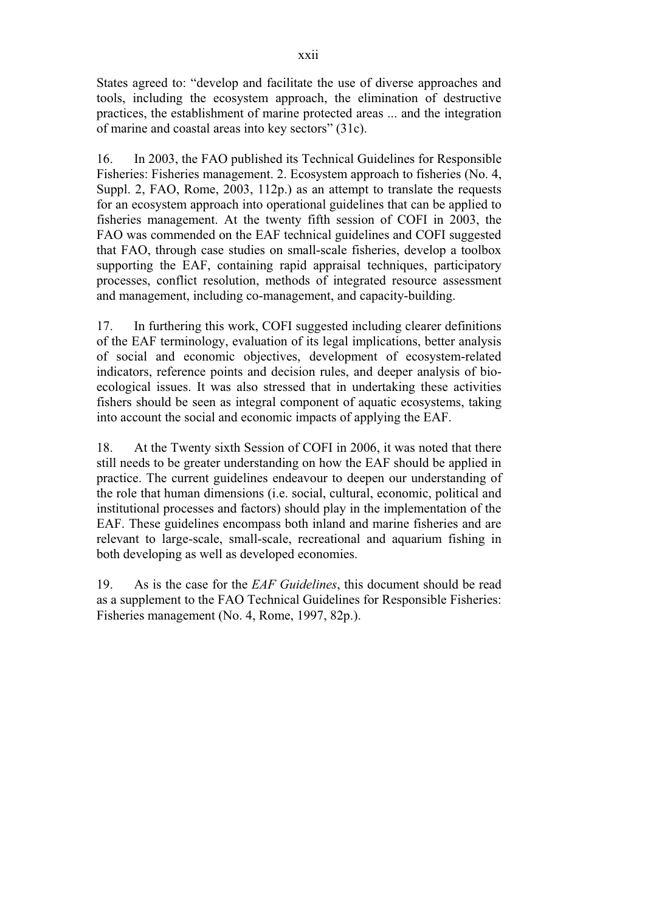States agreed to: "develop and facilitate the use of diverse approaches and tools, including the ecosystem approach, the elimination of destructive practices, the establishment of marine protected areas ... and the integration of marine and coastal areas into key sectors" (31c).

16. In 2003, the FAO published its Technical Guidelines for Responsible Fisheries: Fisheries management. 2. Ecosystem approach to fisheries (No. 4, Suppl. 2, FAO, Rome, 2003, 112p.) as an attempt to translate the requests for an ecosystem approach into operational guidelines that can be applied to fisheries management. At the twenty fifth session of COFI in 2003, the FAO was commended on the EAF technical guidelines and COFI suggested that FAO, through case studies on small-scale fisheries, develop a toolbox supporting the EAF, containing rapid appraisal techniques, participatory processes, conflict resolution, methods of integrated resource assessment and management, including co-management, and capacity-building.

17. In furthering this work, COFI suggested including clearer definitions of the EAF terminology, evaluation of its legal implications, better analysis of social and economic objectives, development of ecosystem-related indicators, reference points and decision rules, and deeper analysis of bio-ecological issues. It was also stressed that in undertaking these activities fishers should be seen as integral component of aquatic ecosystems, taking into account the social and economic impacts of applying the EAF.

18. At the Twenty sixth Session of COFI in 2006, it was noted that there still needs to be greater understanding on how the EAF should be applied in practice. The current guidelines endeavour to deepen our understanding of the role that human dimensions (i.e. social, cultural, economic, political and institutional processes and factors) should play in the implementation of the EAF. These guidelines encompass both inland and marine fisheries and are relevant to large-scale, small-scale, recreational and aquarium fishing in both developing as well as developed economies.

19. As is the case for the *EAF Guidelines*, this document should be read as a supplement to the FAO Technical Guidelines for Responsible Fisheries: Fisheries management (No. 4, Rome, 1997, 82p.).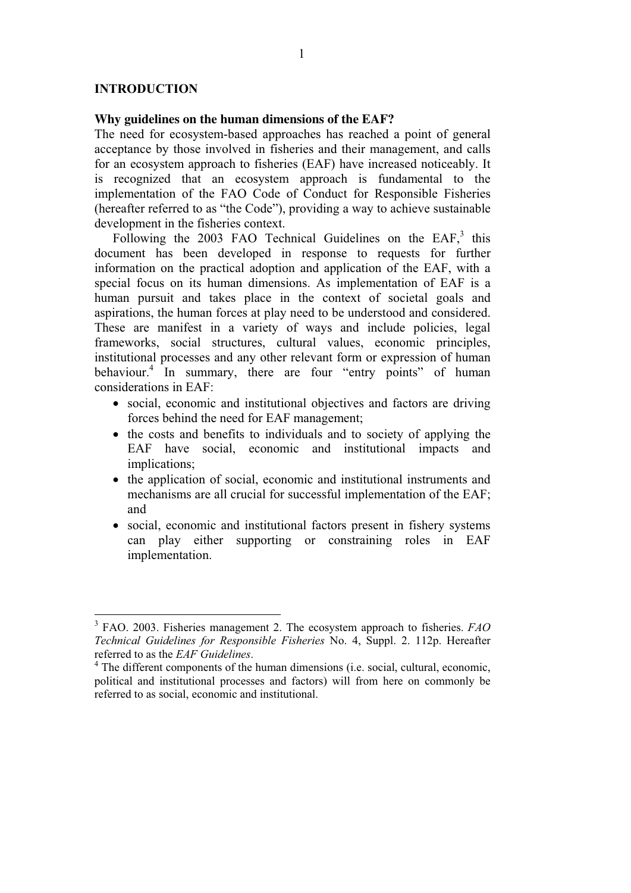# INTRODUCTION

## Why guidelines on the human dimensions of the EAF?

The need for ecosystem-based approaches has reached a point of general acceptance by those involved in fisheries and their management, and calls for an ecosystem approach to fisheries (EAF) have increased noticeably. It is recognized that an ecosystem approach is fundamental to the implementation of the FAO Code of Conduct for Responsible Fisheries (hereafter referred to as "the Code"), providing a way to achieve sustainable development in the fisheries context.

Following the 2003 FAO Technical Guidelines on the EAF,[3] this document has been developed in response to requests for further information on the practical adoption and application of the EAF, with a special focus on its human dimensions. As implementation of EAF is a human pursuit and takes place in the context of societal goals and aspirations, the human forces at play need to be understood and considered. These are manifest in a variety of ways and include policies, legal frameworks, social structures, cultural values, economic principles, institutional processes and any other relevant form or expression of human behaviour.[4] In summary, there are four "entry points" of human considerations in EAF:

- social, economic and institutional objectives and factors are driving forces behind the need for EAF management;
- the costs and benefits to individuals and to society of applying the EAF have social, economic and institutional impacts and implications;
- the application of social, economic and institutional instruments and mechanisms are all crucial for successful implementation of the EAF; and
- social, economic and institutional factors present in fishery systems can play either supporting or constraining roles in EAF implementation.

---

[3] FAO. 2003. Fisheries management 2. The ecosystem approach to fisheries. *FAO Technical Guidelines for Responsible Fisheries* No. 4, Suppl. 2. 112p. Hereafter referred to as the *EAF Guidelines*.

[4] The different components of the human dimensions (i.e. social, cultural, economic, political and institutional processes and factors) will from here on commonly be referred to as social, economic and institutional.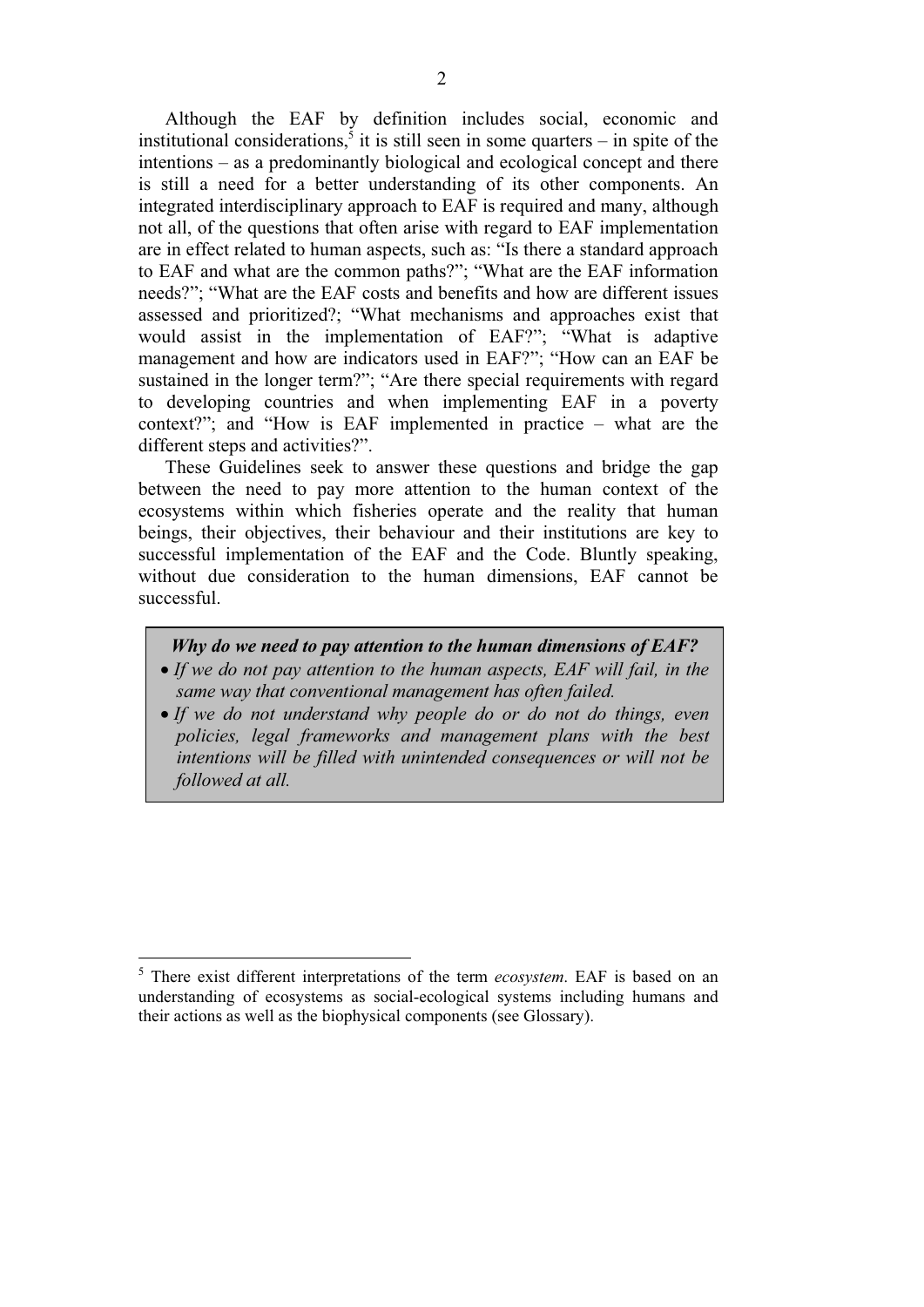Although the EAF by definition includes social, economic and institutional considerations,[5] it is still seen in some quarters – in spite of the intentions – as a predominantly biological and ecological concept and there is still a need for a better understanding of its other components. An integrated interdisciplinary approach to EAF is required and many, although not all, of the questions that often arise with regard to EAF implementation are in effect related to human aspects, such as: "Is there a standard approach to EAF and what are the common paths?"; "What are the EAF information needs?"; "What are the EAF costs and benefits and how are different issues assessed and prioritized?; "What mechanisms and approaches exist that would assist in the implementation of EAF?"; "What is adaptive management and how are indicators used in EAF?"; "How can an EAF be sustained in the longer term?"; "Are there special requirements with regard to developing countries and when implementing EAF in a poverty context?"; and "How is EAF implemented in practice – what are the different steps and activities?".

These Guidelines seek to answer these questions and bridge the gap between the need to pay more attention to the human context of the ecosystems within which fisheries operate and the reality that human beings, their objectives, their behaviour and their institutions are key to successful implementation of the EAF and the Code. Bluntly speaking, without due consideration to the human dimensions, EAF cannot be successful.

> ***Why do we need to pay attention to the human dimensions of EAF?***
>
> - *If we do not pay attention to the human aspects, EAF will fail, in the same way that conventional management has often failed.*
> - *If we do not understand why people do or do not do things, even policies, legal frameworks and management plans with the best intentions will be filled with unintended consequences or will not be followed at all.*

---

[5] There exist different interpretations of the term *ecosystem*. EAF is based on an understanding of ecosystems as social-ecological systems including humans and their actions as well as the biophysical components (see Glossary).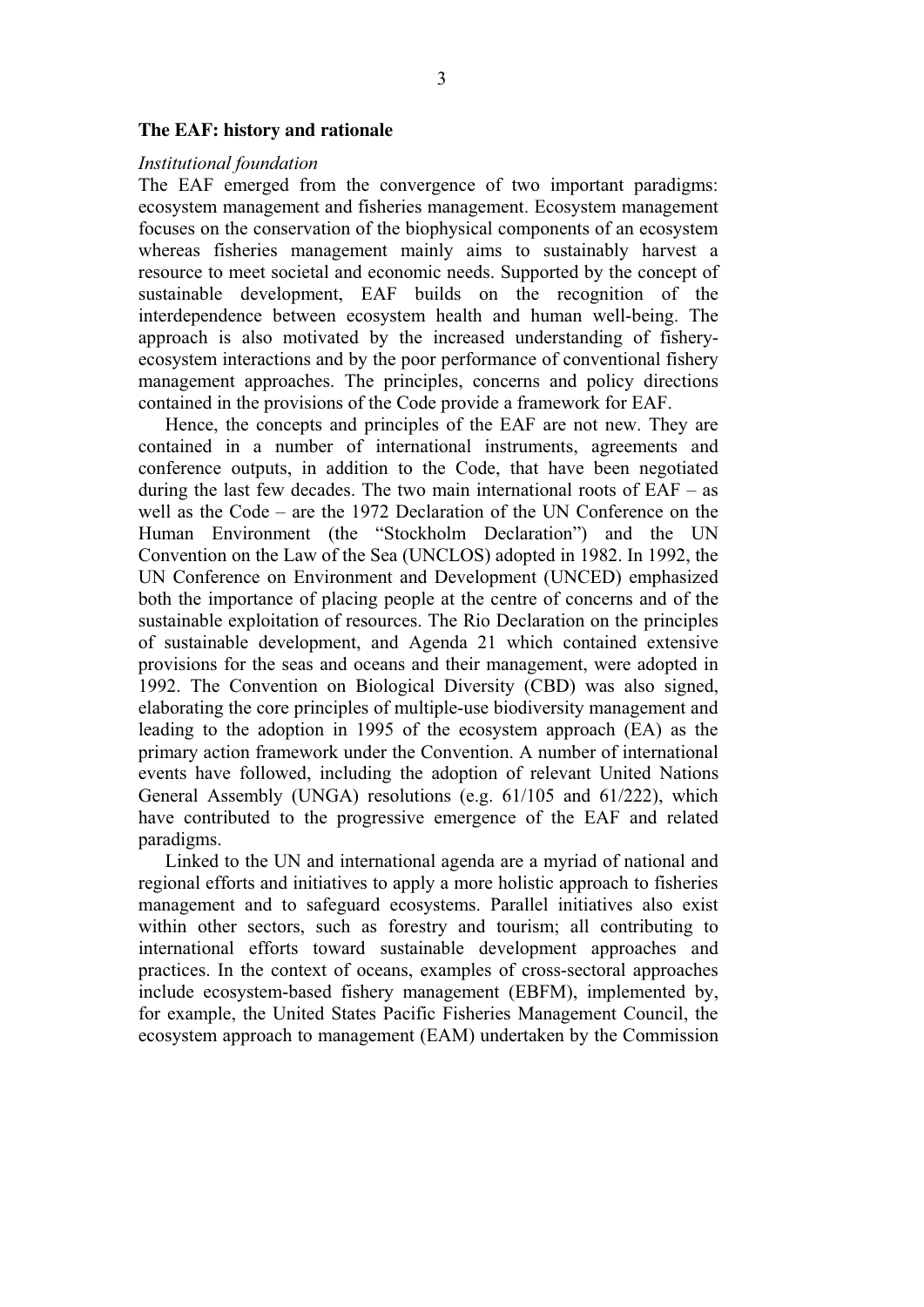## The EAF: history and rationale

*Institutional foundation*

The EAF emerged from the convergence of two important paradigms: ecosystem management and fisheries management. Ecosystem management focuses on the conservation of the biophysical components of an ecosystem whereas fisheries management mainly aims to sustainably harvest a resource to meet societal and economic needs. Supported by the concept of sustainable development, EAF builds on the recognition of the interdependence between ecosystem health and human well-being. The approach is also motivated by the increased understanding of fishery-ecosystem interactions and by the poor performance of conventional fishery management approaches. The principles, concerns and policy directions contained in the provisions of the Code provide a framework for EAF.

Hence, the concepts and principles of the EAF are not new. They are contained in a number of international instruments, agreements and conference outputs, in addition to the Code, that have been negotiated during the last few decades. The two main international roots of EAF – as well as the Code – are the 1972 Declaration of the UN Conference on the Human Environment (the "Stockholm Declaration") and the UN Convention on the Law of the Sea (UNCLOS) adopted in 1982. In 1992, the UN Conference on Environment and Development (UNCED) emphasized both the importance of placing people at the centre of concerns and of the sustainable exploitation of resources. The Rio Declaration on the principles of sustainable development, and Agenda 21 which contained extensive provisions for the seas and oceans and their management, were adopted in 1992. The Convention on Biological Diversity (CBD) was also signed, elaborating the core principles of multiple-use biodiversity management and leading to the adoption in 1995 of the ecosystem approach (EA) as the primary action framework under the Convention. A number of international events have followed, including the adoption of relevant United Nations General Assembly (UNGA) resolutions (e.g. 61/105 and 61/222), which have contributed to the progressive emergence of the EAF and related paradigms.

Linked to the UN and international agenda are a myriad of national and regional efforts and initiatives to apply a more holistic approach to fisheries management and to safeguard ecosystems. Parallel initiatives also exist within other sectors, such as forestry and tourism; all contributing to international efforts toward sustainable development approaches and practices. In the context of oceans, examples of cross-sectoral approaches include ecosystem-based fishery management (EBFM), implemented by, for example, the United States Pacific Fisheries Management Council, the ecosystem approach to management (EAM) undertaken by the Commission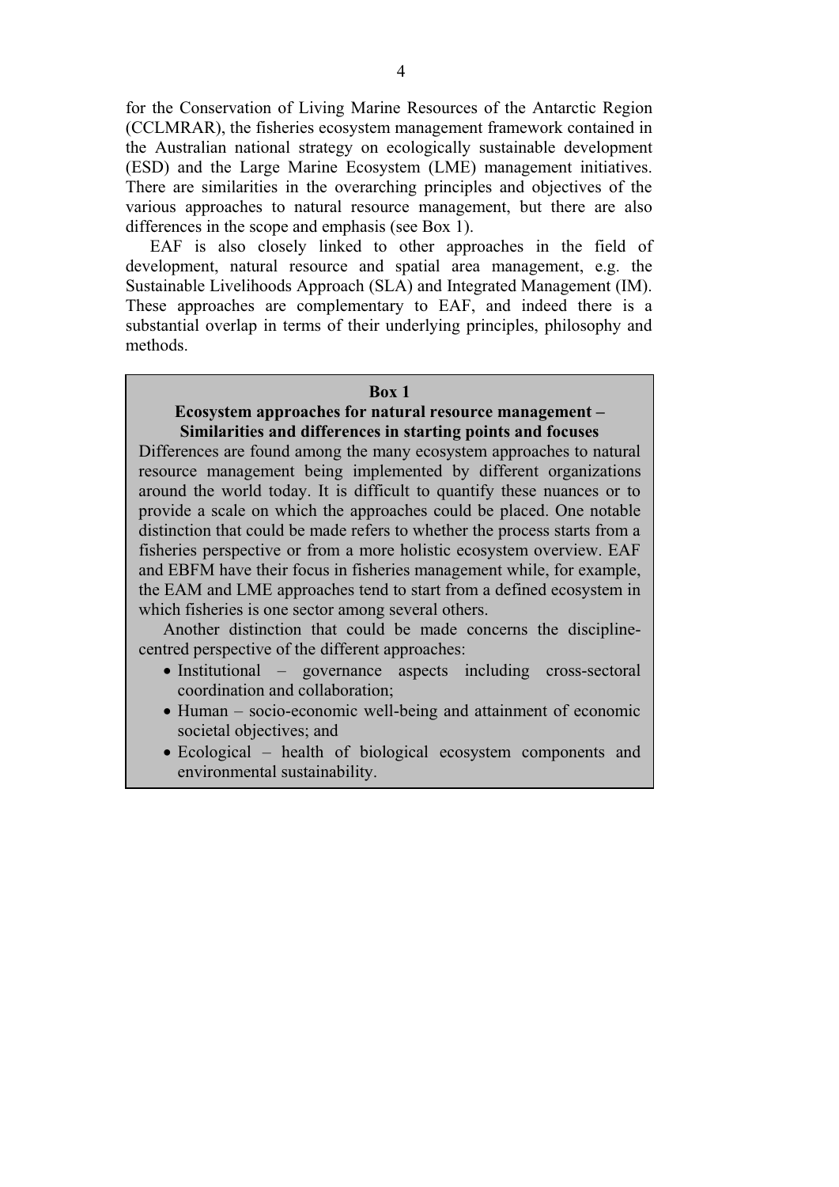for the Conservation of Living Marine Resources of the Antarctic Region (CCLMRAR), the fisheries ecosystem management framework contained in the Australian national strategy on ecologically sustainable development (ESD) and the Large Marine Ecosystem (LME) management initiatives. There are similarities in the overarching principles and objectives of the various approaches to natural resource management, but there are also differences in the scope and emphasis (see Box 1).

EAF is also closely linked to other approaches in the field of development, natural resource and spatial area management, e.g. the Sustainable Livelihoods Approach (SLA) and Integrated Management (IM). These approaches are complementary to EAF, and indeed there is a substantial overlap in terms of their underlying principles, philosophy and methods.

**Box 1**

**Ecosystem approaches for natural resource management – Similarities and differences in starting points and focuses**

Differences are found among the many ecosystem approaches to natural resource management being implemented by different organizations around the world today. It is difficult to quantify these nuances or to provide a scale on which the approaches could be placed. One notable distinction that could be made refers to whether the process starts from a fisheries perspective or from a more holistic ecosystem overview. EAF and EBFM have their focus in fisheries management while, for example, the EAM and LME approaches tend to start from a defined ecosystem in which fisheries is one sector among several others.

Another distinction that could be made concerns the discipline-centred perspective of the different approaches:

- Institutional – governance aspects including cross-sectoral coordination and collaboration;
- Human – socio-economic well-being and attainment of economic societal objectives; and
- Ecological – health of biological ecosystem components and environmental sustainability.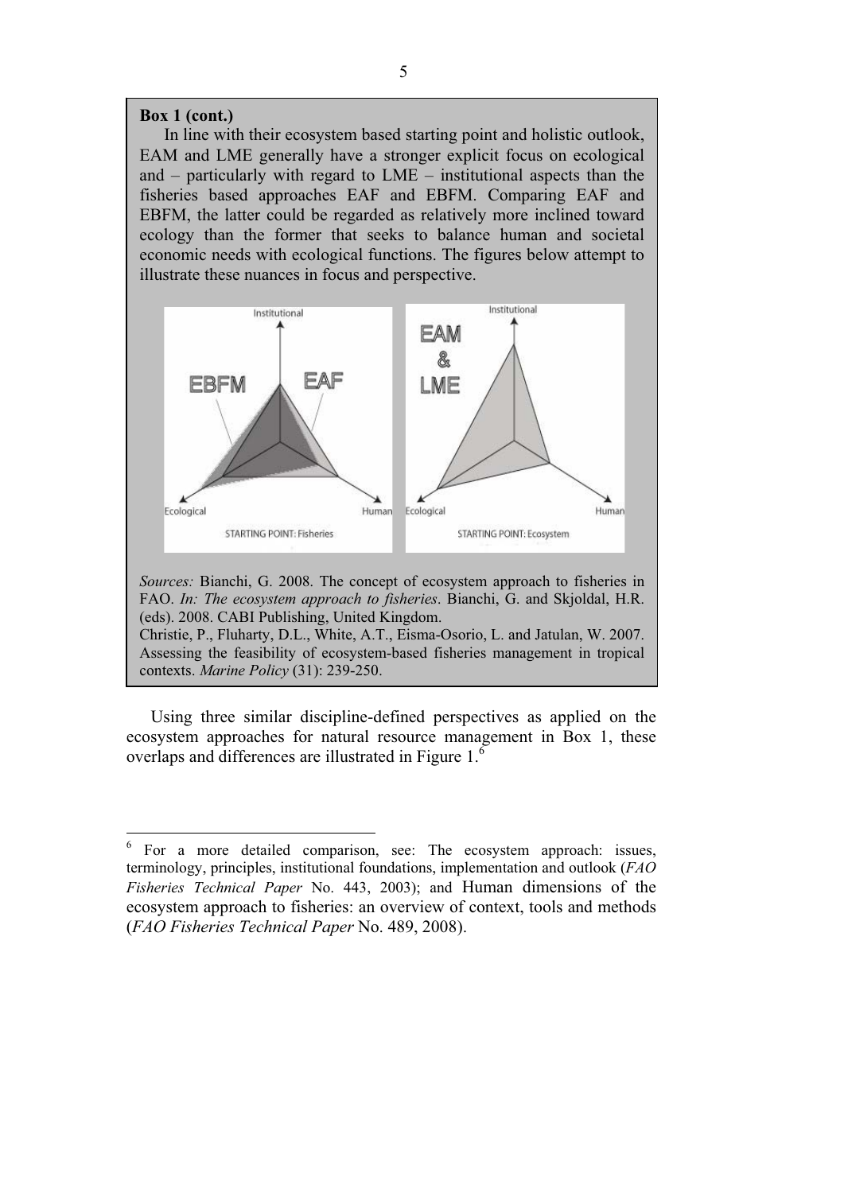**Box 1 (cont.)**

In line with their ecosystem based starting point and holistic outlook, EAM and LME generally have a stronger explicit focus on ecological and – particularly with regard to LME – institutional aspects than the fisheries based approaches EAF and EBFM. Comparing EAF and EBFM, the latter could be regarded as relatively more inclined toward ecology than the former that seeks to balance human and societal economic needs with ecological functions. The figures below attempt to illustrate these nuances in focus and perspective.

*Sources:* Bianchi, G. 2008. The concept of ecosystem approach to fisheries in FAO. *In: The ecosystem approach to fisheries*. Bianchi, G. and Skjoldal, H.R. (eds). 2008. CABI Publishing, United Kingdom.

Christie, P., Fluharty, D.L., White, A.T., Eisma-Osorio, L. and Jatulan, W. 2007. Assessing the feasibility of ecosystem-based fisheries management in tropical contexts. *Marine Policy* (31): 239-250.

Using three similar discipline-defined perspectives as applied on the ecosystem approaches for natural resource management in Box 1, these overlaps and differences are illustrated in Figure 1.[6]

[6] For a more detailed comparison, see: The ecosystem approach: issues, terminology, principles, institutional foundations, implementation and outlook (*FAO Fisheries Technical Paper* No. 443, 2003); and Human dimensions of the ecosystem approach to fisheries: an overview of context, tools and methods (*FAO Fisheries Technical Paper* No. 489, 2008).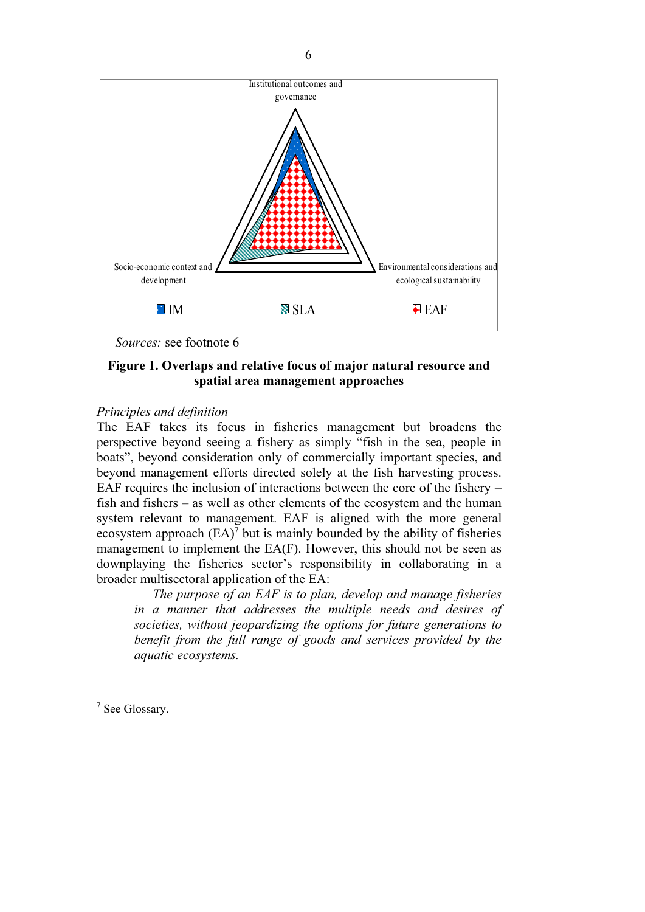Institutional outcomes and governance

Socio-economic context and development

Environmental considerations and ecological sustainability

IM SLA EAF

*Sources:* see footnote 6

**Figure 1. Overlaps and relative focus of major natural resource and spatial area management approaches**

*Principles and definition*

The EAF takes its focus in fisheries management but broadens the perspective beyond seeing a fishery as simply "fish in the sea, people in boats", beyond consideration only of commercially important species, and beyond management efforts directed solely at the fish harvesting process. EAF requires the inclusion of interactions between the core of the fishery – fish and fishers – as well as other elements of the ecosystem and the human system relevant to management. EAF is aligned with the more general ecosystem approach (EA)[7] but is mainly bounded by the ability of fisheries management to implement the EA(F). However, this should not be seen as downplaying the fisheries sector's responsibility in collaborating in a broader multisectoral application of the EA:

> *The purpose of an EAF is to plan, develop and manage fisheries in a manner that addresses the multiple needs and desires of societies, without jeopardizing the options for future generations to benefit from the full range of goods and services provided by the aquatic ecosystems.*

---

[7] See Glossary.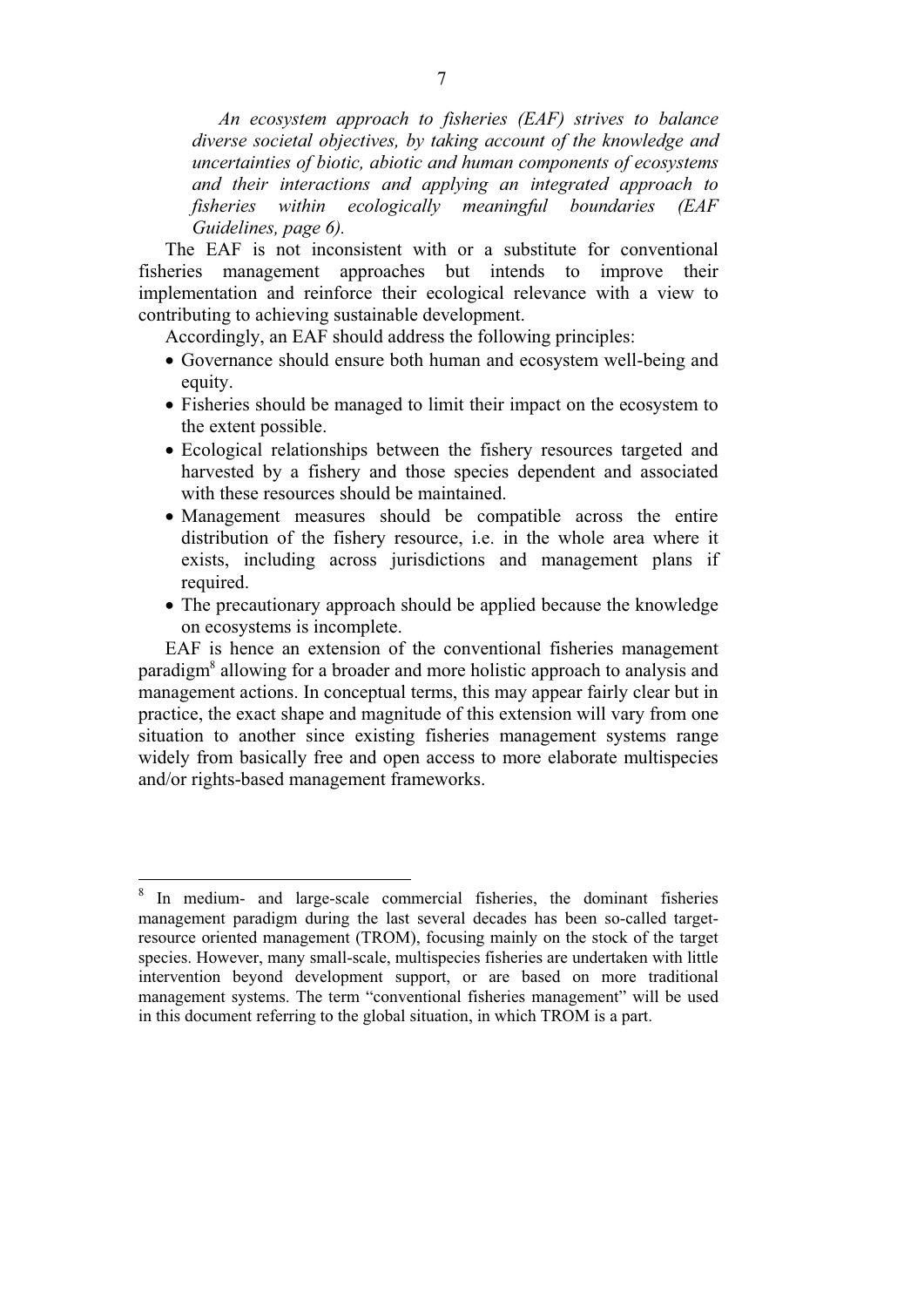*An ecosystem approach to fisheries (EAF) strives to balance diverse societal objectives, by taking account of the knowledge and uncertainties of biotic, abiotic and human components of ecosystems and their interactions and applying an integrated approach to fisheries within ecologically meaningful boundaries (EAF Guidelines, page 6).*

The EAF is not inconsistent with or a substitute for conventional fisheries management approaches but intends to improve their implementation and reinforce their ecological relevance with a view to contributing to achieving sustainable development.

Accordingly, an EAF should address the following principles:

- Governance should ensure both human and ecosystem well-being and equity.
- Fisheries should be managed to limit their impact on the ecosystem to the extent possible.
- Ecological relationships between the fishery resources targeted and harvested by a fishery and those species dependent and associated with these resources should be maintained.
- Management measures should be compatible across the entire distribution of the fishery resource, i.e. in the whole area where it exists, including across jurisdictions and management plans if required.
- The precautionary approach should be applied because the knowledge on ecosystems is incomplete.

EAF is hence an extension of the conventional fisheries management paradigm[8] allowing for a broader and more holistic approach to analysis and management actions. In conceptual terms, this may appear fairly clear but in practice, the exact shape and magnitude of this extension will vary from one situation to another since existing fisheries management systems range widely from basically free and open access to more elaborate multispecies and/or rights-based management frameworks.

---

[8] In medium- and large-scale commercial fisheries, the dominant fisheries management paradigm during the last several decades has been so-called target-resource oriented management (TROM), focusing mainly on the stock of the target species. However, many small-scale, multispecies fisheries are undertaken with little intervention beyond development support, or are based on more traditional management systems. The term "conventional fisheries management" will be used in this document referring to the global situation, in which TROM is a part.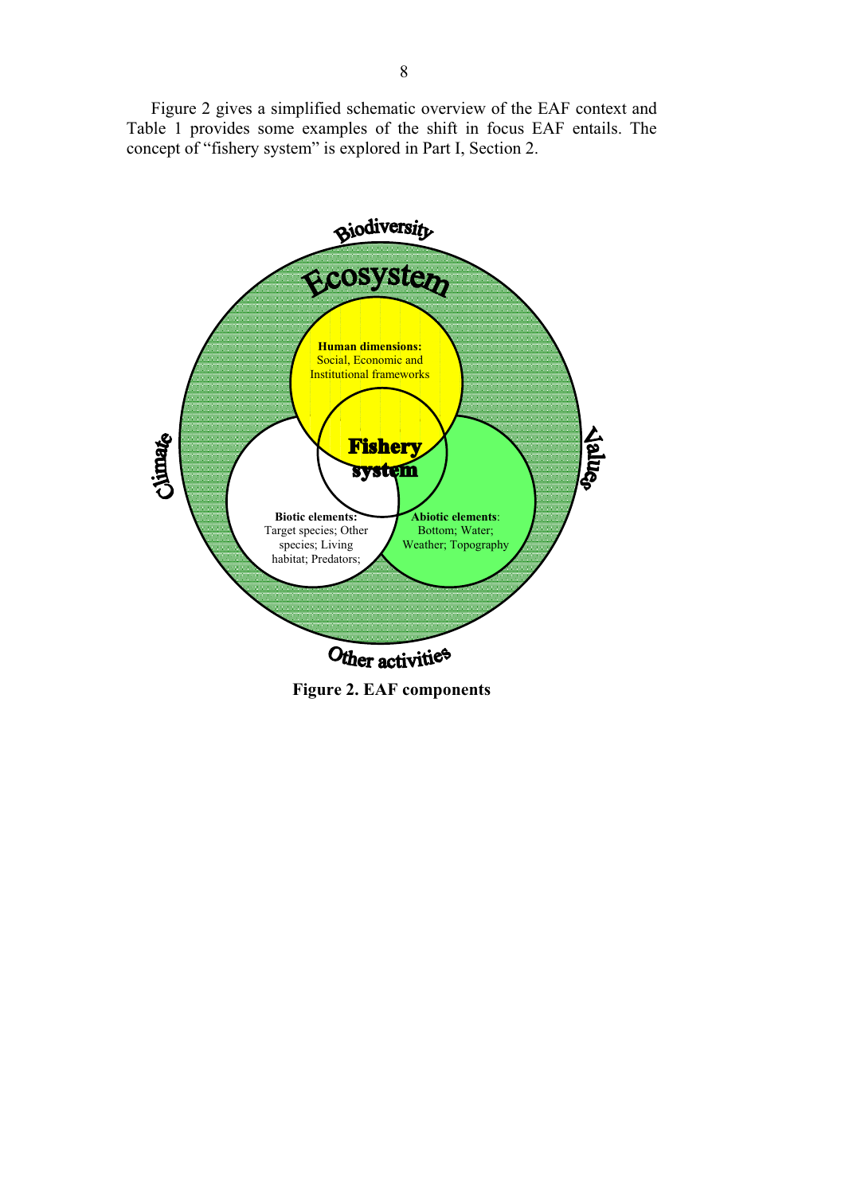Figure 2 gives a simplified schematic overview of the EAF context and Table 1 provides some examples of the shift in focus EAF entails. The concept of "fishery system" is explored in Part I, Section 2.

Biodiversity

Ecosystem

**Human dimensions:** Social, Economic and Institutional frameworks

Climate

**Fishery system**

Values

**Biotic elements:** Target species; Other species; Living habitat; Predators;

**Abiotic elements**: Bottom; Water; Weather; Topography

Other activities

**Figure 2. EAF components**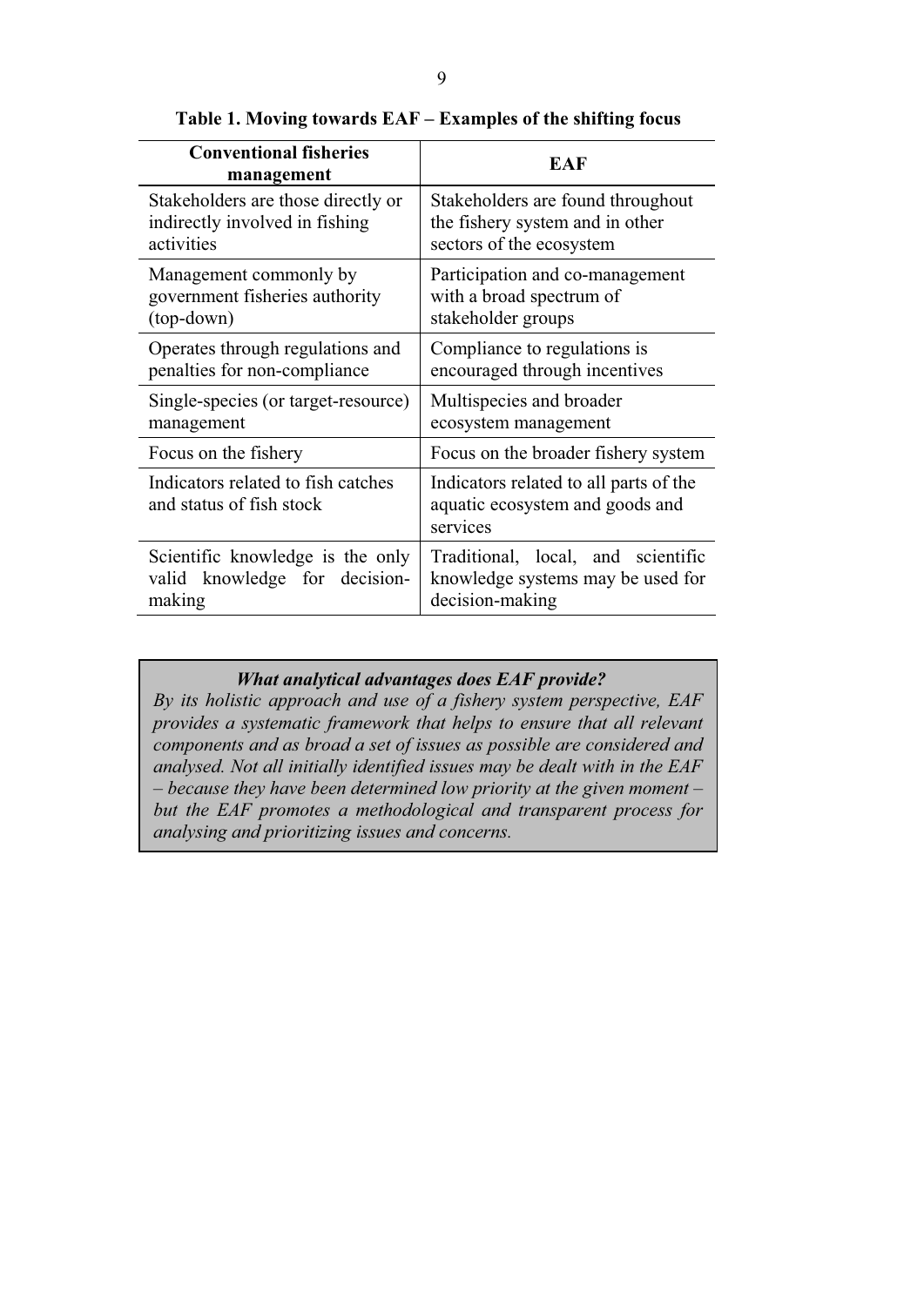**Table 1. Moving towards EAF – Examples of the shifting focus**

| Conventional fisheries management | EAF |
| --- | --- |
| Stakeholders are those directly or indirectly involved in fishing activities | Stakeholders are found throughout the fishery system and in other sectors of the ecosystem |
| Management commonly by government fisheries authority (top-down) | Participation and co-management with a broad spectrum of stakeholder groups |
| Operates through regulations and penalties for non-compliance | Compliance to regulations is encouraged through incentives |
| Single-species (or target-resource) management | Multispecies and broader ecosystem management |
| Focus on the fishery | Focus on the broader fishery system |
| Indicators related to fish catches and status of fish stock | Indicators related to all parts of the aquatic ecosystem and goods and services |
| Scientific knowledge is the only valid knowledge for decision-making | Traditional, local, and scientific knowledge systems may be used for decision-making |

> ***What analytical advantages does EAF provide?***
>
> *By its holistic approach and use of a fishery system perspective, EAF provides a systematic framework that helps to ensure that all relevant components and as broad a set of issues as possible are considered and analysed. Not all initially identified issues may be dealt with in the EAF – because they have been determined low priority at the given moment – but the EAF promotes a methodological and transparent process for analysing and prioritizing issues and concerns.*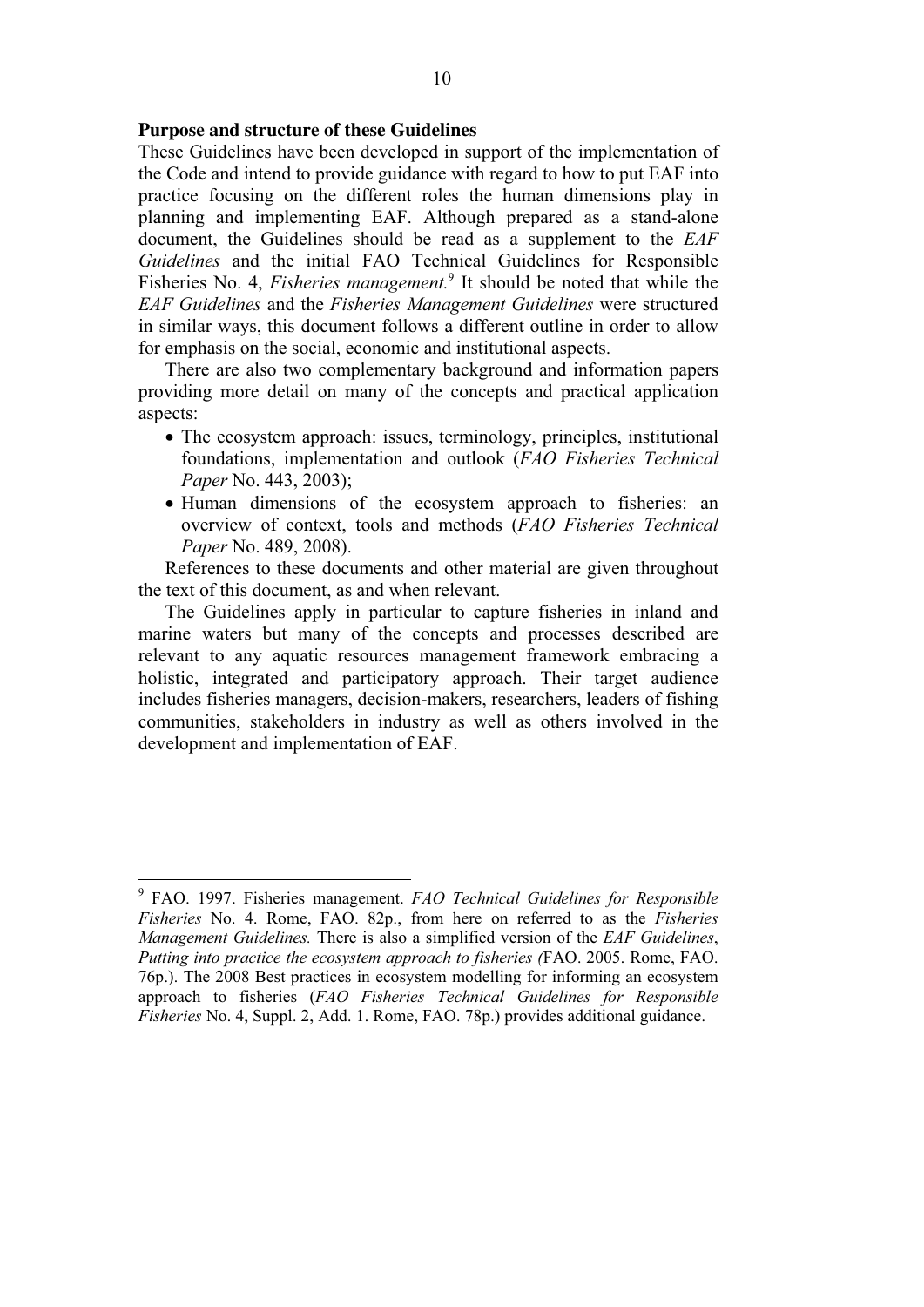## Purpose and structure of these Guidelines

These Guidelines have been developed in support of the implementation of the Code and intend to provide guidance with regard to how to put EAF into practice focusing on the different roles the human dimensions play in planning and implementing EAF. Although prepared as a stand-alone document, the Guidelines should be read as a supplement to the *EAF Guidelines* and the initial FAO Technical Guidelines for Responsible Fisheries No. 4, *Fisheries management.*[9] It should be noted that while the *EAF Guidelines* and the *Fisheries Management Guidelines* were structured in similar ways, this document follows a different outline in order to allow for emphasis on the social, economic and institutional aspects.

There are also two complementary background and information papers providing more detail on many of the concepts and practical application aspects:

- The ecosystem approach: issues, terminology, principles, institutional foundations, implementation and outlook (*FAO Fisheries Technical Paper* No. 443, 2003);
- Human dimensions of the ecosystem approach to fisheries: an overview of context, tools and methods (*FAO Fisheries Technical Paper* No. 489, 2008).

References to these documents and other material are given throughout the text of this document, as and when relevant.

The Guidelines apply in particular to capture fisheries in inland and marine waters but many of the concepts and processes described are relevant to any aquatic resources management framework embracing a holistic, integrated and participatory approach. Their target audience includes fisheries managers, decision-makers, researchers, leaders of fishing communities, stakeholders in industry as well as others involved in the development and implementation of EAF.

---

[9] FAO. 1997. Fisheries management. *FAO Technical Guidelines for Responsible Fisheries* No. 4. Rome, FAO. 82p., from here on referred to as the *Fisheries Management Guidelines.* There is also a simplified version of the *EAF Guidelines*, *Putting into practice the ecosystem approach to fisheries (*FAO. 2005. Rome, FAO. 76p.). The 2008 Best practices in ecosystem modelling for informing an ecosystem approach to fisheries (*FAO Fisheries Technical Guidelines for Responsible Fisheries* No. 4, Suppl. 2, Add. 1. Rome, FAO. 78p.) provides additional guidance.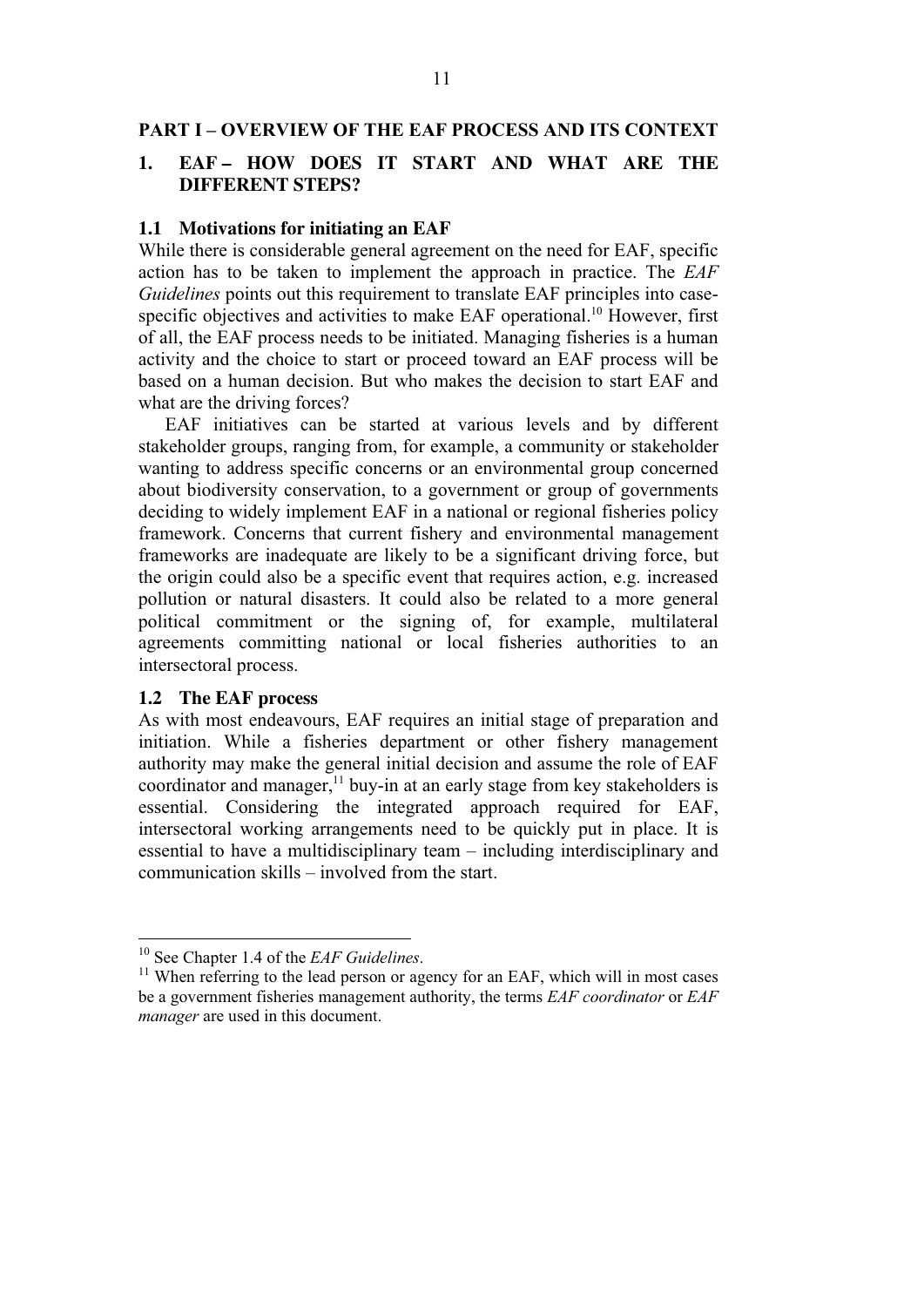# PART I – OVERVIEW OF THE EAF PROCESS AND ITS CONTEXT

## 1. EAF – HOW DOES IT START AND WHAT ARE THE DIFFERENT STEPS?

### 1.1 Motivations for initiating an EAF

While there is considerable general agreement on the need for EAF, specific action has to be taken to implement the approach in practice. The *EAF Guidelines* points out this requirement to translate EAF principles into case-specific objectives and activities to make EAF operational.[10] However, first of all, the EAF process needs to be initiated. Managing fisheries is a human activity and the choice to start or proceed toward an EAF process will be based on a human decision. But who makes the decision to start EAF and what are the driving forces?

EAF initiatives can be started at various levels and by different stakeholder groups, ranging from, for example, a community or stakeholder wanting to address specific concerns or an environmental group concerned about biodiversity conservation, to a government or group of governments deciding to widely implement EAF in a national or regional fisheries policy framework. Concerns that current fishery and environmental management frameworks are inadequate are likely to be a significant driving force, but the origin could also be a specific event that requires action, e.g. increased pollution or natural disasters. It could also be related to a more general political commitment or the signing of, for example, multilateral agreements committing national or local fisheries authorities to an intersectoral process.

### 1.2 The EAF process

As with most endeavours, EAF requires an initial stage of preparation and initiation. While a fisheries department or other fishery management authority may make the general initial decision and assume the role of EAF coordinator and manager,[11] buy-in at an early stage from key stakeholders is essential. Considering the integrated approach required for EAF, intersectoral working arrangements need to be quickly put in place. It is essential to have a multidisciplinary team – including interdisciplinary and communication skills – involved from the start.

---

[10] See Chapter 1.4 of the *EAF Guidelines*.

[11] When referring to the lead person or agency for an EAF, which will in most cases be a government fisheries management authority, the terms *EAF coordinator* or *EAF manager* are used in this document.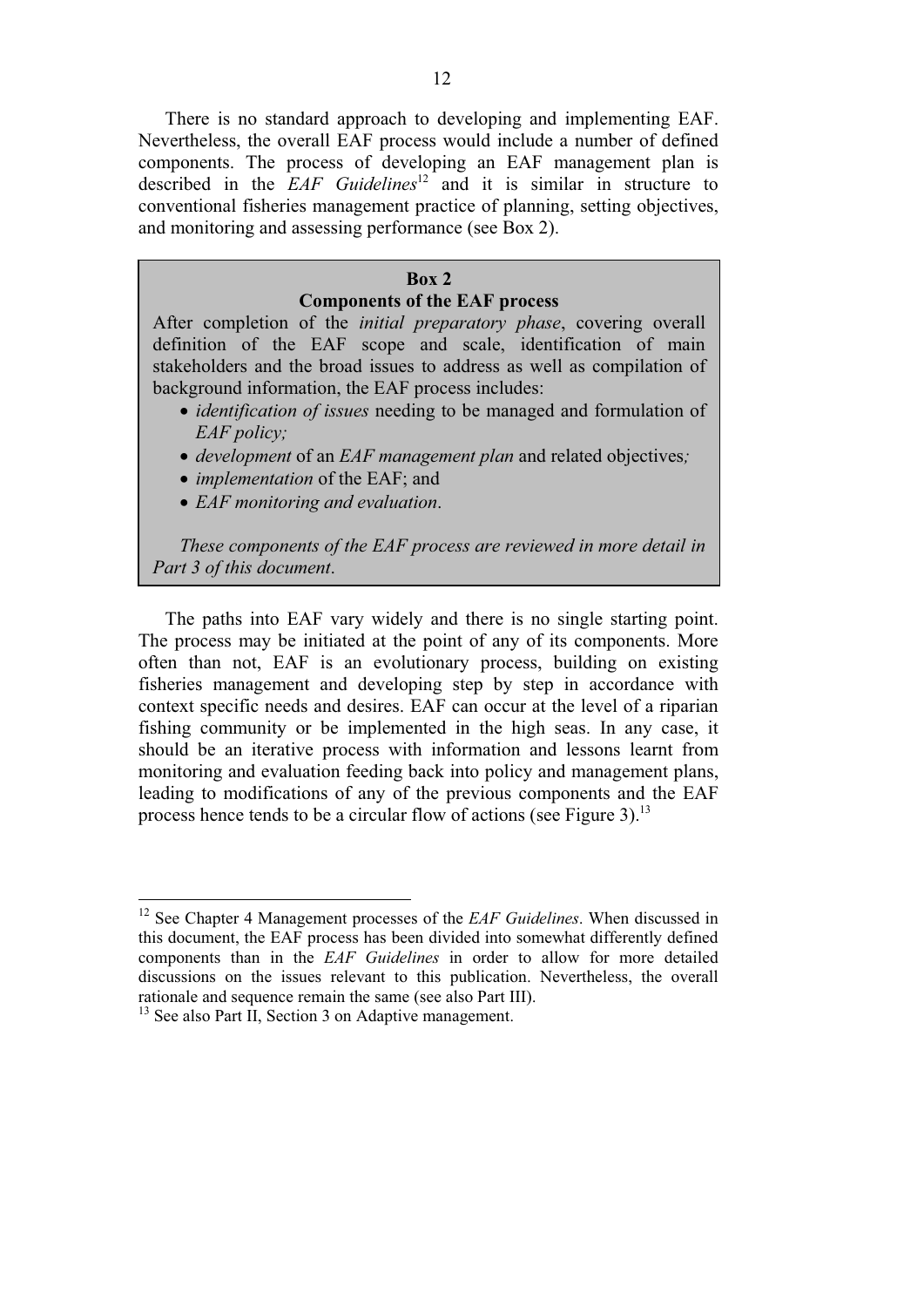There is no standard approach to developing and implementing EAF. Nevertheless, the overall EAF process would include a number of defined components. The process of developing an EAF management plan is described in the *EAF Guidelines*[12] and it is similar in structure to conventional fisheries management practice of planning, setting objectives, and monitoring and assessing performance (see Box 2).

> **Box 2**
> **Components of the EAF process**
>
> After completion of the *initial preparatory phase*, covering overall definition of the EAF scope and scale, identification of main stakeholders and the broad issues to address as well as compilation of background information, the EAF process includes:
>
> - *identification of issues* needing to be managed and formulation of *EAF policy;*
> - *development* of an *EAF management plan* and related objectives*;*
> - *implementation* of the EAF; and
> - *EAF monitoring and evaluation*.
>
> *These components of the EAF process are reviewed in more detail in Part 3 of this document*.

The paths into EAF vary widely and there is no single starting point. The process may be initiated at the point of any of its components. More often than not, EAF is an evolutionary process, building on existing fisheries management and developing step by step in accordance with context specific needs and desires. EAF can occur at the level of a riparian fishing community or be implemented in the high seas. In any case, it should be an iterative process with information and lessons learnt from monitoring and evaluation feeding back into policy and management plans, leading to modifications of any of the previous components and the EAF process hence tends to be a circular flow of actions (see Figure 3).[13]

---

[12] See Chapter 4 Management processes of the *EAF Guidelines*. When discussed in this document, the EAF process has been divided into somewhat differently defined components than in the *EAF Guidelines* in order to allow for more detailed discussions on the issues relevant to this publication. Nevertheless, the overall rationale and sequence remain the same (see also Part III).

[13] See also Part II, Section 3 on Adaptive management.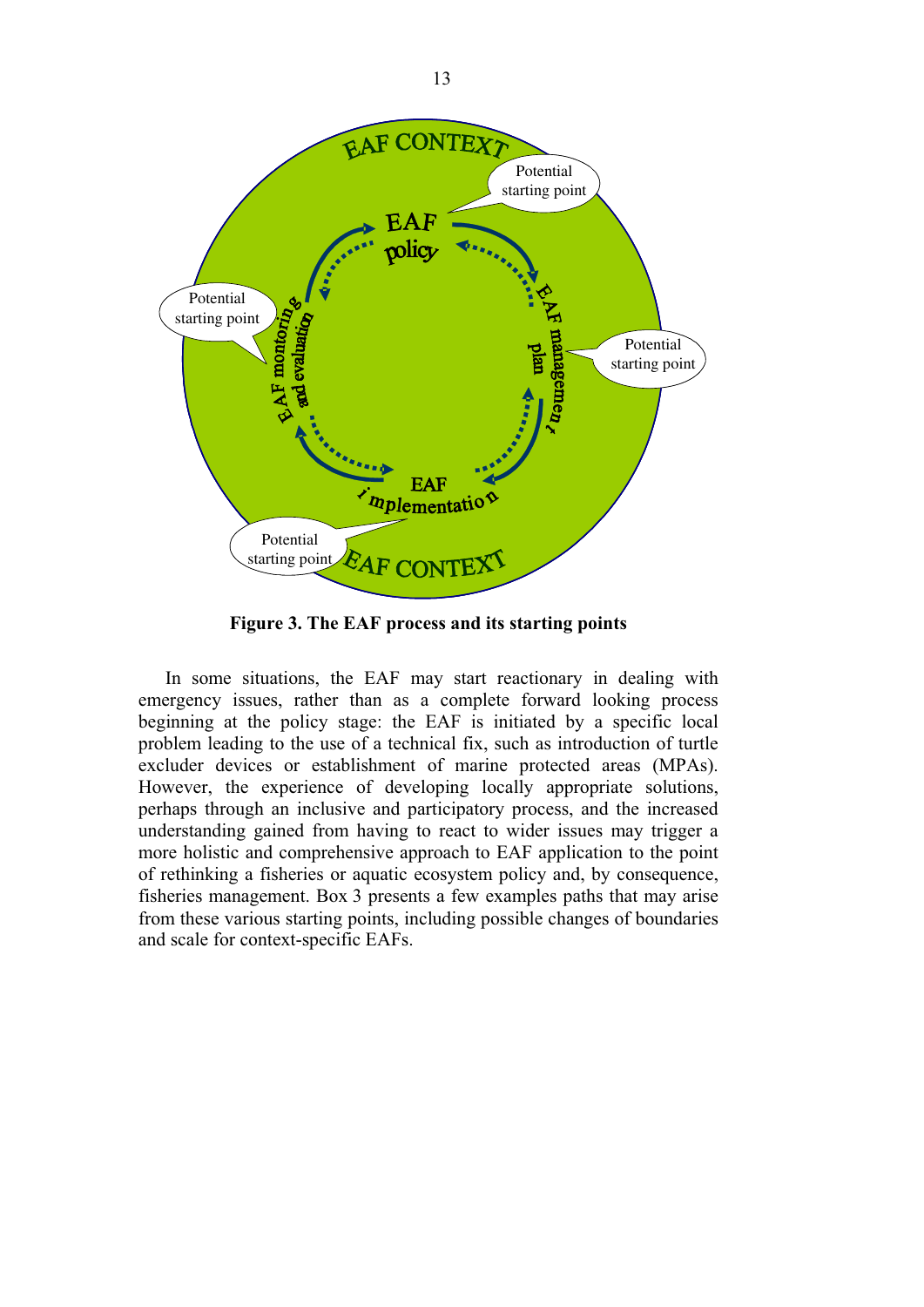**Figure 3. The EAF process and its starting points**

In some situations, the EAF may start reactionary in dealing with emergency issues, rather than as a complete forward looking process beginning at the policy stage: the EAF is initiated by a specific local problem leading to the use of a technical fix, such as introduction of turtle excluder devices or establishment of marine protected areas (MPAs). However, the experience of developing locally appropriate solutions, perhaps through an inclusive and participatory process, and the increased understanding gained from having to react to wider issues may trigger a more holistic and comprehensive approach to EAF application to the point of rethinking a fisheries or aquatic ecosystem policy and, by consequence, fisheries management. Box 3 presents a few examples paths that may arise from these various starting points, including possible changes of boundaries and scale for context-specific EAFs.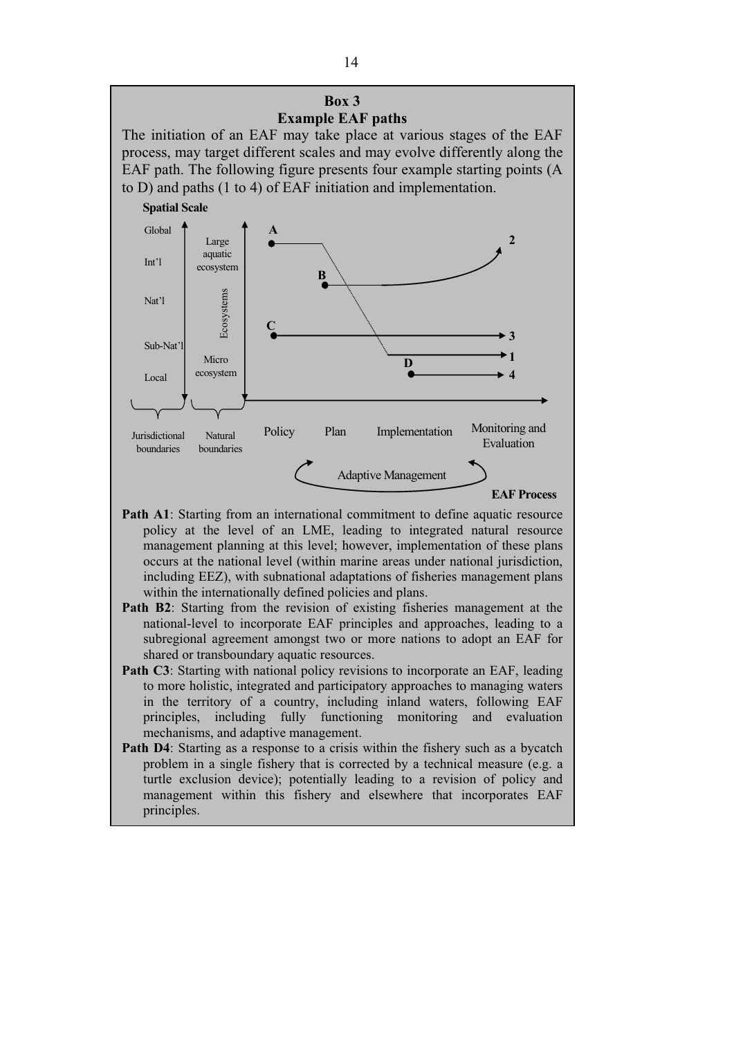**Box 3**
**Example EAF paths**

The initiation of an EAF may take place at various stages of the EAF process, may target different scales and may evolve differently along the EAF path. The following figure presents four example starting points (A to D) and paths (1 to 4) of EAF initiation and implementation.

**Spatial Scale**

Global — Int'l — Nat'l — Sub-Nat'l — Local (Jurisdictional boundaries)

Large aquatic ecosystem — Ecosystems — Micro ecosystem (Natural boundaries)

Policy — Plan — Implementation — Monitoring and Evaluation

Adaptive Management

**EAF Process**

**Path A1**: Starting from an international commitment to define aquatic resource policy at the level of an LME, leading to integrated natural resource management planning at this level; however, implementation of these plans occurs at the national level (within marine areas under national jurisdiction, including EEZ), with subnational adaptations of fisheries management plans within the internationally defined policies and plans.

**Path B2**: Starting from the revision of existing fisheries management at the national-level to incorporate EAF principles and approaches, leading to a subregional agreement amongst two or more nations to adopt an EAF for shared or transboundary aquatic resources.

**Path C3**: Starting with national policy revisions to incorporate an EAF, leading to more holistic, integrated and participatory approaches to managing waters in the territory of a country, including inland waters, following EAF principles, including fully functioning monitoring and evaluation mechanisms, and adaptive management.

**Path D4**: Starting as a response to a crisis within the fishery such as a bycatch problem in a single fishery that is corrected by a technical measure (e.g. a turtle exclusion device); potentially leading to a revision of policy and management within this fishery and elsewhere that incorporates EAF principles.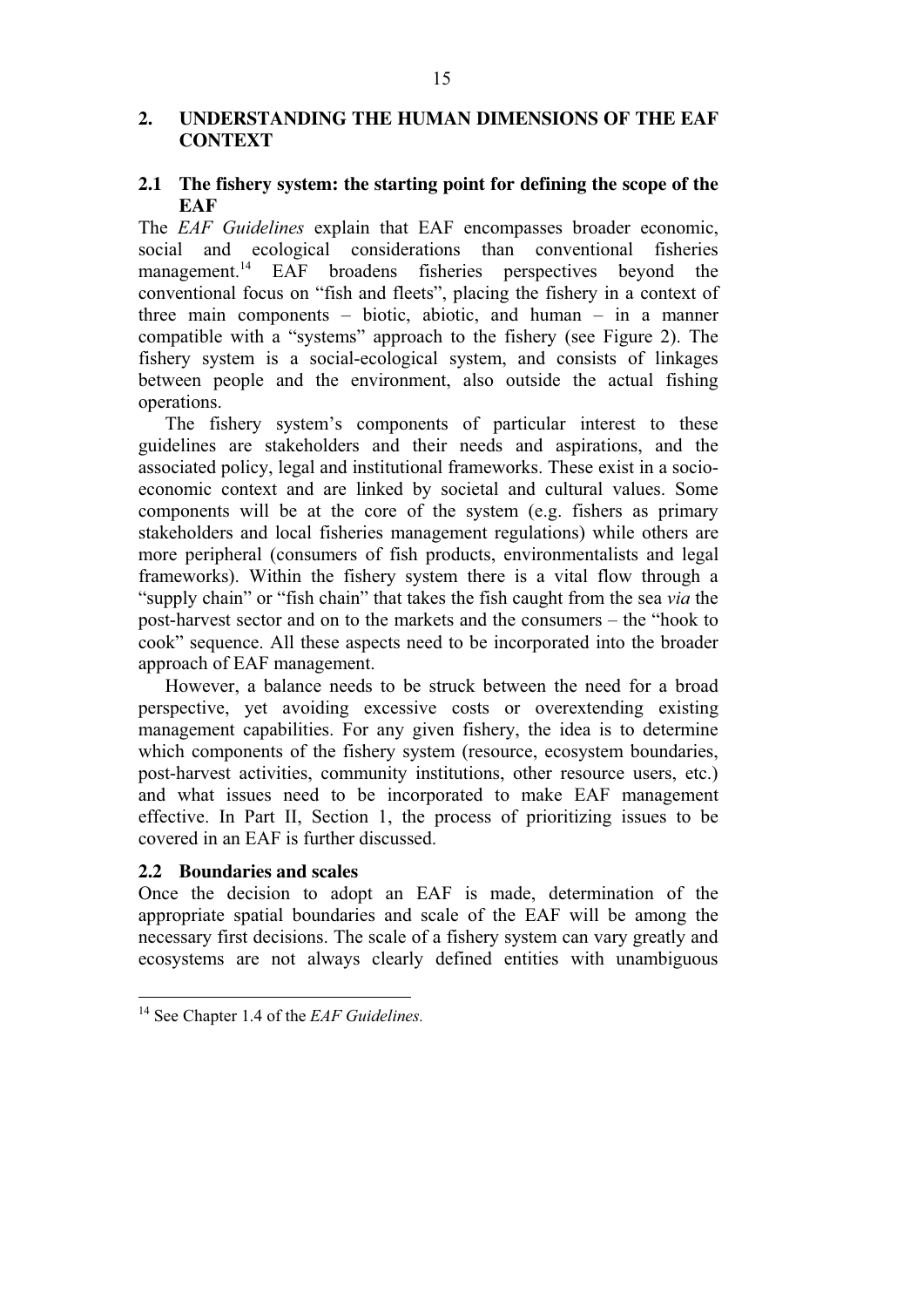## 2. UNDERSTANDING THE HUMAN DIMENSIONS OF THE EAF CONTEXT

### 2.1 The fishery system: the starting point for defining the scope of the EAF

The *EAF Guidelines* explain that EAF encompasses broader economic, social and ecological considerations than conventional fisheries management.[14] EAF broadens fisheries perspectives beyond the conventional focus on "fish and fleets", placing the fishery in a context of three main components – biotic, abiotic, and human – in a manner compatible with a "systems" approach to the fishery (see Figure 2). The fishery system is a social-ecological system, and consists of linkages between people and the environment, also outside the actual fishing operations.

The fishery system's components of particular interest to these guidelines are stakeholders and their needs and aspirations, and the associated policy, legal and institutional frameworks. These exist in a socio-economic context and are linked by societal and cultural values. Some components will be at the core of the system (e.g. fishers as primary stakeholders and local fisheries management regulations) while others are more peripheral (consumers of fish products, environmentalists and legal frameworks). Within the fishery system there is a vital flow through a "supply chain" or "fish chain" that takes the fish caught from the sea *via* the post-harvest sector and on to the markets and the consumers – the "hook to cook" sequence. All these aspects need to be incorporated into the broader approach of EAF management.

However, a balance needs to be struck between the need for a broad perspective, yet avoiding excessive costs or overextending existing management capabilities. For any given fishery, the idea is to determine which components of the fishery system (resource, ecosystem boundaries, post-harvest activities, community institutions, other resource users, etc.) and what issues need to be incorporated to make EAF management effective. In Part II, Section 1, the process of prioritizing issues to be covered in an EAF is further discussed.

### 2.2 Boundaries and scales

Once the decision to adopt an EAF is made, determination of the appropriate spatial boundaries and scale of the EAF will be among the necessary first decisions. The scale of a fishery system can vary greatly and ecosystems are not always clearly defined entities with unambiguous

---

[14] See Chapter 1.4 of the *EAF Guidelines.*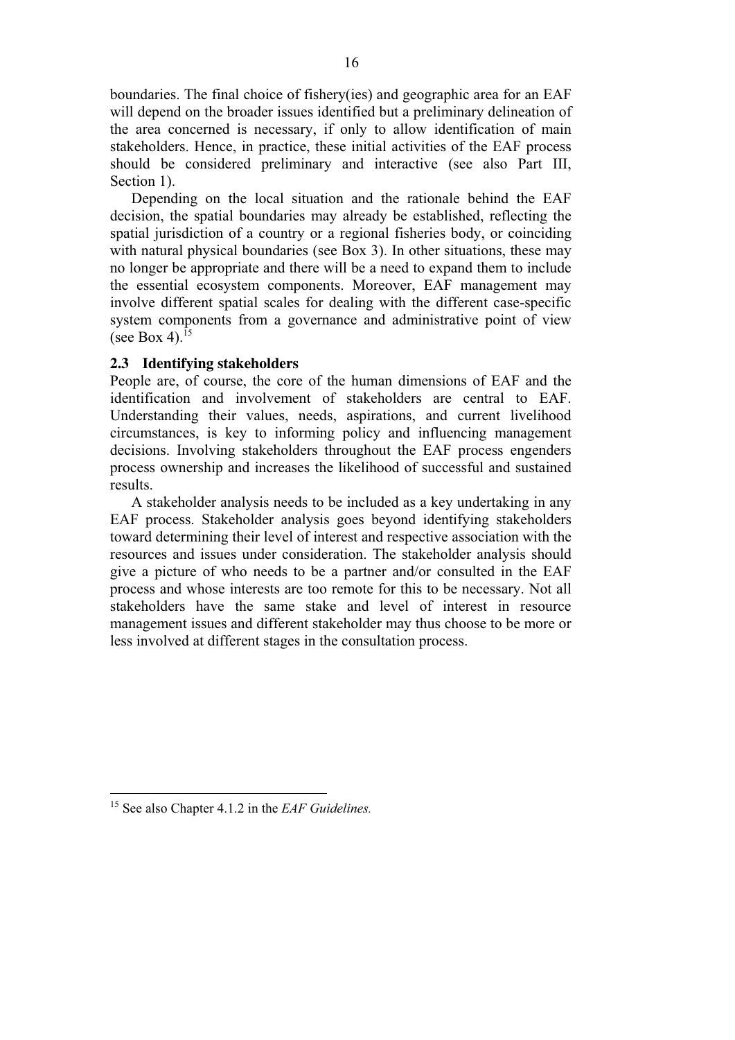boundaries. The final choice of fishery(ies) and geographic area for an EAF will depend on the broader issues identified but a preliminary delineation of the area concerned is necessary, if only to allow identification of main stakeholders. Hence, in practice, these initial activities of the EAF process should be considered preliminary and interactive (see also Part III, Section 1).

Depending on the local situation and the rationale behind the EAF decision, the spatial boundaries may already be established, reflecting the spatial jurisdiction of a country or a regional fisheries body, or coinciding with natural physical boundaries (see Box 3). In other situations, these may no longer be appropriate and there will be a need to expand them to include the essential ecosystem components. Moreover, EAF management may involve different spatial scales for dealing with the different case-specific system components from a governance and administrative point of view (see Box 4).[15]

### 2.3 Identifying stakeholders

People are, of course, the core of the human dimensions of EAF and the identification and involvement of stakeholders are central to EAF. Understanding their values, needs, aspirations, and current livelihood circumstances, is key to informing policy and influencing management decisions. Involving stakeholders throughout the EAF process engenders process ownership and increases the likelihood of successful and sustained results.

A stakeholder analysis needs to be included as a key undertaking in any EAF process. Stakeholder analysis goes beyond identifying stakeholders toward determining their level of interest and respective association with the resources and issues under consideration. The stakeholder analysis should give a picture of who needs to be a partner and/or consulted in the EAF process and whose interests are too remote for this to be necessary. Not all stakeholders have the same stake and level of interest in resource management issues and different stakeholder may thus choose to be more or less involved at different stages in the consultation process.

---

[15] See also Chapter 4.1.2 in the *EAF Guidelines.*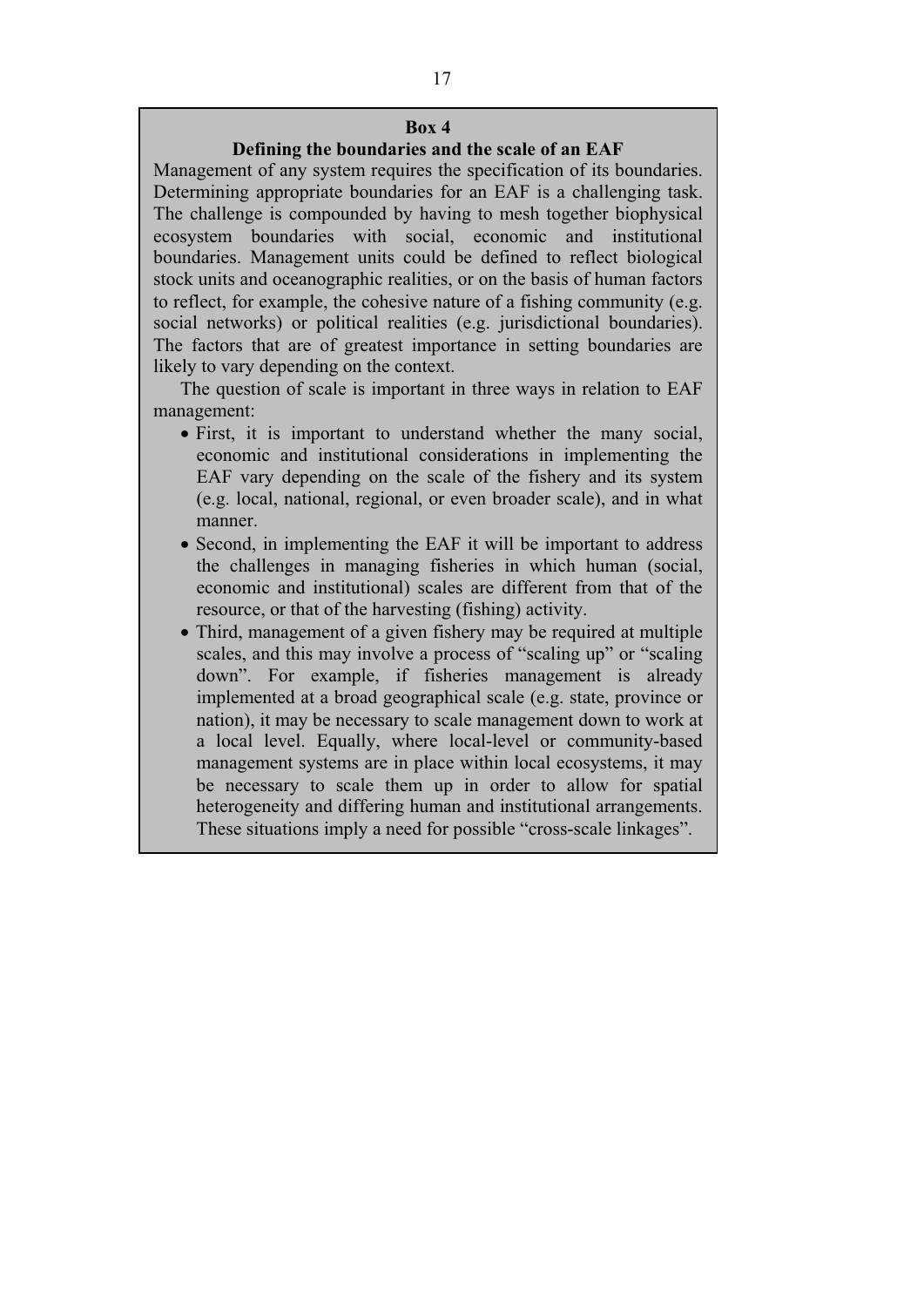**Box 4**

**Defining the boundaries and the scale of an EAF**

Management of any system requires the specification of its boundaries. Determining appropriate boundaries for an EAF is a challenging task. The challenge is compounded by having to mesh together biophysical ecosystem boundaries with social, economic and institutional boundaries. Management units could be defined to reflect biological stock units and oceanographic realities, or on the basis of human factors to reflect, for example, the cohesive nature of a fishing community (e.g. social networks) or political realities (e.g. jurisdictional boundaries). The factors that are of greatest importance in setting boundaries are likely to vary depending on the context.

The question of scale is important in three ways in relation to EAF management:

- First, it is important to understand whether the many social, economic and institutional considerations in implementing the EAF vary depending on the scale of the fishery and its system (e.g. local, national, regional, or even broader scale), and in what manner.
- Second, in implementing the EAF it will be important to address the challenges in managing fisheries in which human (social, economic and institutional) scales are different from that of the resource, or that of the harvesting (fishing) activity.
- Third, management of a given fishery may be required at multiple scales, and this may involve a process of "scaling up" or "scaling down". For example, if fisheries management is already implemented at a broad geographical scale (e.g. state, province or nation), it may be necessary to scale management down to work at a local level. Equally, where local-level or community-based management systems are in place within local ecosystems, it may be necessary to scale them up in order to allow for spatial heterogeneity and differing human and institutional arrangements. These situations imply a need for possible "cross-scale linkages".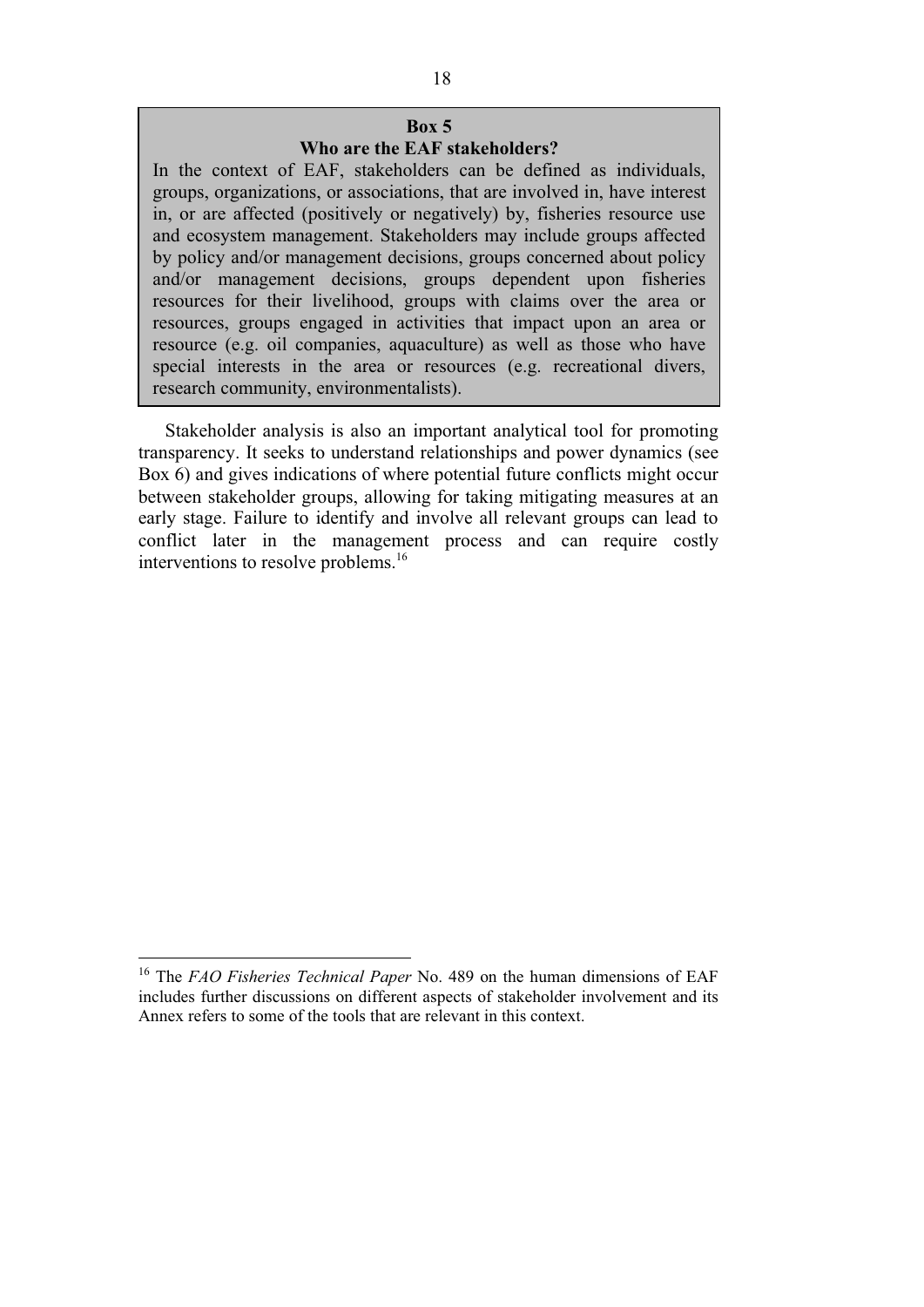**Box 5**

**Who are the EAF stakeholders?**

In the context of EAF, stakeholders can be defined as individuals, groups, organizations, or associations, that are involved in, have interest in, or are affected (positively or negatively) by, fisheries resource use and ecosystem management. Stakeholders may include groups affected by policy and/or management decisions, groups concerned about policy and/or management decisions, groups dependent upon fisheries resources for their livelihood, groups with claims over the area or resources, groups engaged in activities that impact upon an area or resource (e.g. oil companies, aquaculture) as well as those who have special interests in the area or resources (e.g. recreational divers, research community, environmentalists).

Stakeholder analysis is also an important analytical tool for promoting transparency. It seeks to understand relationships and power dynamics (see Box 6) and gives indications of where potential future conflicts might occur between stakeholder groups, allowing for taking mitigating measures at an early stage. Failure to identify and involve all relevant groups can lead to conflict later in the management process and can require costly interventions to resolve problems.[16]

---

[16] The *FAO Fisheries Technical Paper* No. 489 on the human dimensions of EAF includes further discussions on different aspects of stakeholder involvement and its Annex refers to some of the tools that are relevant in this context.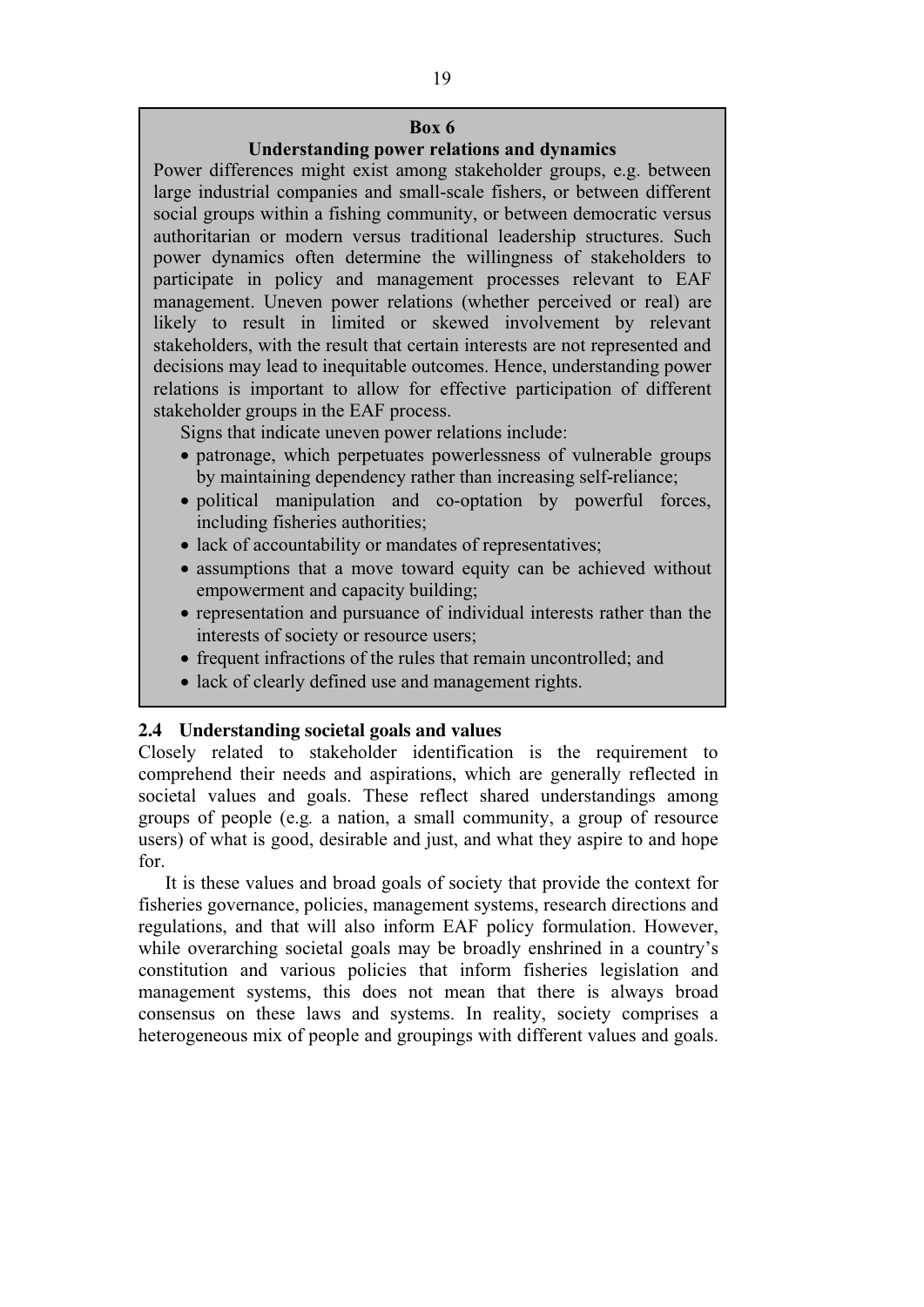**Box 6**

**Understanding power relations and dynamics**

Power differences might exist among stakeholder groups, e.g. between large industrial companies and small-scale fishers, or between different social groups within a fishing community, or between democratic versus authoritarian or modern versus traditional leadership structures. Such power dynamics often determine the willingness of stakeholders to participate in policy and management processes relevant to EAF management. Uneven power relations (whether perceived or real) are likely to result in limited or skewed involvement by relevant stakeholders, with the result that certain interests are not represented and decisions may lead to inequitable outcomes. Hence, understanding power relations is important to allow for effective participation of different stakeholder groups in the EAF process.

Signs that indicate uneven power relations include:

- patronage, which perpetuates powerlessness of vulnerable groups by maintaining dependency rather than increasing self-reliance;
- political manipulation and co-optation by powerful forces, including fisheries authorities;
- lack of accountability or mandates of representatives;
- assumptions that a move toward equity can be achieved without empowerment and capacity building;
- representation and pursuance of individual interests rather than the interests of society or resource users;
- frequent infractions of the rules that remain uncontrolled; and
- lack of clearly defined use and management rights.

## 2.4 Understanding societal goals and values

Closely related to stakeholder identification is the requirement to comprehend their needs and aspirations, which are generally reflected in societal values and goals. These reflect shared understandings among groups of people (e.g*.* a nation, a small community, a group of resource users) of what is good, desirable and just, and what they aspire to and hope for.

It is these values and broad goals of society that provide the context for fisheries governance, policies, management systems, research directions and regulations, and that will also inform EAF policy formulation. However, while overarching societal goals may be broadly enshrined in a country's constitution and various policies that inform fisheries legislation and management systems, this does not mean that there is always broad consensus on these laws and systems. In reality, society comprises a heterogeneous mix of people and groupings with different values and goals.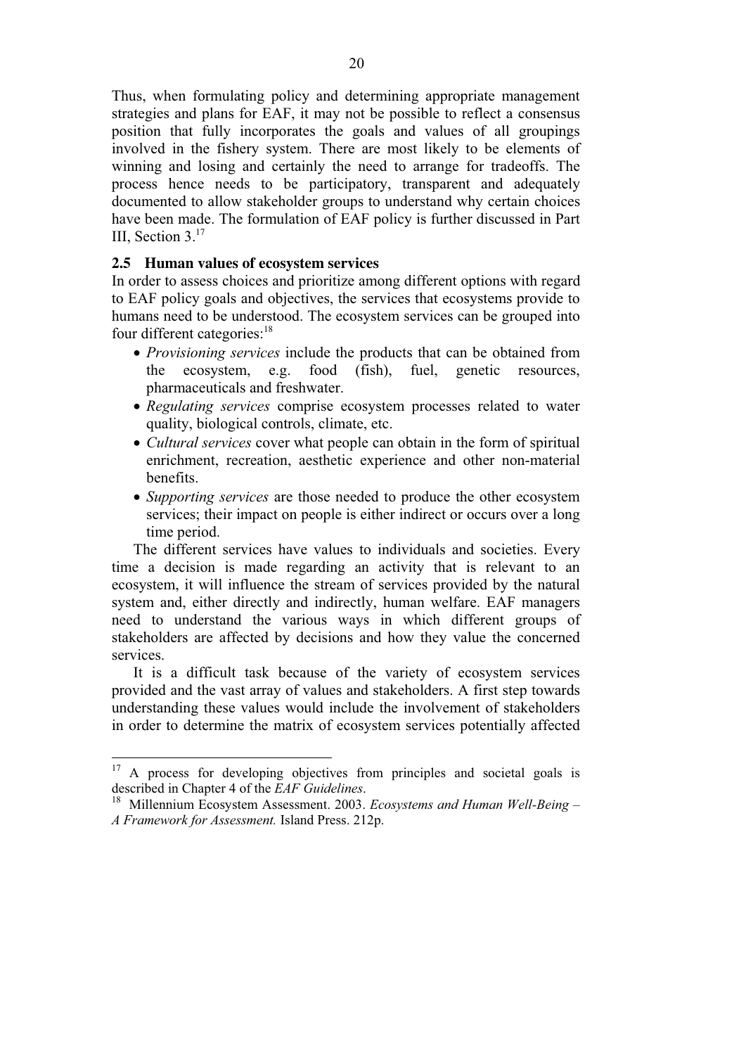Thus, when formulating policy and determining appropriate management strategies and plans for EAF, it may not be possible to reflect a consensus position that fully incorporates the goals and values of all groupings involved in the fishery system. There are most likely to be elements of winning and losing and certainly the need to arrange for tradeoffs. The process hence needs to be participatory, transparent and adequately documented to allow stakeholder groups to understand why certain choices have been made. The formulation of EAF policy is further discussed in Part III, Section 3.[17]

## 2.5 Human values of ecosystem services

In order to assess choices and prioritize among different options with regard to EAF policy goals and objectives, the services that ecosystems provide to humans need to be understood. The ecosystem services can be grouped into four different categories:[18]

- *Provisioning services* include the products that can be obtained from the ecosystem, e.g. food (fish), fuel, genetic resources, pharmaceuticals and freshwater.
- *Regulating services* comprise ecosystem processes related to water quality, biological controls, climate, etc.
- *Cultural services* cover what people can obtain in the form of spiritual enrichment, recreation, aesthetic experience and other non-material benefits.
- *Supporting services* are those needed to produce the other ecosystem services; their impact on people is either indirect or occurs over a long time period.

The different services have values to individuals and societies. Every time a decision is made regarding an activity that is relevant to an ecosystem, it will influence the stream of services provided by the natural system and, either directly and indirectly, human welfare. EAF managers need to understand the various ways in which different groups of stakeholders are affected by decisions and how they value the concerned services.

It is a difficult task because of the variety of ecosystem services provided and the vast array of values and stakeholders. A first step towards understanding these values would include the involvement of stakeholders in order to determine the matrix of ecosystem services potentially affected

---

[17] A process for developing objectives from principles and societal goals is described in Chapter 4 of the *EAF Guidelines*.

[18] Millennium Ecosystem Assessment. 2003. *Ecosystems and Human Well-Being – A Framework for Assessment.* Island Press. 212p.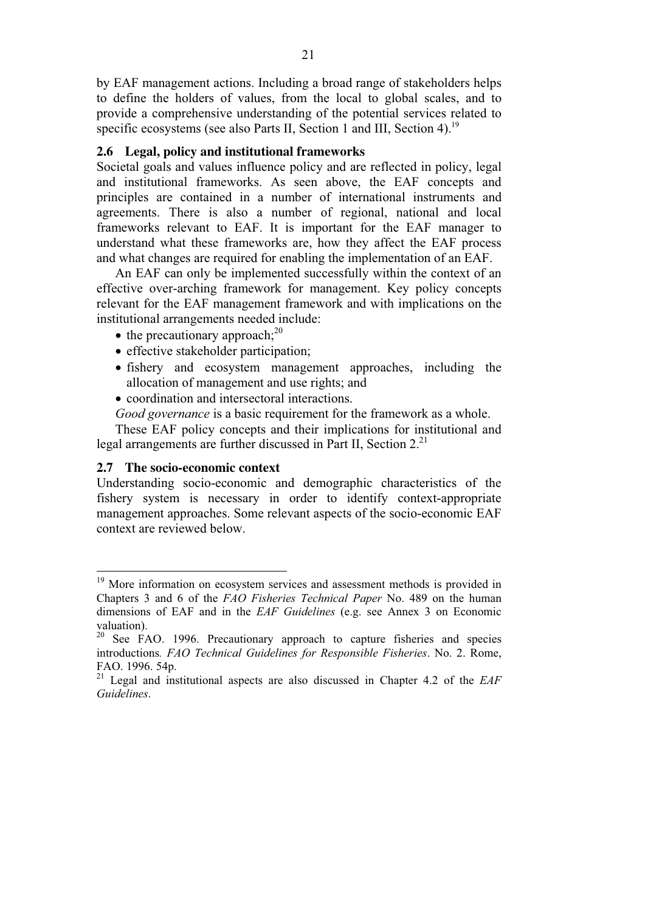by EAF management actions. Including a broad range of stakeholders helps to define the holders of values, from the local to global scales, and to provide a comprehensive understanding of the potential services related to specific ecosystems (see also Parts II, Section 1 and III, Section 4).[19]

## 2.6 Legal, policy and institutional frameworks

Societal goals and values influence policy and are reflected in policy, legal and institutional frameworks. As seen above, the EAF concepts and principles are contained in a number of international instruments and agreements. There is also a number of regional, national and local frameworks relevant to EAF. It is important for the EAF manager to understand what these frameworks are, how they affect the EAF process and what changes are required for enabling the implementation of an EAF.

An EAF can only be implemented successfully within the context of an effective over-arching framework for management. Key policy concepts relevant for the EAF management framework and with implications on the institutional arrangements needed include:

- the precautionary approach;[20]
- effective stakeholder participation;
- fishery and ecosystem management approaches, including the allocation of management and use rights; and
- coordination and intersectoral interactions.

*Good governance* is a basic requirement for the framework as a whole.

These EAF policy concepts and their implications for institutional and legal arrangements are further discussed in Part II, Section 2.[21]

## 2.7 The socio-economic context

Understanding socio-economic and demographic characteristics of the fishery system is necessary in order to identify context-appropriate management approaches. Some relevant aspects of the socio-economic EAF context are reviewed below.

---

[19] More information on ecosystem services and assessment methods is provided in Chapters 3 and 6 of the *FAO Fisheries Technical Paper* No. 489 on the human dimensions of EAF and in the *EAF Guidelines* (e.g. see Annex 3 on Economic valuation).

[20] See FAO. 1996. Precautionary approach to capture fisheries and species introductions*. FAO Technical Guidelines for Responsible Fisheries*. No. 2. Rome, FAO. 1996. 54p.

[21] Legal and institutional aspects are also discussed in Chapter 4.2 of the *EAF Guidelines*.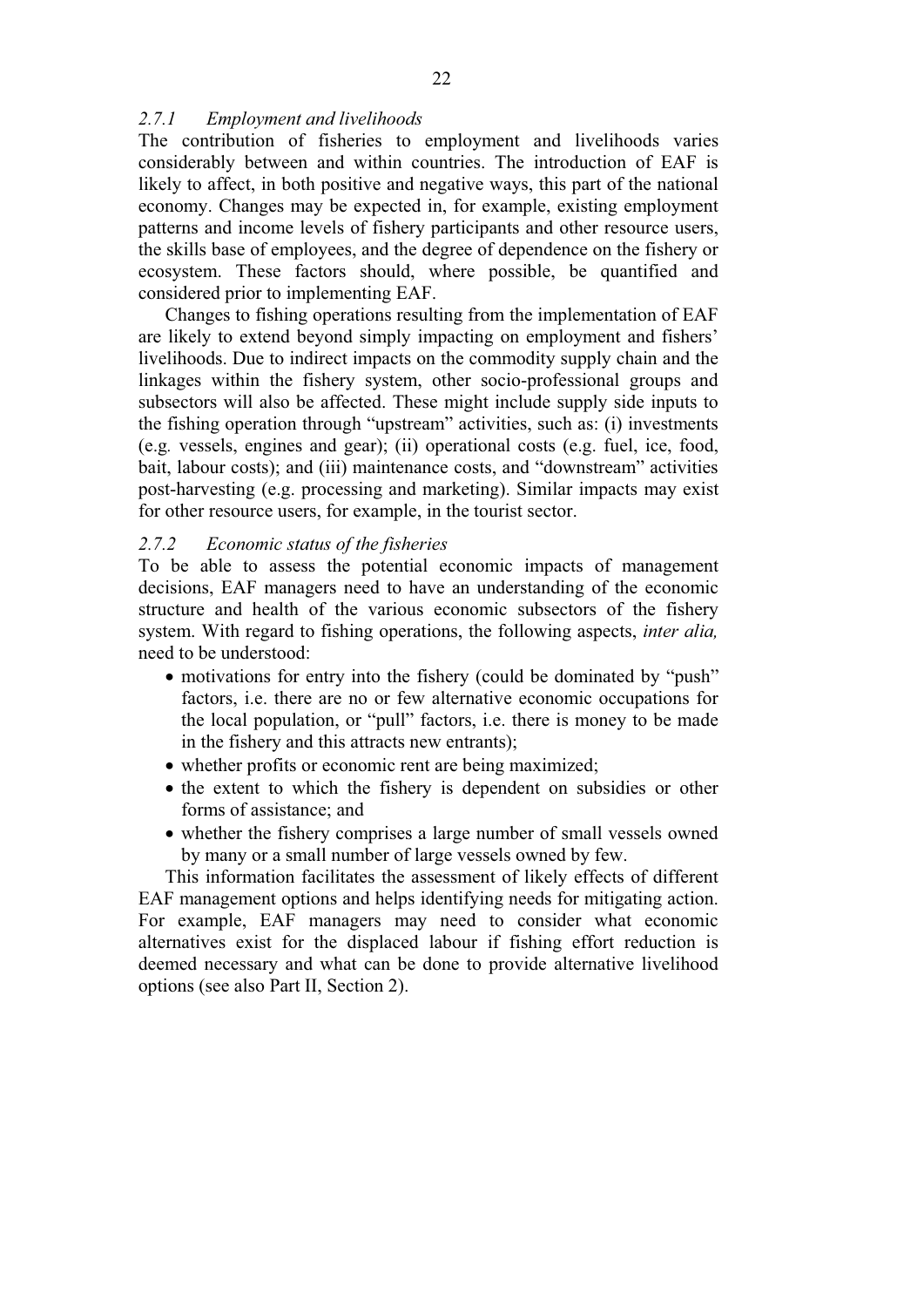### *2.7.1 Employment and livelihoods*

The contribution of fisheries to employment and livelihoods varies considerably between and within countries. The introduction of EAF is likely to affect, in both positive and negative ways, this part of the national economy. Changes may be expected in, for example, existing employment patterns and income levels of fishery participants and other resource users, the skills base of employees, and the degree of dependence on the fishery or ecosystem. These factors should, where possible, be quantified and considered prior to implementing EAF.

Changes to fishing operations resulting from the implementation of EAF are likely to extend beyond simply impacting on employment and fishers' livelihoods. Due to indirect impacts on the commodity supply chain and the linkages within the fishery system, other socio-professional groups and subsectors will also be affected. These might include supply side inputs to the fishing operation through "upstream" activities, such as: (i) investments (e.g. vessels, engines and gear); (ii) operational costs (e.g. fuel, ice, food, bait, labour costs); and (iii) maintenance costs, and "downstream" activities post-harvesting (e.g. processing and marketing). Similar impacts may exist for other resource users, for example, in the tourist sector.

### *2.7.2 Economic status of the fisheries*

To be able to assess the potential economic impacts of management decisions, EAF managers need to have an understanding of the economic structure and health of the various economic subsectors of the fishery system. With regard to fishing operations, the following aspects, *inter alia,* need to be understood:

- motivations for entry into the fishery (could be dominated by "push" factors, i.e. there are no or few alternative economic occupations for the local population, or "pull" factors, i.e. there is money to be made in the fishery and this attracts new entrants);
- whether profits or economic rent are being maximized;
- the extent to which the fishery is dependent on subsidies or other forms of assistance; and
- whether the fishery comprises a large number of small vessels owned by many or a small number of large vessels owned by few.

This information facilitates the assessment of likely effects of different EAF management options and helps identifying needs for mitigating action. For example, EAF managers may need to consider what economic alternatives exist for the displaced labour if fishing effort reduction is deemed necessary and what can be done to provide alternative livelihood options (see also Part II, Section 2).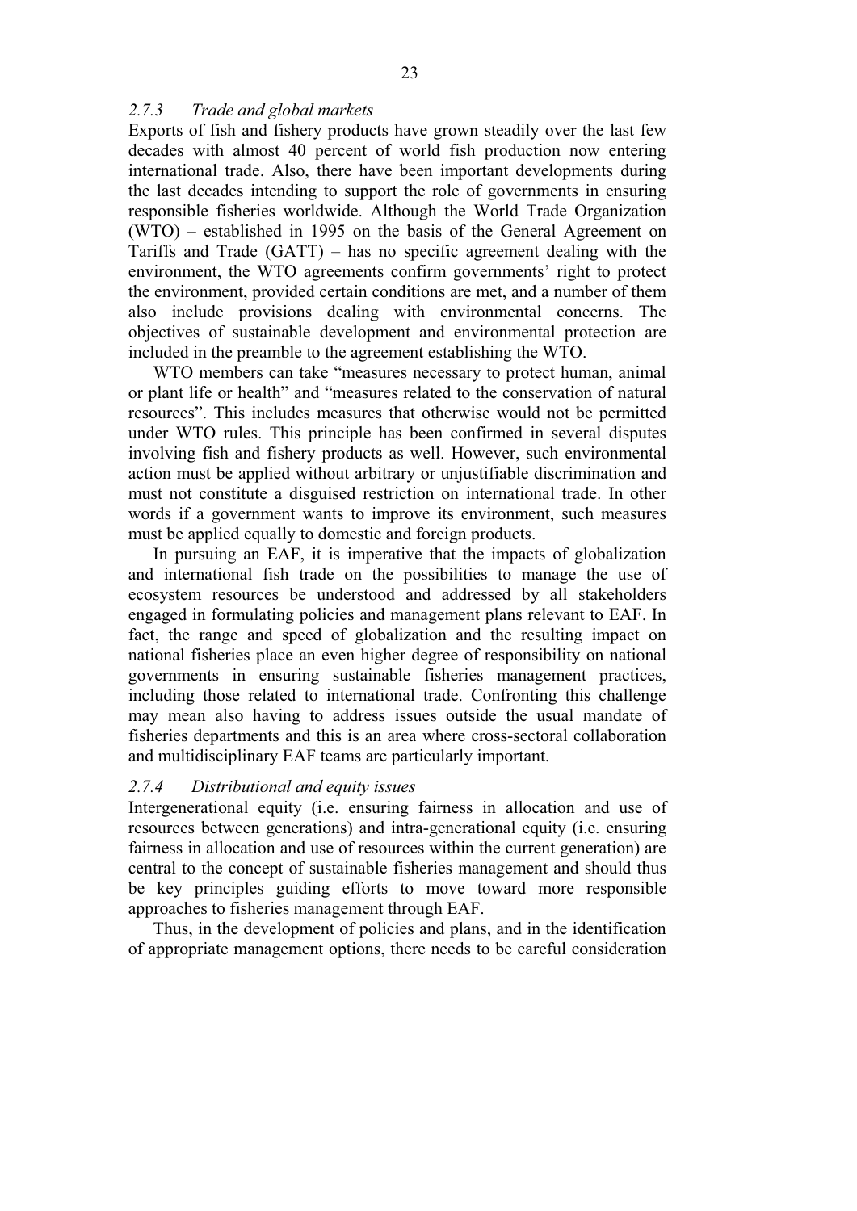### *2.7.3 Trade and global markets*

Exports of fish and fishery products have grown steadily over the last few decades with almost 40 percent of world fish production now entering international trade. Also, there have been important developments during the last decades intending to support the role of governments in ensuring responsible fisheries worldwide. Although the World Trade Organization (WTO) – established in 1995 on the basis of the General Agreement on Tariffs and Trade (GATT) – has no specific agreement dealing with the environment, the WTO agreements confirm governments' right to protect the environment, provided certain conditions are met, and a number of them also include provisions dealing with environmental concerns. The objectives of sustainable development and environmental protection are included in the preamble to the agreement establishing the WTO.

WTO members can take "measures necessary to protect human, animal or plant life or health" and "measures related to the conservation of natural resources". This includes measures that otherwise would not be permitted under WTO rules. This principle has been confirmed in several disputes involving fish and fishery products as well. However, such environmental action must be applied without arbitrary or unjustifiable discrimination and must not constitute a disguised restriction on international trade. In other words if a government wants to improve its environment, such measures must be applied equally to domestic and foreign products.

In pursuing an EAF, it is imperative that the impacts of globalization and international fish trade on the possibilities to manage the use of ecosystem resources be understood and addressed by all stakeholders engaged in formulating policies and management plans relevant to EAF. In fact, the range and speed of globalization and the resulting impact on national fisheries place an even higher degree of responsibility on national governments in ensuring sustainable fisheries management practices, including those related to international trade. Confronting this challenge may mean also having to address issues outside the usual mandate of fisheries departments and this is an area where cross-sectoral collaboration and multidisciplinary EAF teams are particularly important.

### *2.7.4 Distributional and equity issues*

Intergenerational equity (i.e. ensuring fairness in allocation and use of resources between generations) and intra-generational equity (i.e. ensuring fairness in allocation and use of resources within the current generation) are central to the concept of sustainable fisheries management and should thus be key principles guiding efforts to move toward more responsible approaches to fisheries management through EAF.

Thus, in the development of policies and plans, and in the identification of appropriate management options, there needs to be careful consideration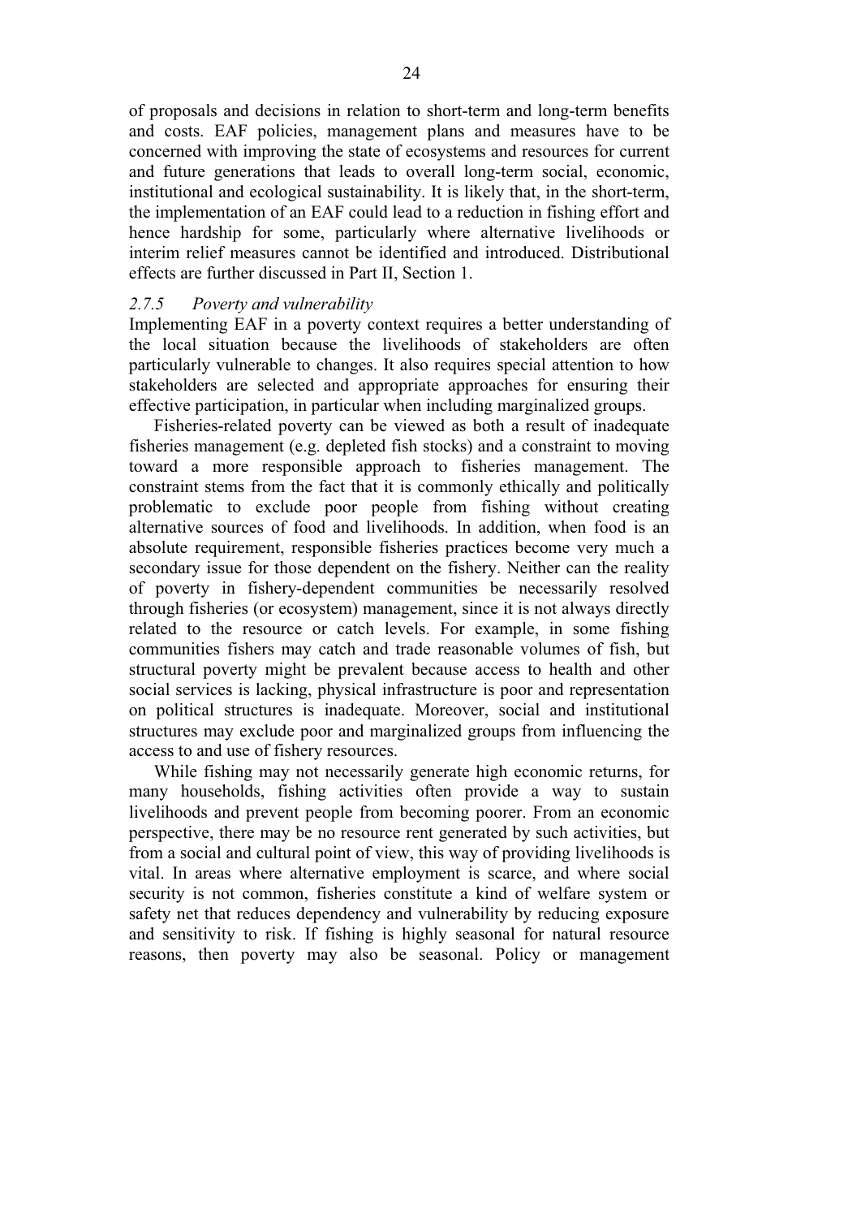of proposals and decisions in relation to short-term and long-term benefits and costs. EAF policies, management plans and measures have to be concerned with improving the state of ecosystems and resources for current and future generations that leads to overall long-term social, economic, institutional and ecological sustainability. It is likely that, in the short-term, the implementation of an EAF could lead to a reduction in fishing effort and hence hardship for some, particularly where alternative livelihoods or interim relief measures cannot be identified and introduced. Distributional effects are further discussed in Part II, Section 1.

### *2.7.5 Poverty and vulnerability*

Implementing EAF in a poverty context requires a better understanding of the local situation because the livelihoods of stakeholders are often particularly vulnerable to changes. It also requires special attention to how stakeholders are selected and appropriate approaches for ensuring their effective participation, in particular when including marginalized groups.

Fisheries-related poverty can be viewed as both a result of inadequate fisheries management (e.g. depleted fish stocks) and a constraint to moving toward a more responsible approach to fisheries management. The constraint stems from the fact that it is commonly ethically and politically problematic to exclude poor people from fishing without creating alternative sources of food and livelihoods. In addition, when food is an absolute requirement, responsible fisheries practices become very much a secondary issue for those dependent on the fishery. Neither can the reality of poverty in fishery-dependent communities be necessarily resolved through fisheries (or ecosystem) management, since it is not always directly related to the resource or catch levels. For example, in some fishing communities fishers may catch and trade reasonable volumes of fish, but structural poverty might be prevalent because access to health and other social services is lacking, physical infrastructure is poor and representation on political structures is inadequate. Moreover, social and institutional structures may exclude poor and marginalized groups from influencing the access to and use of fishery resources.

While fishing may not necessarily generate high economic returns, for many households, fishing activities often provide a way to sustain livelihoods and prevent people from becoming poorer. From an economic perspective, there may be no resource rent generated by such activities, but from a social and cultural point of view, this way of providing livelihoods is vital. In areas where alternative employment is scarce, and where social security is not common, fisheries constitute a kind of welfare system or safety net that reduces dependency and vulnerability by reducing exposure and sensitivity to risk. If fishing is highly seasonal for natural resource reasons, then poverty may also be seasonal. Policy or management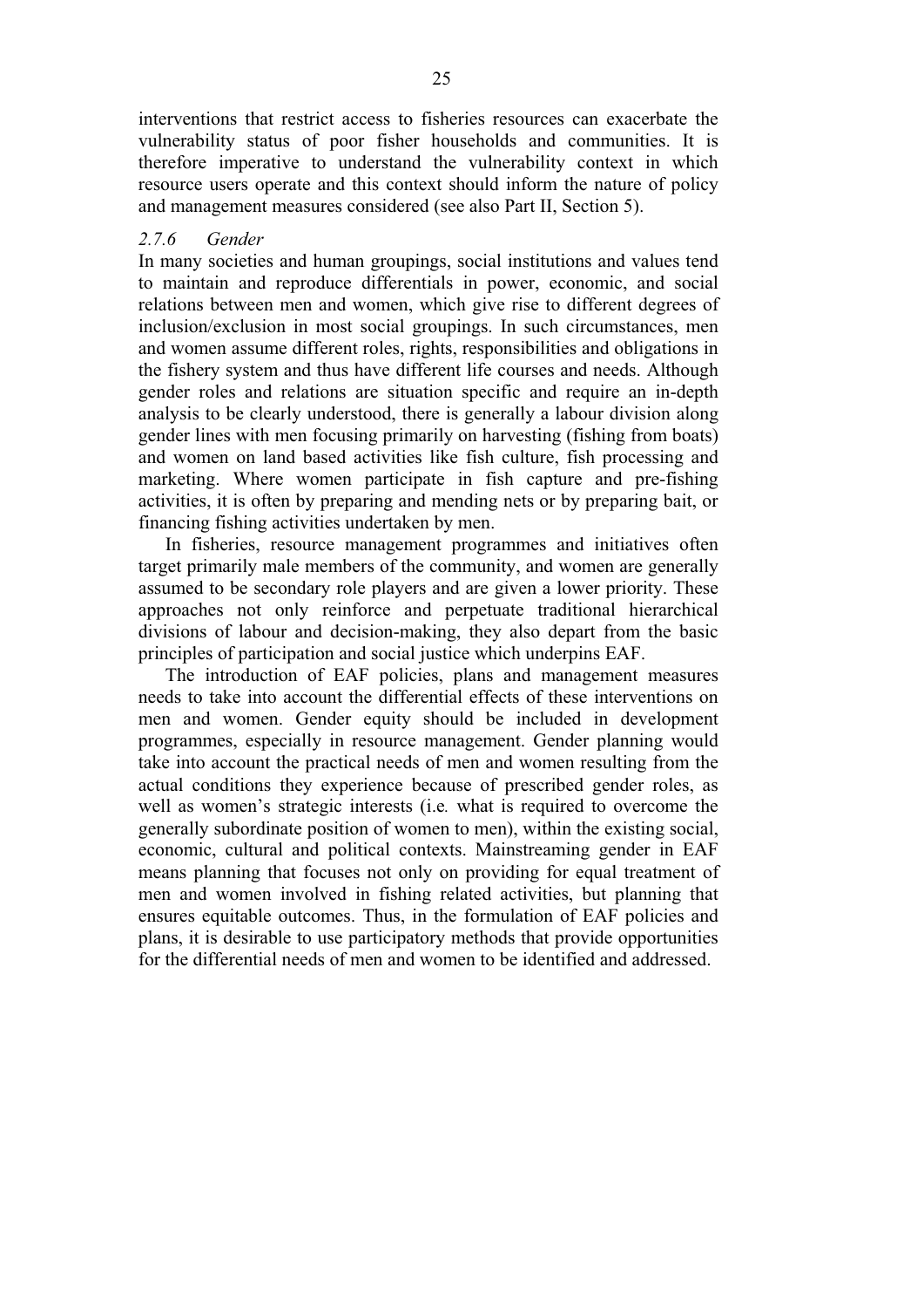interventions that restrict access to fisheries resources can exacerbate the vulnerability status of poor fisher households and communities. It is therefore imperative to understand the vulnerability context in which resource users operate and this context should inform the nature of policy and management measures considered (see also Part II, Section 5).

#### *2.7.6 Gender*

In many societies and human groupings, social institutions and values tend to maintain and reproduce differentials in power, economic, and social relations between men and women, which give rise to different degrees of inclusion/exclusion in most social groupings. In such circumstances, men and women assume different roles, rights, responsibilities and obligations in the fishery system and thus have different life courses and needs. Although gender roles and relations are situation specific and require an in-depth analysis to be clearly understood, there is generally a labour division along gender lines with men focusing primarily on harvesting (fishing from boats) and women on land based activities like fish culture, fish processing and marketing. Where women participate in fish capture and pre-fishing activities, it is often by preparing and mending nets or by preparing bait, or financing fishing activities undertaken by men.

In fisheries, resource management programmes and initiatives often target primarily male members of the community, and women are generally assumed to be secondary role players and are given a lower priority. These approaches not only reinforce and perpetuate traditional hierarchical divisions of labour and decision-making, they also depart from the basic principles of participation and social justice which underpins EAF.

The introduction of EAF policies, plans and management measures needs to take into account the differential effects of these interventions on men and women. Gender equity should be included in development programmes, especially in resource management. Gender planning would take into account the practical needs of men and women resulting from the actual conditions they experience because of prescribed gender roles, as well as women's strategic interests (i.e*.* what is required to overcome the generally subordinate position of women to men), within the existing social, economic, cultural and political contexts. Mainstreaming gender in EAF means planning that focuses not only on providing for equal treatment of men and women involved in fishing related activities, but planning that ensures equitable outcomes. Thus, in the formulation of EAF policies and plans, it is desirable to use participatory methods that provide opportunities for the differential needs of men and women to be identified and addressed.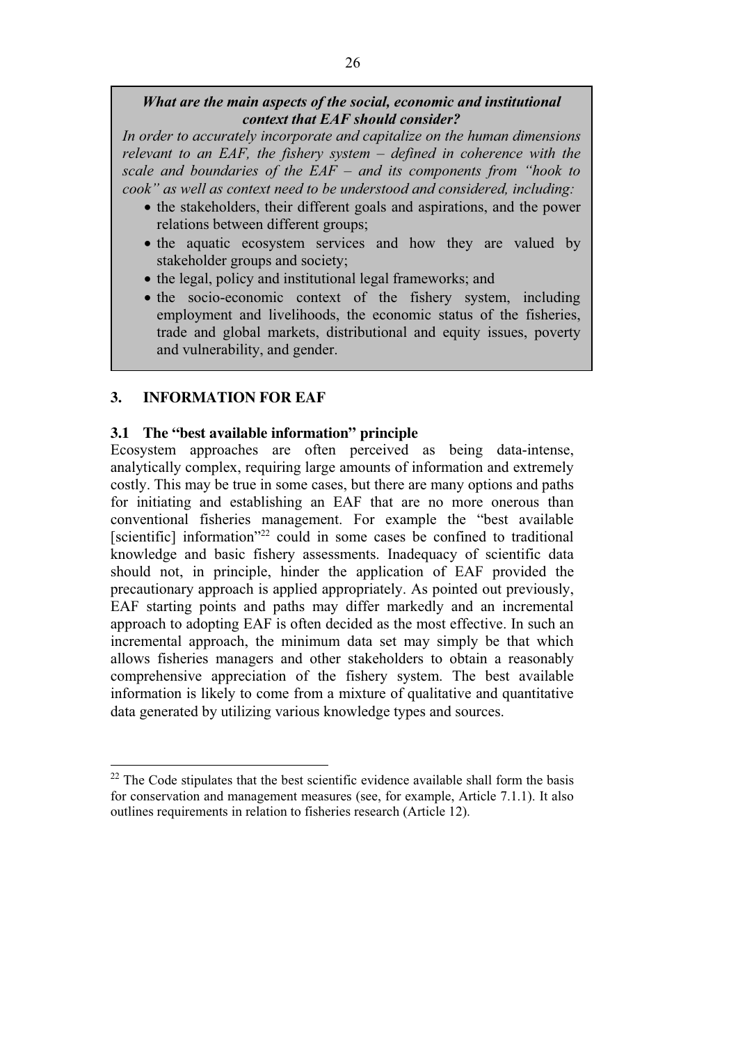**_What are the main aspects of the social, economic and institutional context that EAF should consider?_**

_In order to accurately incorporate and capitalize on the human dimensions relevant to an EAF, the fishery system – defined in coherence with the scale and boundaries of the EAF – and its components from "hook to cook" as well as context need to be understood and considered, including:_

- the stakeholders, their different goals and aspirations, and the power relations between different groups;
- the aquatic ecosystem services and how they are valued by stakeholder groups and society;
- the legal, policy and institutional legal frameworks; and
- the socio-economic context of the fishery system, including employment and livelihoods, the economic status of the fisheries, trade and global markets, distributional and equity issues, poverty and vulnerability, and gender.

## 3. INFORMATION FOR EAF

### 3.1 The "best available information" principle

Ecosystem approaches are often perceived as being data-intense, analytically complex, requiring large amounts of information and extremely costly. This may be true in some cases, but there are many options and paths for initiating and establishing an EAF that are no more onerous than conventional fisheries management. For example the "best available [scientific] information"[22] could in some cases be confined to traditional knowledge and basic fishery assessments. Inadequacy of scientific data should not, in principle, hinder the application of EAF provided the precautionary approach is applied appropriately. As pointed out previously, EAF starting points and paths may differ markedly and an incremental approach to adopting EAF is often decided as the most effective. In such an incremental approach, the minimum data set may simply be that which allows fisheries managers and other stakeholders to obtain a reasonably comprehensive appreciation of the fishery system. The best available information is likely to come from a mixture of qualitative and quantitative data generated by utilizing various knowledge types and sources.

---

[22] The Code stipulates that the best scientific evidence available shall form the basis for conservation and management measures (see, for example, Article 7.1.1). It also outlines requirements in relation to fisheries research (Article 12).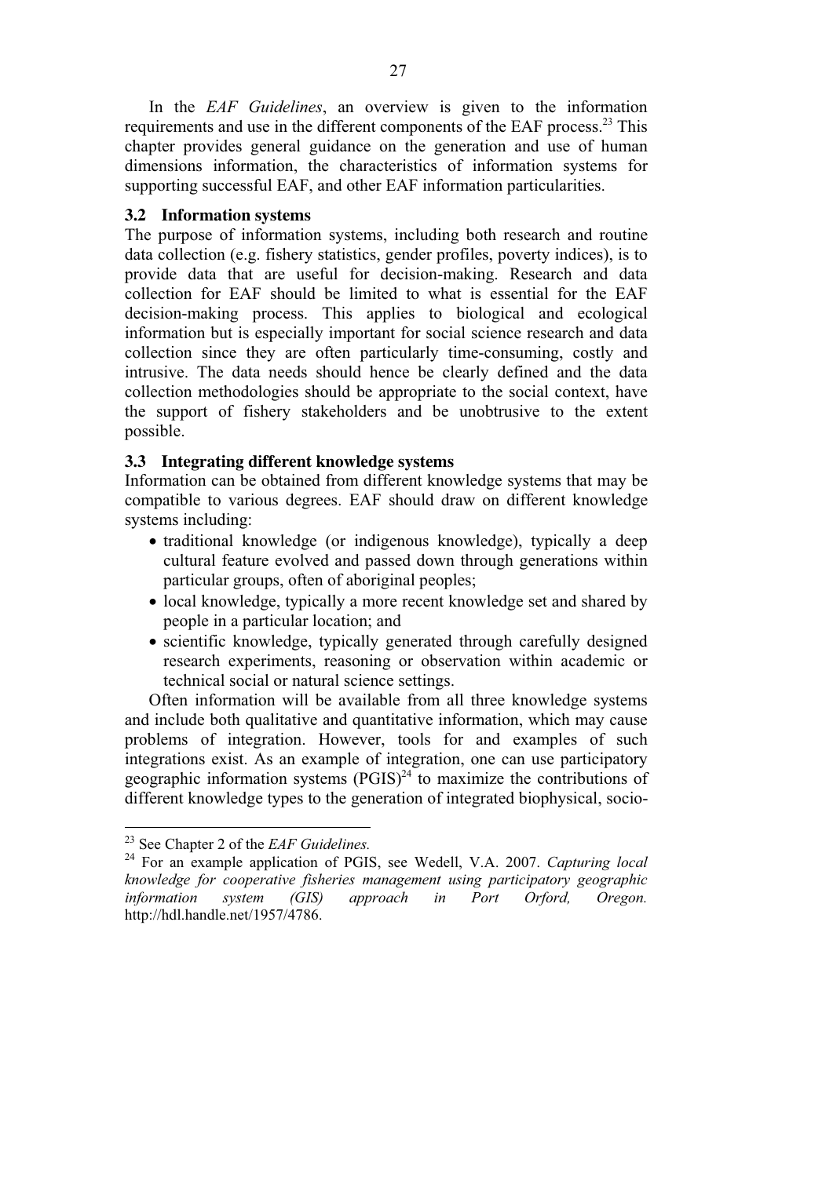In the *EAF Guidelines*, an overview is given to the information requirements and use in the different components of the EAF process.[23] This chapter provides general guidance on the generation and use of human dimensions information, the characteristics of information systems for supporting successful EAF, and other EAF information particularities.

### 3.2 Information systems

The purpose of information systems, including both research and routine data collection (e.g. fishery statistics, gender profiles, poverty indices), is to provide data that are useful for decision-making. Research and data collection for EAF should be limited to what is essential for the EAF decision-making process. This applies to biological and ecological information but is especially important for social science research and data collection since they are often particularly time-consuming, costly and intrusive. The data needs should hence be clearly defined and the data collection methodologies should be appropriate to the social context, have the support of fishery stakeholders and be unobtrusive to the extent possible.

### 3.3 Integrating different knowledge systems

Information can be obtained from different knowledge systems that may be compatible to various degrees. EAF should draw on different knowledge systems including:

- traditional knowledge (or indigenous knowledge), typically a deep cultural feature evolved and passed down through generations within particular groups, often of aboriginal peoples;
- local knowledge, typically a more recent knowledge set and shared by people in a particular location; and
- scientific knowledge, typically generated through carefully designed research experiments, reasoning or observation within academic or technical social or natural science settings.

Often information will be available from all three knowledge systems and include both qualitative and quantitative information, which may cause problems of integration. However, tools for and examples of such integrations exist. As an example of integration, one can use participatory geographic information systems (PGIS)[24] to maximize the contributions of different knowledge types to the generation of integrated biophysical, socio-

---

[23] See Chapter 2 of the *EAF Guidelines.*

[24] For an example application of PGIS, see Wedell, V.A. 2007. *Capturing local knowledge for cooperative fisheries management using participatory geographic information system (GIS) approach in Port Orford, Oregon.* http://hdl.handle.net/1957/4786.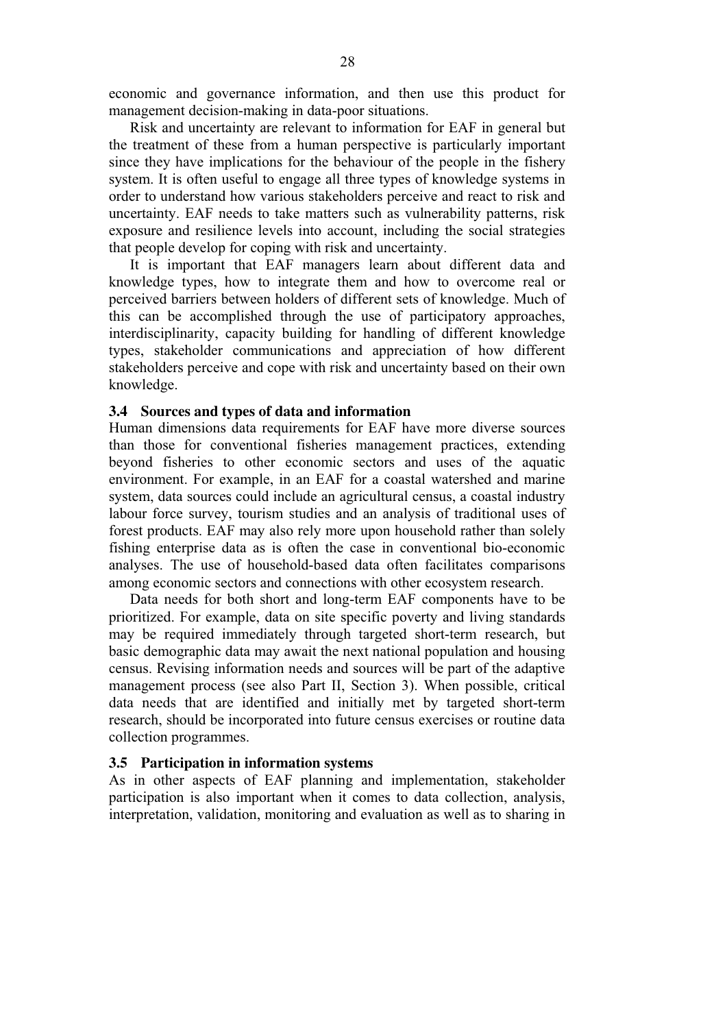economic and governance information, and then use this product for management decision-making in data-poor situations.

Risk and uncertainty are relevant to information for EAF in general but the treatment of these from a human perspective is particularly important since they have implications for the behaviour of the people in the fishery system. It is often useful to engage all three types of knowledge systems in order to understand how various stakeholders perceive and react to risk and uncertainty. EAF needs to take matters such as vulnerability patterns, risk exposure and resilience levels into account, including the social strategies that people develop for coping with risk and uncertainty.

It is important that EAF managers learn about different data and knowledge types, how to integrate them and how to overcome real or perceived barriers between holders of different sets of knowledge. Much of this can be accomplished through the use of participatory approaches, interdisciplinarity, capacity building for handling of different knowledge types, stakeholder communications and appreciation of how different stakeholders perceive and cope with risk and uncertainty based on their own knowledge.

### 3.4 Sources and types of data and information

Human dimensions data requirements for EAF have more diverse sources than those for conventional fisheries management practices, extending beyond fisheries to other economic sectors and uses of the aquatic environment. For example, in an EAF for a coastal watershed and marine system, data sources could include an agricultural census, a coastal industry labour force survey, tourism studies and an analysis of traditional uses of forest products. EAF may also rely more upon household rather than solely fishing enterprise data as is often the case in conventional bio-economic analyses. The use of household-based data often facilitates comparisons among economic sectors and connections with other ecosystem research.

Data needs for both short and long-term EAF components have to be prioritized. For example, data on site specific poverty and living standards may be required immediately through targeted short-term research, but basic demographic data may await the next national population and housing census. Revising information needs and sources will be part of the adaptive management process (see also Part II, Section 3). When possible, critical data needs that are identified and initially met by targeted short-term research, should be incorporated into future census exercises or routine data collection programmes.

### 3.5 Participation in information systems

As in other aspects of EAF planning and implementation, stakeholder participation is also important when it comes to data collection, analysis, interpretation, validation, monitoring and evaluation as well as to sharing in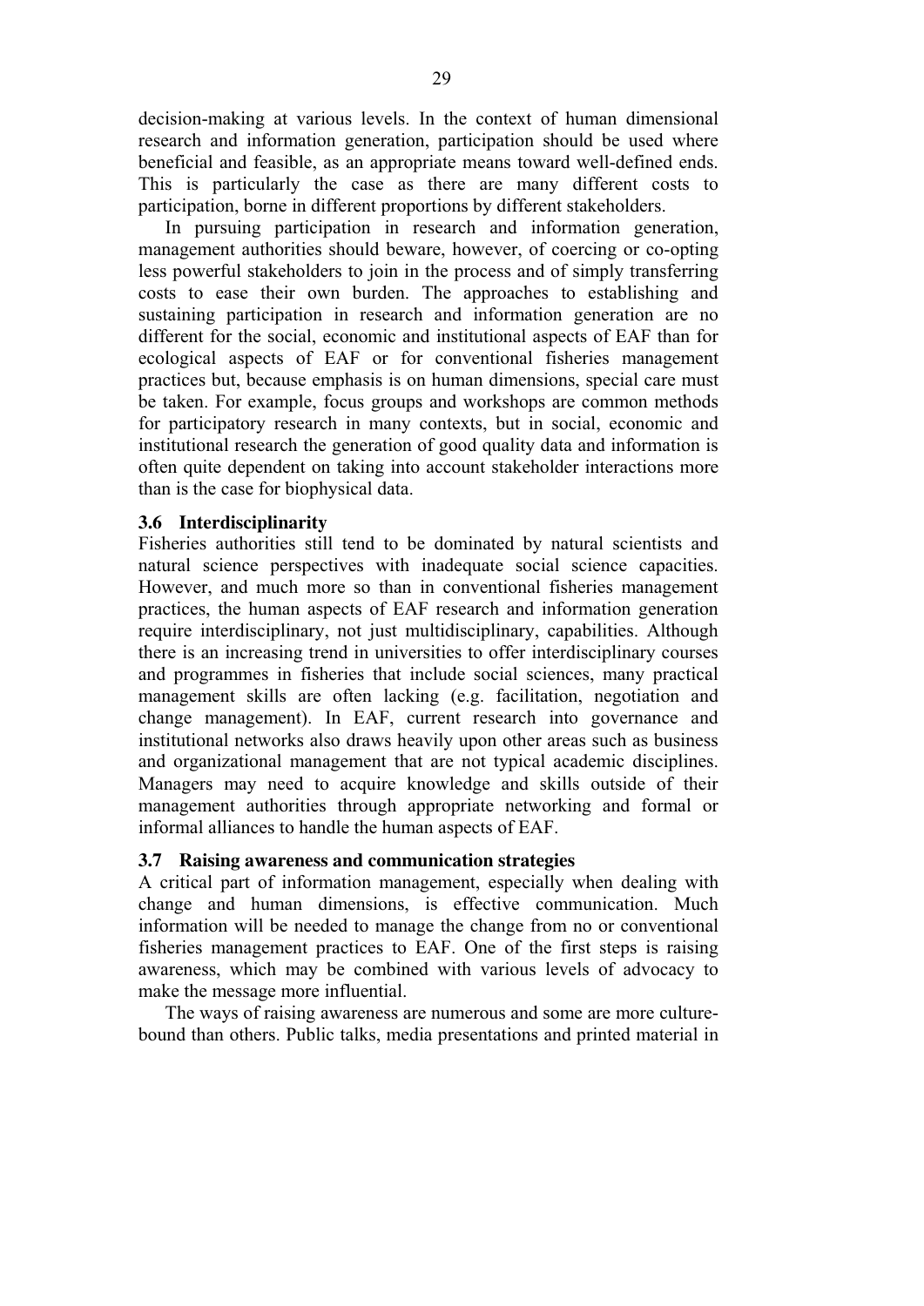decision-making at various levels. In the context of human dimensional research and information generation, participation should be used where beneficial and feasible, as an appropriate means toward well-defined ends. This is particularly the case as there are many different costs to participation, borne in different proportions by different stakeholders.

In pursuing participation in research and information generation, management authorities should beware, however, of coercing or co-opting less powerful stakeholders to join in the process and of simply transferring costs to ease their own burden. The approaches to establishing and sustaining participation in research and information generation are no different for the social, economic and institutional aspects of EAF than for ecological aspects of EAF or for conventional fisheries management practices but, because emphasis is on human dimensions, special care must be taken. For example, focus groups and workshops are common methods for participatory research in many contexts, but in social, economic and institutional research the generation of good quality data and information is often quite dependent on taking into account stakeholder interactions more than is the case for biophysical data.

### 3.6 Interdisciplinarity

Fisheries authorities still tend to be dominated by natural scientists and natural science perspectives with inadequate social science capacities. However, and much more so than in conventional fisheries management practices, the human aspects of EAF research and information generation require interdisciplinary, not just multidisciplinary, capabilities. Although there is an increasing trend in universities to offer interdisciplinary courses and programmes in fisheries that include social sciences, many practical management skills are often lacking (e.g. facilitation, negotiation and change management). In EAF, current research into governance and institutional networks also draws heavily upon other areas such as business and organizational management that are not typical academic disciplines. Managers may need to acquire knowledge and skills outside of their management authorities through appropriate networking and formal or informal alliances to handle the human aspects of EAF.

### 3.7 Raising awareness and communication strategies

A critical part of information management, especially when dealing with change and human dimensions, is effective communication. Much information will be needed to manage the change from no or conventional fisheries management practices to EAF. One of the first steps is raising awareness, which may be combined with various levels of advocacy to make the message more influential.

The ways of raising awareness are numerous and some are more culture-bound than others. Public talks, media presentations and printed material in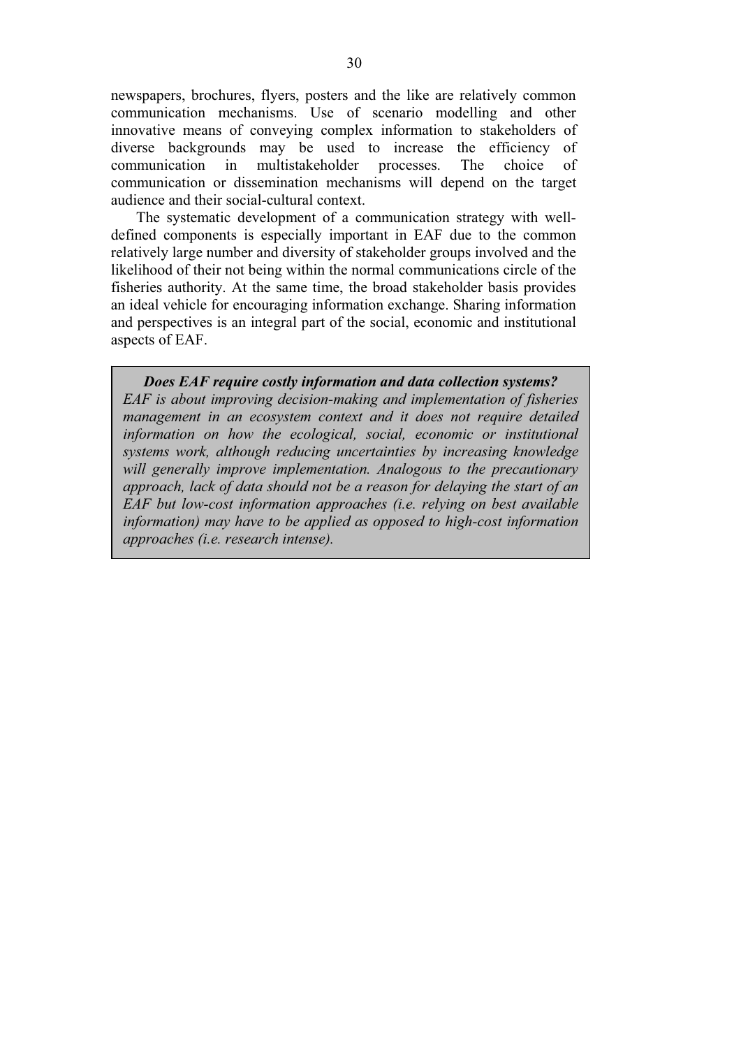newspapers, brochures, flyers, posters and the like are relatively common communication mechanisms. Use of scenario modelling and other innovative means of conveying complex information to stakeholders of diverse backgrounds may be used to increase the efficiency of communication in multistakeholder processes. The choice of communication or dissemination mechanisms will depend on the target audience and their social-cultural context.

The systematic development of a communication strategy with well-defined components is especially important in EAF due to the common relatively large number and diversity of stakeholder groups involved and the likelihood of their not being within the normal communications circle of the fisheries authority. At the same time, the broad stakeholder basis provides an ideal vehicle for encouraging information exchange. Sharing information and perspectives is an integral part of the social, economic and institutional aspects of EAF.

> ***Does EAF require costly information and data collection systems?***
>
> *EAF is about improving decision-making and implementation of fisheries management in an ecosystem context and it does not require detailed information on how the ecological, social, economic or institutional systems work, although reducing uncertainties by increasing knowledge will generally improve implementation. Analogous to the precautionary approach, lack of data should not be a reason for delaying the start of an EAF but low-cost information approaches (i.e. relying on best available information) may have to be applied as opposed to high-cost information approaches (i.e. research intense).*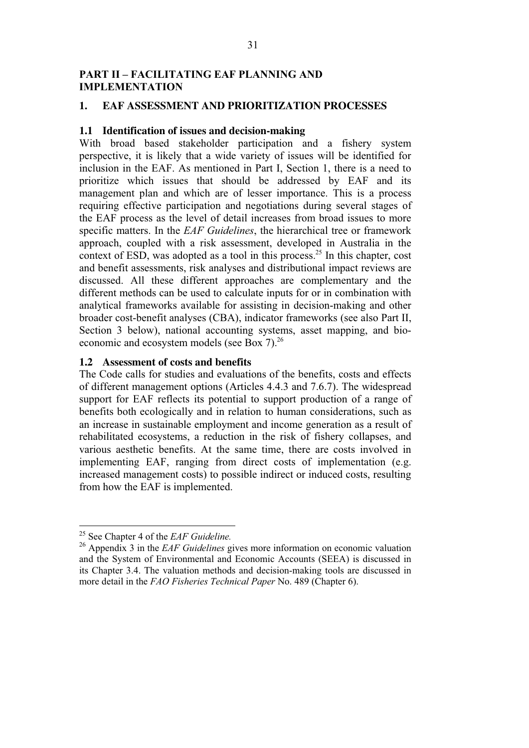# PART II – FACILITATING EAF PLANNING AND IMPLEMENTATION

## 1. EAF ASSESSMENT AND PRIORITIZATION PROCESSES

### 1.1 Identification of issues and decision-making

With broad based stakeholder participation and a fishery system perspective, it is likely that a wide variety of issues will be identified for inclusion in the EAF. As mentioned in Part I, Section 1, there is a need to prioritize which issues that should be addressed by EAF and its management plan and which are of lesser importance. This is a process requiring effective participation and negotiations during several stages of the EAF process as the level of detail increases from broad issues to more specific matters. In the *EAF Guidelines*, the hierarchical tree or framework approach, coupled with a risk assessment, developed in Australia in the context of ESD, was adopted as a tool in this process.[25] In this chapter, cost and benefit assessments, risk analyses and distributional impact reviews are discussed. All these different approaches are complementary and the different methods can be used to calculate inputs for or in combination with analytical frameworks available for assisting in decision-making and other broader cost-benefit analyses (CBA), indicator frameworks (see also Part II, Section 3 below), national accounting systems, asset mapping, and bio-economic and ecosystem models (see Box 7).[26]

### 1.2 Assessment of costs and benefits

The Code calls for studies and evaluations of the benefits, costs and effects of different management options (Articles 4.4.3 and 7.6.7). The widespread support for EAF reflects its potential to support production of a range of benefits both ecologically and in relation to human considerations, such as an increase in sustainable employment and income generation as a result of rehabilitated ecosystems, a reduction in the risk of fishery collapses, and various aesthetic benefits. At the same time, there are costs involved in implementing EAF, ranging from direct costs of implementation (e.g. increased management costs) to possible indirect or induced costs, resulting from how the EAF is implemented.

---

[25] See Chapter 4 of the *EAF Guideline.*

[26] Appendix 3 in the *EAF Guidelines* gives more information on economic valuation and the System of Environmental and Economic Accounts (SEEA) is discussed in its Chapter 3.4. The valuation methods and decision-making tools are discussed in more detail in the *FAO Fisheries Technical Paper* No. 489 (Chapter 6).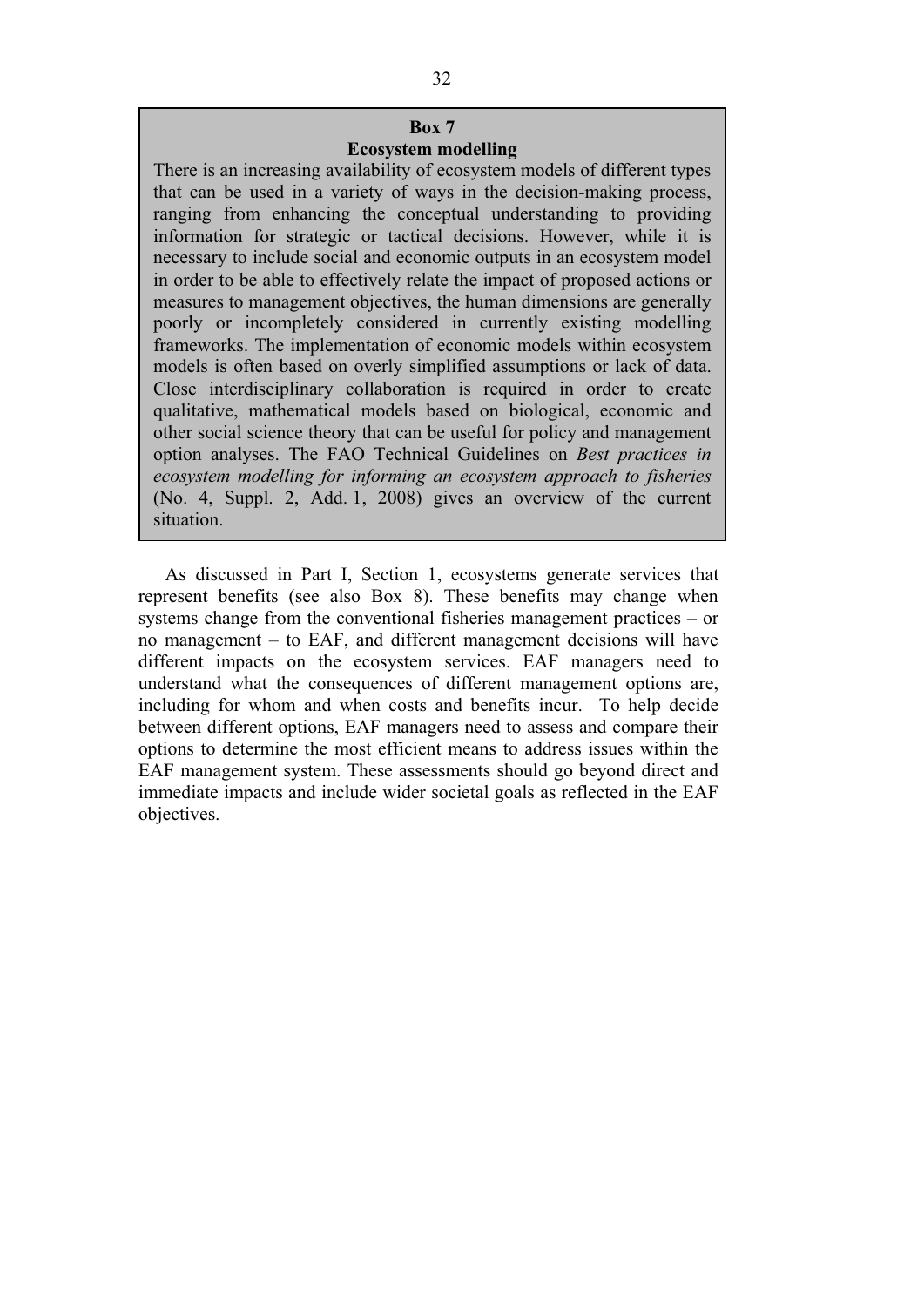**Box 7**
**Ecosystem modelling**

There is an increasing availability of ecosystem models of different types that can be used in a variety of ways in the decision-making process, ranging from enhancing the conceptual understanding to providing information for strategic or tactical decisions. However, while it is necessary to include social and economic outputs in an ecosystem model in order to be able to effectively relate the impact of proposed actions or measures to management objectives, the human dimensions are generally poorly or incompletely considered in currently existing modelling frameworks. The implementation of economic models within ecosystem models is often based on overly simplified assumptions or lack of data. Close interdisciplinary collaboration is required in order to create qualitative, mathematical models based on biological, economic and other social science theory that can be useful for policy and management option analyses. The FAO Technical Guidelines on *Best practices in ecosystem modelling for informing an ecosystem approach to fisheries* (No. 4, Suppl. 2, Add. 1, 2008) gives an overview of the current situation.

As discussed in Part I, Section 1, ecosystems generate services that represent benefits (see also Box 8). These benefits may change when systems change from the conventional fisheries management practices – or no management – to EAF, and different management decisions will have different impacts on the ecosystem services. EAF managers need to understand what the consequences of different management options are, including for whom and when costs and benefits incur. To help decide between different options, EAF managers need to assess and compare their options to determine the most efficient means to address issues within the EAF management system. These assessments should go beyond direct and immediate impacts and include wider societal goals as reflected in the EAF objectives.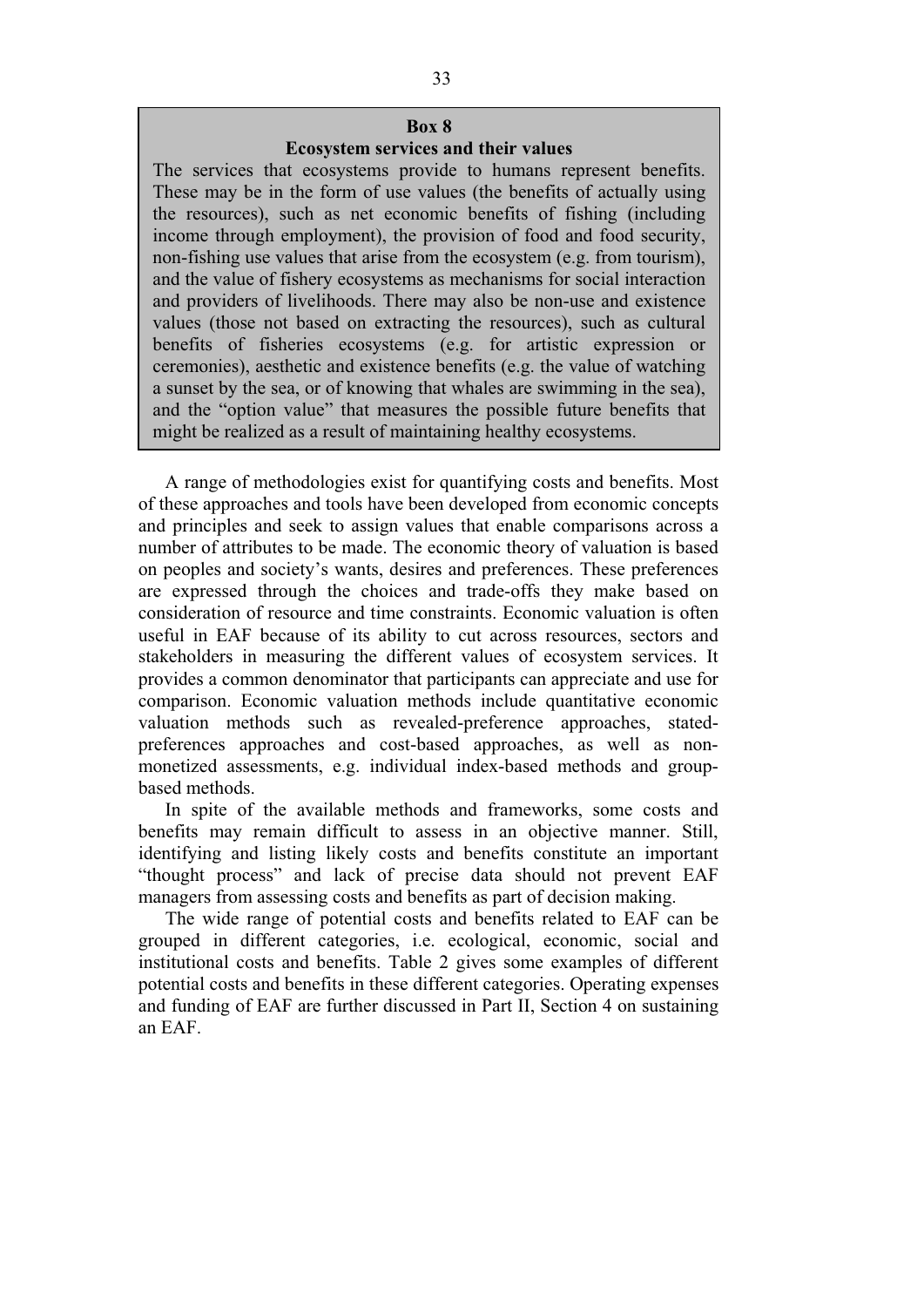> **Box 8**
> **Ecosystem services and their values**
>
> The services that ecosystems provide to humans represent benefits. These may be in the form of use values (the benefits of actually using the resources), such as net economic benefits of fishing (including income through employment), the provision of food and food security, non-fishing use values that arise from the ecosystem (e.g. from tourism), and the value of fishery ecosystems as mechanisms for social interaction and providers of livelihoods. There may also be non-use and existence values (those not based on extracting the resources), such as cultural benefits of fisheries ecosystems (e.g. for artistic expression or ceremonies), aesthetic and existence benefits (e.g. the value of watching a sunset by the sea, or of knowing that whales are swimming in the sea), and the "option value" that measures the possible future benefits that might be realized as a result of maintaining healthy ecosystems.

A range of methodologies exist for quantifying costs and benefits. Most of these approaches and tools have been developed from economic concepts and principles and seek to assign values that enable comparisons across a number of attributes to be made. The economic theory of valuation is based on peoples and society's wants, desires and preferences. These preferences are expressed through the choices and trade-offs they make based on consideration of resource and time constraints. Economic valuation is often useful in EAF because of its ability to cut across resources, sectors and stakeholders in measuring the different values of ecosystem services. It provides a common denominator that participants can appreciate and use for comparison. Economic valuation methods include quantitative economic valuation methods such as revealed-preference approaches, stated-preferences approaches and cost-based approaches, as well as non-monetized assessments, e.g. individual index-based methods and group-based methods.

In spite of the available methods and frameworks, some costs and benefits may remain difficult to assess in an objective manner. Still, identifying and listing likely costs and benefits constitute an important "thought process" and lack of precise data should not prevent EAF managers from assessing costs and benefits as part of decision making.

The wide range of potential costs and benefits related to EAF can be grouped in different categories, i.e. ecological, economic, social and institutional costs and benefits. Table 2 gives some examples of different potential costs and benefits in these different categories. Operating expenses and funding of EAF are further discussed in Part II, Section 4 on sustaining an EAF.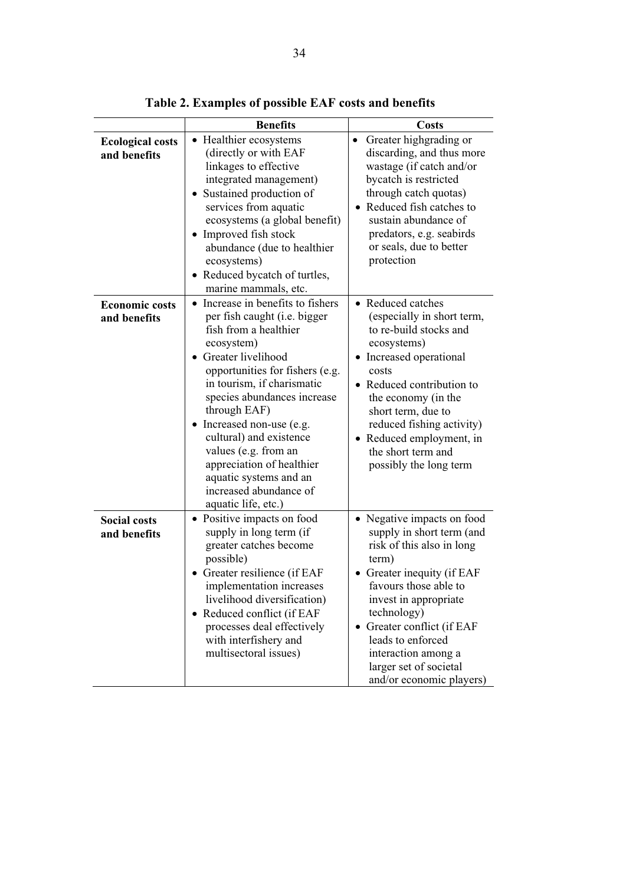**Table 2. Examples of possible EAF costs and benefits**

| | Benefits | Costs |
|---|---|---|
| **Ecological costs and benefits** | • Healthier ecosystems (directly or with EAF linkages to effective integrated management)<br>• Sustained production of services from aquatic ecosystems (a global benefit)<br>• Improved fish stock abundance (due to healthier ecosystems)<br>• Reduced bycatch of turtles, marine mammals, etc. | • Greater highgrading or discarding, and thus more wastage (if catch and/or bycatch is restricted through catch quotas)<br>• Reduced fish catches to sustain abundance of predators, e.g. seabirds or seals, due to better protection |
| **Economic costs and benefits** | • Increase in benefits to fishers per fish caught (i.e. bigger fish from a healthier ecosystem)<br>• Greater livelihood opportunities for fishers (e.g. in tourism, if charismatic species abundances increase through EAF)<br>• Increased non-use (e.g. cultural) and existence values (e.g. from an appreciation of healthier aquatic systems and an increased abundance of aquatic life, etc.) | • Reduced catches (especially in short term, to re-build stocks and ecosystems)<br>• Increased operational costs<br>• Reduced contribution to the economy (in the short term, due to reduced fishing activity)<br>• Reduced employment, in the short term and possibly the long term |
| **Social costs and benefits** | • Positive impacts on food supply in long term (if greater catches become possible)<br>• Greater resilience (if EAF implementation increases livelihood diversification)<br>• Reduced conflict (if EAF processes deal effectively with interfishery and multisectoral issues) | • Negative impacts on food supply in short term (and risk of this also in long term)<br>• Greater inequity (if EAF favours those able to invest in appropriate technology)<br>• Greater conflict (if EAF leads to enforced interaction among a larger set of societal and/or economic players) |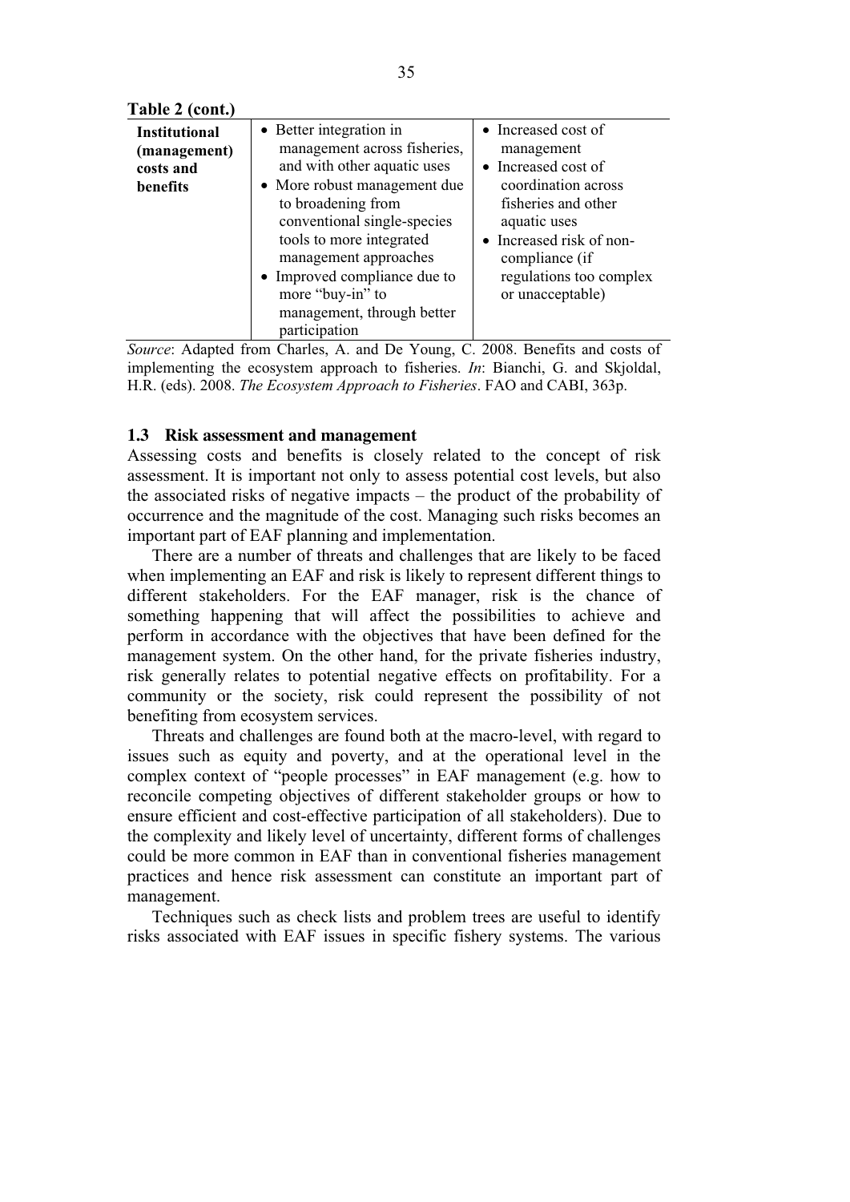**Table 2 (cont.)**

| | | |
|---|---|---|
| **Institutional (management) costs and benefits** | • Better integration in management across fisheries, and with other aquatic uses<br>• More robust management due to broadening from conventional single-species tools to more integrated management approaches<br>• Improved compliance due to more "buy-in" to management, through better participation | • Increased cost of management<br>• Increased cost of coordination across fisheries and other aquatic uses<br>• Increased risk of non-compliance (if regulations too complex or unacceptable) |

*Source*: Adapted from Charles, A. and De Young, C. 2008. Benefits and costs of implementing the ecosystem approach to fisheries. *In*: Bianchi, G. and Skjoldal, H.R. (eds). 2008. *The Ecosystem Approach to Fisheries*. FAO and CABI, 363p.

### 1.3 Risk assessment and management

Assessing costs and benefits is closely related to the concept of risk assessment. It is important not only to assess potential cost levels, but also the associated risks of negative impacts – the product of the probability of occurrence and the magnitude of the cost. Managing such risks becomes an important part of EAF planning and implementation.

There are a number of threats and challenges that are likely to be faced when implementing an EAF and risk is likely to represent different things to different stakeholders. For the EAF manager, risk is the chance of something happening that will affect the possibilities to achieve and perform in accordance with the objectives that have been defined for the management system. On the other hand, for the private fisheries industry, risk generally relates to potential negative effects on profitability. For a community or the society, risk could represent the possibility of not benefiting from ecosystem services.

Threats and challenges are found both at the macro-level, with regard to issues such as equity and poverty, and at the operational level in the complex context of "people processes" in EAF management (e.g. how to reconcile competing objectives of different stakeholder groups or how to ensure efficient and cost-effective participation of all stakeholders). Due to the complexity and likely level of uncertainty, different forms of challenges could be more common in EAF than in conventional fisheries management practices and hence risk assessment can constitute an important part of management.

Techniques such as check lists and problem trees are useful to identify risks associated with EAF issues in specific fishery systems. The various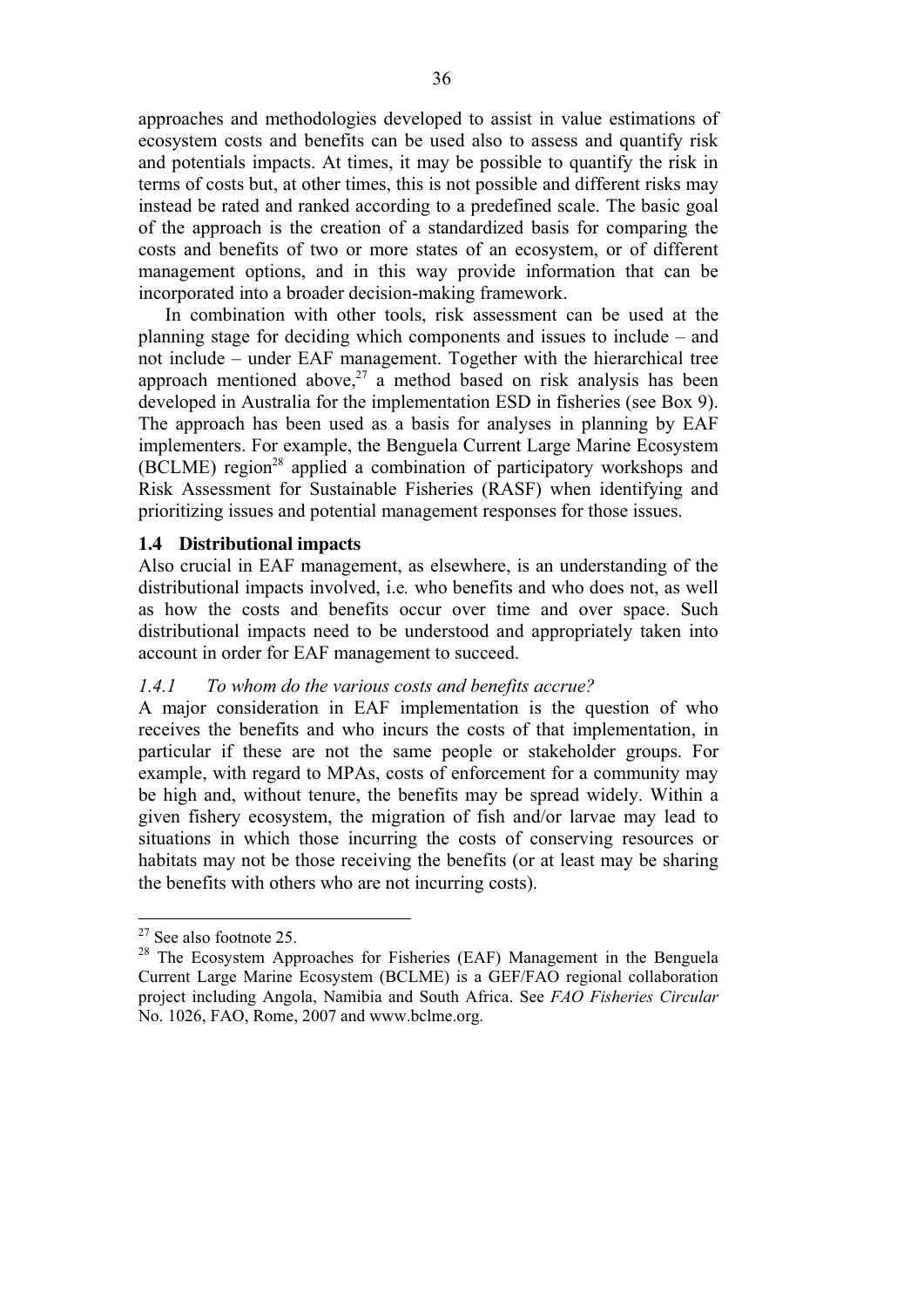approaches and methodologies developed to assist in value estimations of ecosystem costs and benefits can be used also to assess and quantify risk and potentials impacts. At times, it may be possible to quantify the risk in terms of costs but, at other times, this is not possible and different risks may instead be rated and ranked according to a predefined scale. The basic goal of the approach is the creation of a standardized basis for comparing the costs and benefits of two or more states of an ecosystem, or of different management options, and in this way provide information that can be incorporated into a broader decision-making framework.

In combination with other tools, risk assessment can be used at the planning stage for deciding which components and issues to include – and not include – under EAF management. Together with the hierarchical tree approach mentioned above,[27] a method based on risk analysis has been developed in Australia for the implementation ESD in fisheries (see Box 9). The approach has been used as a basis for analyses in planning by EAF implementers. For example, the Benguela Current Large Marine Ecosystem (BCLME) region[28] applied a combination of participatory workshops and Risk Assessment for Sustainable Fisheries (RASF) when identifying and prioritizing issues and potential management responses for those issues.

## 1.4 Distributional impacts

Also crucial in EAF management, as elsewhere, is an understanding of the distributional impacts involved, i.e*.* who benefits and who does not, as well as how the costs and benefits occur over time and over space. Such distributional impacts need to be understood and appropriately taken into account in order for EAF management to succeed.

### *1.4.1 To whom do the various costs and benefits accrue?*

A major consideration in EAF implementation is the question of who receives the benefits and who incurs the costs of that implementation, in particular if these are not the same people or stakeholder groups. For example, with regard to MPAs, costs of enforcement for a community may be high and, without tenure, the benefits may be spread widely. Within a given fishery ecosystem, the migration of fish and/or larvae may lead to situations in which those incurring the costs of conserving resources or habitats may not be those receiving the benefits (or at least may be sharing the benefits with others who are not incurring costs).

---

[27] See also footnote 25.

[28] The Ecosystem Approaches for Fisheries (EAF) Management in the Benguela Current Large Marine Ecosystem (BCLME) is a GEF/FAO regional collaboration project including Angola, Namibia and South Africa. See *FAO Fisheries Circular* No. 1026, FAO, Rome, 2007 and www.bclme.org.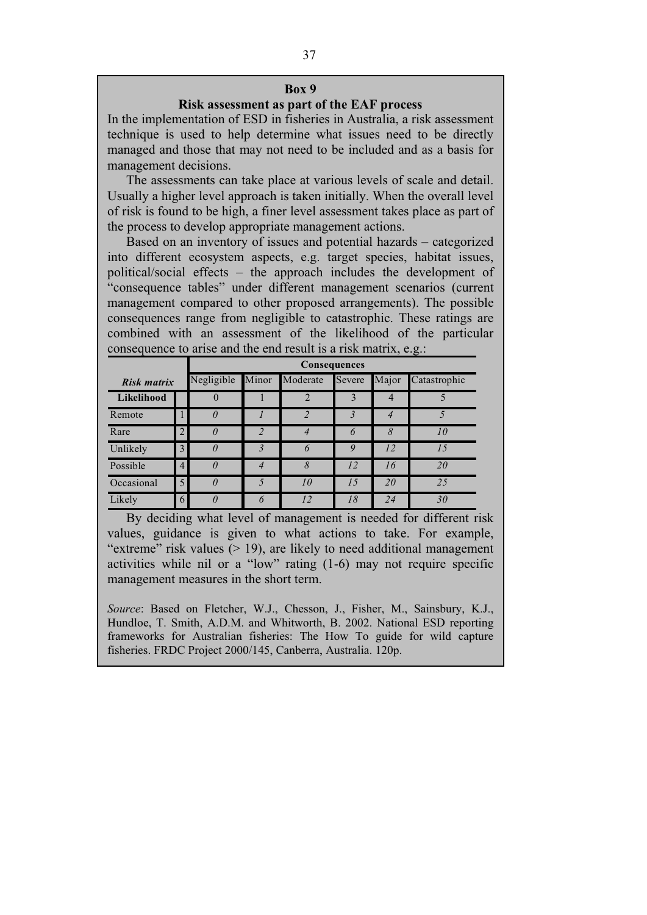**Box 9**

**Risk assessment as part of the EAF process**

In the implementation of ESD in fisheries in Australia, a risk assessment technique is used to help determine what issues need to be directly managed and those that may not need to be included and as a basis for management decisions.

The assessments can take place at various levels of scale and detail. Usually a higher level approach is taken initially. When the overall level of risk is found to be high, a finer level assessment takes place as part of the process to develop appropriate management actions.

Based on an inventory of issues and potential hazards – categorized into different ecosystem aspects, e.g. target species, habitat issues, political/social effects – the approach includes the development of "consequence tables" under different management scenarios (current management compared to other proposed arrangements). The possible consequences range from negligible to catastrophic. These ratings are combined with an assessment of the likelihood of the particular consequence to arise and the end result is a risk matrix, e.g.:

| | | Consequences | | | | | |
|---|---|---|---|---|---|---|---|
| ***Risk matrix*** | | Negligible | Minor | Moderate | Severe | Major | Catastrophic |
| **Likelihood** | | 0 | 1 | 2 | 3 | 4 | 5 |
| Remote | 1 | *0* | *1* | *2* | *3* | *4* | *5* |
| Rare | 2 | *0* | *2* | *4* | *6* | *8* | *10* |
| Unlikely | 3 | *0* | *3* | *6* | *9* | *12* | *15* |
| Possible | 4 | *0* | *4* | *8* | *12* | *16* | *20* |
| Occasional | 5 | *0* | *5* | *10* | *15* | *20* | *25* |
| Likely | 6 | *0* | *6* | *12* | *18* | *24* | *30* |

By deciding what level of management is needed for different risk values, guidance is given to what actions to take. For example, "extreme" risk values (> 19), are likely to need additional management activities while nil or a "low" rating (1-6) may not require specific management measures in the short term.

*Source*: Based on Fletcher, W.J., Chesson, J., Fisher, M., Sainsbury, K.J., Hundloe, T. Smith, A.D.M. and Whitworth, B. 2002. National ESD reporting frameworks for Australian fisheries: The How To guide for wild capture fisheries. FRDC Project 2000/145, Canberra, Australia. 120p.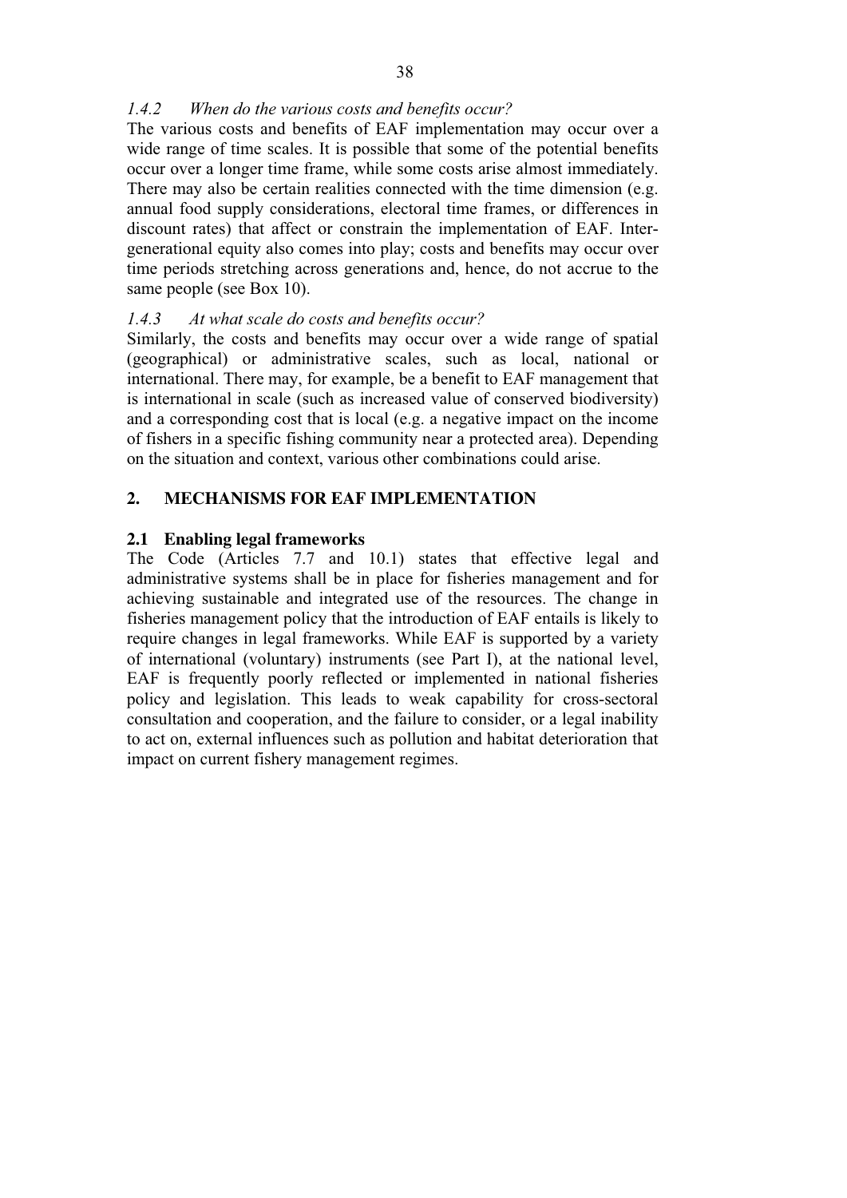### *1.4.2 When do the various costs and benefits occur?*

The various costs and benefits of EAF implementation may occur over a wide range of time scales. It is possible that some of the potential benefits occur over a longer time frame, while some costs arise almost immediately. There may also be certain realities connected with the time dimension (e.g. annual food supply considerations, electoral time frames, or differences in discount rates) that affect or constrain the implementation of EAF. Inter-generational equity also comes into play; costs and benefits may occur over time periods stretching across generations and, hence, do not accrue to the same people (see Box 10).

### *1.4.3 At what scale do costs and benefits occur?*

Similarly, the costs and benefits may occur over a wide range of spatial (geographical) or administrative scales, such as local, national or international. There may, for example, be a benefit to EAF management that is international in scale (such as increased value of conserved biodiversity) and a corresponding cost that is local (e.g. a negative impact on the income of fishers in a specific fishing community near a protected area). Depending on the situation and context, various other combinations could arise.

# 2. MECHANISMS FOR EAF IMPLEMENTATION

## 2.1 Enabling legal frameworks

The Code (Articles 7.7 and 10.1) states that effective legal and administrative systems shall be in place for fisheries management and for achieving sustainable and integrated use of the resources. The change in fisheries management policy that the introduction of EAF entails is likely to require changes in legal frameworks. While EAF is supported by a variety of international (voluntary) instruments (see Part I), at the national level, EAF is frequently poorly reflected or implemented in national fisheries policy and legislation. This leads to weak capability for cross-sectoral consultation and cooperation, and the failure to consider, or a legal inability to act on, external influences such as pollution and habitat deterioration that impact on current fishery management regimes.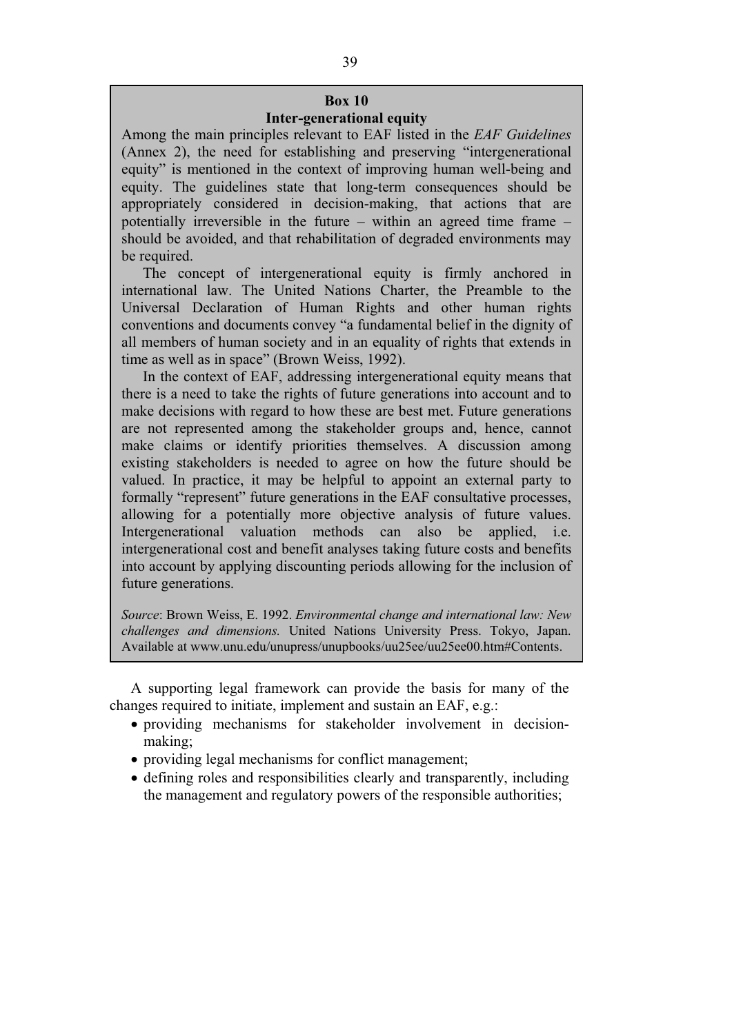**Box 10**

**Inter-generational equity**

Among the main principles relevant to EAF listed in the *EAF Guidelines* (Annex 2), the need for establishing and preserving "intergenerational equity" is mentioned in the context of improving human well-being and equity. The guidelines state that long-term consequences should be appropriately considered in decision-making, that actions that are potentially irreversible in the future – within an agreed time frame – should be avoided, and that rehabilitation of degraded environments may be required.

The concept of intergenerational equity is firmly anchored in international law. The United Nations Charter, the Preamble to the Universal Declaration of Human Rights and other human rights conventions and documents convey "a fundamental belief in the dignity of all members of human society and in an equality of rights that extends in time as well as in space" (Brown Weiss, 1992).

In the context of EAF, addressing intergenerational equity means that there is a need to take the rights of future generations into account and to make decisions with regard to how these are best met. Future generations are not represented among the stakeholder groups and, hence, cannot make claims or identify priorities themselves. A discussion among existing stakeholders is needed to agree on how the future should be valued. In practice, it may be helpful to appoint an external party to formally "represent" future generations in the EAF consultative processes, allowing for a potentially more objective analysis of future values. Intergenerational valuation methods can also be applied, i.e. intergenerational cost and benefit analyses taking future costs and benefits into account by applying discounting periods allowing for the inclusion of future generations.

*Source*: Brown Weiss, E. 1992. *Environmental change and international law: New challenges and dimensions.* United Nations University Press. Tokyo, Japan. Available at www.unu.edu/unupress/unupbooks/uu25ee/uu25ee00.htm#Contents.

A supporting legal framework can provide the basis for many of the changes required to initiate, implement and sustain an EAF, e.g.:

- providing mechanisms for stakeholder involvement in decision-making;
- providing legal mechanisms for conflict management;
- defining roles and responsibilities clearly and transparently, including the management and regulatory powers of the responsible authorities;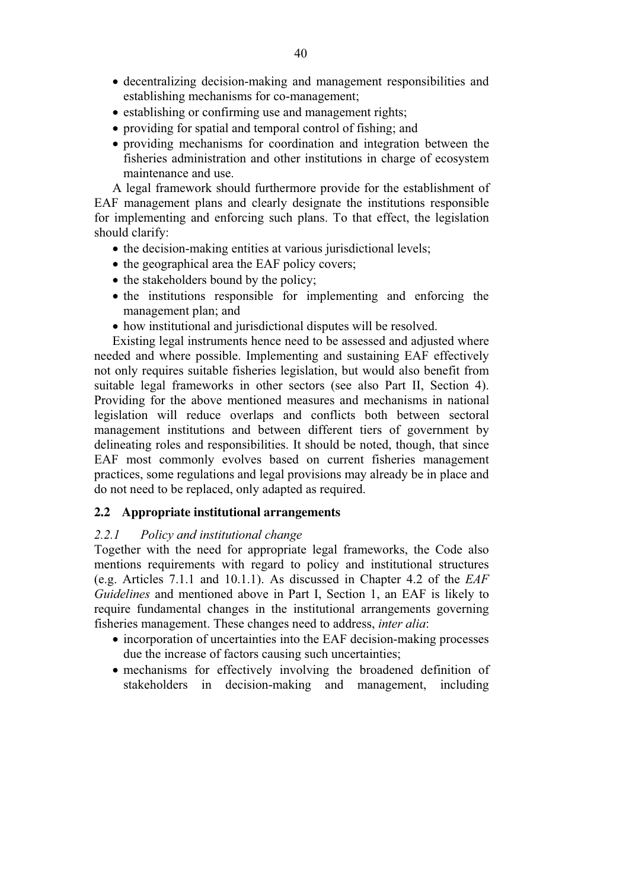- decentralizing decision-making and management responsibilities and establishing mechanisms for co-management;
- establishing or confirming use and management rights;
- providing for spatial and temporal control of fishing; and
- providing mechanisms for coordination and integration between the fisheries administration and other institutions in charge of ecosystem maintenance and use.

A legal framework should furthermore provide for the establishment of EAF management plans and clearly designate the institutions responsible for implementing and enforcing such plans. To that effect, the legislation should clarify:

- the decision-making entities at various jurisdictional levels;
- the geographical area the EAF policy covers;
- the stakeholders bound by the policy;
- the institutions responsible for implementing and enforcing the management plan; and
- how institutional and jurisdictional disputes will be resolved.

Existing legal instruments hence need to be assessed and adjusted where needed and where possible. Implementing and sustaining EAF effectively not only requires suitable fisheries legislation, but would also benefit from suitable legal frameworks in other sectors (see also Part II, Section 4). Providing for the above mentioned measures and mechanisms in national legislation will reduce overlaps and conflicts both between sectoral management institutions and between different tiers of government by delineating roles and responsibilities. It should be noted, though, that since EAF most commonly evolves based on current fisheries management practices, some regulations and legal provisions may already be in place and do not need to be replaced, only adapted as required.

## 2.2 Appropriate institutional arrangements

### *2.2.1 Policy and institutional change*

Together with the need for appropriate legal frameworks, the Code also mentions requirements with regard to policy and institutional structures (e.g. Articles 7.1.1 and 10.1.1). As discussed in Chapter 4.2 of the *EAF Guidelines* and mentioned above in Part I, Section 1, an EAF is likely to require fundamental changes in the institutional arrangements governing fisheries management. These changes need to address, *inter alia*:

- incorporation of uncertainties into the EAF decision-making processes due the increase of factors causing such uncertainties;
- mechanisms for effectively involving the broadened definition of stakeholders in decision-making and management, including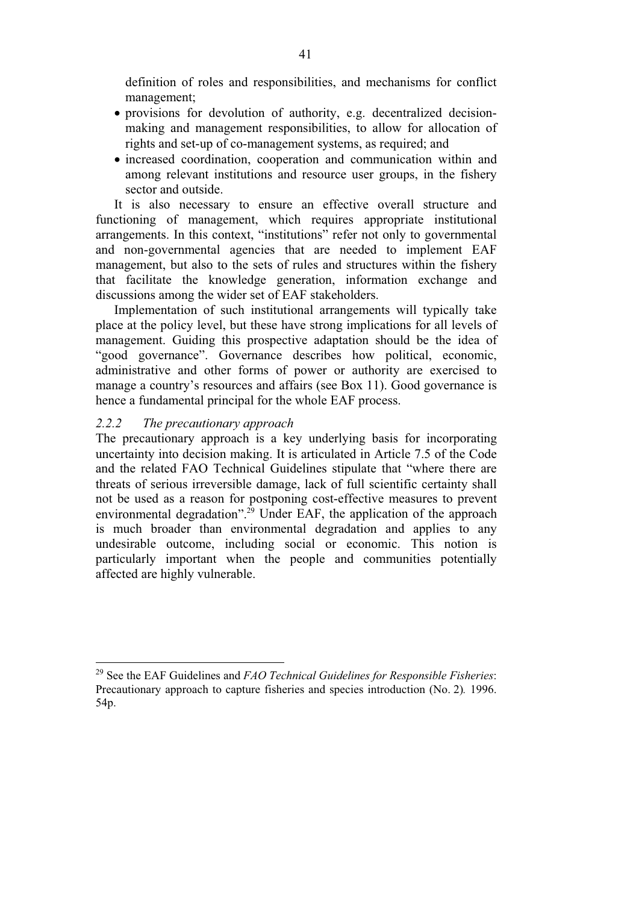definition of roles and responsibilities, and mechanisms for conflict management;

- provisions for devolution of authority, e.g. decentralized decision-making and management responsibilities, to allow for allocation of rights and set-up of co-management systems, as required; and
- increased coordination, cooperation and communication within and among relevant institutions and resource user groups, in the fishery sector and outside.

It is also necessary to ensure an effective overall structure and functioning of management, which requires appropriate institutional arrangements. In this context, "institutions" refer not only to governmental and non-governmental agencies that are needed to implement EAF management, but also to the sets of rules and structures within the fishery that facilitate the knowledge generation, information exchange and discussions among the wider set of EAF stakeholders.

Implementation of such institutional arrangements will typically take place at the policy level, but these have strong implications for all levels of management. Guiding this prospective adaptation should be the idea of "good governance". Governance describes how political, economic, administrative and other forms of power or authority are exercised to manage a country's resources and affairs (see Box 11). Good governance is hence a fundamental principal for the whole EAF process.

### *2.2.2 The precautionary approach*

The precautionary approach is a key underlying basis for incorporating uncertainty into decision making. It is articulated in Article 7.5 of the Code and the related FAO Technical Guidelines stipulate that "where there are threats of serious irreversible damage, lack of full scientific certainty shall not be used as a reason for postponing cost-effective measures to prevent environmental degradation".[29] Under EAF, the application of the approach is much broader than environmental degradation and applies to any undesirable outcome, including social or economic. This notion is particularly important when the people and communities potentially affected are highly vulnerable.

---

[29] See the EAF Guidelines and *FAO Technical Guidelines for Responsible Fisheries*: Precautionary approach to capture fisheries and species introduction (No. 2). 1996. 54p.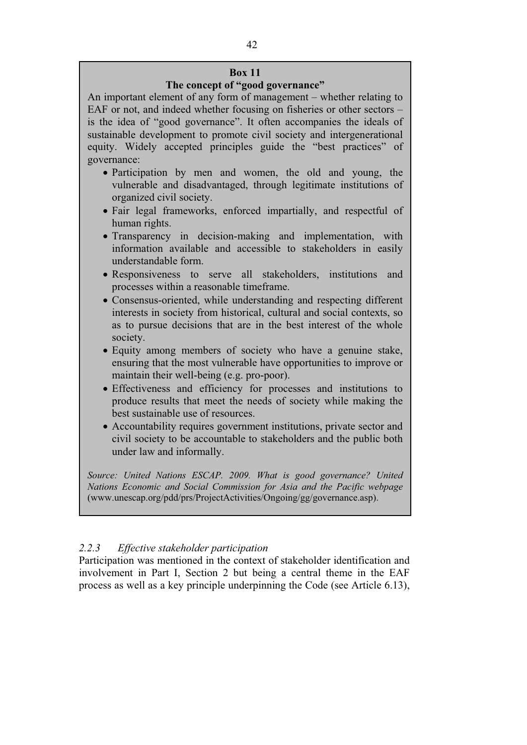**Box 11**

**The concept of "good governance"**

An important element of any form of management – whether relating to EAF or not, and indeed whether focusing on fisheries or other sectors – is the idea of "good governance". It often accompanies the ideals of sustainable development to promote civil society and intergenerational equity. Widely accepted principles guide the "best practices" of governance:

- Participation by men and women, the old and young, the vulnerable and disadvantaged, through legitimate institutions of organized civil society.
- Fair legal frameworks, enforced impartially, and respectful of human rights.
- Transparency in decision-making and implementation, with information available and accessible to stakeholders in easily understandable form.
- Responsiveness to serve all stakeholders, institutions and processes within a reasonable timeframe.
- Consensus-oriented, while understanding and respecting different interests in society from historical, cultural and social contexts, so as to pursue decisions that are in the best interest of the whole society.
- Equity among members of society who have a genuine stake, ensuring that the most vulnerable have opportunities to improve or maintain their well-being (e.g. pro-poor).
- Effectiveness and efficiency for processes and institutions to produce results that meet the needs of society while making the best sustainable use of resources.
- Accountability requires government institutions, private sector and civil society to be accountable to stakeholders and the public both under law and informally.

*Source: United Nations ESCAP. 2009. What is good governance? United Nations Economic and Social Commission for Asia and the Pacific webpage* (www.unescap.org/pdd/prs/ProjectActivities/Ongoing/gg/governance.asp).

### *2.2.3 Effective stakeholder participation*

Participation was mentioned in the context of stakeholder identification and involvement in Part I, Section 2 but being a central theme in the EAF process as well as a key principle underpinning the Code (see Article 6.13),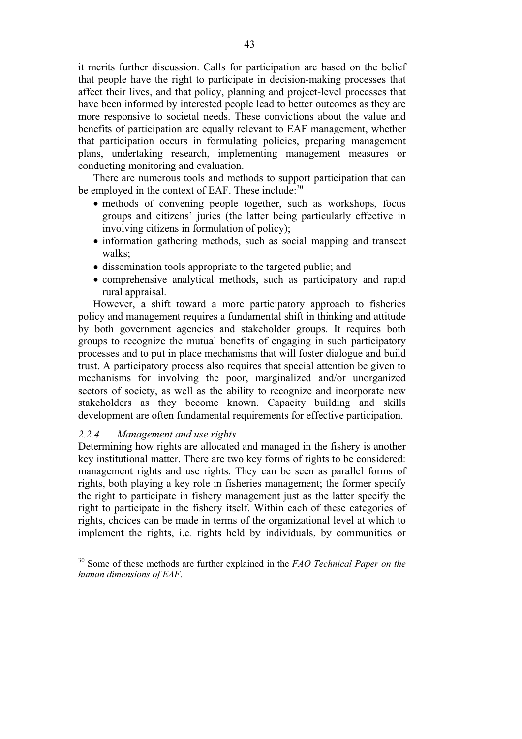it merits further discussion. Calls for participation are based on the belief that people have the right to participate in decision-making processes that affect their lives, and that policy, planning and project-level processes that have been informed by interested people lead to better outcomes as they are more responsive to societal needs. These convictions about the value and benefits of participation are equally relevant to EAF management, whether that participation occurs in formulating policies, preparing management plans, undertaking research, implementing management measures or conducting monitoring and evaluation.

There are numerous tools and methods to support participation that can be employed in the context of EAF. These include:[30]

- methods of convening people together, such as workshops, focus groups and citizens' juries (the latter being particularly effective in involving citizens in formulation of policy);
- information gathering methods, such as social mapping and transect walks;
- dissemination tools appropriate to the targeted public; and
- comprehensive analytical methods, such as participatory and rapid rural appraisal.

However, a shift toward a more participatory approach to fisheries policy and management requires a fundamental shift in thinking and attitude by both government agencies and stakeholder groups. It requires both groups to recognize the mutual benefits of engaging in such participatory processes and to put in place mechanisms that will foster dialogue and build trust. A participatory process also requires that special attention be given to mechanisms for involving the poor, marginalized and/or unorganized sectors of society, as well as the ability to recognize and incorporate new stakeholders as they become known. Capacity building and skills development are often fundamental requirements for effective participation.

### *2.2.4 Management and use rights*

Determining how rights are allocated and managed in the fishery is another key institutional matter. There are two key forms of rights to be considered: management rights and use rights. They can be seen as parallel forms of rights, both playing a key role in fisheries management; the former specify the right to participate in fishery management just as the latter specify the right to participate in the fishery itself. Within each of these categories of rights, choices can be made in terms of the organizational level at which to implement the rights, i.e. rights held by individuals, by communities or

---

[30] Some of these methods are further explained in the *FAO Technical Paper on the human dimensions of EAF*.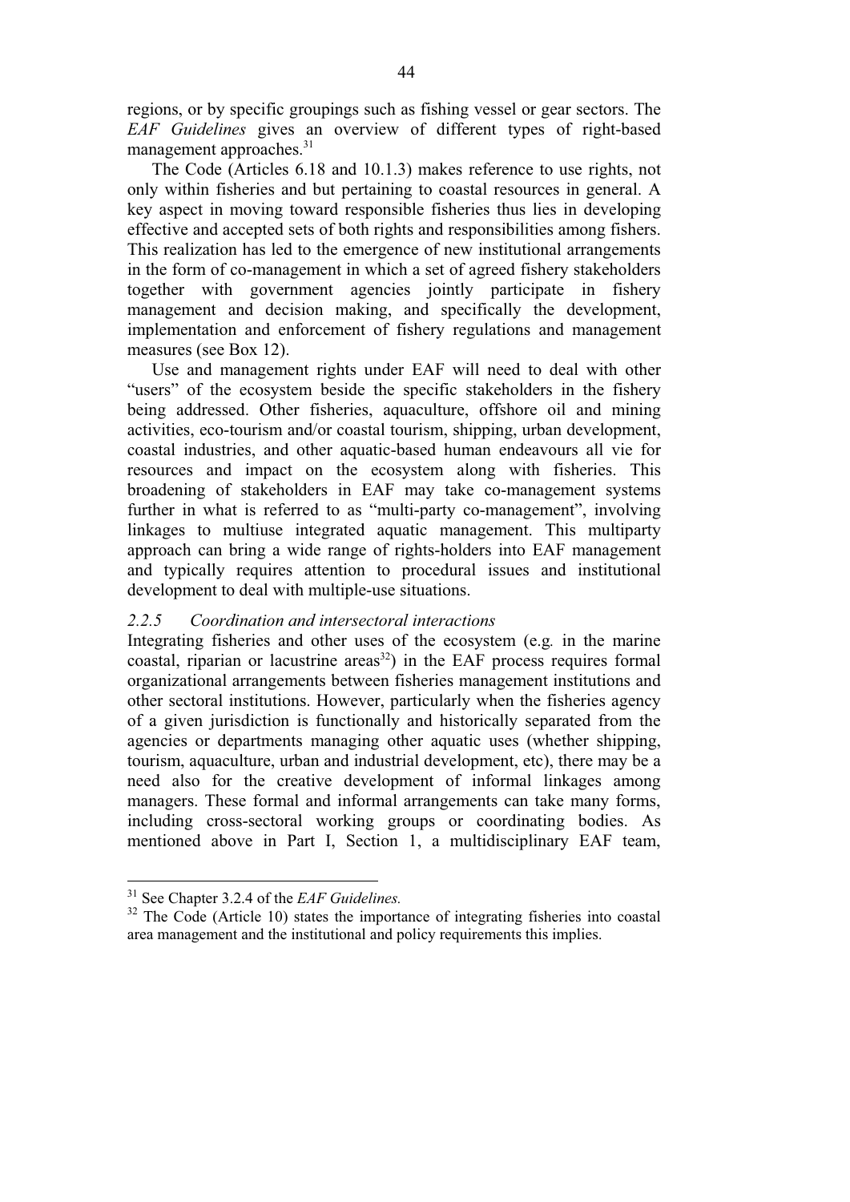regions, or by specific groupings such as fishing vessel or gear sectors. The *EAF Guidelines* gives an overview of different types of right-based management approaches.[31]

The Code (Articles 6.18 and 10.1.3) makes reference to use rights, not only within fisheries and but pertaining to coastal resources in general. A key aspect in moving toward responsible fisheries thus lies in developing effective and accepted sets of both rights and responsibilities among fishers. This realization has led to the emergence of new institutional arrangements in the form of co-management in which a set of agreed fishery stakeholders together with government agencies jointly participate in fishery management and decision making, and specifically the development, implementation and enforcement of fishery regulations and management measures (see Box 12).

Use and management rights under EAF will need to deal with other "users" of the ecosystem beside the specific stakeholders in the fishery being addressed. Other fisheries, aquaculture, offshore oil and mining activities, eco-tourism and/or coastal tourism, shipping, urban development, coastal industries, and other aquatic-based human endeavours all vie for resources and impact on the ecosystem along with fisheries. This broadening of stakeholders in EAF may take co-management systems further in what is referred to as "multi-party co-management", involving linkages to multiuse integrated aquatic management. This multiparty approach can bring a wide range of rights-holders into EAF management and typically requires attention to procedural issues and institutional development to deal with multiple-use situations.

### *2.2.5 Coordination and intersectoral interactions*

Integrating fisheries and other uses of the ecosystem (e.g. in the marine coastal, riparian or lacustrine areas[32]) in the EAF process requires formal organizational arrangements between fisheries management institutions and other sectoral institutions. However, particularly when the fisheries agency of a given jurisdiction is functionally and historically separated from the agencies or departments managing other aquatic uses (whether shipping, tourism, aquaculture, urban and industrial development, etc), there may be a need also for the creative development of informal linkages among managers. These formal and informal arrangements can take many forms, including cross-sectoral working groups or coordinating bodies. As mentioned above in Part I, Section 1, a multidisciplinary EAF team,

---

[31] See Chapter 3.2.4 of the *EAF Guidelines.*

[32] The Code (Article 10) states the importance of integrating fisheries into coastal area management and the institutional and policy requirements this implies.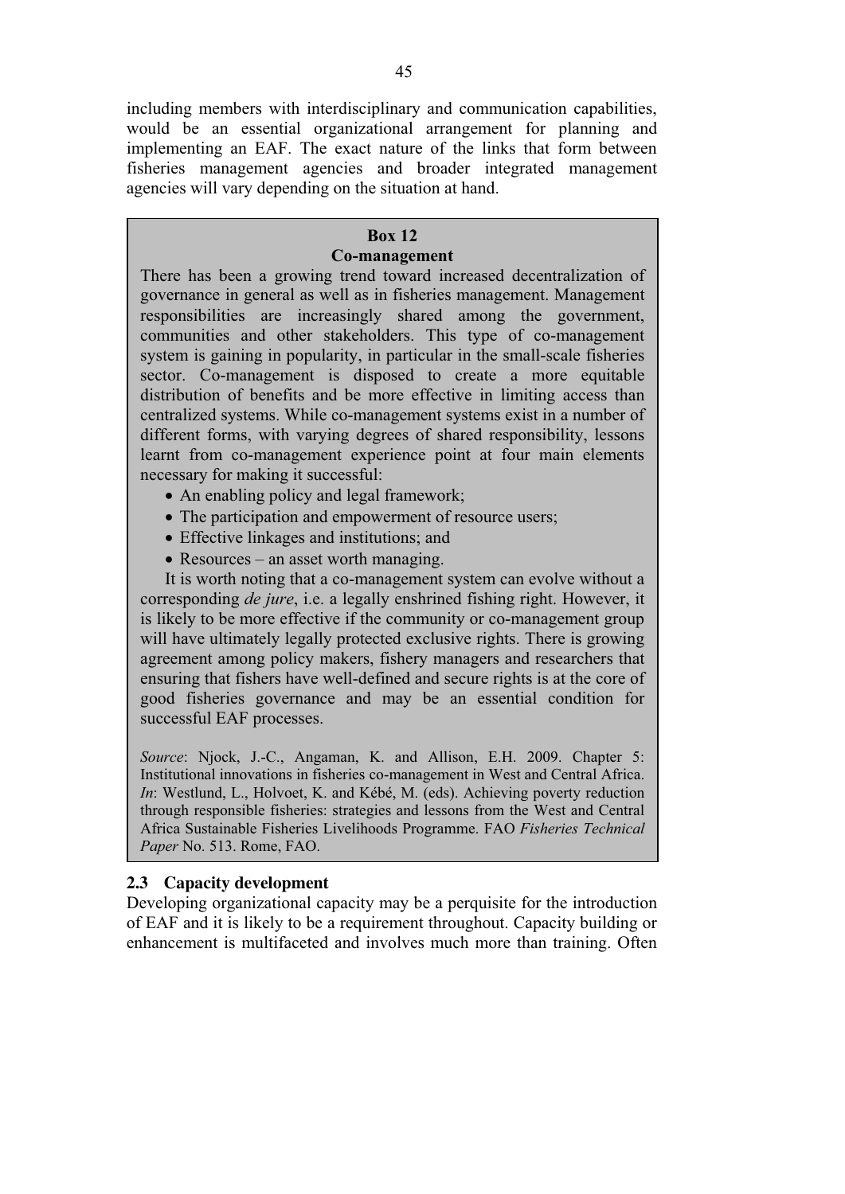including members with interdisciplinary and communication capabilities, would be an essential organizational arrangement for planning and implementing an EAF. The exact nature of the links that form between fisheries management agencies and broader integrated management agencies will vary depending on the situation at hand.

> **Box 12**
> **Co-management**
>
> There has been a growing trend toward increased decentralization of governance in general as well as in fisheries management. Management responsibilities are increasingly shared among the government, communities and other stakeholders. This type of co-management system is gaining in popularity, in particular in the small-scale fisheries sector. Co-management is disposed to create a more equitable distribution of benefits and be more effective in limiting access than centralized systems. While co-management systems exist in a number of different forms, with varying degrees of shared responsibility, lessons learnt from co-management experience point at four main elements necessary for making it successful:
>
> - An enabling policy and legal framework;
> - The participation and empowerment of resource users;
> - Effective linkages and institutions; and
> - Resources – an asset worth managing.
>
> It is worth noting that a co-management system can evolve without a corresponding *de jure*, i.e. a legally enshrined fishing right. However, it is likely to be more effective if the community or co-management group will have ultimately legally protected exclusive rights. There is growing agreement among policy makers, fishery managers and researchers that ensuring that fishers have well-defined and secure rights is at the core of good fisheries governance and may be an essential condition for successful EAF processes.
>
> *Source*: Njock, J.-C., Angaman, K. and Allison, E.H. 2009. Chapter 5: Institutional innovations in fisheries co-management in West and Central Africa. *In*: Westlund, L., Holvoet, K. and Kébé, M. (eds). Achieving poverty reduction through responsible fisheries: strategies and lessons from the West and Central Africa Sustainable Fisheries Livelihoods Programme. FAO *Fisheries Technical Paper* No. 513. Rome, FAO.

### 2.3 Capacity development

Developing organizational capacity may be a perquisite for the introduction of EAF and it is likely to be a requirement throughout. Capacity building or enhancement is multifaceted and involves much more than training. Often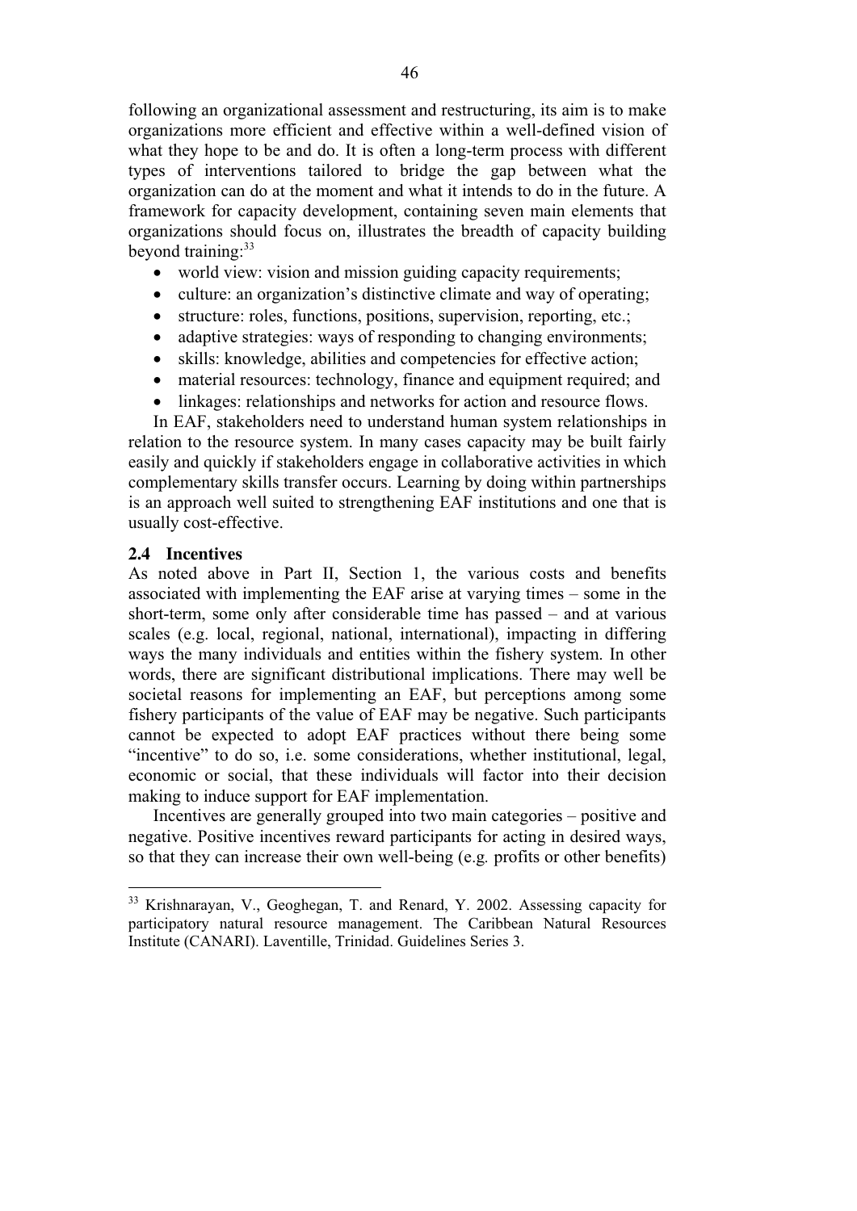following an organizational assessment and restructuring, its aim is to make organizations more efficient and effective within a well-defined vision of what they hope to be and do. It is often a long-term process with different types of interventions tailored to bridge the gap between what the organization can do at the moment and what it intends to do in the future. A framework for capacity development, containing seven main elements that organizations should focus on, illustrates the breadth of capacity building beyond training:[33]

- world view: vision and mission guiding capacity requirements;
- culture: an organization's distinctive climate and way of operating;
- structure: roles, functions, positions, supervision, reporting, etc.;
- adaptive strategies: ways of responding to changing environments;
- skills: knowledge, abilities and competencies for effective action;
- material resources: technology, finance and equipment required; and
- linkages: relationships and networks for action and resource flows.

In EAF, stakeholders need to understand human system relationships in relation to the resource system. In many cases capacity may be built fairly easily and quickly if stakeholders engage in collaborative activities in which complementary skills transfer occurs. Learning by doing within partnerships is an approach well suited to strengthening EAF institutions and one that is usually cost-effective.

### 2.4 Incentives

As noted above in Part II, Section 1, the various costs and benefits associated with implementing the EAF arise at varying times – some in the short-term, some only after considerable time has passed – and at various scales (e.g. local, regional, national, international), impacting in differing ways the many individuals and entities within the fishery system. In other words, there are significant distributional implications. There may well be societal reasons for implementing an EAF, but perceptions among some fishery participants of the value of EAF may be negative. Such participants cannot be expected to adopt EAF practices without there being some "incentive" to do so, i.e. some considerations, whether institutional, legal, economic or social, that these individuals will factor into their decision making to induce support for EAF implementation.

Incentives are generally grouped into two main categories – positive and negative. Positive incentives reward participants for acting in desired ways, so that they can increase their own well-being (e.g. profits or other benefits)

---

[33] Krishnarayan, V., Geoghegan, T. and Renard, Y. 2002. Assessing capacity for participatory natural resource management. The Caribbean Natural Resources Institute (CANARI). Laventille, Trinidad. Guidelines Series 3.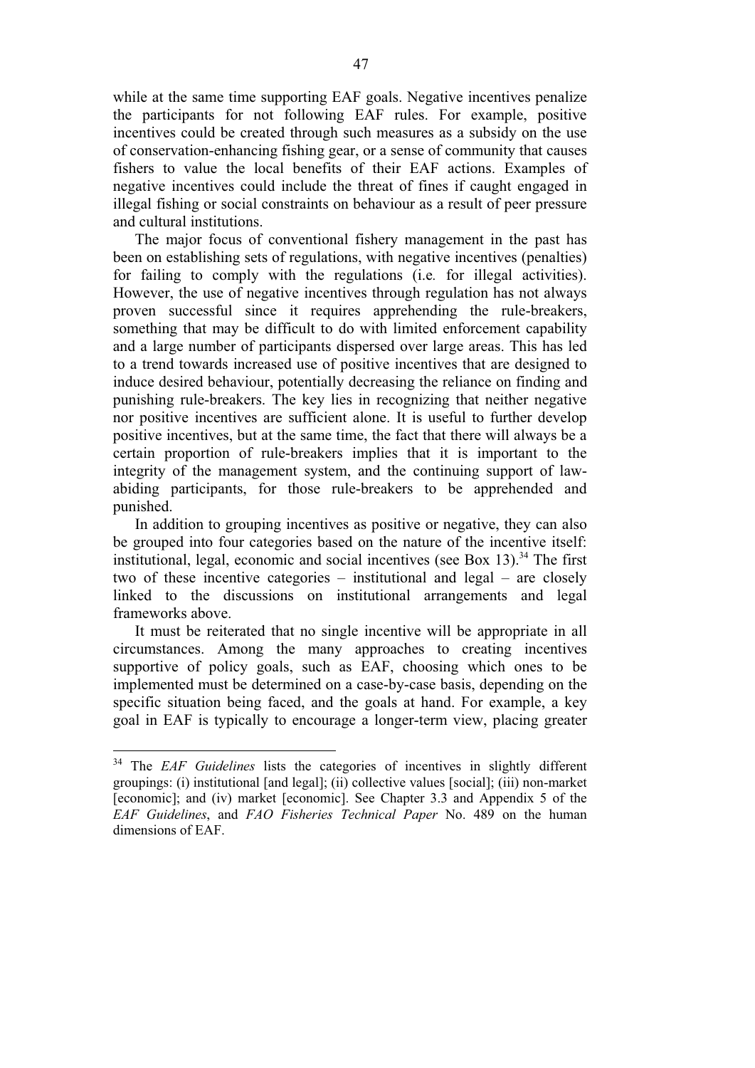while at the same time supporting EAF goals. Negative incentives penalize the participants for not following EAF rules. For example, positive incentives could be created through such measures as a subsidy on the use of conservation-enhancing fishing gear, or a sense of community that causes fishers to value the local benefits of their EAF actions. Examples of negative incentives could include the threat of fines if caught engaged in illegal fishing or social constraints on behaviour as a result of peer pressure and cultural institutions.

The major focus of conventional fishery management in the past has been on establishing sets of regulations, with negative incentives (penalties) for failing to comply with the regulations (i.e*.* for illegal activities). However, the use of negative incentives through regulation has not always proven successful since it requires apprehending the rule-breakers, something that may be difficult to do with limited enforcement capability and a large number of participants dispersed over large areas. This has led to a trend towards increased use of positive incentives that are designed to induce desired behaviour, potentially decreasing the reliance on finding and punishing rule-breakers. The key lies in recognizing that neither negative nor positive incentives are sufficient alone. It is useful to further develop positive incentives, but at the same time, the fact that there will always be a certain proportion of rule-breakers implies that it is important to the integrity of the management system, and the continuing support of law-abiding participants, for those rule-breakers to be apprehended and punished.

In addition to grouping incentives as positive or negative, they can also be grouped into four categories based on the nature of the incentive itself: institutional, legal, economic and social incentives (see Box 13).[34] The first two of these incentive categories – institutional and legal – are closely linked to the discussions on institutional arrangements and legal frameworks above.

It must be reiterated that no single incentive will be appropriate in all circumstances. Among the many approaches to creating incentives supportive of policy goals, such as EAF, choosing which ones to be implemented must be determined on a case-by-case basis, depending on the specific situation being faced, and the goals at hand. For example, a key goal in EAF is typically to encourage a longer-term view, placing greater

---

[34] The *EAF Guidelines* lists the categories of incentives in slightly different groupings: (i) institutional [and legal]; (ii) collective values [social]; (iii) non-market [economic]; and (iv) market [economic]. See Chapter 3.3 and Appendix 5 of the *EAF Guidelines*, and *FAO Fisheries Technical Paper* No. 489 on the human dimensions of EAF.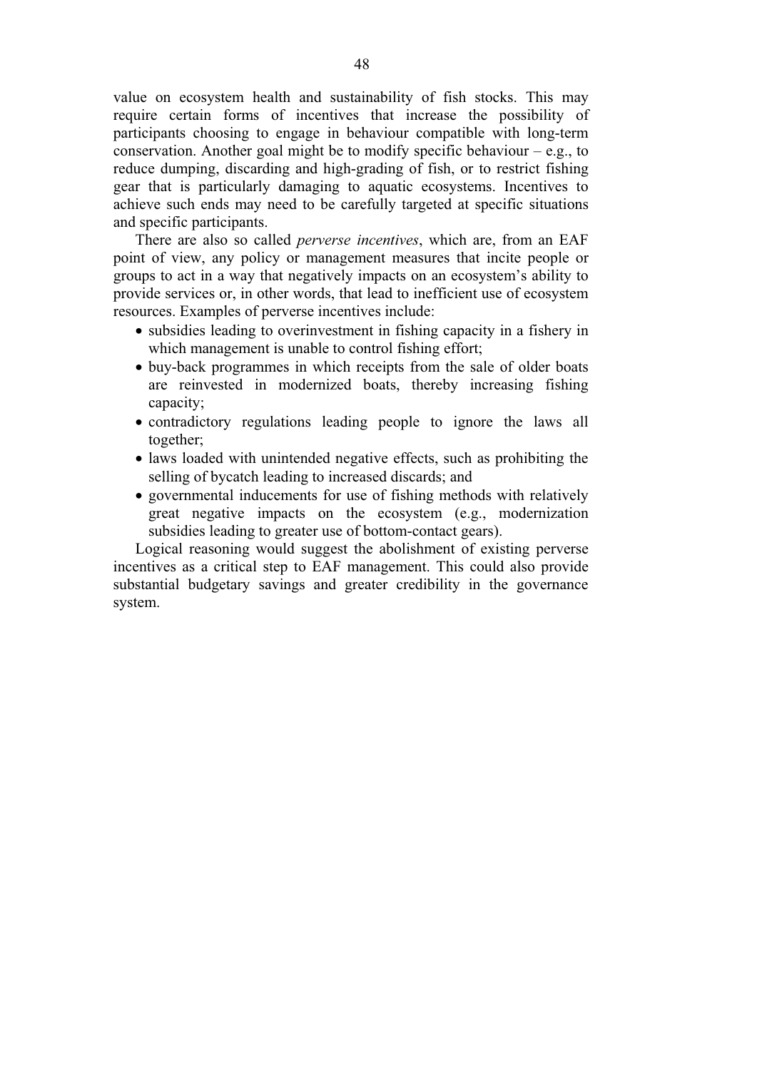value on ecosystem health and sustainability of fish stocks. This may require certain forms of incentives that increase the possibility of participants choosing to engage in behaviour compatible with long-term conservation. Another goal might be to modify specific behaviour – e.g., to reduce dumping, discarding and high-grading of fish, or to restrict fishing gear that is particularly damaging to aquatic ecosystems. Incentives to achieve such ends may need to be carefully targeted at specific situations and specific participants.

There are also so called *perverse incentives*, which are, from an EAF point of view, any policy or management measures that incite people or groups to act in a way that negatively impacts on an ecosystem's ability to provide services or, in other words, that lead to inefficient use of ecosystem resources. Examples of perverse incentives include:

- subsidies leading to overinvestment in fishing capacity in a fishery in which management is unable to control fishing effort;
- buy-back programmes in which receipts from the sale of older boats are reinvested in modernized boats, thereby increasing fishing capacity;
- contradictory regulations leading people to ignore the laws all together;
- laws loaded with unintended negative effects, such as prohibiting the selling of bycatch leading to increased discards; and
- governmental inducements for use of fishing methods with relatively great negative impacts on the ecosystem (e.g., modernization subsidies leading to greater use of bottom-contact gears).

Logical reasoning would suggest the abolishment of existing perverse incentives as a critical step to EAF management. This could also provide substantial budgetary savings and greater credibility in the governance system.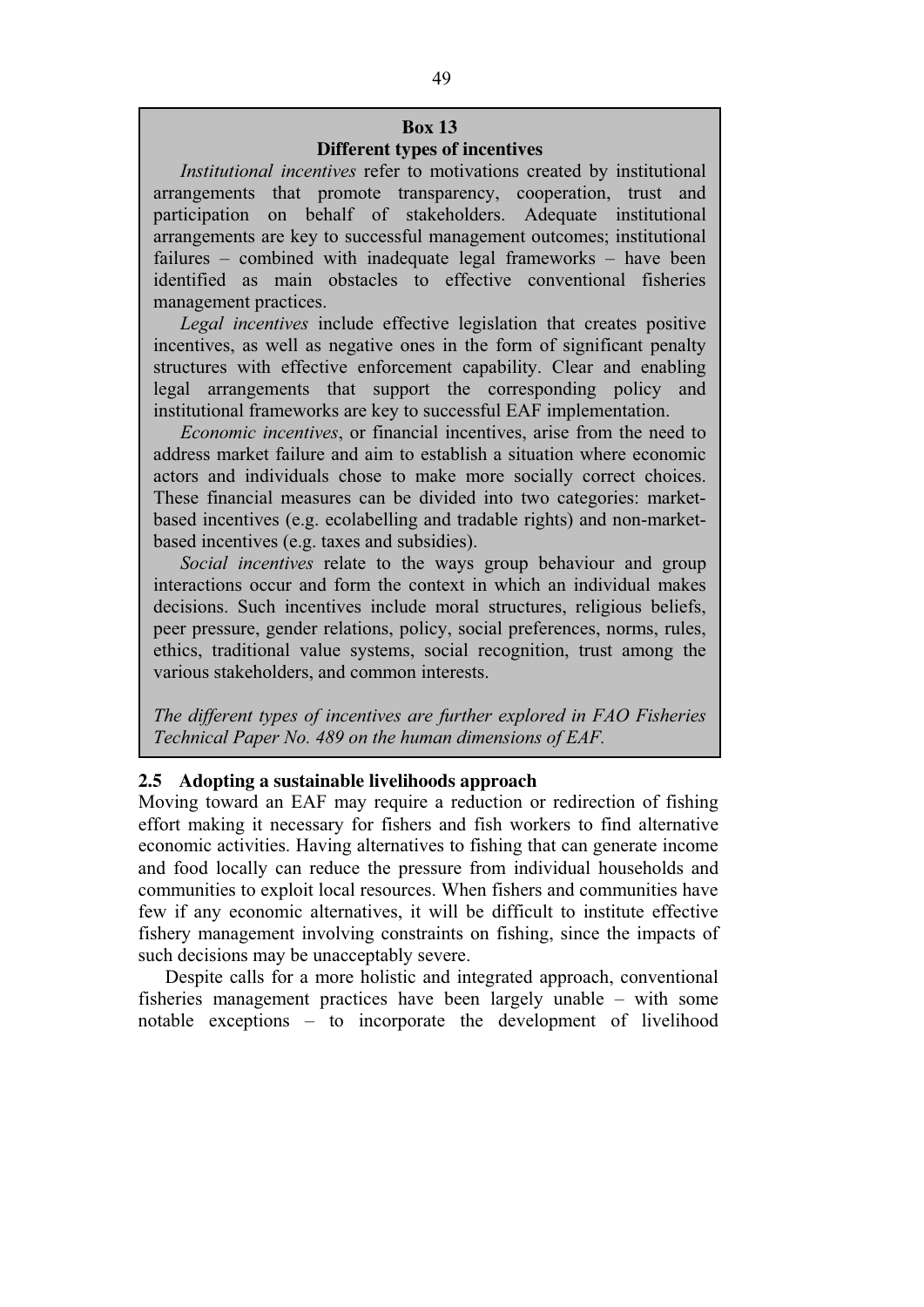**Box 13**
**Different types of incentives**

*Institutional incentives* refer to motivations created by institutional arrangements that promote transparency, cooperation, trust and participation on behalf of stakeholders. Adequate institutional arrangements are key to successful management outcomes; institutional failures – combined with inadequate legal frameworks – have been identified as main obstacles to effective conventional fisheries management practices.

*Legal incentives* include effective legislation that creates positive incentives, as well as negative ones in the form of significant penalty structures with effective enforcement capability. Clear and enabling legal arrangements that support the corresponding policy and institutional frameworks are key to successful EAF implementation.

*Economic incentives*, or financial incentives, arise from the need to address market failure and aim to establish a situation where economic actors and individuals chose to make more socially correct choices. These financial measures can be divided into two categories: market-based incentives (e.g. ecolabelling and tradable rights) and non-market-based incentives (e.g. taxes and subsidies).

*Social incentives* relate to the ways group behaviour and group interactions occur and form the context in which an individual makes decisions. Such incentives include moral structures, religious beliefs, peer pressure, gender relations, policy, social preferences, norms, rules, ethics, traditional value systems, social recognition, trust among the various stakeholders, and common interests.

*The different types of incentives are further explored in FAO Fisheries Technical Paper No. 489 on the human dimensions of EAF.*

## 2.5 Adopting a sustainable livelihoods approach

Moving toward an EAF may require a reduction or redirection of fishing effort making it necessary for fishers and fish workers to find alternative economic activities. Having alternatives to fishing that can generate income and food locally can reduce the pressure from individual households and communities to exploit local resources. When fishers and communities have few if any economic alternatives, it will be difficult to institute effective fishery management involving constraints on fishing, since the impacts of such decisions may be unacceptably severe.

Despite calls for a more holistic and integrated approach, conventional fisheries management practices have been largely unable – with some notable exceptions – to incorporate the development of livelihood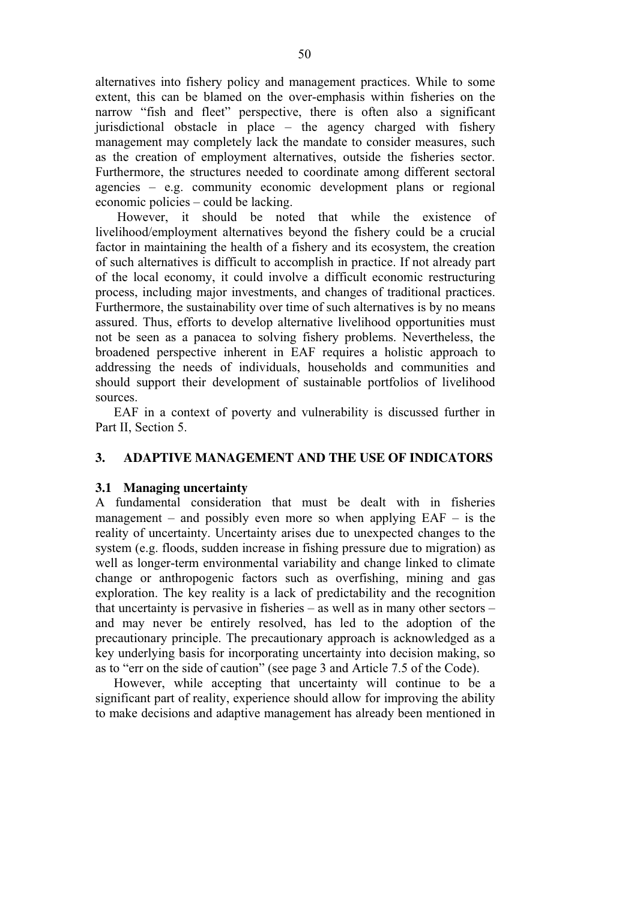alternatives into fishery policy and management practices. While to some extent, this can be blamed on the over-emphasis within fisheries on the narrow "fish and fleet" perspective, there is often also a significant jurisdictional obstacle in place – the agency charged with fishery management may completely lack the mandate to consider measures, such as the creation of employment alternatives, outside the fisheries sector. Furthermore, the structures needed to coordinate among different sectoral agencies – e.g. community economic development plans or regional economic policies – could be lacking.

However, it should be noted that while the existence of livelihood/employment alternatives beyond the fishery could be a crucial factor in maintaining the health of a fishery and its ecosystem, the creation of such alternatives is difficult to accomplish in practice. If not already part of the local economy, it could involve a difficult economic restructuring process, including major investments, and changes of traditional practices. Furthermore, the sustainability over time of such alternatives is by no means assured. Thus, efforts to develop alternative livelihood opportunities must not be seen as a panacea to solving fishery problems. Nevertheless, the broadened perspective inherent in EAF requires a holistic approach to addressing the needs of individuals, households and communities and should support their development of sustainable portfolios of livelihood sources.

EAF in a context of poverty and vulnerability is discussed further in Part II, Section 5.

## 3. ADAPTIVE MANAGEMENT AND THE USE OF INDICATORS

### 3.1 Managing uncertainty

A fundamental consideration that must be dealt with in fisheries management – and possibly even more so when applying EAF – is the reality of uncertainty. Uncertainty arises due to unexpected changes to the system (e.g. floods, sudden increase in fishing pressure due to migration) as well as longer-term environmental variability and change linked to climate change or anthropogenic factors such as overfishing, mining and gas exploration. The key reality is a lack of predictability and the recognition that uncertainty is pervasive in fisheries – as well as in many other sectors – and may never be entirely resolved, has led to the adoption of the precautionary principle. The precautionary approach is acknowledged as a key underlying basis for incorporating uncertainty into decision making, so as to "err on the side of caution" (see page 3 and Article 7.5 of the Code).

However, while accepting that uncertainty will continue to be a significant part of reality, experience should allow for improving the ability to make decisions and adaptive management has already been mentioned in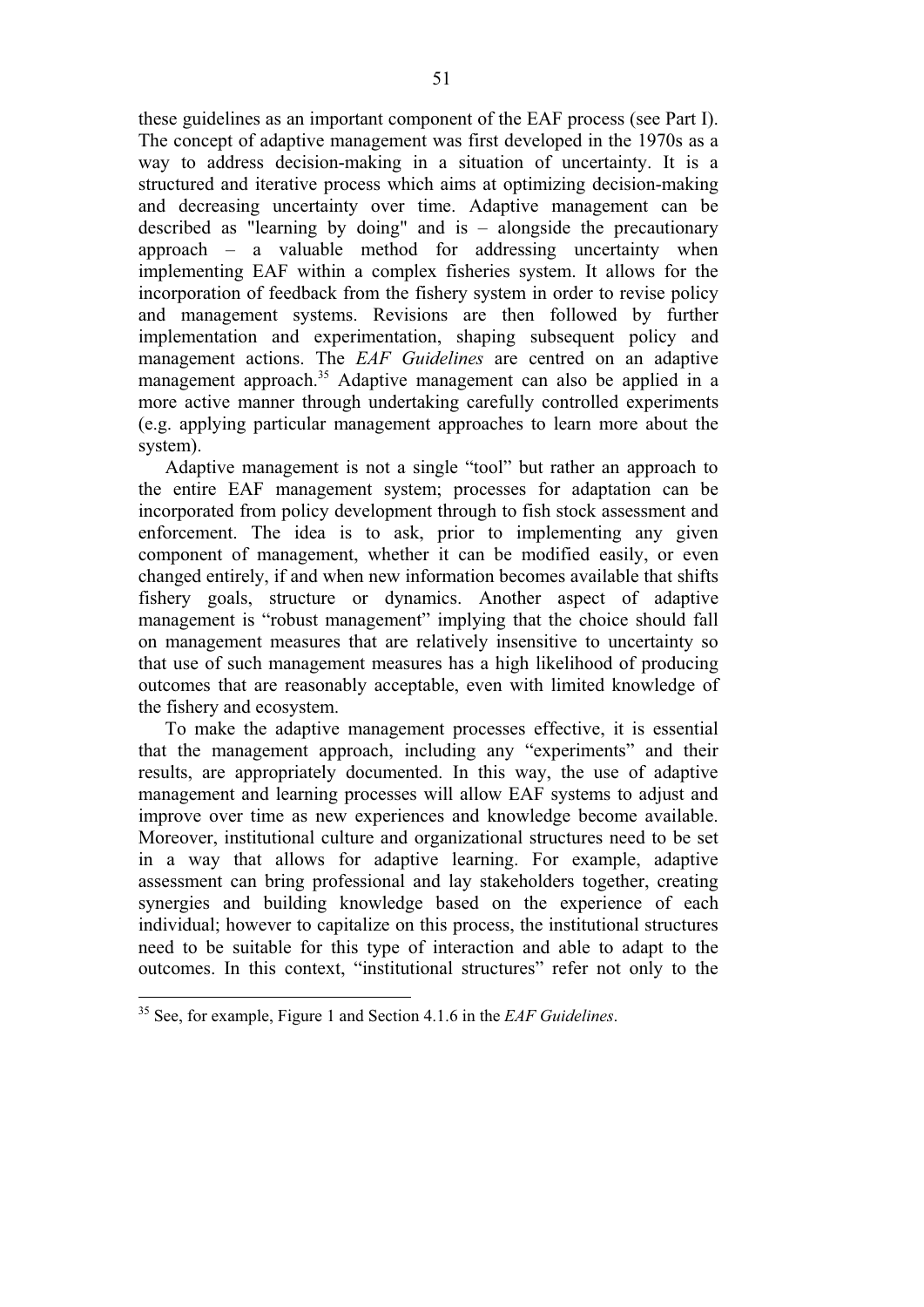these guidelines as an important component of the EAF process (see Part I). The concept of adaptive management was first developed in the 1970s as a way to address decision-making in a situation of uncertainty. It is a structured and iterative process which aims at optimizing decision-making and decreasing uncertainty over time. Adaptive management can be described as "learning by doing" and is – alongside the precautionary approach – a valuable method for addressing uncertainty when implementing EAF within a complex fisheries system. It allows for the incorporation of feedback from the fishery system in order to revise policy and management systems. Revisions are then followed by further implementation and experimentation, shaping subsequent policy and management actions. The *EAF Guidelines* are centred on an adaptive management approach.[35] Adaptive management can also be applied in a more active manner through undertaking carefully controlled experiments (e.g. applying particular management approaches to learn more about the system).

Adaptive management is not a single "tool" but rather an approach to the entire EAF management system; processes for adaptation can be incorporated from policy development through to fish stock assessment and enforcement. The idea is to ask, prior to implementing any given component of management, whether it can be modified easily, or even changed entirely, if and when new information becomes available that shifts fishery goals, structure or dynamics. Another aspect of adaptive management is "robust management" implying that the choice should fall on management measures that are relatively insensitive to uncertainty so that use of such management measures has a high likelihood of producing outcomes that are reasonably acceptable, even with limited knowledge of the fishery and ecosystem.

To make the adaptive management processes effective, it is essential that the management approach, including any "experiments" and their results, are appropriately documented. In this way, the use of adaptive management and learning processes will allow EAF systems to adjust and improve over time as new experiences and knowledge become available. Moreover, institutional culture and organizational structures need to be set in a way that allows for adaptive learning. For example, adaptive assessment can bring professional and lay stakeholders together, creating synergies and building knowledge based on the experience of each individual; however to capitalize on this process, the institutional structures need to be suitable for this type of interaction and able to adapt to the outcomes. In this context, "institutional structures" refer not only to the

[35] See, for example, Figure 1 and Section 4.1.6 in the *EAF Guidelines*.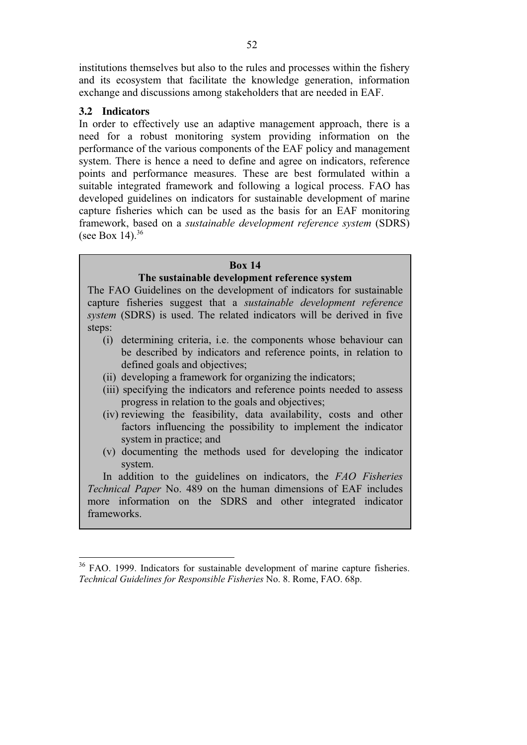institutions themselves but also to the rules and processes within the fishery and its ecosystem that facilitate the knowledge generation, information exchange and discussions among stakeholders that are needed in EAF.

### 3.2 Indicators

In order to effectively use an adaptive management approach, there is a need for a robust monitoring system providing information on the performance of the various components of the EAF policy and management system. There is hence a need to define and agree on indicators, reference points and performance measures. These are best formulated within a suitable integrated framework and following a logical process. FAO has developed guidelines on indicators for sustainable development of marine capture fisheries which can be used as the basis for an EAF monitoring framework, based on a *sustainable development reference system* (SDRS) (see Box 14).[36]

> **Box 14**
>
> **The sustainable development reference system**
>
> The FAO Guidelines on the development of indicators for sustainable capture fisheries suggest that a *sustainable development reference system* (SDRS) is used. The related indicators will be derived in five steps:
>
> (i) determining criteria, i.e. the components whose behaviour can be described by indicators and reference points, in relation to defined goals and objectives;
> (ii) developing a framework for organizing the indicators;
> (iii) specifying the indicators and reference points needed to assess progress in relation to the goals and objectives;
> (iv) reviewing the feasibility, data availability, costs and other factors influencing the possibility to implement the indicator system in practice; and
> (v) documenting the methods used for developing the indicator system.
>
> In addition to the guidelines on indicators, the *FAO Fisheries Technical Paper* No. 489 on the human dimensions of EAF includes more information on the SDRS and other integrated indicator frameworks.

---

[36] FAO. 1999. Indicators for sustainable development of marine capture fisheries. *Technical Guidelines for Responsible Fisheries* No. 8. Rome, FAO. 68p.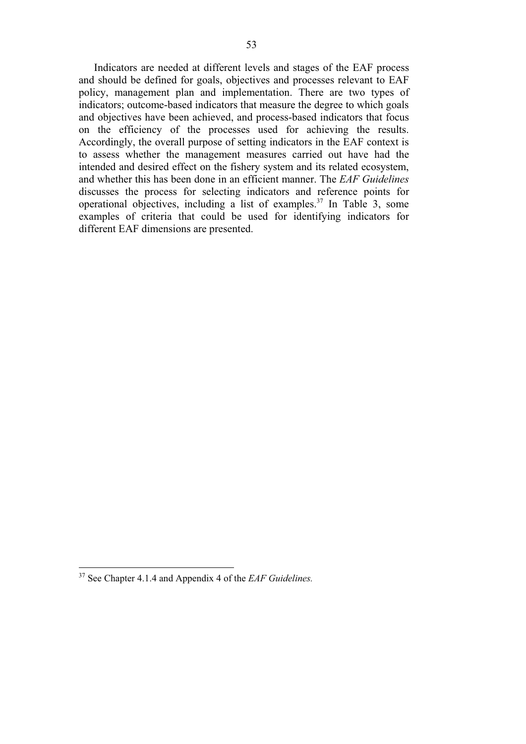Indicators are needed at different levels and stages of the EAF process and should be defined for goals, objectives and processes relevant to EAF policy, management plan and implementation. There are two types of indicators; outcome-based indicators that measure the degree to which goals and objectives have been achieved, and process-based indicators that focus on the efficiency of the processes used for achieving the results. Accordingly, the overall purpose of setting indicators in the EAF context is to assess whether the management measures carried out have had the intended and desired effect on the fishery system and its related ecosystem, and whether this has been done in an efficient manner. The *EAF Guidelines* discusses the process for selecting indicators and reference points for operational objectives, including a list of examples.[37] In Table 3, some examples of criteria that could be used for identifying indicators for different EAF dimensions are presented.

---

[37] See Chapter 4.1.4 and Appendix 4 of the *EAF Guidelines.*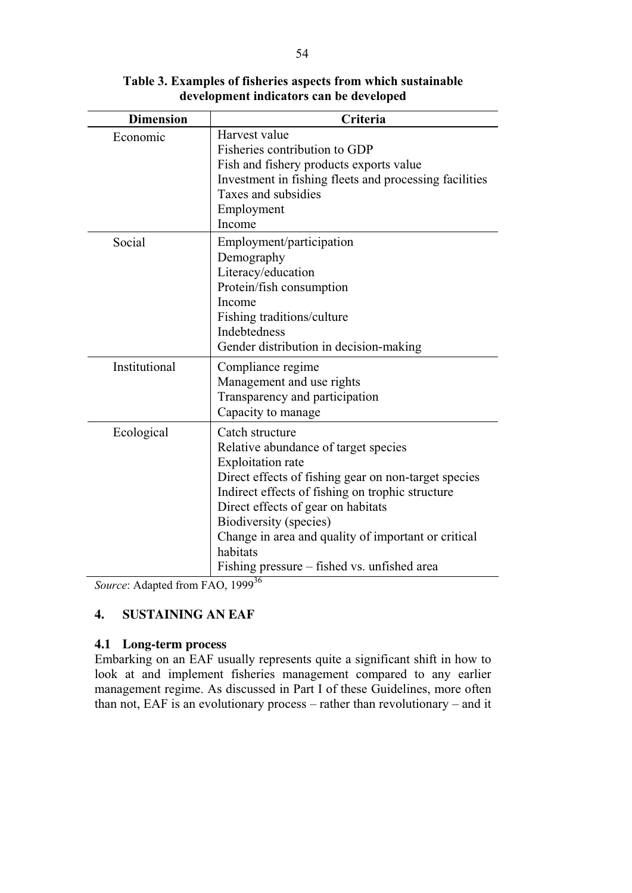**Table 3. Examples of fisheries aspects from which sustainable development indicators can be developed**

| Dimension | Criteria |
|---|---|
| Economic | Harvest value<br>Fisheries contribution to GDP<br>Fish and fishery products exports value<br>Investment in fishing fleets and processing facilities<br>Taxes and subsidies<br>Employment<br>Income |
| Social | Employment/participation<br>Demography<br>Literacy/education<br>Protein/fish consumption<br>Income<br>Fishing traditions/culture<br>Indebtedness<br>Gender distribution in decision-making |
| Institutional | Compliance regime<br>Management and use rights<br>Transparency and participation<br>Capacity to manage |
| Ecological | Catch structure<br>Relative abundance of target species<br>Exploitation rate<br>Direct effects of fishing gear on non-target species<br>Indirect effects of fishing on trophic structure<br>Direct effects of gear on habitats<br>Biodiversity (species)<br>Change in area and quality of important or critical habitats<br>Fishing pressure – fished vs. unfished area |

*Source*: Adapted from FAO, 1999[36]

## 4. SUSTAINING AN EAF

### 4.1 Long-term process

Embarking on an EAF usually represents quite a significant shift in how to look at and implement fisheries management compared to any earlier management regime. As discussed in Part I of these Guidelines, more often than not, EAF is an evolutionary process – rather than revolutionary – and it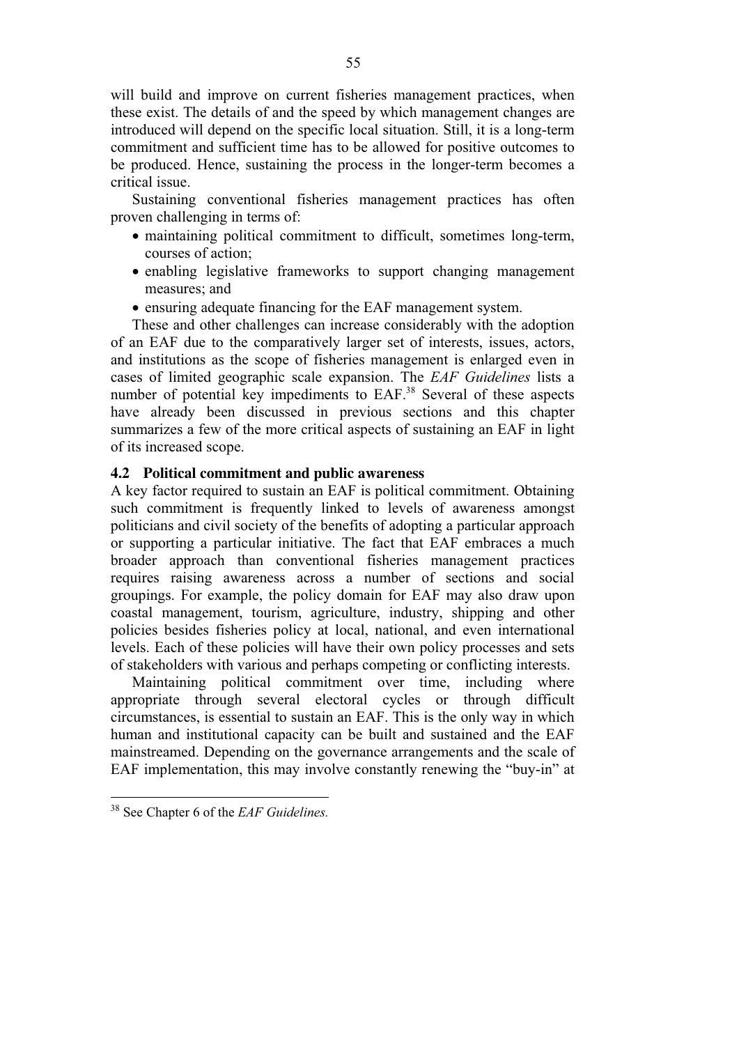will build and improve on current fisheries management practices, when these exist. The details of and the speed by which management changes are introduced will depend on the specific local situation. Still, it is a long-term commitment and sufficient time has to be allowed for positive outcomes to be produced. Hence, sustaining the process in the longer-term becomes a critical issue.

Sustaining conventional fisheries management practices has often proven challenging in terms of:

- maintaining political commitment to difficult, sometimes long-term, courses of action;
- enabling legislative frameworks to support changing management measures; and
- ensuring adequate financing for the EAF management system.

These and other challenges can increase considerably with the adoption of an EAF due to the comparatively larger set of interests, issues, actors, and institutions as the scope of fisheries management is enlarged even in cases of limited geographic scale expansion. The *EAF Guidelines* lists a number of potential key impediments to EAF.[38] Several of these aspects have already been discussed in previous sections and this chapter summarizes a few of the more critical aspects of sustaining an EAF in light of its increased scope.

## 4.2 Political commitment and public awareness

A key factor required to sustain an EAF is political commitment. Obtaining such commitment is frequently linked to levels of awareness amongst politicians and civil society of the benefits of adopting a particular approach or supporting a particular initiative. The fact that EAF embraces a much broader approach than conventional fisheries management practices requires raising awareness across a number of sections and social groupings. For example, the policy domain for EAF may also draw upon coastal management, tourism, agriculture, industry, shipping and other policies besides fisheries policy at local, national, and even international levels. Each of these policies will have their own policy processes and sets of stakeholders with various and perhaps competing or conflicting interests.

Maintaining political commitment over time, including where appropriate through several electoral cycles or through difficult circumstances, is essential to sustain an EAF. This is the only way in which human and institutional capacity can be built and sustained and the EAF mainstreamed. Depending on the governance arrangements and the scale of EAF implementation, this may involve constantly renewing the "buy-in" at

---

[38] See Chapter 6 of the *EAF Guidelines.*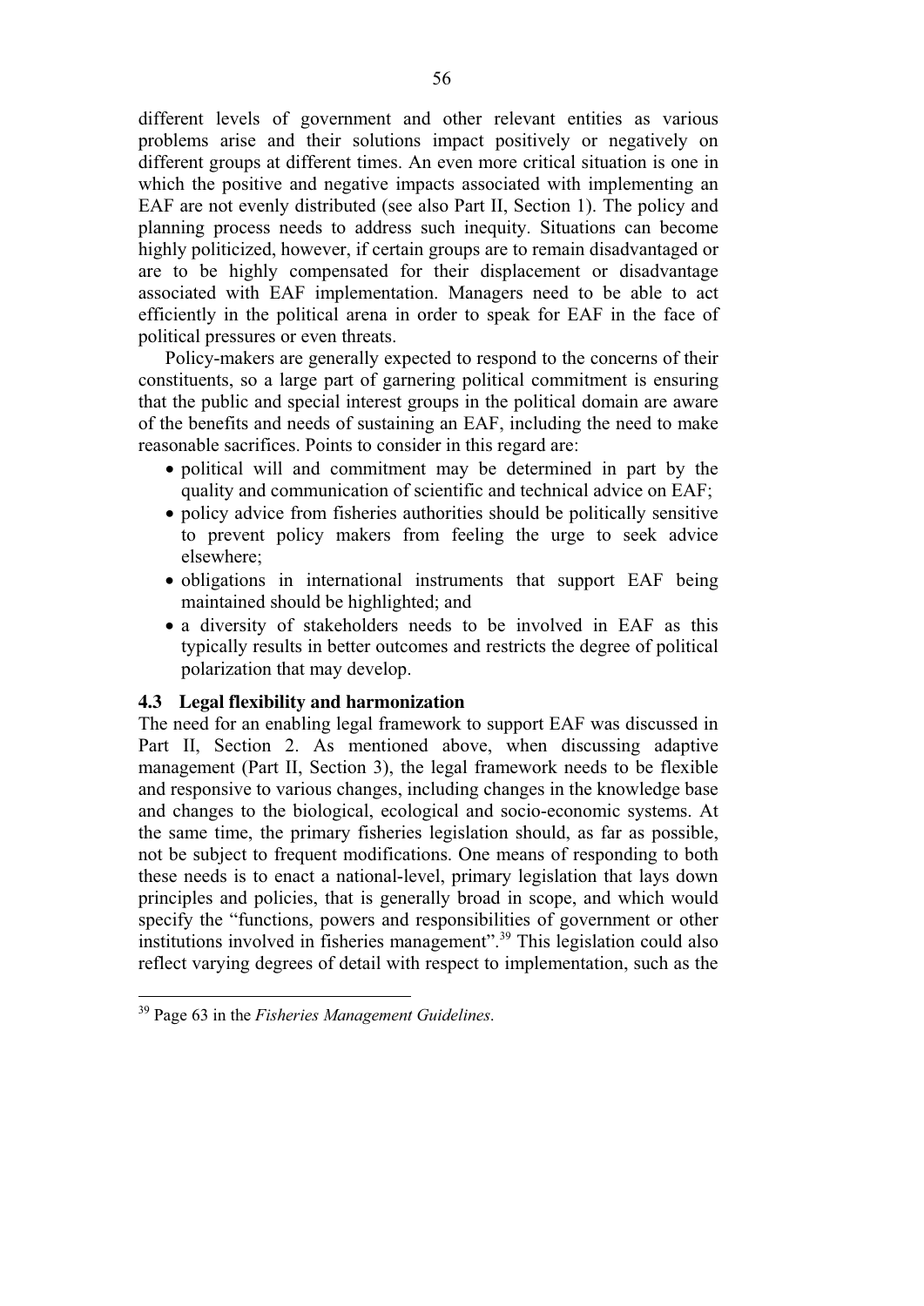different levels of government and other relevant entities as various problems arise and their solutions impact positively or negatively on different groups at different times. An even more critical situation is one in which the positive and negative impacts associated with implementing an EAF are not evenly distributed (see also Part II, Section 1). The policy and planning process needs to address such inequity. Situations can become highly politicized, however, if certain groups are to remain disadvantaged or are to be highly compensated for their displacement or disadvantage associated with EAF implementation. Managers need to be able to act efficiently in the political arena in order to speak for EAF in the face of political pressures or even threats.

Policy-makers are generally expected to respond to the concerns of their constituents, so a large part of garnering political commitment is ensuring that the public and special interest groups in the political domain are aware of the benefits and needs of sustaining an EAF, including the need to make reasonable sacrifices. Points to consider in this regard are:

- political will and commitment may be determined in part by the quality and communication of scientific and technical advice on EAF;
- policy advice from fisheries authorities should be politically sensitive to prevent policy makers from feeling the urge to seek advice elsewhere;
- obligations in international instruments that support EAF being maintained should be highlighted; and
- a diversity of stakeholders needs to be involved in EAF as this typically results in better outcomes and restricts the degree of political polarization that may develop.

### 4.3 Legal flexibility and harmonization

The need for an enabling legal framework to support EAF was discussed in Part II, Section 2. As mentioned above, when discussing adaptive management (Part II, Section 3), the legal framework needs to be flexible and responsive to various changes, including changes in the knowledge base and changes to the biological, ecological and socio-economic systems. At the same time, the primary fisheries legislation should, as far as possible, not be subject to frequent modifications. One means of responding to both these needs is to enact a national-level, primary legislation that lays down principles and policies, that is generally broad in scope, and which would specify the "functions, powers and responsibilities of government or other institutions involved in fisheries management".[39] This legislation could also reflect varying degrees of detail with respect to implementation, such as the

[39] Page 63 in the *Fisheries Management Guidelines*.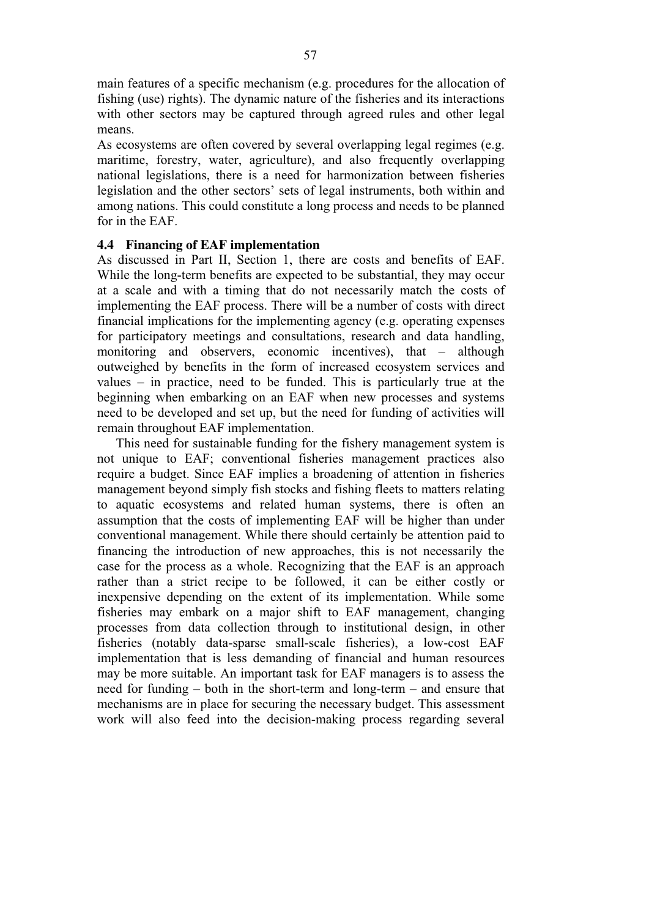main features of a specific mechanism (e.g. procedures for the allocation of fishing (use) rights). The dynamic nature of the fisheries and its interactions with other sectors may be captured through agreed rules and other legal means.

As ecosystems are often covered by several overlapping legal regimes (e.g. maritime, forestry, water, agriculture), and also frequently overlapping national legislations, there is a need for harmonization between fisheries legislation and the other sectors' sets of legal instruments, both within and among nations. This could constitute a long process and needs to be planned for in the EAF.

### 4.4 Financing of EAF implementation

As discussed in Part II, Section 1, there are costs and benefits of EAF. While the long-term benefits are expected to be substantial, they may occur at a scale and with a timing that do not necessarily match the costs of implementing the EAF process. There will be a number of costs with direct financial implications for the implementing agency (e.g. operating expenses for participatory meetings and consultations, research and data handling, monitoring and observers, economic incentives), that – although outweighed by benefits in the form of increased ecosystem services and values – in practice, need to be funded. This is particularly true at the beginning when embarking on an EAF when new processes and systems need to be developed and set up, but the need for funding of activities will remain throughout EAF implementation.

This need for sustainable funding for the fishery management system is not unique to EAF; conventional fisheries management practices also require a budget. Since EAF implies a broadening of attention in fisheries management beyond simply fish stocks and fishing fleets to matters relating to aquatic ecosystems and related human systems, there is often an assumption that the costs of implementing EAF will be higher than under conventional management. While there should certainly be attention paid to financing the introduction of new approaches, this is not necessarily the case for the process as a whole. Recognizing that the EAF is an approach rather than a strict recipe to be followed, it can be either costly or inexpensive depending on the extent of its implementation. While some fisheries may embark on a major shift to EAF management, changing processes from data collection through to institutional design, in other fisheries (notably data-sparse small-scale fisheries), a low-cost EAF implementation that is less demanding of financial and human resources may be more suitable. An important task for EAF managers is to assess the need for funding – both in the short-term and long-term – and ensure that mechanisms are in place for securing the necessary budget. This assessment work will also feed into the decision-making process regarding several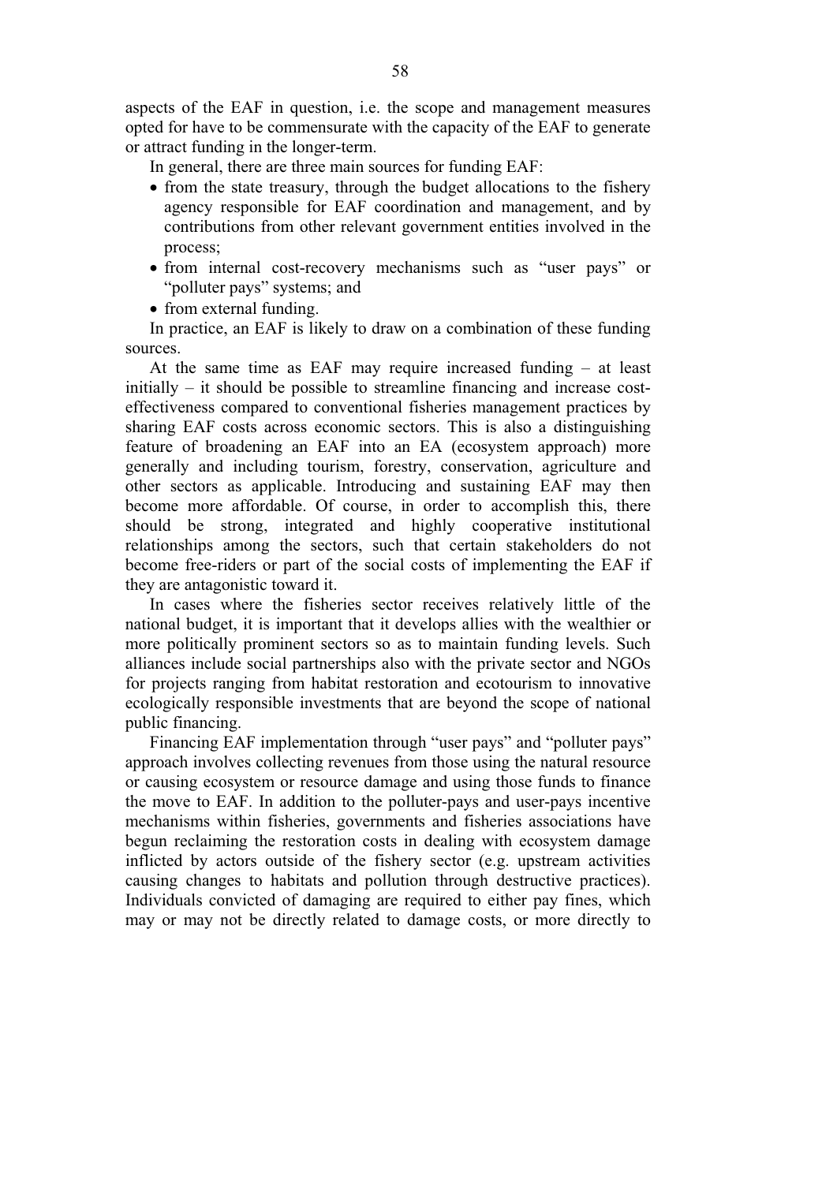aspects of the EAF in question, i.e. the scope and management measures opted for have to be commensurate with the capacity of the EAF to generate or attract funding in the longer-term.

In general, there are three main sources for funding EAF:

- from the state treasury, through the budget allocations to the fishery agency responsible for EAF coordination and management, and by contributions from other relevant government entities involved in the process;
- from internal cost-recovery mechanisms such as "user pays" or "polluter pays" systems; and
- from external funding.

In practice, an EAF is likely to draw on a combination of these funding sources.

At the same time as EAF may require increased funding – at least initially – it should be possible to streamline financing and increase cost-effectiveness compared to conventional fisheries management practices by sharing EAF costs across economic sectors. This is also a distinguishing feature of broadening an EAF into an EA (ecosystem approach) more generally and including tourism, forestry, conservation, agriculture and other sectors as applicable. Introducing and sustaining EAF may then become more affordable. Of course, in order to accomplish this, there should be strong, integrated and highly cooperative institutional relationships among the sectors, such that certain stakeholders do not become free-riders or part of the social costs of implementing the EAF if they are antagonistic toward it.

In cases where the fisheries sector receives relatively little of the national budget, it is important that it develops allies with the wealthier or more politically prominent sectors so as to maintain funding levels. Such alliances include social partnerships also with the private sector and NGOs for projects ranging from habitat restoration and ecotourism to innovative ecologically responsible investments that are beyond the scope of national public financing.

Financing EAF implementation through "user pays" and "polluter pays" approach involves collecting revenues from those using the natural resource or causing ecosystem or resource damage and using those funds to finance the move to EAF. In addition to the polluter-pays and user-pays incentive mechanisms within fisheries, governments and fisheries associations have begun reclaiming the restoration costs in dealing with ecosystem damage inflicted by actors outside of the fishery sector (e.g. upstream activities causing changes to habitats and pollution through destructive practices). Individuals convicted of damaging are required to either pay fines, which may or may not be directly related to damage costs, or more directly to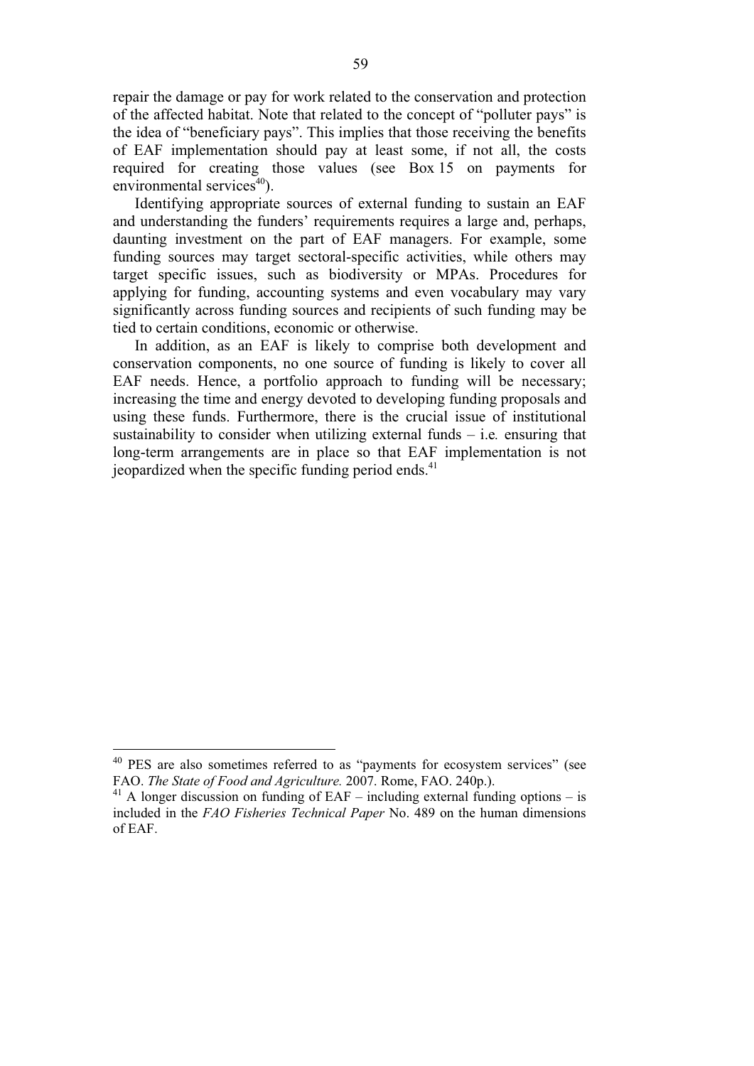repair the damage or pay for work related to the conservation and protection of the affected habitat. Note that related to the concept of "polluter pays" is the idea of "beneficiary pays". This implies that those receiving the benefits of EAF implementation should pay at least some, if not all, the costs required for creating those values (see Box 15 on payments for environmental services[40]).

Identifying appropriate sources of external funding to sustain an EAF and understanding the funders' requirements requires a large and, perhaps, daunting investment on the part of EAF managers. For example, some funding sources may target sectoral-specific activities, while others may target specific issues, such as biodiversity or MPAs. Procedures for applying for funding, accounting systems and even vocabulary may vary significantly across funding sources and recipients of such funding may be tied to certain conditions, economic or otherwise.

In addition, as an EAF is likely to comprise both development and conservation components, no one source of funding is likely to cover all EAF needs. Hence, a portfolio approach to funding will be necessary; increasing the time and energy devoted to developing funding proposals and using these funds. Furthermore, there is the crucial issue of institutional sustainability to consider when utilizing external funds – i.e. ensuring that long-term arrangements are in place so that EAF implementation is not jeopardized when the specific funding period ends.[41]

---

[40] PES are also sometimes referred to as "payments for ecosystem services" (see FAO. *The State of Food and Agriculture.* 2007. Rome, FAO. 240p.).

[41] A longer discussion on funding of EAF – including external funding options – is included in the *FAO Fisheries Technical Paper* No. 489 on the human dimensions of EAF.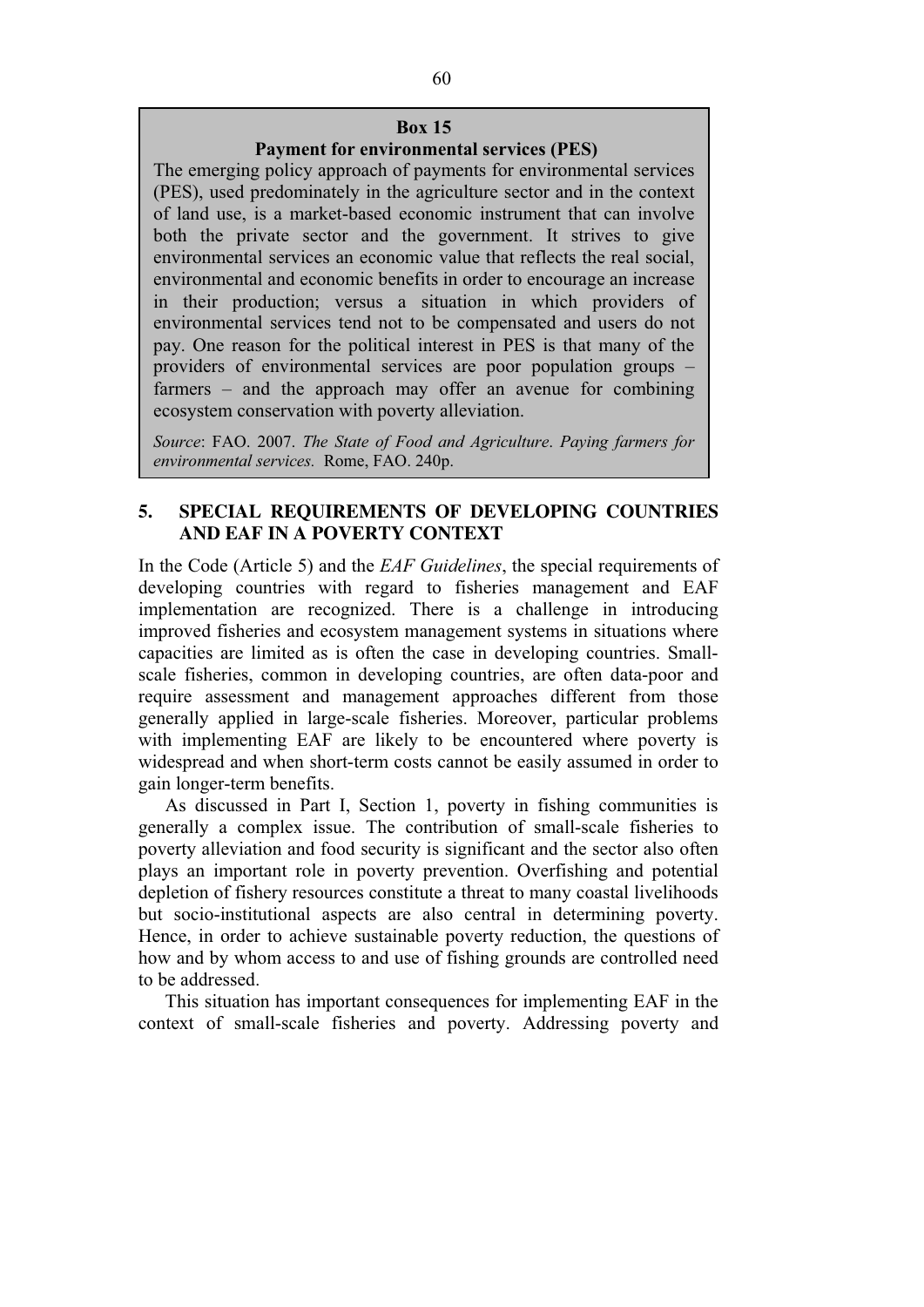**Box 15**

**Payment for environmental services (PES)**

The emerging policy approach of payments for environmental services (PES), used predominately in the agriculture sector and in the context of land use, is a market-based economic instrument that can involve both the private sector and the government. It strives to give environmental services an economic value that reflects the real social, environmental and economic benefits in order to encourage an increase in their production; versus a situation in which providers of environmental services tend not to be compensated and users do not pay. One reason for the political interest in PES is that many of the providers of environmental services are poor population groups – farmers – and the approach may offer an avenue for combining ecosystem conservation with poverty alleviation.

*Source*: FAO. 2007. *The State of Food and Agriculture*. *Paying farmers for environmental services.* Rome, FAO. 240p.

## 5. SPECIAL REQUIREMENTS OF DEVELOPING COUNTRIES AND EAF IN A POVERTY CONTEXT

In the Code (Article 5) and the *EAF Guidelines*, the special requirements of developing countries with regard to fisheries management and EAF implementation are recognized. There is a challenge in introducing improved fisheries and ecosystem management systems in situations where capacities are limited as is often the case in developing countries. Small-scale fisheries, common in developing countries, are often data-poor and require assessment and management approaches different from those generally applied in large-scale fisheries. Moreover, particular problems with implementing EAF are likely to be encountered where poverty is widespread and when short-term costs cannot be easily assumed in order to gain longer-term benefits.

As discussed in Part I, Section 1, poverty in fishing communities is generally a complex issue. The contribution of small-scale fisheries to poverty alleviation and food security is significant and the sector also often plays an important role in poverty prevention. Overfishing and potential depletion of fishery resources constitute a threat to many coastal livelihoods but socio-institutional aspects are also central in determining poverty. Hence, in order to achieve sustainable poverty reduction, the questions of how and by whom access to and use of fishing grounds are controlled need to be addressed.

This situation has important consequences for implementing EAF in the context of small-scale fisheries and poverty. Addressing poverty and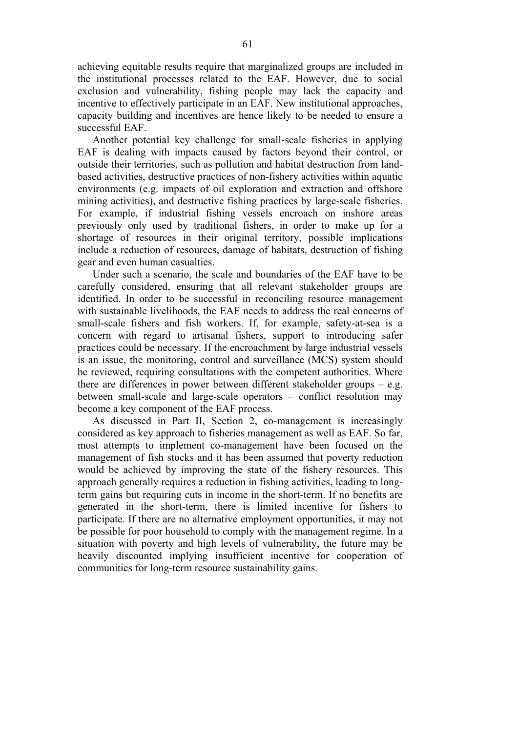achieving equitable results require that marginalized groups are included in the institutional processes related to the EAF. However, due to social exclusion and vulnerability, fishing people may lack the capacity and incentive to effectively participate in an EAF. New institutional approaches, capacity building and incentives are hence likely to be needed to ensure a successful EAF.

Another potential key challenge for small-scale fisheries in applying EAF is dealing with impacts caused by factors beyond their control, or outside their territories, such as pollution and habitat destruction from land-based activities, destructive practices of non-fishery activities within aquatic environments (e.g. impacts of oil exploration and extraction and offshore mining activities), and destructive fishing practices by large-scale fisheries. For example, if industrial fishing vessels encroach on inshore areas previously only used by traditional fishers, in order to make up for a shortage of resources in their original territory, possible implications include a reduction of resources, damage of habitats, destruction of fishing gear and even human casualties.

Under such a scenario, the scale and boundaries of the EAF have to be carefully considered, ensuring that all relevant stakeholder groups are identified. In order to be successful in reconciling resource management with sustainable livelihoods, the EAF needs to address the real concerns of small-scale fishers and fish workers. If, for example, safety-at-sea is a concern with regard to artisanal fishers, support to introducing safer practices could be necessary. If the encroachment by large industrial vessels is an issue, the monitoring, control and surveillance (MCS) system should be reviewed, requiring consultations with the competent authorities. Where there are differences in power between different stakeholder groups – e.g. between small-scale and large-scale operators – conflict resolution may become a key component of the EAF process.

As discussed in Part II, Section 2, co-management is increasingly considered as key approach to fisheries management as well as EAF. So far, most attempts to implement co-management have been focused on the management of fish stocks and it has been assumed that poverty reduction would be achieved by improving the state of the fishery resources. This approach generally requires a reduction in fishing activities, leading to long-term gains but requiring cuts in income in the short-term. If no benefits are generated in the short-term, there is limited incentive for fishers to participate. If there are no alternative employment opportunities, it may not be possible for poor household to comply with the management regime. In a situation with poverty and high levels of vulnerability, the future may be heavily discounted implying insufficient incentive for cooperation of communities for long-term resource sustainability gains.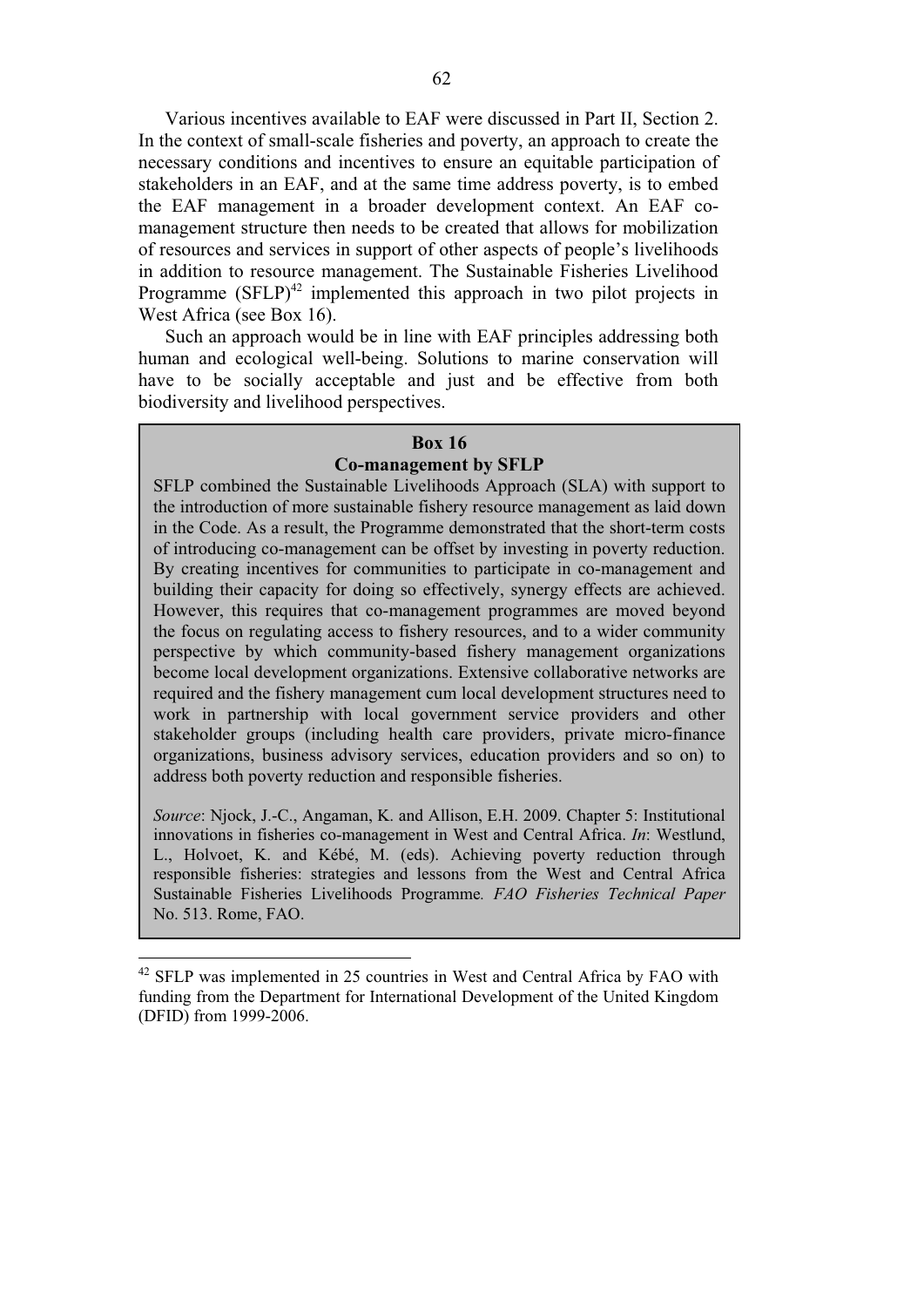Various incentives available to EAF were discussed in Part II, Section 2. In the context of small-scale fisheries and poverty, an approach to create the necessary conditions and incentives to ensure an equitable participation of stakeholders in an EAF, and at the same time address poverty, is to embed the EAF management in a broader development context. An EAF co-management structure then needs to be created that allows for mobilization of resources and services in support of other aspects of people's livelihoods in addition to resource management. The Sustainable Fisheries Livelihood Programme (SFLP)[42] implemented this approach in two pilot projects in West Africa (see Box 16).

Such an approach would be in line with EAF principles addressing both human and ecological well-being. Solutions to marine conservation will have to be socially acceptable and just and be effective from both biodiversity and livelihood perspectives.

**Box 16**
**Co-management by SFLP**

SFLP combined the Sustainable Livelihoods Approach (SLA) with support to the introduction of more sustainable fishery resource management as laid down in the Code. As a result, the Programme demonstrated that the short-term costs of introducing co-management can be offset by investing in poverty reduction. By creating incentives for communities to participate in co-management and building their capacity for doing so effectively, synergy effects are achieved. However, this requires that co-management programmes are moved beyond the focus on regulating access to fishery resources, and to a wider community perspective by which community-based fishery management organizations become local development organizations. Extensive collaborative networks are required and the fishery management cum local development structures need to work in partnership with local government service providers and other stakeholder groups (including health care providers, private micro-finance organizations, business advisory services, education providers and so on) to address both poverty reduction and responsible fisheries.

*Source*: Njock, J.-C., Angaman, K. and Allison, E.H. 2009. Chapter 5: Institutional innovations in fisheries co-management in West and Central Africa. *In*: Westlund, L., Holvoet, K. and Kébé, M. (eds). Achieving poverty reduction through responsible fisheries: strategies and lessons from the West and Central Africa Sustainable Fisheries Livelihoods Programme*. FAO Fisheries Technical Paper* No. 513. Rome, FAO.

---

[42] SFLP was implemented in 25 countries in West and Central Africa by FAO with funding from the Department for International Development of the United Kingdom (DFID) from 1999-2006.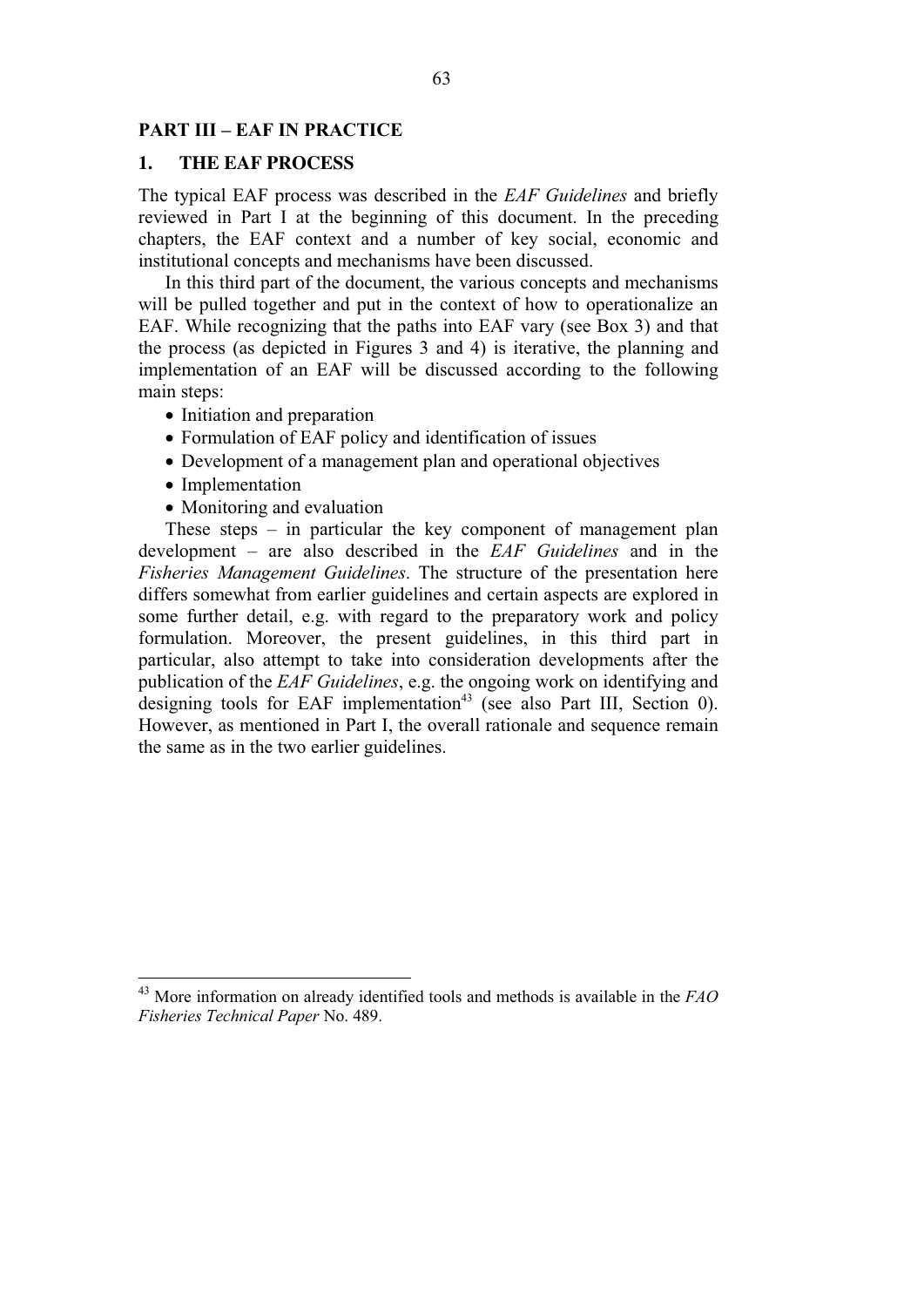## PART III – EAF IN PRACTICE

### 1. THE EAF PROCESS

The typical EAF process was described in the *EAF Guidelines* and briefly reviewed in Part I at the beginning of this document. In the preceding chapters, the EAF context and a number of key social, economic and institutional concepts and mechanisms have been discussed.

In this third part of the document, the various concepts and mechanisms will be pulled together and put in the context of how to operationalize an EAF. While recognizing that the paths into EAF vary (see Box 3) and that the process (as depicted in Figures 3 and 4) is iterative, the planning and implementation of an EAF will be discussed according to the following main steps:

- Initiation and preparation
- Formulation of EAF policy and identification of issues
- Development of a management plan and operational objectives
- Implementation
- Monitoring and evaluation

These steps – in particular the key component of management plan development – are also described in the *EAF Guidelines* and in the *Fisheries Management Guidelines*. The structure of the presentation here differs somewhat from earlier guidelines and certain aspects are explored in some further detail, e.g. with regard to the preparatory work and policy formulation. Moreover, the present guidelines, in this third part in particular, also attempt to take into consideration developments after the publication of the *EAF Guidelines*, e.g. the ongoing work on identifying and designing tools for EAF implementation[43] (see also Part III, Section 0). However, as mentioned in Part I, the overall rationale and sequence remain the same as in the two earlier guidelines.

---

[43] More information on already identified tools and methods is available in the *FAO Fisheries Technical Paper* No. 489.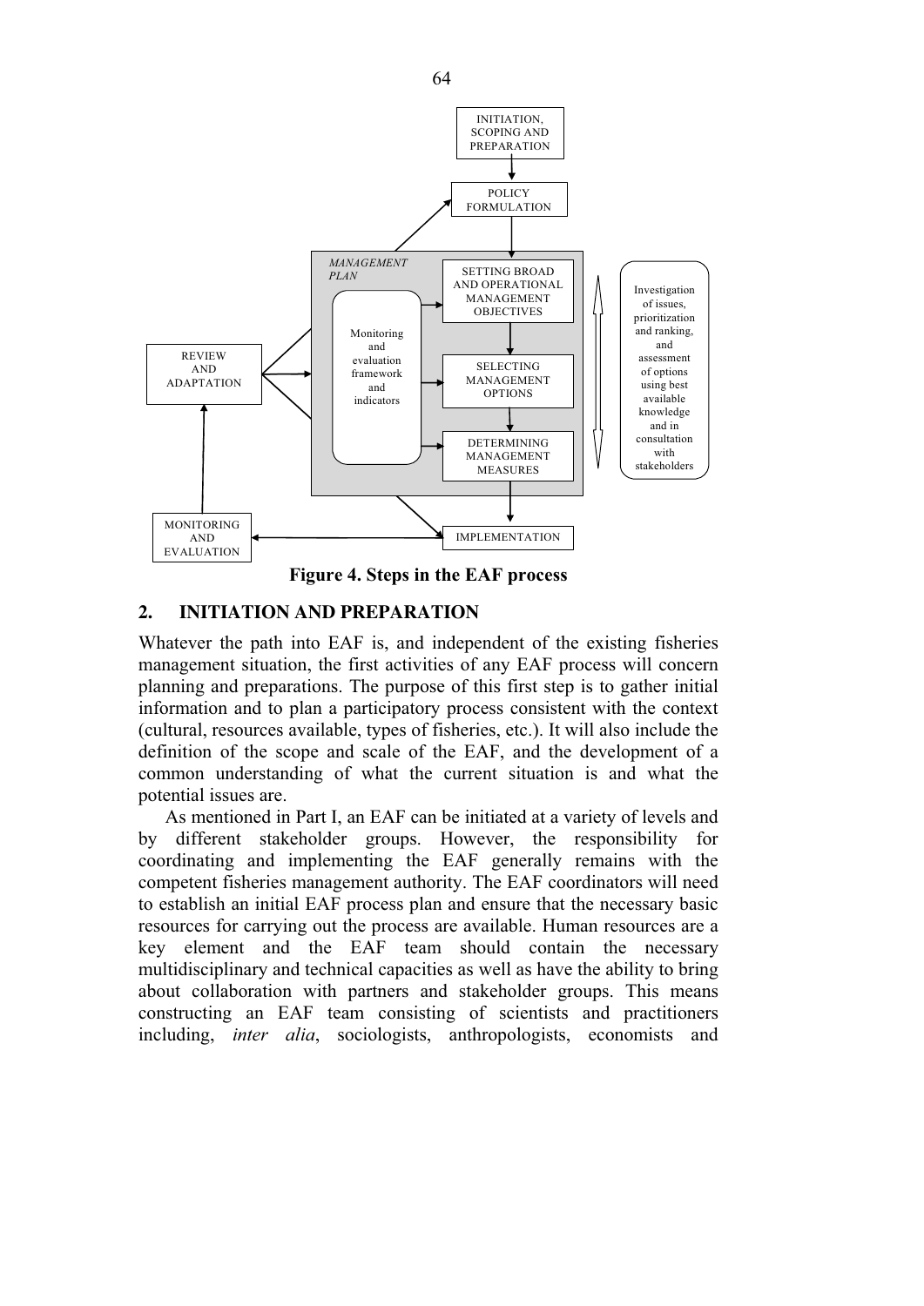INITIATION, SCOPING AND PREPARATION

POLICY FORMULATION

*MANAGEMENT PLAN*

SETTING BROAD AND OPERATIONAL MANAGEMENT OBJECTIVES

Monitoring and evaluation framework and indicators

SELECTING MANAGEMENT OPTIONS

DETERMINING MANAGEMENT MEASURES

Investigation of issues, prioritization and ranking, and assessment of options using best available knowledge and in consultation with stakeholders

REVIEW AND ADAPTATION

MONITORING AND EVALUATION

IMPLEMENTATION

**Figure 4. Steps in the EAF process**

## 2. INITIATION AND PREPARATION

Whatever the path into EAF is, and independent of the existing fisheries management situation, the first activities of any EAF process will concern planning and preparations. The purpose of this first step is to gather initial information and to plan a participatory process consistent with the context (cultural, resources available, types of fisheries, etc.). It will also include the definition of the scope and scale of the EAF, and the development of a common understanding of what the current situation is and what the potential issues are.

As mentioned in Part I, an EAF can be initiated at a variety of levels and by different stakeholder groups. However, the responsibility for coordinating and implementing the EAF generally remains with the competent fisheries management authority. The EAF coordinators will need to establish an initial EAF process plan and ensure that the necessary basic resources for carrying out the process are available. Human resources are a key element and the EAF team should contain the necessary multidisciplinary and technical capacities as well as have the ability to bring about collaboration with partners and stakeholder groups. This means constructing an EAF team consisting of scientists and practitioners including, *inter alia*, sociologists, anthropologists, economists and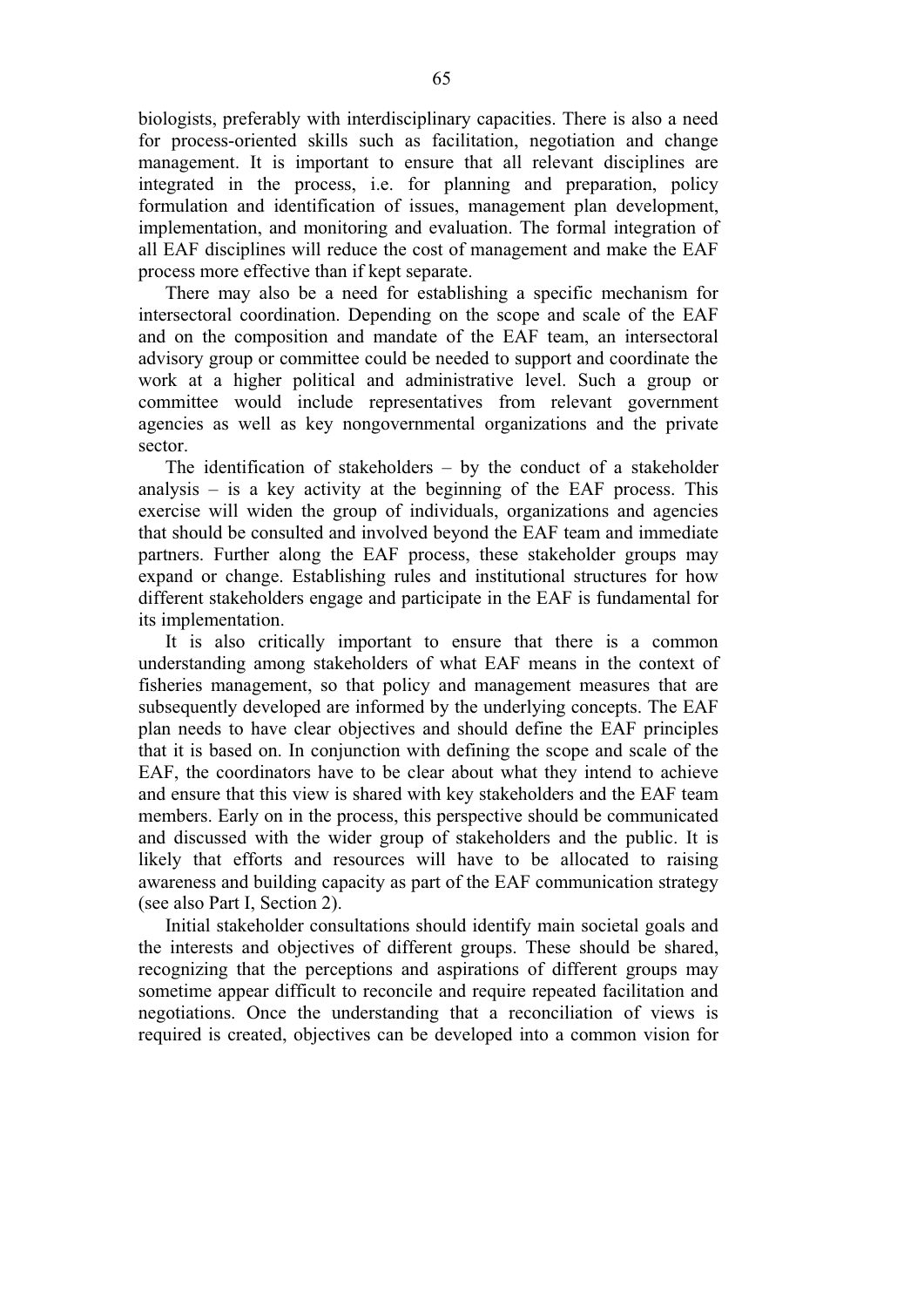biologists, preferably with interdisciplinary capacities. There is also a need for process-oriented skills such as facilitation, negotiation and change management. It is important to ensure that all relevant disciplines are integrated in the process, i.e. for planning and preparation, policy formulation and identification of issues, management plan development, implementation, and monitoring and evaluation. The formal integration of all EAF disciplines will reduce the cost of management and make the EAF process more effective than if kept separate.

There may also be a need for establishing a specific mechanism for intersectoral coordination. Depending on the scope and scale of the EAF and on the composition and mandate of the EAF team, an intersectoral advisory group or committee could be needed to support and coordinate the work at a higher political and administrative level. Such a group or committee would include representatives from relevant government agencies as well as key nongovernmental organizations and the private sector.

The identification of stakeholders – by the conduct of a stakeholder analysis – is a key activity at the beginning of the EAF process. This exercise will widen the group of individuals, organizations and agencies that should be consulted and involved beyond the EAF team and immediate partners. Further along the EAF process, these stakeholder groups may expand or change. Establishing rules and institutional structures for how different stakeholders engage and participate in the EAF is fundamental for its implementation.

It is also critically important to ensure that there is a common understanding among stakeholders of what EAF means in the context of fisheries management, so that policy and management measures that are subsequently developed are informed by the underlying concepts. The EAF plan needs to have clear objectives and should define the EAF principles that it is based on. In conjunction with defining the scope and scale of the EAF, the coordinators have to be clear about what they intend to achieve and ensure that this view is shared with key stakeholders and the EAF team members. Early on in the process, this perspective should be communicated and discussed with the wider group of stakeholders and the public. It is likely that efforts and resources will have to be allocated to raising awareness and building capacity as part of the EAF communication strategy (see also Part I, Section 2).

Initial stakeholder consultations should identify main societal goals and the interests and objectives of different groups. These should be shared, recognizing that the perceptions and aspirations of different groups may sometime appear difficult to reconcile and require repeated facilitation and negotiations. Once the understanding that a reconciliation of views is required is created, objectives can be developed into a common vision for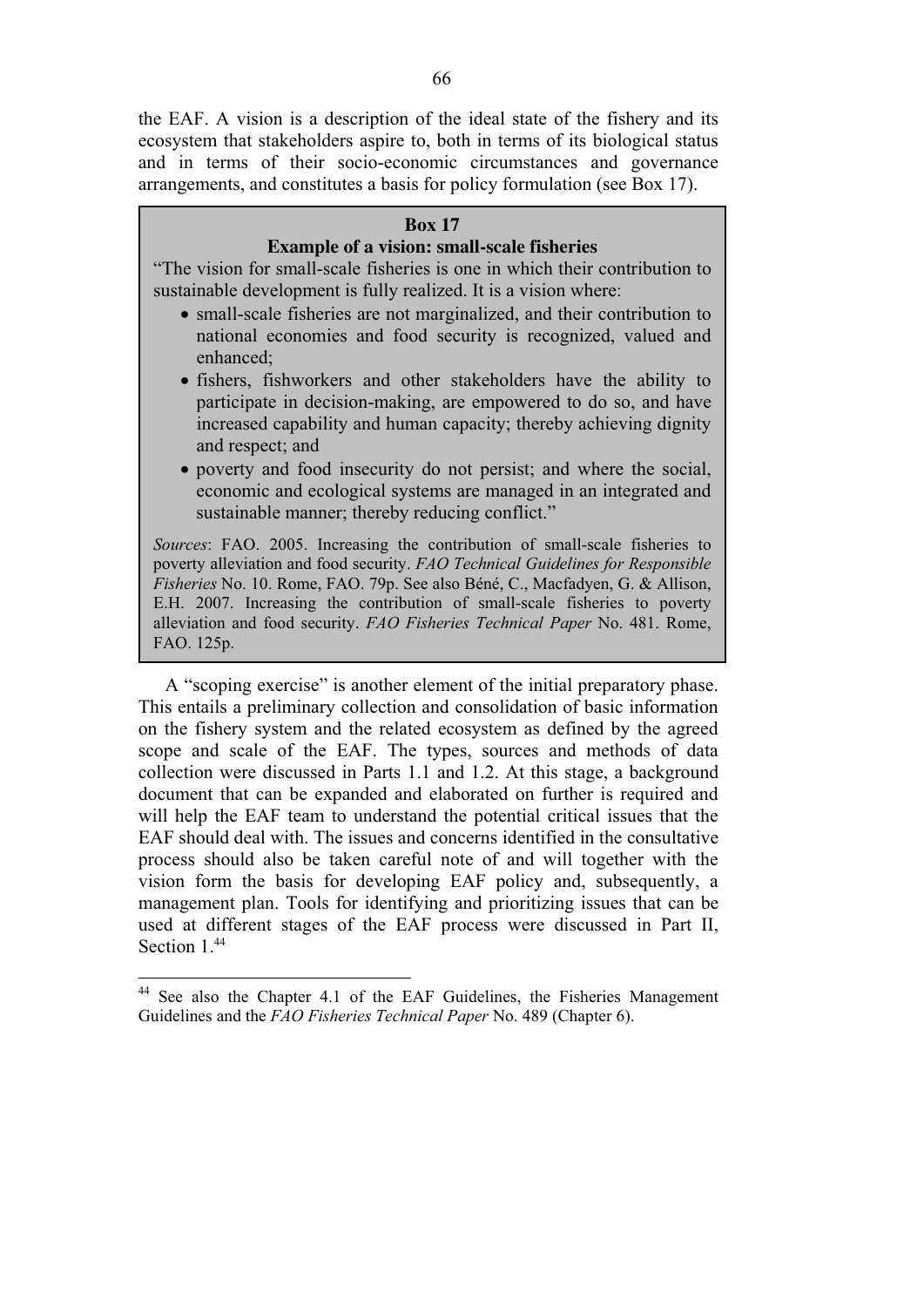the EAF. A vision is a description of the ideal state of the fishery and its ecosystem that stakeholders aspire to, both in terms of its biological status and in terms of their socio-economic circumstances and governance arrangements, and constitutes a basis for policy formulation (see Box 17).

> **Box 17**
>
> **Example of a vision: small-scale fisheries**
>
> "The vision for small-scale fisheries is one in which their contribution to sustainable development is fully realized. It is a vision where:
>
> - small-scale fisheries are not marginalized, and their contribution to national economies and food security is recognized, valued and enhanced;
> - fishers, fishworkers and other stakeholders have the ability to participate in decision-making, are empowered to do so, and have increased capability and human capacity; thereby achieving dignity and respect; and
> - poverty and food insecurity do not persist; and where the social, economic and ecological systems are managed in an integrated and sustainable manner; thereby reducing conflict."
>
> *Sources*: FAO. 2005. Increasing the contribution of small-scale fisheries to poverty alleviation and food security. *FAO Technical Guidelines for Responsible Fisheries* No. 10. Rome, FAO. 79p. See also Béné, C., Macfadyen, G. & Allison, E.H. 2007. Increasing the contribution of small-scale fisheries to poverty alleviation and food security. *FAO Fisheries Technical Paper* No. 481. Rome, FAO. 125p.

A "scoping exercise" is another element of the initial preparatory phase. This entails a preliminary collection and consolidation of basic information on the fishery system and the related ecosystem as defined by the agreed scope and scale of the EAF. The types, sources and methods of data collection were discussed in Parts 1.1 and 1.2. At this stage, a background document that can be expanded and elaborated on further is required and will help the EAF team to understand the potential critical issues that the EAF should deal with. The issues and concerns identified in the consultative process should also be taken careful note of and will together with the vision form the basis for developing EAF policy and, subsequently, a management plan. Tools for identifying and prioritizing issues that can be used at different stages of the EAF process were discussed in Part II, Section 1.[44]

---

[44] See also the Chapter 4.1 of the EAF Guidelines, the Fisheries Management Guidelines and the *FAO Fisheries Technical Paper* No. 489 (Chapter 6).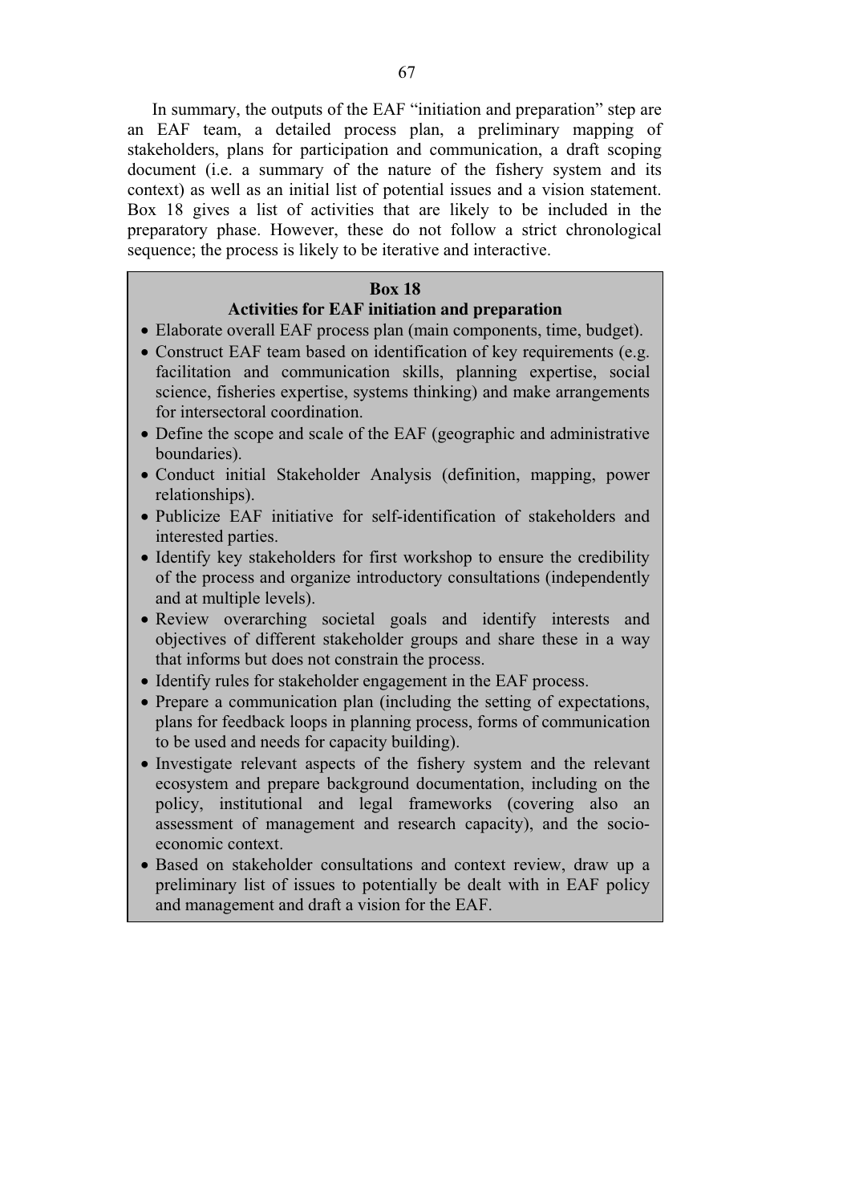In summary, the outputs of the EAF "initiation and preparation" step are an EAF team, a detailed process plan, a preliminary mapping of stakeholders, plans for participation and communication, a draft scoping document (i.e. a summary of the nature of the fishery system and its context) as well as an initial list of potential issues and a vision statement. Box 18 gives a list of activities that are likely to be included in the preparatory phase. However, these do not follow a strict chronological sequence; the process is likely to be iterative and interactive.

**Box 18**

**Activities for EAF initiation and preparation**

- Elaborate overall EAF process plan (main components, time, budget).
- Construct EAF team based on identification of key requirements (e.g. facilitation and communication skills, planning expertise, social science, fisheries expertise, systems thinking) and make arrangements for intersectoral coordination.
- Define the scope and scale of the EAF (geographic and administrative boundaries).
- Conduct initial Stakeholder Analysis (definition, mapping, power relationships).
- Publicize EAF initiative for self-identification of stakeholders and interested parties.
- Identify key stakeholders for first workshop to ensure the credibility of the process and organize introductory consultations (independently and at multiple levels).
- Review overarching societal goals and identify interests and objectives of different stakeholder groups and share these in a way that informs but does not constrain the process.
- Identify rules for stakeholder engagement in the EAF process.
- Prepare a communication plan (including the setting of expectations, plans for feedback loops in planning process, forms of communication to be used and needs for capacity building).
- Investigate relevant aspects of the fishery system and the relevant ecosystem and prepare background documentation, including on the policy, institutional and legal frameworks (covering also an assessment of management and research capacity), and the socio-economic context.
- Based on stakeholder consultations and context review, draw up a preliminary list of issues to potentially be dealt with in EAF policy and management and draft a vision for the EAF.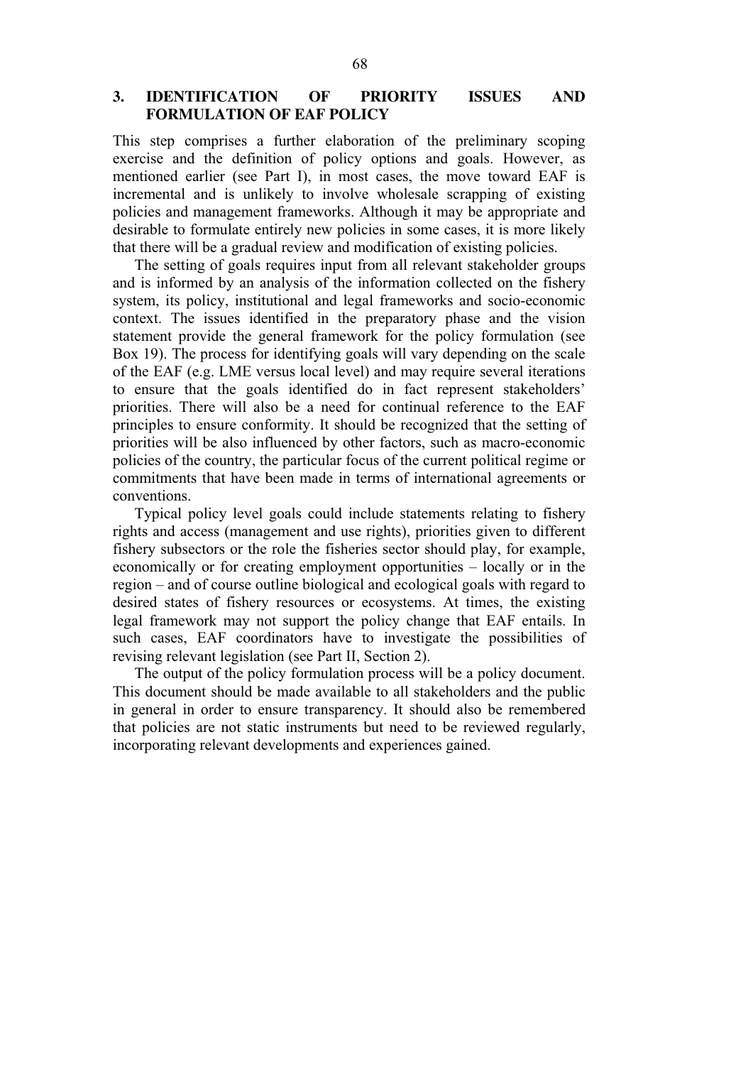## 3. IDENTIFICATION OF PRIORITY ISSUES AND FORMULATION OF EAF POLICY

This step comprises a further elaboration of the preliminary scoping exercise and the definition of policy options and goals. However, as mentioned earlier (see Part I), in most cases, the move toward EAF is incremental and is unlikely to involve wholesale scrapping of existing policies and management frameworks. Although it may be appropriate and desirable to formulate entirely new policies in some cases, it is more likely that there will be a gradual review and modification of existing policies.

The setting of goals requires input from all relevant stakeholder groups and is informed by an analysis of the information collected on the fishery system, its policy, institutional and legal frameworks and socio-economic context. The issues identified in the preparatory phase and the vision statement provide the general framework for the policy formulation (see Box 19). The process for identifying goals will vary depending on the scale of the EAF (e.g. LME versus local level) and may require several iterations to ensure that the goals identified do in fact represent stakeholders' priorities. There will also be a need for continual reference to the EAF principles to ensure conformity. It should be recognized that the setting of priorities will be also influenced by other factors, such as macro-economic policies of the country, the particular focus of the current political regime or commitments that have been made in terms of international agreements or conventions.

Typical policy level goals could include statements relating to fishery rights and access (management and use rights), priorities given to different fishery subsectors or the role the fisheries sector should play, for example, economically or for creating employment opportunities – locally or in the region – and of course outline biological and ecological goals with regard to desired states of fishery resources or ecosystems. At times, the existing legal framework may not support the policy change that EAF entails. In such cases, EAF coordinators have to investigate the possibilities of revising relevant legislation (see Part II, Section 2).

The output of the policy formulation process will be a policy document. This document should be made available to all stakeholders and the public in general in order to ensure transparency. It should also be remembered that policies are not static instruments but need to be reviewed regularly, incorporating relevant developments and experiences gained.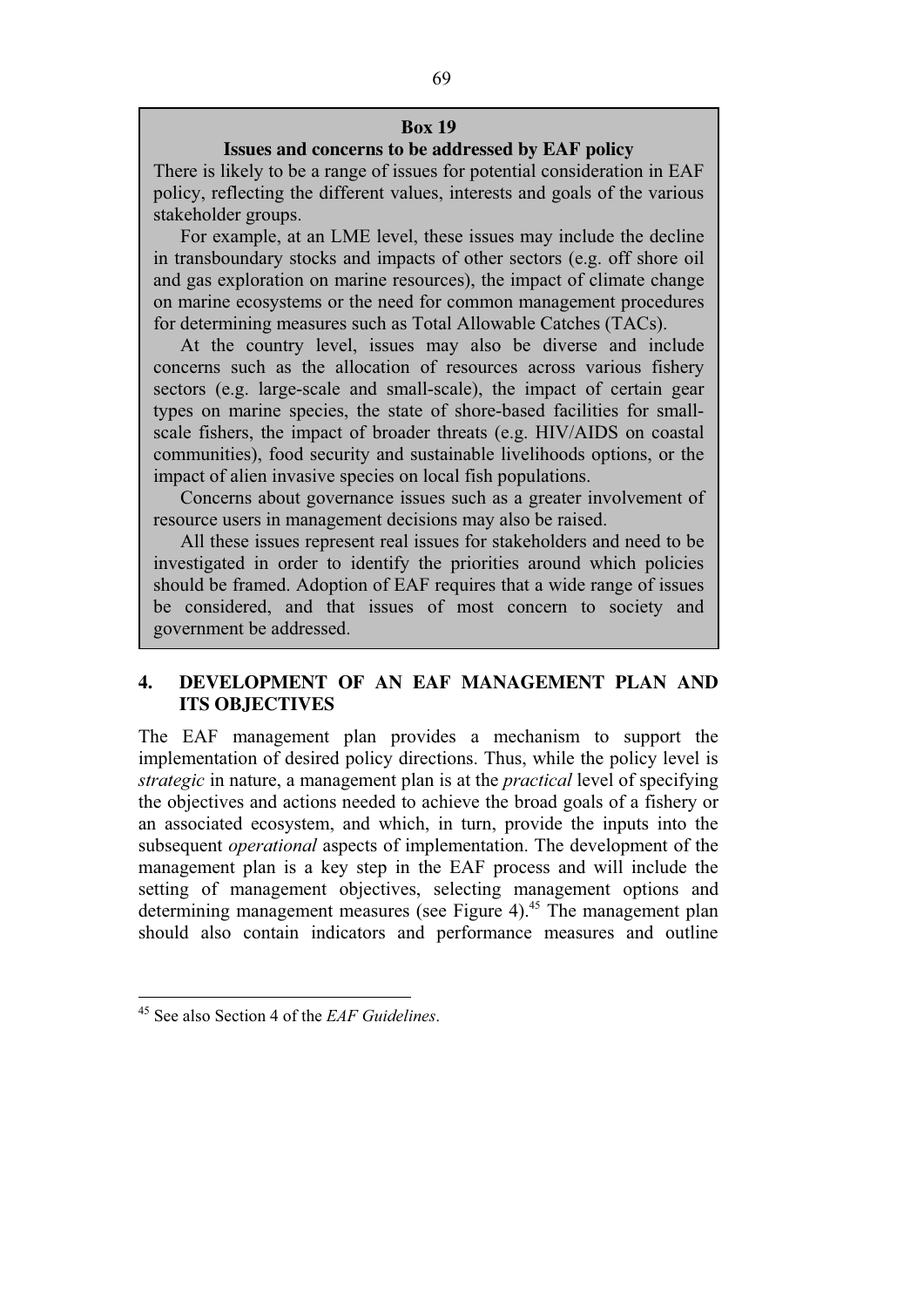**Box 19**

**Issues and concerns to be addressed by EAF policy**

There is likely to be a range of issues for potential consideration in EAF policy, reflecting the different values, interests and goals of the various stakeholder groups.

For example, at an LME level, these issues may include the decline in transboundary stocks and impacts of other sectors (e.g. off shore oil and gas exploration on marine resources), the impact of climate change on marine ecosystems or the need for common management procedures for determining measures such as Total Allowable Catches (TACs).

At the country level, issues may also be diverse and include concerns such as the allocation of resources across various fishery sectors (e.g. large-scale and small-scale), the impact of certain gear types on marine species, the state of shore-based facilities for small-scale fishers, the impact of broader threats (e.g. HIV/AIDS on coastal communities), food security and sustainable livelihoods options, or the impact of alien invasive species on local fish populations.

Concerns about governance issues such as a greater involvement of resource users in management decisions may also be raised.

All these issues represent real issues for stakeholders and need to be investigated in order to identify the priorities around which policies should be framed. Adoption of EAF requires that a wide range of issues be considered, and that issues of most concern to society and government be addressed.

## 4. DEVELOPMENT OF AN EAF MANAGEMENT PLAN AND ITS OBJECTIVES

The EAF management plan provides a mechanism to support the implementation of desired policy directions. Thus, while the policy level is *strategic* in nature, a management plan is at the *practical* level of specifying the objectives and actions needed to achieve the broad goals of a fishery or an associated ecosystem, and which, in turn, provide the inputs into the subsequent *operational* aspects of implementation. The development of the management plan is a key step in the EAF process and will include the setting of management objectives, selecting management options and determining management measures (see Figure 4).[45] The management plan should also contain indicators and performance measures and outline

[45] See also Section 4 of the *EAF Guidelines*.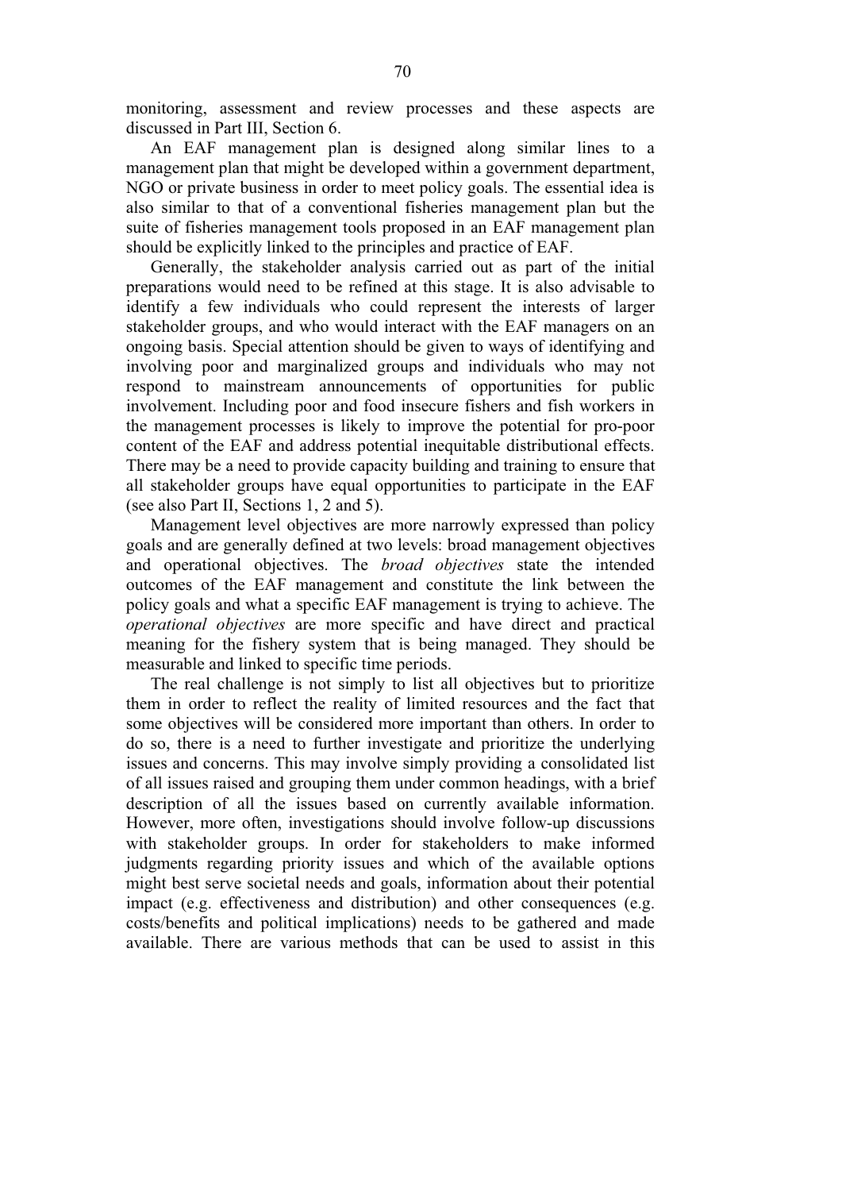monitoring, assessment and review processes and these aspects are discussed in Part III, Section 6.

An EAF management plan is designed along similar lines to a management plan that might be developed within a government department, NGO or private business in order to meet policy goals. The essential idea is also similar to that of a conventional fisheries management plan but the suite of fisheries management tools proposed in an EAF management plan should be explicitly linked to the principles and practice of EAF.

Generally, the stakeholder analysis carried out as part of the initial preparations would need to be refined at this stage. It is also advisable to identify a few individuals who could represent the interests of larger stakeholder groups, and who would interact with the EAF managers on an ongoing basis. Special attention should be given to ways of identifying and involving poor and marginalized groups and individuals who may not respond to mainstream announcements of opportunities for public involvement. Including poor and food insecure fishers and fish workers in the management processes is likely to improve the potential for pro-poor content of the EAF and address potential inequitable distributional effects. There may be a need to provide capacity building and training to ensure that all stakeholder groups have equal opportunities to participate in the EAF (see also Part II, Sections 1, 2 and 5).

Management level objectives are more narrowly expressed than policy goals and are generally defined at two levels: broad management objectives and operational objectives. The *broad objectives* state the intended outcomes of the EAF management and constitute the link between the policy goals and what a specific EAF management is trying to achieve. The *operational objectives* are more specific and have direct and practical meaning for the fishery system that is being managed. They should be measurable and linked to specific time periods.

The real challenge is not simply to list all objectives but to prioritize them in order to reflect the reality of limited resources and the fact that some objectives will be considered more important than others. In order to do so, there is a need to further investigate and prioritize the underlying issues and concerns. This may involve simply providing a consolidated list of all issues raised and grouping them under common headings, with a brief description of all the issues based on currently available information. However, more often, investigations should involve follow-up discussions with stakeholder groups. In order for stakeholders to make informed judgments regarding priority issues and which of the available options might best serve societal needs and goals, information about their potential impact (e.g. effectiveness and distribution) and other consequences (e.g. costs/benefits and political implications) needs to be gathered and made available. There are various methods that can be used to assist in this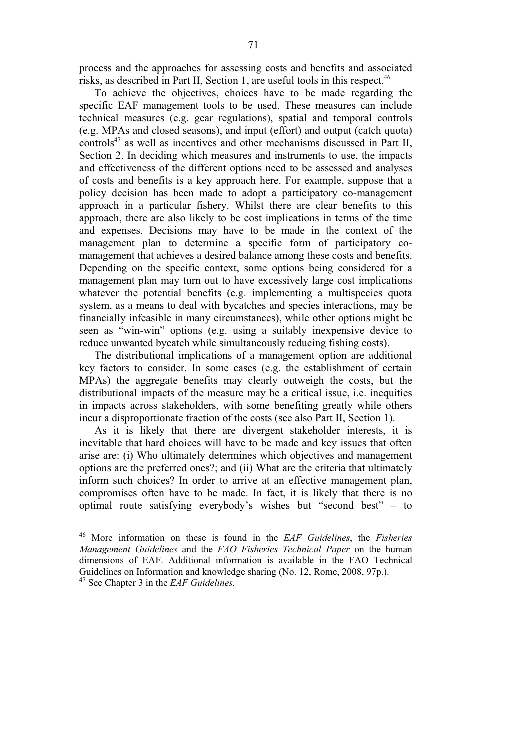process and the approaches for assessing costs and benefits and associated risks, as described in Part II, Section 1, are useful tools in this respect.[46]

To achieve the objectives, choices have to be made regarding the specific EAF management tools to be used. These measures can include technical measures (e.g. gear regulations), spatial and temporal controls (e.g. MPAs and closed seasons), and input (effort) and output (catch quota) controls[47] as well as incentives and other mechanisms discussed in Part II, Section 2. In deciding which measures and instruments to use, the impacts and effectiveness of the different options need to be assessed and analyses of costs and benefits is a key approach here. For example, suppose that a policy decision has been made to adopt a participatory co-management approach in a particular fishery. Whilst there are clear benefits to this approach, there are also likely to be cost implications in terms of the time and expenses. Decisions may have to be made in the context of the management plan to determine a specific form of participatory co-management that achieves a desired balance among these costs and benefits. Depending on the specific context, some options being considered for a management plan may turn out to have excessively large cost implications whatever the potential benefits (e.g. implementing a multispecies quota system, as a means to deal with bycatches and species interactions, may be financially infeasible in many circumstances), while other options might be seen as "win-win" options (e.g. using a suitably inexpensive device to reduce unwanted bycatch while simultaneously reducing fishing costs).

The distributional implications of a management option are additional key factors to consider. In some cases (e.g. the establishment of certain MPAs) the aggregate benefits may clearly outweigh the costs, but the distributional impacts of the measure may be a critical issue, i.e. inequities in impacts across stakeholders, with some benefiting greatly while others incur a disproportionate fraction of the costs (see also Part II, Section 1).

As it is likely that there are divergent stakeholder interests, it is inevitable that hard choices will have to be made and key issues that often arise are: (i) Who ultimately determines which objectives and management options are the preferred ones?; and (ii) What are the criteria that ultimately inform such choices? In order to arrive at an effective management plan, compromises often have to be made. In fact, it is likely that there is no optimal route satisfying everybody's wishes but "second best" – to

---

[46] More information on these is found in the *EAF Guidelines*, the *Fisheries Management Guidelines* and the *FAO Fisheries Technical Paper* on the human dimensions of EAF. Additional information is available in the FAO Technical Guidelines on Information and knowledge sharing (No. 12, Rome, 2008, 97p.).

[47] See Chapter 3 in the *EAF Guidelines.*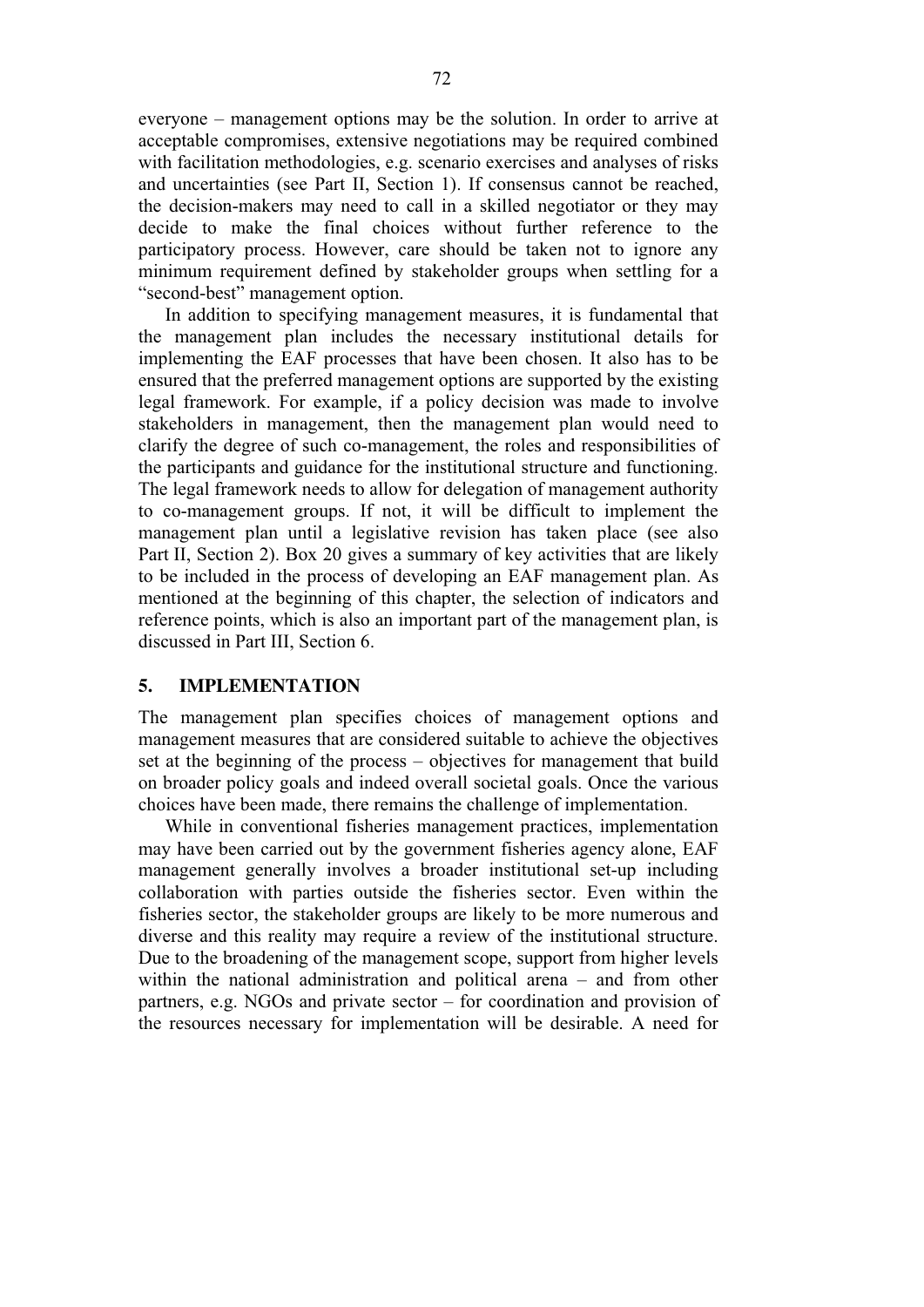everyone – management options may be the solution. In order to arrive at acceptable compromises, extensive negotiations may be required combined with facilitation methodologies, e.g. scenario exercises and analyses of risks and uncertainties (see Part II, Section 1). If consensus cannot be reached, the decision-makers may need to call in a skilled negotiator or they may decide to make the final choices without further reference to the participatory process. However, care should be taken not to ignore any minimum requirement defined by stakeholder groups when settling for a "second-best" management option.

In addition to specifying management measures, it is fundamental that the management plan includes the necessary institutional details for implementing the EAF processes that have been chosen. It also has to be ensured that the preferred management options are supported by the existing legal framework. For example, if a policy decision was made to involve stakeholders in management, then the management plan would need to clarify the degree of such co-management, the roles and responsibilities of the participants and guidance for the institutional structure and functioning. The legal framework needs to allow for delegation of management authority to co-management groups. If not, it will be difficult to implement the management plan until a legislative revision has taken place (see also Part II, Section 2). Box 20 gives a summary of key activities that are likely to be included in the process of developing an EAF management plan. As mentioned at the beginning of this chapter, the selection of indicators and reference points, which is also an important part of the management plan, is discussed in Part III, Section 6.

## 5. IMPLEMENTATION

The management plan specifies choices of management options and management measures that are considered suitable to achieve the objectives set at the beginning of the process – objectives for management that build on broader policy goals and indeed overall societal goals. Once the various choices have been made, there remains the challenge of implementation.

While in conventional fisheries management practices, implementation may have been carried out by the government fisheries agency alone, EAF management generally involves a broader institutional set-up including collaboration with parties outside the fisheries sector. Even within the fisheries sector, the stakeholder groups are likely to be more numerous and diverse and this reality may require a review of the institutional structure. Due to the broadening of the management scope, support from higher levels within the national administration and political arena – and from other partners, e.g. NGOs and private sector – for coordination and provision of the resources necessary for implementation will be desirable. A need for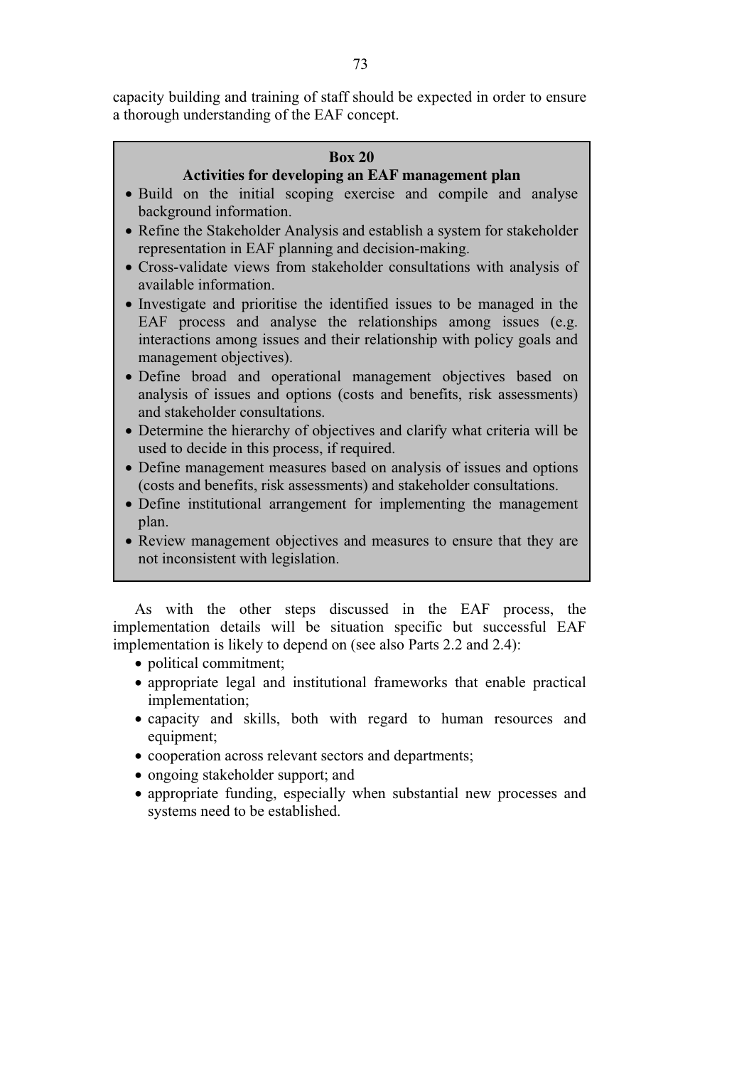capacity building and training of staff should be expected in order to ensure a thorough understanding of the EAF concept.

**Box 20**

**Activities for developing an EAF management plan**

- Build on the initial scoping exercise and compile and analyse background information.
- Refine the Stakeholder Analysis and establish a system for stakeholder representation in EAF planning and decision-making.
- Cross-validate views from stakeholder consultations with analysis of available information.
- Investigate and prioritise the identified issues to be managed in the EAF process and analyse the relationships among issues (e.g. interactions among issues and their relationship with policy goals and management objectives).
- Define broad and operational management objectives based on analysis of issues and options (costs and benefits, risk assessments) and stakeholder consultations.
- Determine the hierarchy of objectives and clarify what criteria will be used to decide in this process, if required.
- Define management measures based on analysis of issues and options (costs and benefits, risk assessments) and stakeholder consultations.
- Define institutional arrangement for implementing the management plan.
- Review management objectives and measures to ensure that they are not inconsistent with legislation.

As with the other steps discussed in the EAF process, the implementation details will be situation specific but successful EAF implementation is likely to depend on (see also Parts 2.2 and 2.4):

- political commitment;
- appropriate legal and institutional frameworks that enable practical implementation;
- capacity and skills, both with regard to human resources and equipment;
- cooperation across relevant sectors and departments;
- ongoing stakeholder support; and
- appropriate funding, especially when substantial new processes and systems need to be established.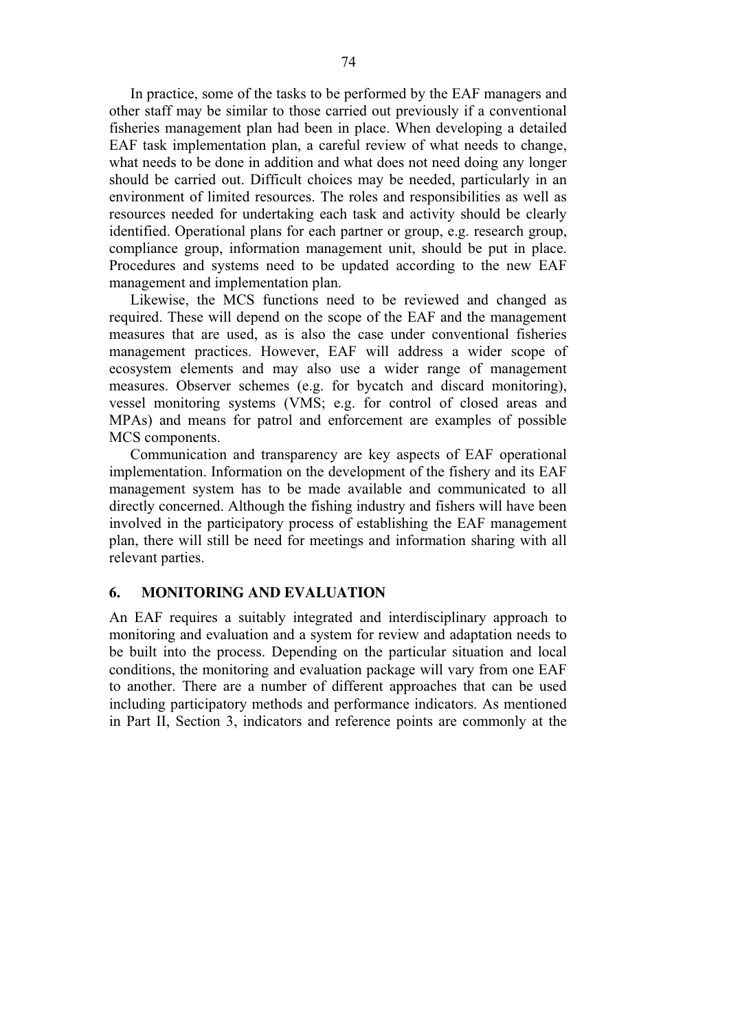In practice, some of the tasks to be performed by the EAF managers and other staff may be similar to those carried out previously if a conventional fisheries management plan had been in place. When developing a detailed EAF task implementation plan, a careful review of what needs to change, what needs to be done in addition and what does not need doing any longer should be carried out. Difficult choices may be needed, particularly in an environment of limited resources. The roles and responsibilities as well as resources needed for undertaking each task and activity should be clearly identified. Operational plans for each partner or group, e.g. research group, compliance group, information management unit, should be put in place. Procedures and systems need to be updated according to the new EAF management and implementation plan.

Likewise, the MCS functions need to be reviewed and changed as required. These will depend on the scope of the EAF and the management measures that are used, as is also the case under conventional fisheries management practices. However, EAF will address a wider scope of ecosystem elements and may also use a wider range of management measures. Observer schemes (e.g. for bycatch and discard monitoring), vessel monitoring systems (VMS; e.g. for control of closed areas and MPAs) and means for patrol and enforcement are examples of possible MCS components.

Communication and transparency are key aspects of EAF operational implementation. Information on the development of the fishery and its EAF management system has to be made available and communicated to all directly concerned. Although the fishing industry and fishers will have been involved in the participatory process of establishing the EAF management plan, there will still be need for meetings and information sharing with all relevant parties.

## 6. MONITORING AND EVALUATION

An EAF requires a suitably integrated and interdisciplinary approach to monitoring and evaluation and a system for review and adaptation needs to be built into the process. Depending on the particular situation and local conditions, the monitoring and evaluation package will vary from one EAF to another. There are a number of different approaches that can be used including participatory methods and performance indicators. As mentioned in Part II, Section 3, indicators and reference points are commonly at the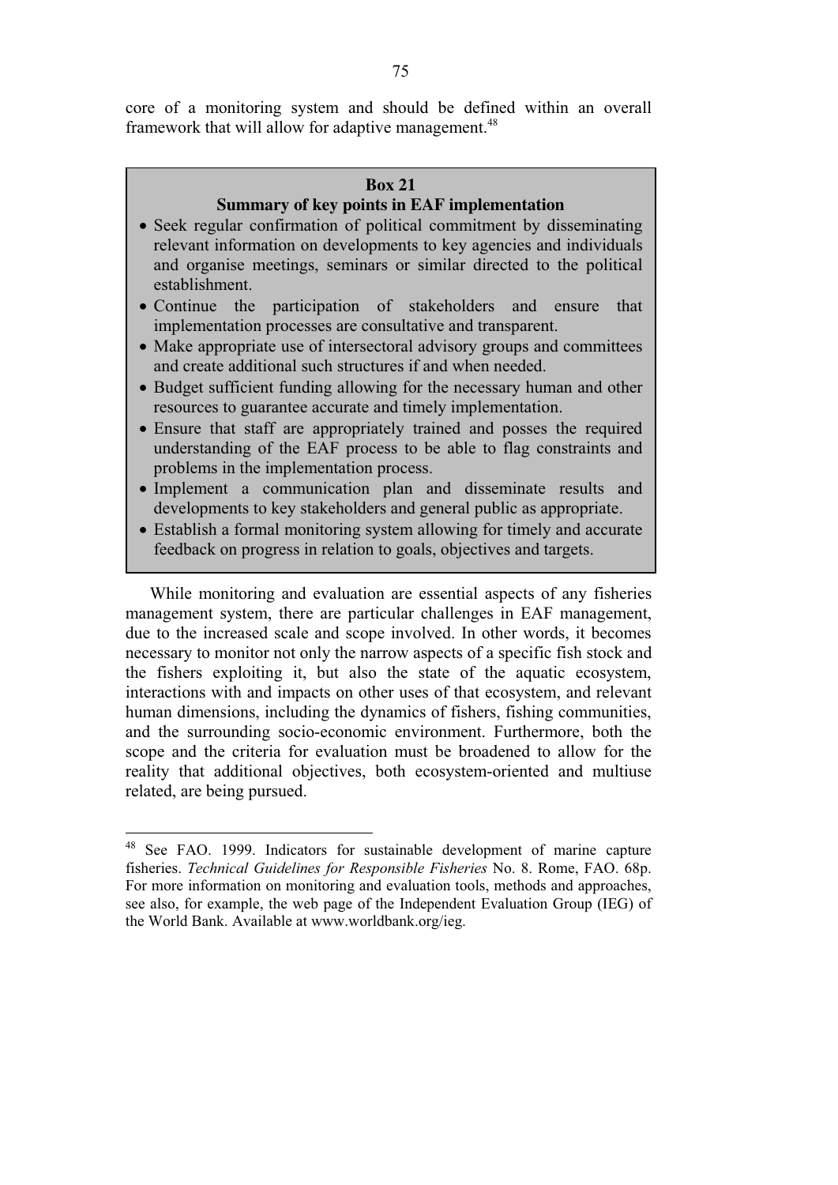core of a monitoring system and should be defined within an overall framework that will allow for adaptive management.[48]

> **Box 21**
> **Summary of key points in EAF implementation**
>
> - Seek regular confirmation of political commitment by disseminating relevant information on developments to key agencies and individuals and organise meetings, seminars or similar directed to the political establishment.
> - Continue the participation of stakeholders and ensure that implementation processes are consultative and transparent.
> - Make appropriate use of intersectoral advisory groups and committees and create additional such structures if and when needed.
> - Budget sufficient funding allowing for the necessary human and other resources to guarantee accurate and timely implementation.
> - Ensure that staff are appropriately trained and posses the required understanding of the EAF process to be able to flag constraints and problems in the implementation process.
> - Implement a communication plan and disseminate results and developments to key stakeholders and general public as appropriate.
> - Establish a formal monitoring system allowing for timely and accurate feedback on progress in relation to goals, objectives and targets.

While monitoring and evaluation are essential aspects of any fisheries management system, there are particular challenges in EAF management, due to the increased scale and scope involved. In other words, it becomes necessary to monitor not only the narrow aspects of a specific fish stock and the fishers exploiting it, but also the state of the aquatic ecosystem, interactions with and impacts on other uses of that ecosystem, and relevant human dimensions, including the dynamics of fishers, fishing communities, and the surrounding socio-economic environment. Furthermore, both the scope and the criteria for evaluation must be broadened to allow for the reality that additional objectives, both ecosystem-oriented and multiuse related, are being pursued.

---

[48] See FAO. 1999. Indicators for sustainable development of marine capture fisheries. *Technical Guidelines for Responsible Fisheries* No. 8. Rome, FAO. 68p. For more information on monitoring and evaluation tools, methods and approaches, see also, for example, the web page of the Independent Evaluation Group (IEG) of the World Bank. Available at www.worldbank.org/ieg.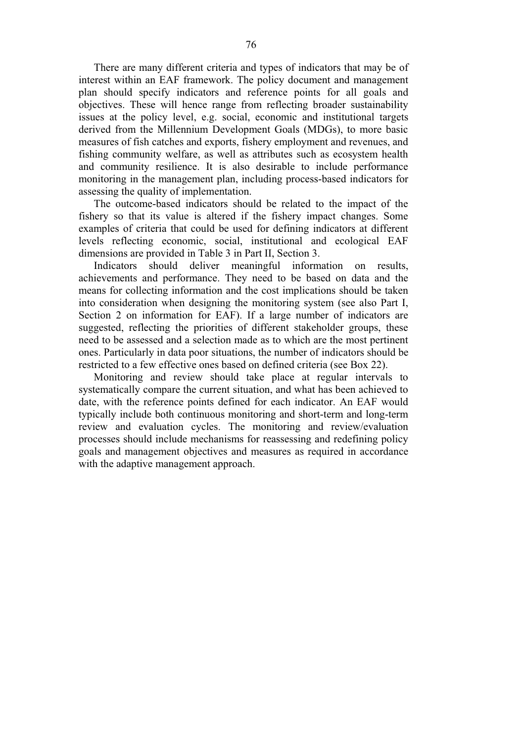There are many different criteria and types of indicators that may be of interest within an EAF framework. The policy document and management plan should specify indicators and reference points for all goals and objectives. These will hence range from reflecting broader sustainability issues at the policy level, e.g. social, economic and institutional targets derived from the Millennium Development Goals (MDGs), to more basic measures of fish catches and exports, fishery employment and revenues, and fishing community welfare, as well as attributes such as ecosystem health and community resilience. It is also desirable to include performance monitoring in the management plan, including process-based indicators for assessing the quality of implementation.

The outcome-based indicators should be related to the impact of the fishery so that its value is altered if the fishery impact changes. Some examples of criteria that could be used for defining indicators at different levels reflecting economic, social, institutional and ecological EAF dimensions are provided in Table 3 in Part II, Section 3.

Indicators should deliver meaningful information on results, achievements and performance. They need to be based on data and the means for collecting information and the cost implications should be taken into consideration when designing the monitoring system (see also Part I, Section 2 on information for EAF). If a large number of indicators are suggested, reflecting the priorities of different stakeholder groups, these need to be assessed and a selection made as to which are the most pertinent ones. Particularly in data poor situations, the number of indicators should be restricted to a few effective ones based on defined criteria (see Box 22).

Monitoring and review should take place at regular intervals to systematically compare the current situation, and what has been achieved to date, with the reference points defined for each indicator. An EAF would typically include both continuous monitoring and short-term and long-term review and evaluation cycles. The monitoring and review/evaluation processes should include mechanisms for reassessing and redefining policy goals and management objectives and measures as required in accordance with the adaptive management approach.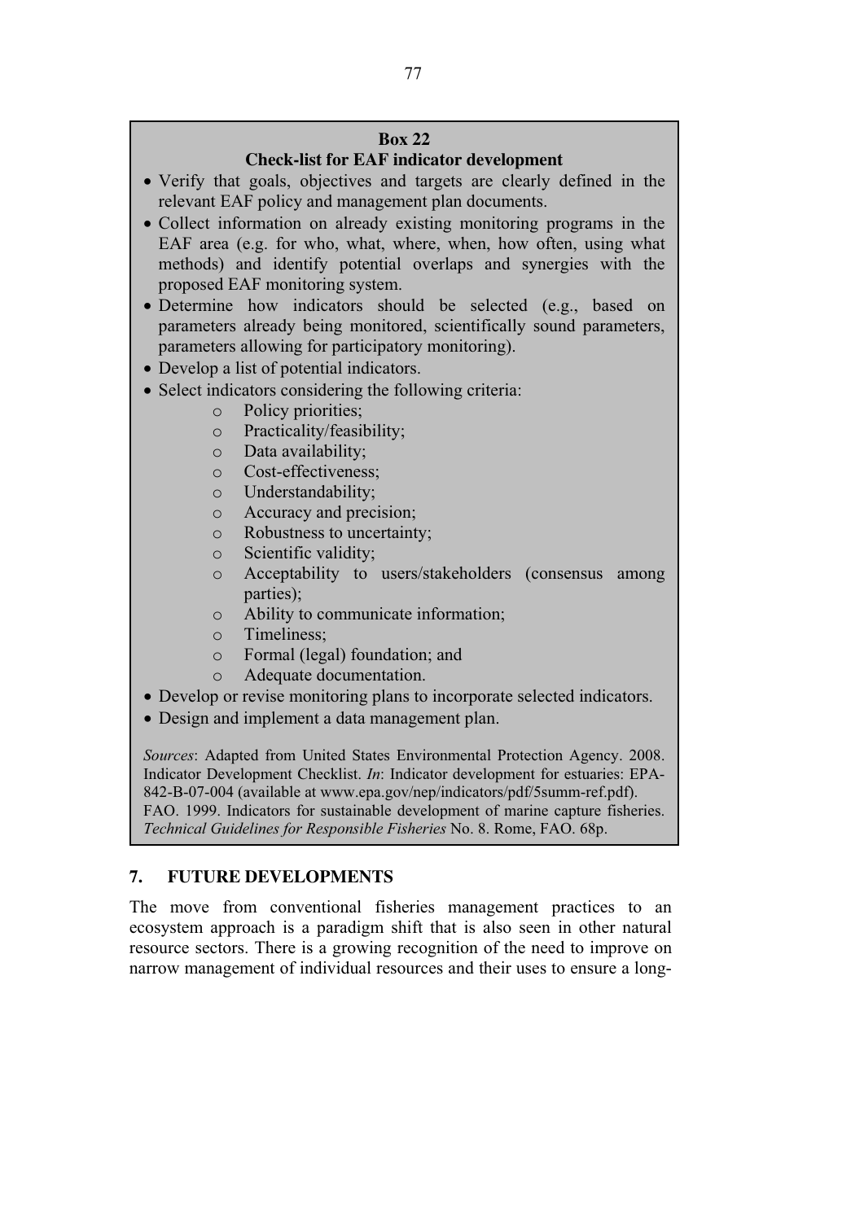**Box 22**
**Check-list for EAF indicator development**

- Verify that goals, objectives and targets are clearly defined in the relevant EAF policy and management plan documents.
- Collect information on already existing monitoring programs in the EAF area (e.g. for who, what, where, when, how often, using what methods) and identify potential overlaps and synergies with the proposed EAF monitoring system.
- Determine how indicators should be selected (e.g., based on parameters already being monitored, scientifically sound parameters, parameters allowing for participatory monitoring).
- Develop a list of potential indicators.
- Select indicators considering the following criteria:
  - Policy priorities;
  - Practicality/feasibility;
  - Data availability;
  - Cost-effectiveness;
  - Understandability;
  - Accuracy and precision;
  - Robustness to uncertainty;
  - Scientific validity;
  - Acceptability to users/stakeholders (consensus among parties);
  - Ability to communicate information;
  - Timeliness;
  - Formal (legal) foundation; and
  - Adequate documentation.
- Develop or revise monitoring plans to incorporate selected indicators.
- Design and implement a data management plan.

*Sources*: Adapted from United States Environmental Protection Agency. 2008. Indicator Development Checklist. *In*: Indicator development for estuaries: EPA-842-B-07-004 (available at www.epa.gov/nep/indicators/pdf/5summ-ref.pdf). FAO. 1999. Indicators for sustainable development of marine capture fisheries. *Technical Guidelines for Responsible Fisheries* No. 8. Rome, FAO. 68p.

## 7. FUTURE DEVELOPMENTS

The move from conventional fisheries management practices to an ecosystem approach is a paradigm shift that is also seen in other natural resource sectors. There is a growing recognition of the need to improve on narrow management of individual resources and their uses to ensure a long-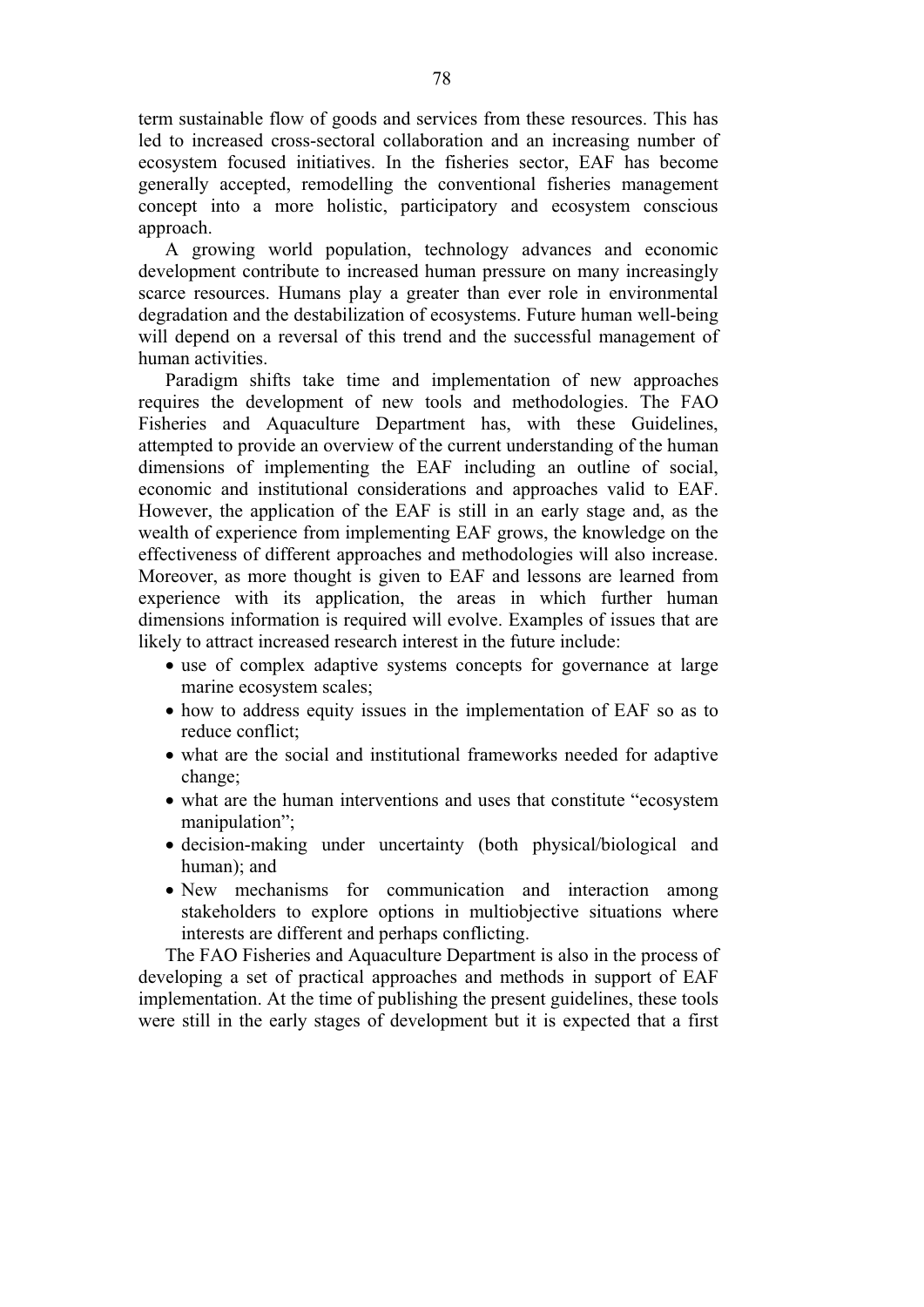term sustainable flow of goods and services from these resources. This has led to increased cross-sectoral collaboration and an increasing number of ecosystem focused initiatives. In the fisheries sector, EAF has become generally accepted, remodelling the conventional fisheries management concept into a more holistic, participatory and ecosystem conscious approach.

A growing world population, technology advances and economic development contribute to increased human pressure on many increasingly scarce resources. Humans play a greater than ever role in environmental degradation and the destabilization of ecosystems. Future human well-being will depend on a reversal of this trend and the successful management of human activities.

Paradigm shifts take time and implementation of new approaches requires the development of new tools and methodologies. The FAO Fisheries and Aquaculture Department has, with these Guidelines, attempted to provide an overview of the current understanding of the human dimensions of implementing the EAF including an outline of social, economic and institutional considerations and approaches valid to EAF. However, the application of the EAF is still in an early stage and, as the wealth of experience from implementing EAF grows, the knowledge on the effectiveness of different approaches and methodologies will also increase. Moreover, as more thought is given to EAF and lessons are learned from experience with its application, the areas in which further human dimensions information is required will evolve. Examples of issues that are likely to attract increased research interest in the future include:

- use of complex adaptive systems concepts for governance at large marine ecosystem scales;
- how to address equity issues in the implementation of EAF so as to reduce conflict;
- what are the social and institutional frameworks needed for adaptive change;
- what are the human interventions and uses that constitute "ecosystem manipulation";
- decision-making under uncertainty (both physical/biological and human); and
- New mechanisms for communication and interaction among stakeholders to explore options in multiobjective situations where interests are different and perhaps conflicting.

The FAO Fisheries and Aquaculture Department is also in the process of developing a set of practical approaches and methods in support of EAF implementation. At the time of publishing the present guidelines, these tools were still in the early stages of development but it is expected that a first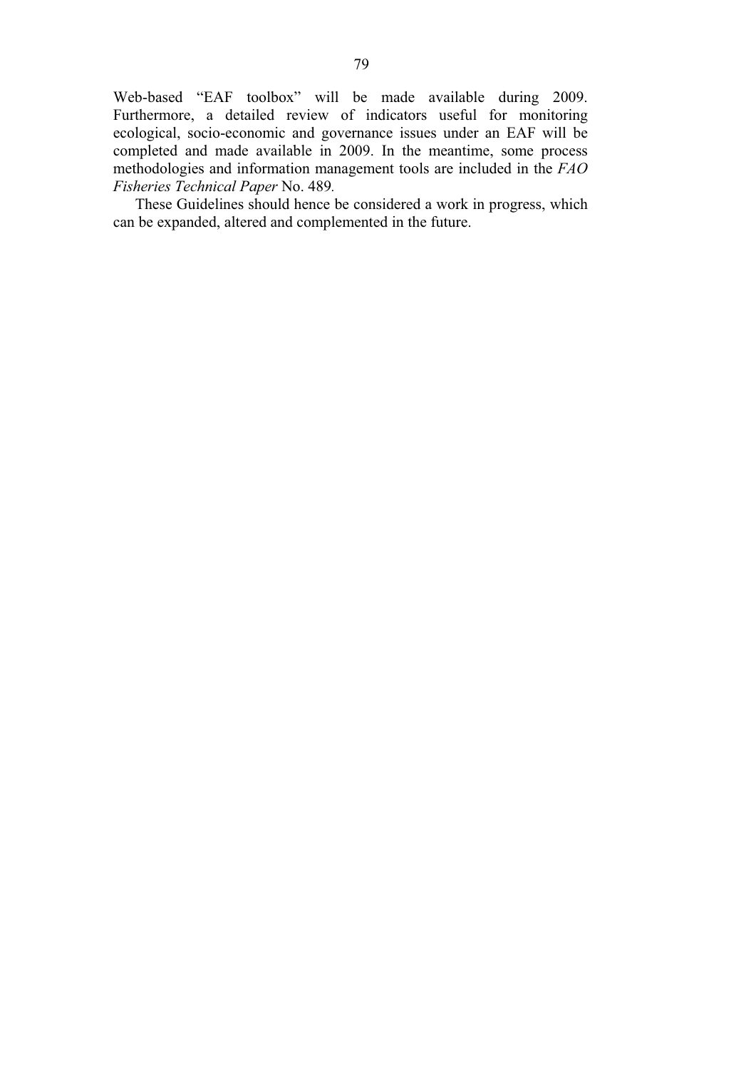Web-based "EAF toolbox" will be made available during 2009. Furthermore, a detailed review of indicators useful for monitoring ecological, socio-economic and governance issues under an EAF will be completed and made available in 2009. In the meantime, some process methodologies and information management tools are included in the *FAO Fisheries Technical Paper* No. 489.

These Guidelines should hence be considered a work in progress, which can be expanded, altered and complemented in the future.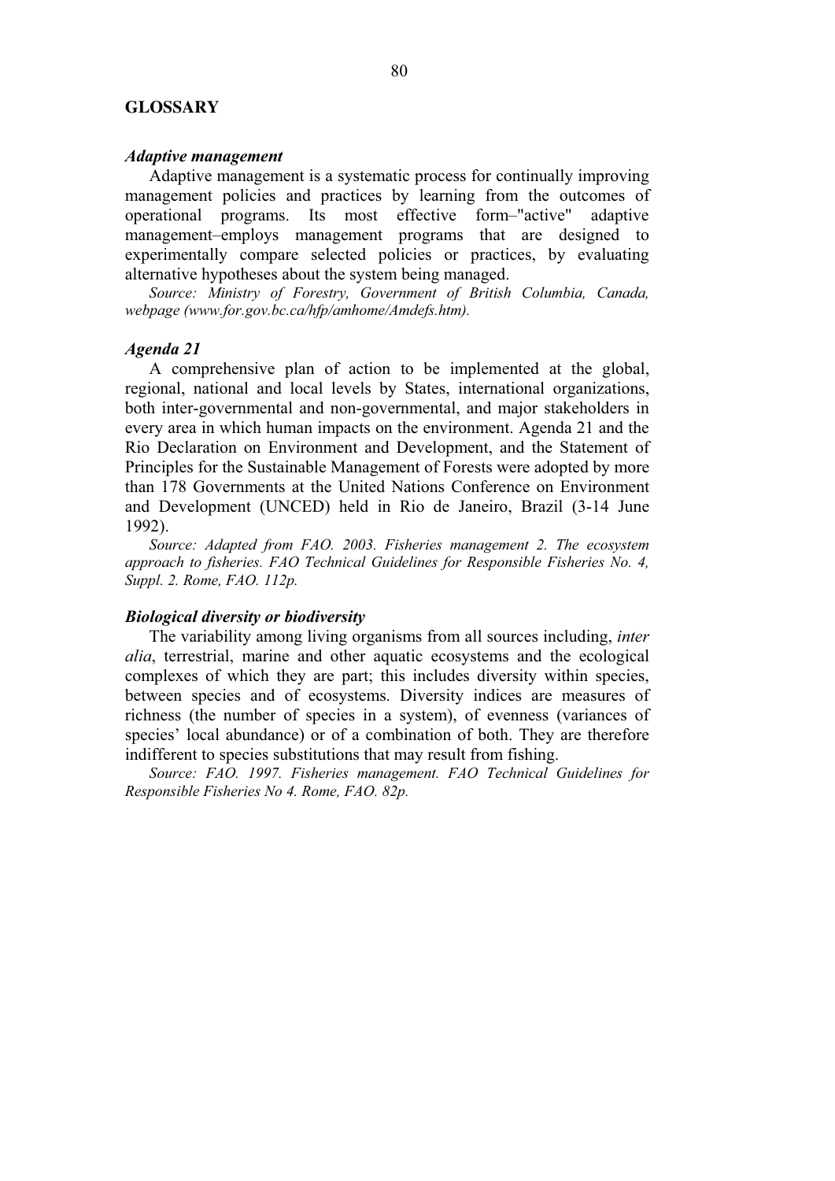## GLOSSARY

### *Adaptive management*

Adaptive management is a systematic process for continually improving management policies and practices by learning from the outcomes of operational programs. Its most effective form–"active" adaptive management–employs management programs that are designed to experimentally compare selected policies or practices, by evaluating alternative hypotheses about the system being managed.

*Source: Ministry of Forestry, Government of British Columbia, Canada, webpage (www.for.gov.bc.ca/hfp/amhome/Amdefs.htm).*

### *Agenda 21*

A comprehensive plan of action to be implemented at the global, regional, national and local levels by States, international organizations, both inter-governmental and non-governmental, and major stakeholders in every area in which human impacts on the environment. Agenda 21 and the Rio Declaration on Environment and Development, and the Statement of Principles for the Sustainable Management of Forests were adopted by more than 178 Governments at the United Nations Conference on Environment and Development (UNCED) held in Rio de Janeiro, Brazil (3-14 June 1992).

*Source: Adapted from FAO. 2003. Fisheries management 2. The ecosystem approach to fisheries. FAO Technical Guidelines for Responsible Fisheries No. 4, Suppl. 2. Rome, FAO. 112p.*

### *Biological diversity or biodiversity*

The variability among living organisms from all sources including, *inter alia*, terrestrial, marine and other aquatic ecosystems and the ecological complexes of which they are part; this includes diversity within species, between species and of ecosystems. Diversity indices are measures of richness (the number of species in a system), of evenness (variances of species' local abundance) or of a combination of both. They are therefore indifferent to species substitutions that may result from fishing.

*Source: FAO. 1997. Fisheries management. FAO Technical Guidelines for Responsible Fisheries No 4. Rome, FAO. 82p.*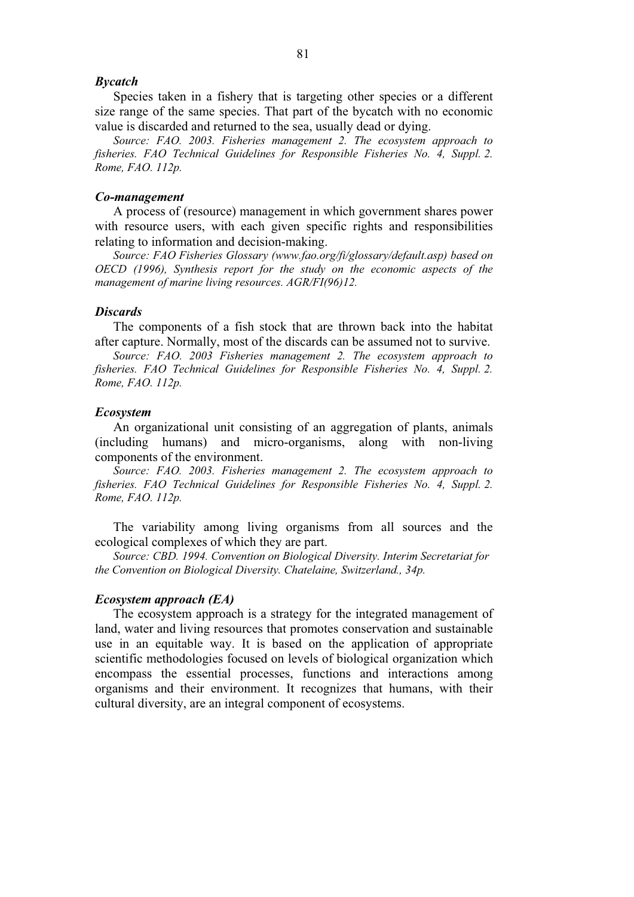### *Bycatch*

Species taken in a fishery that is targeting other species or a different size range of the same species. That part of the bycatch with no economic value is discarded and returned to the sea, usually dead or dying.

*Source: FAO. 2003. Fisheries management 2. The ecosystem approach to fisheries. FAO Technical Guidelines for Responsible Fisheries No. 4, Suppl. 2. Rome, FAO. 112p.*

### *Co-management*

A process of (resource) management in which government shares power with resource users, with each given specific rights and responsibilities relating to information and decision-making.

*Source: FAO Fisheries Glossary (www.fao.org/fi/glossary/default.asp) based on OECD (1996), Synthesis report for the study on the economic aspects of the management of marine living resources. AGR/FI(96)12.*

### *Discards*

The components of a fish stock that are thrown back into the habitat after capture. Normally, most of the discards can be assumed not to survive.

*Source: FAO. 2003 Fisheries management 2. The ecosystem approach to fisheries. FAO Technical Guidelines for Responsible Fisheries No. 4, Suppl. 2. Rome, FAO. 112p.*

### *Ecosystem*

An organizational unit consisting of an aggregation of plants, animals (including humans) and micro-organisms, along with non-living components of the environment.

*Source: FAO. 2003. Fisheries management 2. The ecosystem approach to fisheries. FAO Technical Guidelines for Responsible Fisheries No. 4, Suppl. 2. Rome, FAO. 112p.*

The variability among living organisms from all sources and the ecological complexes of which they are part.

*Source: CBD. 1994. Convention on Biological Diversity. Interim Secretariat for the Convention on Biological Diversity. Chatelaine, Switzerland., 34p.*

### *Ecosystem approach (EA)*

The ecosystem approach is a strategy for the integrated management of land, water and living resources that promotes conservation and sustainable use in an equitable way. It is based on the application of appropriate scientific methodologies focused on levels of biological organization which encompass the essential processes, functions and interactions among organisms and their environment. It recognizes that humans, with their cultural diversity, are an integral component of ecosystems.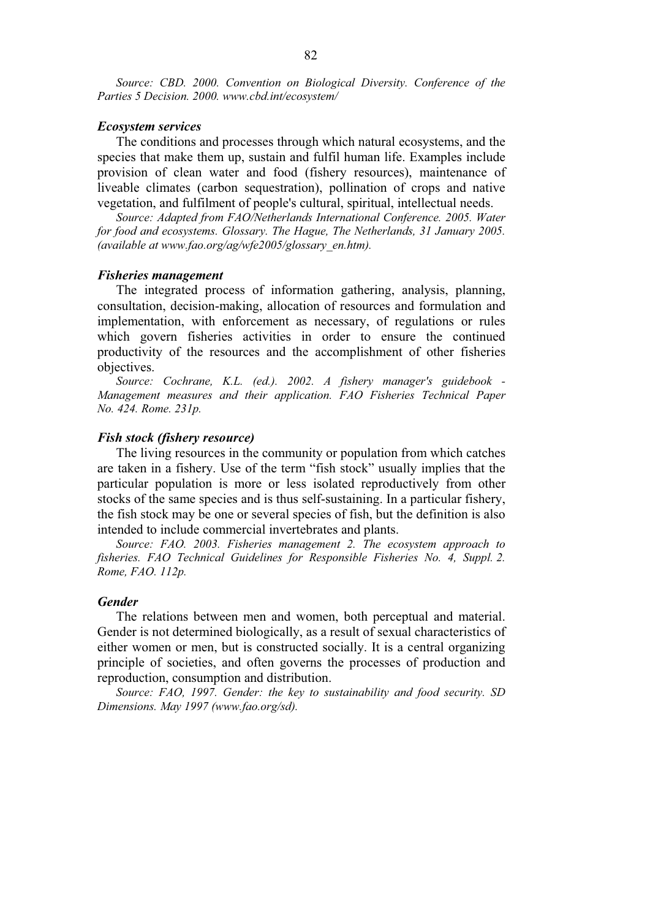*Source: CBD. 2000. Convention on Biological Diversity. Conference of the Parties 5 Decision. 2000. www.cbd.int/ecosystem/*

### *Ecosystem services*

The conditions and processes through which natural ecosystems, and the species that make them up, sustain and fulfil human life. Examples include provision of clean water and food (fishery resources), maintenance of liveable climates (carbon sequestration), pollination of crops and native vegetation, and fulfilment of people's cultural, spiritual, intellectual needs.

*Source: Adapted from FAO/Netherlands International Conference. 2005. Water for food and ecosystems. Glossary. The Hague, The Netherlands, 31 January 2005. (available at www.fao.org/ag/wfe2005/glossary_en.htm).*

### *Fisheries management*

The integrated process of information gathering, analysis, planning, consultation, decision-making, allocation of resources and formulation and implementation, with enforcement as necessary, of regulations or rules which govern fisheries activities in order to ensure the continued productivity of the resources and the accomplishment of other fisheries objectives.

*Source: Cochrane, K.L. (ed.). 2002. A fishery manager's guidebook - Management measures and their application. FAO Fisheries Technical Paper No. 424. Rome. 231p.*

### *Fish stock (fishery resource)*

The living resources in the community or population from which catches are taken in a fishery. Use of the term "fish stock" usually implies that the particular population is more or less isolated reproductively from other stocks of the same species and is thus self-sustaining. In a particular fishery, the fish stock may be one or several species of fish, but the definition is also intended to include commercial invertebrates and plants.

*Source: FAO. 2003. Fisheries management 2. The ecosystem approach to fisheries. FAO Technical Guidelines for Responsible Fisheries No. 4, Suppl. 2. Rome, FAO. 112p.*

### *Gender*

The relations between men and women, both perceptual and material. Gender is not determined biologically, as a result of sexual characteristics of either women or men, but is constructed socially. It is a central organizing principle of societies, and often governs the processes of production and reproduction, consumption and distribution.

*Source: FAO, 1997. Gender: the key to sustainability and food security. SD Dimensions. May 1997 (www.fao.org/sd).*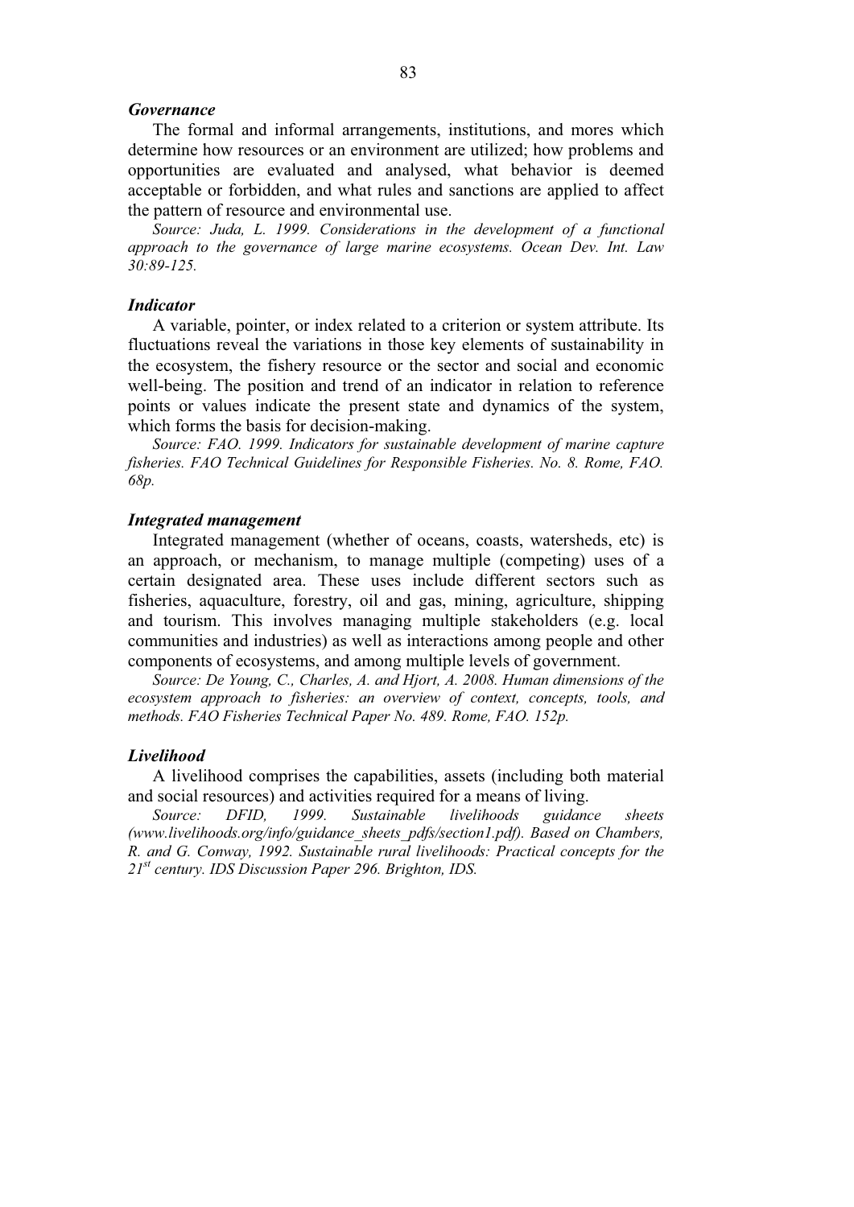***Governance***

The formal and informal arrangements, institutions, and mores which determine how resources or an environment are utilized; how problems and opportunities are evaluated and analysed, what behavior is deemed acceptable or forbidden, and what rules and sanctions are applied to affect the pattern of resource and environmental use.

*Source: Juda, L. 1999. Considerations in the development of a functional approach to the governance of large marine ecosystems. Ocean Dev. Int. Law 30:89-125.*

***Indicator***

A variable, pointer, or index related to a criterion or system attribute. Its fluctuations reveal the variations in those key elements of sustainability in the ecosystem, the fishery resource or the sector and social and economic well-being. The position and trend of an indicator in relation to reference points or values indicate the present state and dynamics of the system, which forms the basis for decision-making.

*Source: FAO. 1999. Indicators for sustainable development of marine capture fisheries. FAO Technical Guidelines for Responsible Fisheries. No. 8. Rome, FAO. 68p.*

***Integrated management***

Integrated management (whether of oceans, coasts, watersheds, etc) is an approach, or mechanism, to manage multiple (competing) uses of a certain designated area. These uses include different sectors such as fisheries, aquaculture, forestry, oil and gas, mining, agriculture, shipping and tourism. This involves managing multiple stakeholders (e.g. local communities and industries) as well as interactions among people and other components of ecosystems, and among multiple levels of government.

*Source: De Young, C., Charles, A. and Hjort, A. 2008. Human dimensions of the ecosystem approach to fisheries: an overview of context, concepts, tools, and methods. FAO Fisheries Technical Paper No. 489. Rome, FAO. 152p.*

***Livelihood***

A livelihood comprises the capabilities, assets (including both material and social resources) and activities required for a means of living.

*Source: DFID, 1999. Sustainable livelihoods guidance sheets (www.livelihoods.org/info/guidance_sheets_pdfs/section1.pdf). Based on Chambers, R. and G. Conway, 1992. Sustainable rural livelihoods: Practical concepts for the 21st century. IDS Discussion Paper 296. Brighton, IDS.*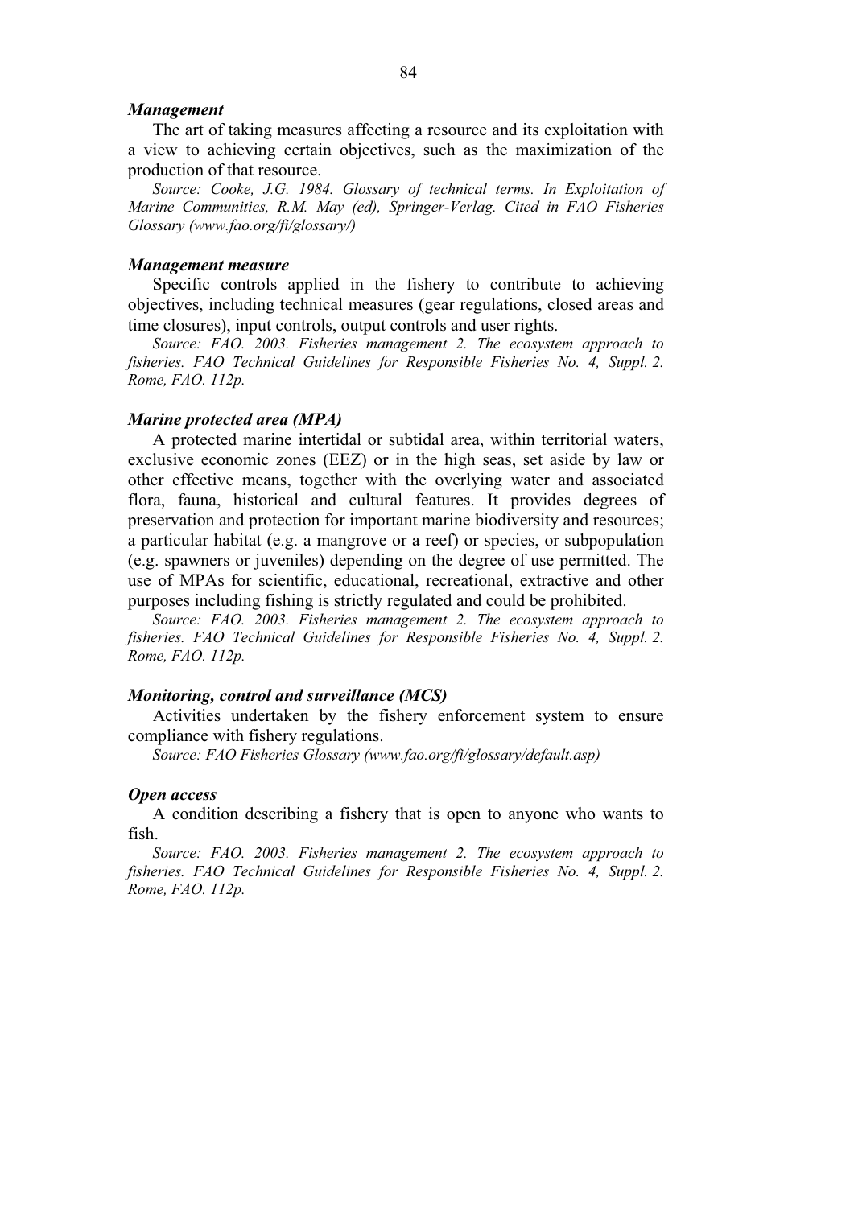***Management***

The art of taking measures affecting a resource and its exploitation with a view to achieving certain objectives, such as the maximization of the production of that resource.

*Source: Cooke, J.G. 1984. Glossary of technical terms. In Exploitation of Marine Communities, R.M. May (ed), Springer-Verlag. Cited in FAO Fisheries Glossary (www.fao.org/fi/glossary/)*

***Management measure***

Specific controls applied in the fishery to contribute to achieving objectives, including technical measures (gear regulations, closed areas and time closures), input controls, output controls and user rights.

*Source: FAO. 2003. Fisheries management 2. The ecosystem approach to fisheries. FAO Technical Guidelines for Responsible Fisheries No. 4, Suppl. 2. Rome, FAO. 112p.*

***Marine protected area (MPA)***

A protected marine intertidal or subtidal area, within territorial waters, exclusive economic zones (EEZ) or in the high seas, set aside by law or other effective means, together with the overlying water and associated flora, fauna, historical and cultural features. It provides degrees of preservation and protection for important marine biodiversity and resources; a particular habitat (e.g. a mangrove or a reef) or species, or subpopulation (e.g. spawners or juveniles) depending on the degree of use permitted. The use of MPAs for scientific, educational, recreational, extractive and other purposes including fishing is strictly regulated and could be prohibited.

*Source: FAO. 2003. Fisheries management 2. The ecosystem approach to fisheries. FAO Technical Guidelines for Responsible Fisheries No. 4, Suppl. 2. Rome, FAO. 112p.*

***Monitoring, control and surveillance (MCS)***

Activities undertaken by the fishery enforcement system to ensure compliance with fishery regulations.

*Source: FAO Fisheries Glossary (www.fao.org/fi/glossary/default.asp)*

***Open access***

A condition describing a fishery that is open to anyone who wants to fish.

*Source: FAO. 2003. Fisheries management 2. The ecosystem approach to fisheries. FAO Technical Guidelines for Responsible Fisheries No. 4, Suppl. 2. Rome, FAO. 112p.*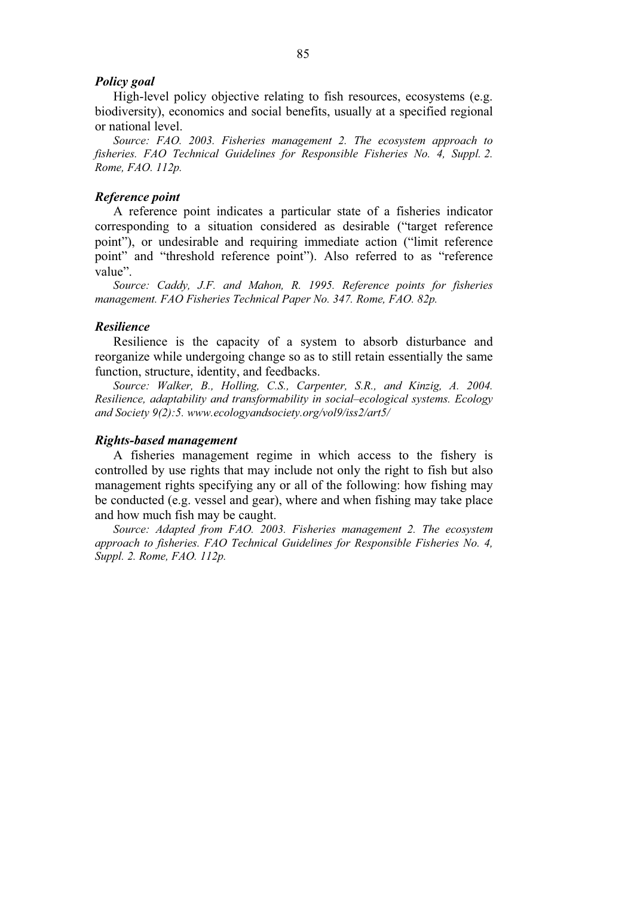***Policy goal***

High-level policy objective relating to fish resources, ecosystems (e.g. biodiversity), economics and social benefits, usually at a specified regional or national level.

*Source: FAO. 2003. Fisheries management 2. The ecosystem approach to fisheries. FAO Technical Guidelines for Responsible Fisheries No. 4, Suppl. 2. Rome, FAO. 112p.*

***Reference point***

A reference point indicates a particular state of a fisheries indicator corresponding to a situation considered as desirable ("target reference point"), or undesirable and requiring immediate action ("limit reference point" and "threshold reference point"). Also referred to as "reference value".

*Source: Caddy, J.F. and Mahon, R. 1995. Reference points for fisheries management. FAO Fisheries Technical Paper No. 347. Rome, FAO. 82p.*

***Resilience***

Resilience is the capacity of a system to absorb disturbance and reorganize while undergoing change so as to still retain essentially the same function, structure, identity, and feedbacks.

*Source: Walker, B., Holling, C.S., Carpenter, S.R., and Kinzig, A. 2004. Resilience, adaptability and transformability in social–ecological systems. Ecology and Society 9(2):5. www.ecologyandsociety.org/vol9/iss2/art5/*

***Rights-based management***

A fisheries management regime in which access to the fishery is controlled by use rights that may include not only the right to fish but also management rights specifying any or all of the following: how fishing may be conducted (e.g. vessel and gear), where and when fishing may take place and how much fish may be caught.

*Source: Adapted from FAO. 2003. Fisheries management 2. The ecosystem approach to fisheries. FAO Technical Guidelines for Responsible Fisheries No. 4, Suppl. 2. Rome, FAO. 112p.*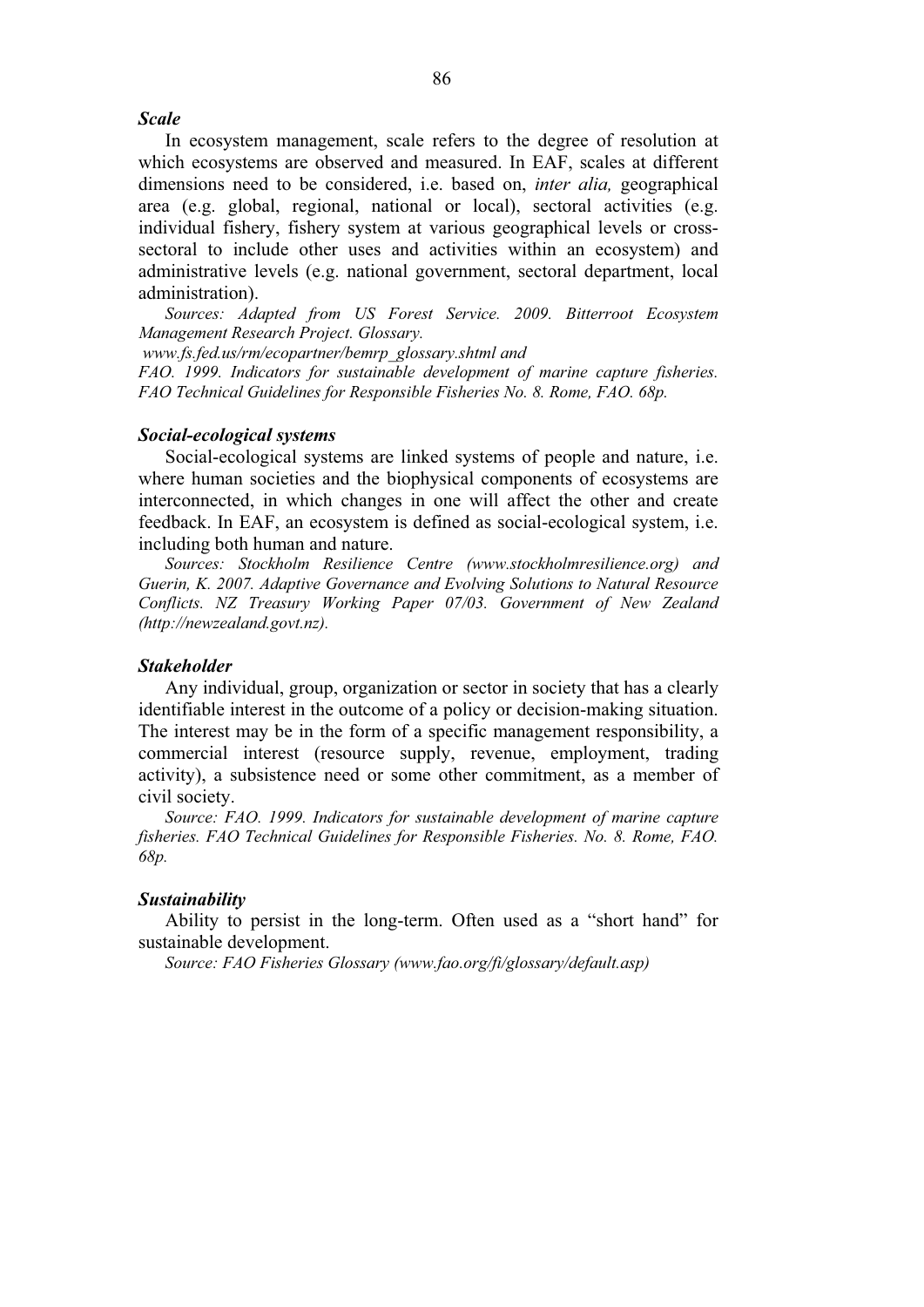***Scale***

In ecosystem management, scale refers to the degree of resolution at which ecosystems are observed and measured. In EAF, scales at different dimensions need to be considered, i.e. based on, *inter alia,* geographical area (e.g. global, regional, national or local), sectoral activities (e.g. individual fishery, fishery system at various geographical levels or cross-sectoral to include other uses and activities within an ecosystem) and administrative levels (e.g. national government, sectoral department, local administration).

*Sources: Adapted from US Forest Service. 2009. Bitterroot Ecosystem Management Research Project. Glossary. www.fs.fed.us/rm/ecopartner/bemrp_glossary.shtml and FAO. 1999. Indicators for sustainable development of marine capture fisheries. FAO Technical Guidelines for Responsible Fisheries No. 8. Rome, FAO. 68p.*

***Social-ecological systems***

Social-ecological systems are linked systems of people and nature, i.e. where human societies and the biophysical components of ecosystems are interconnected, in which changes in one will affect the other and create feedback. In EAF, an ecosystem is defined as social-ecological system, i.e. including both human and nature.

*Sources: Stockholm Resilience Centre (www.stockholmresilience.org) and Guerin, K. 2007. Adaptive Governance and Evolving Solutions to Natural Resource Conflicts. NZ Treasury Working Paper 07/03. Government of New Zealand (http://newzealand.govt.nz).*

***Stakeholder***

Any individual, group, organization or sector in society that has a clearly identifiable interest in the outcome of a policy or decision-making situation. The interest may be in the form of a specific management responsibility, a commercial interest (resource supply, revenue, employment, trading activity), a subsistence need or some other commitment, as a member of civil society.

*Source: FAO. 1999. Indicators for sustainable development of marine capture fisheries. FAO Technical Guidelines for Responsible Fisheries. No. 8. Rome, FAO. 68p.*

***Sustainability***

Ability to persist in the long-term. Often used as a "short hand" for sustainable development.

*Source: FAO Fisheries Glossary (www.fao.org/fi/glossary/default.asp)*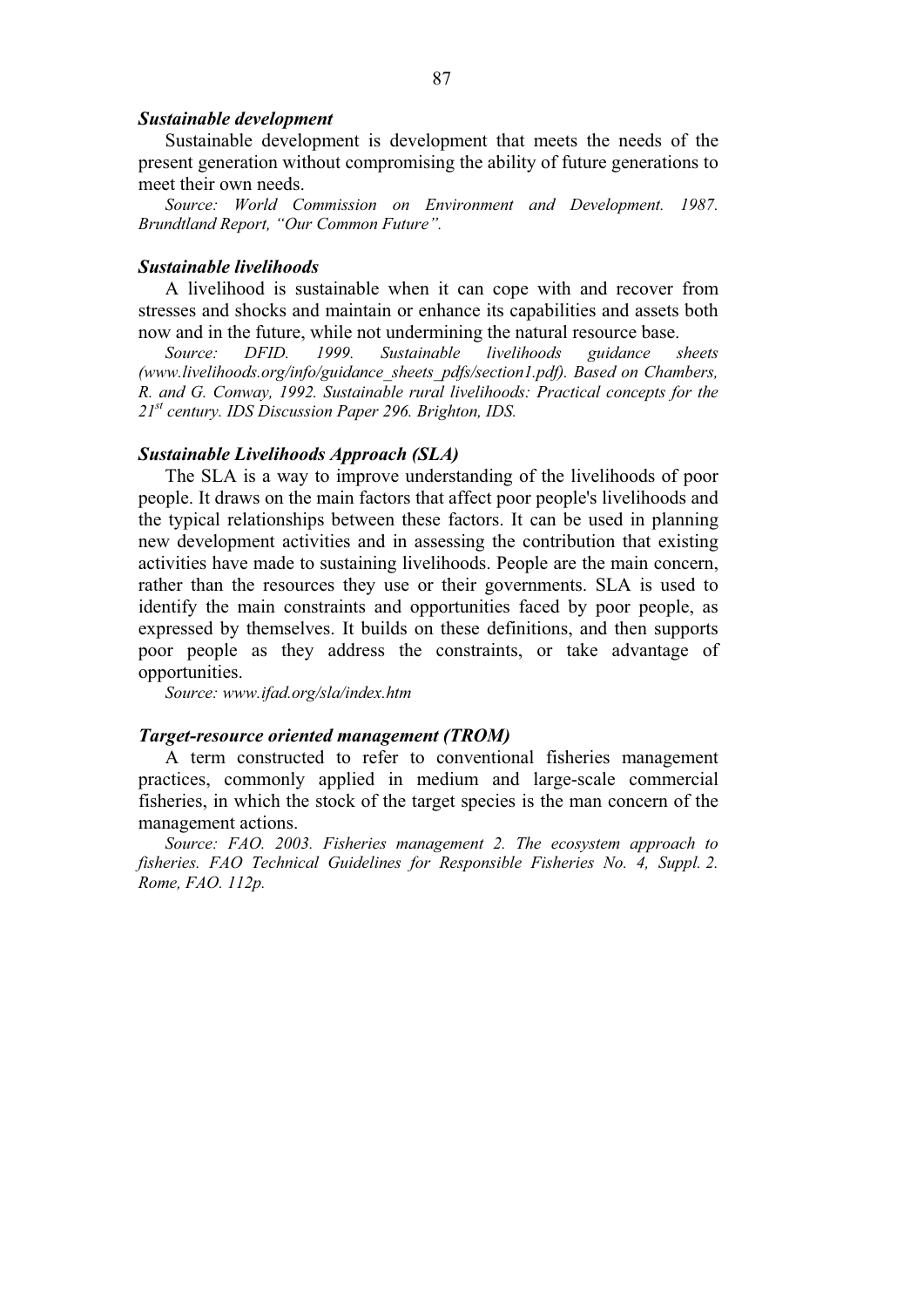***Sustainable development***

Sustainable development is development that meets the needs of the present generation without compromising the ability of future generations to meet their own needs.

*Source: World Commission on Environment and Development. 1987. Brundtland Report, "Our Common Future".*

***Sustainable livelihoods***

A livelihood is sustainable when it can cope with and recover from stresses and shocks and maintain or enhance its capabilities and assets both now and in the future, while not undermining the natural resource base.

*Source: DFID. 1999. Sustainable livelihoods guidance sheets (www.livelihoods.org/info/guidance_sheets_pdfs/section1.pdf). Based on Chambers, R. and G. Conway, 1992. Sustainable rural livelihoods: Practical concepts for the 21st century. IDS Discussion Paper 296. Brighton, IDS.*

***Sustainable Livelihoods Approach (SLA)***

The SLA is a way to improve understanding of the livelihoods of poor people. It draws on the main factors that affect poor people's livelihoods and the typical relationships between these factors. It can be used in planning new development activities and in assessing the contribution that existing activities have made to sustaining livelihoods. People are the main concern, rather than the resources they use or their governments. SLA is used to identify the main constraints and opportunities faced by poor people, as expressed by themselves. It builds on these definitions, and then supports poor people as they address the constraints, or take advantage of opportunities.

*Source: www.ifad.org/sla/index.htm*

***Target-resource oriented management (TROM)***

A term constructed to refer to conventional fisheries management practices, commonly applied in medium and large-scale commercial fisheries, in which the stock of the target species is the man concern of the management actions.

*Source: FAO. 2003. Fisheries management 2. The ecosystem approach to fisheries. FAO Technical Guidelines for Responsible Fisheries No. 4, Suppl. 2. Rome, FAO. 112p.*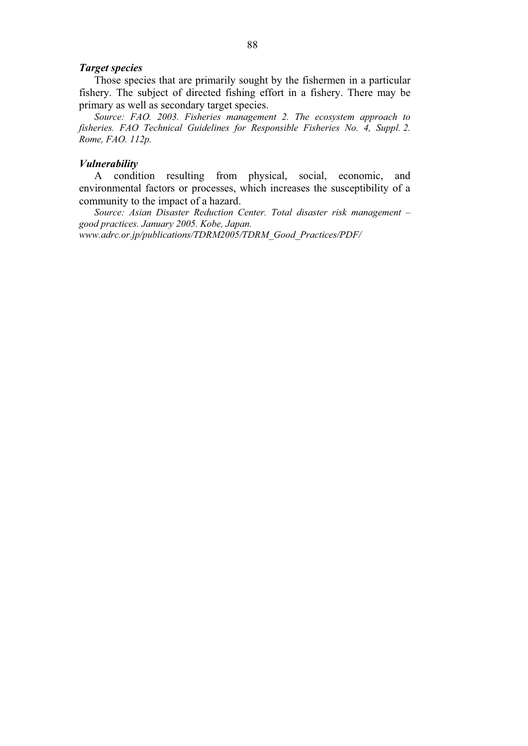***Target species***

Those species that are primarily sought by the fishermen in a particular fishery. The subject of directed fishing effort in a fishery. There may be primary as well as secondary target species.

*Source: FAO. 2003. Fisheries management 2. The ecosystem approach to fisheries. FAO Technical Guidelines for Responsible Fisheries No. 4, Suppl. 2. Rome, FAO. 112p.*

***Vulnerability***

A condition resulting from physical, social, economic, and environmental factors or processes, which increases the susceptibility of a community to the impact of a hazard.

*Source: Asian Disaster Reduction Center. Total disaster risk management – good practices. January 2005. Kobe, Japan.*
*www.adrc.or.jp/publications/TDRM2005/TDRM_Good_Practices/PDF/*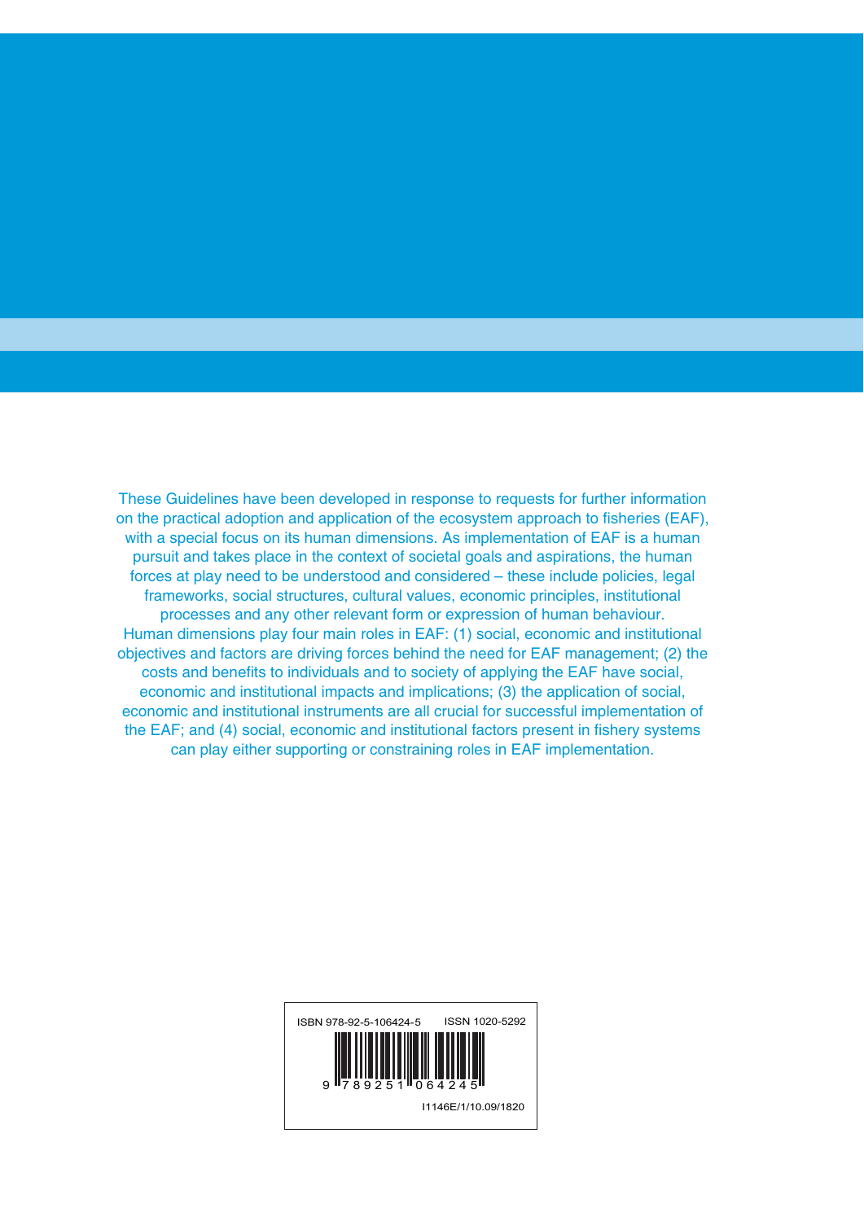These Guidelines have been developed in response to requests for further information on the practical adoption and application of the ecosystem approach to fisheries (EAF), with a special focus on its human dimensions. As implementation of EAF is a human pursuit and takes place in the context of societal goals and aspirations, the human forces at play need to be understood and considered – these include policies, legal frameworks, social structures, cultural values, economic principles, institutional processes and any other relevant form or expression of human behaviour. Human dimensions play four main roles in EAF: (1) social, economic and institutional objectives and factors are driving forces behind the need for EAF management; (2) the costs and benefits to individuals and to society of applying the EAF have social, economic and institutional impacts and implications; (3) the application of social, economic and institutional instruments are all crucial for successful implementation of the EAF; and (4) social, economic and institutional factors present in fishery systems can play either supporting or constraining roles in EAF implementation.

ISBN 978-92-5-106424-5 ISSN 1020-5292

9 789251 064245

I1146E/1/10.09/1820